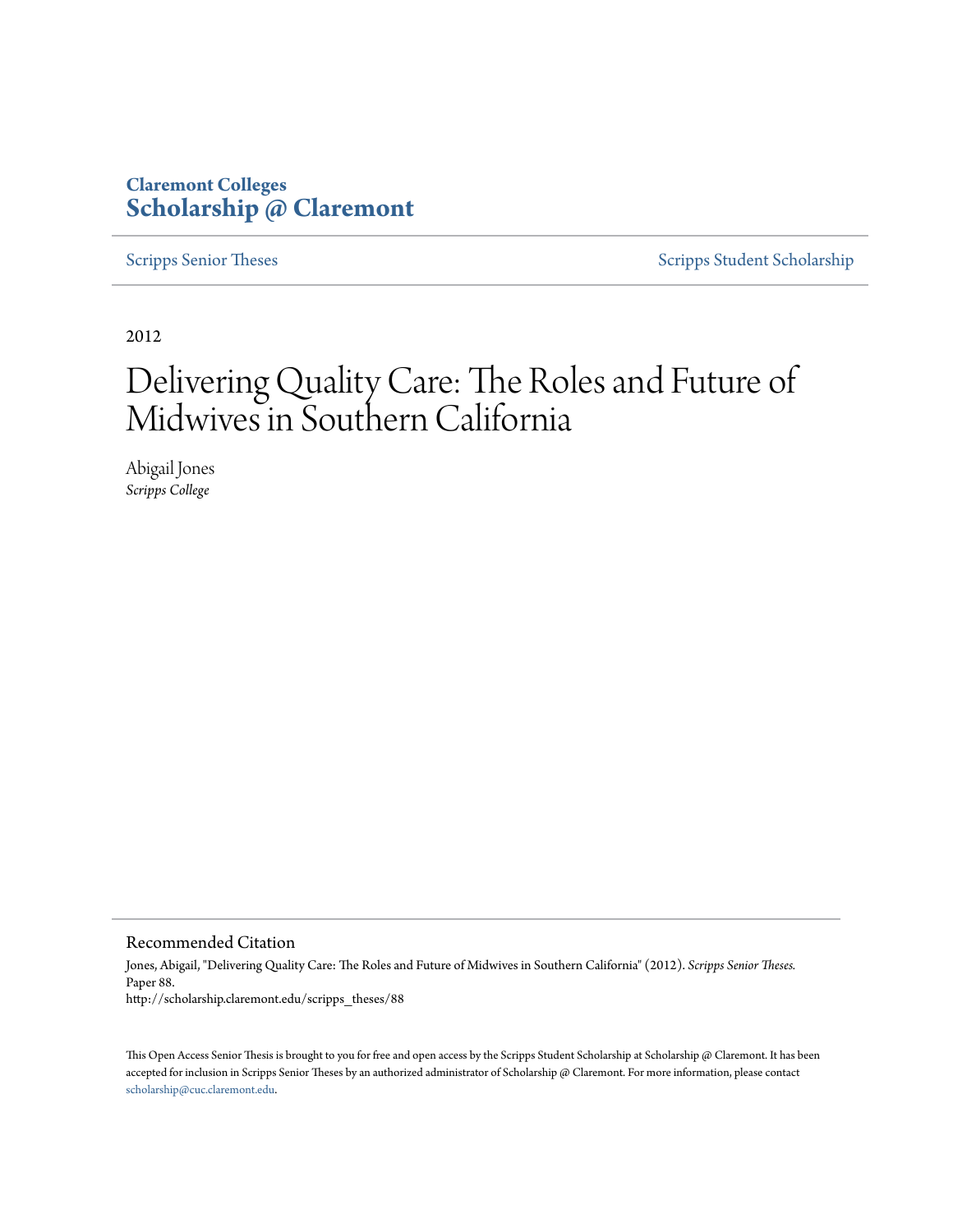**Claremont Colleges**
**Scholarship @ Claremont**

Scripps Senior Theses | Scripps Student Scholarship

2012

# Delivering Quality Care: The Roles and Future of Midwives in Southern California

Abigail Jones
*Scripps College*

## Recommended Citation

Jones, Abigail, "Delivering Quality Care: The Roles and Future of Midwives in Southern California" (2012). *Scripps Senior Theses.* Paper 88.
http://scholarship.claremont.edu/scripps_theses/88

This Open Access Senior Thesis is brought to you for free and open access by the Scripps Student Scholarship at Scholarship @ Claremont. It has been accepted for inclusion in Scripps Senior Theses by an authorized administrator of Scholarship @ Claremont. For more information, please contact scholarship@cuc.claremont.edu.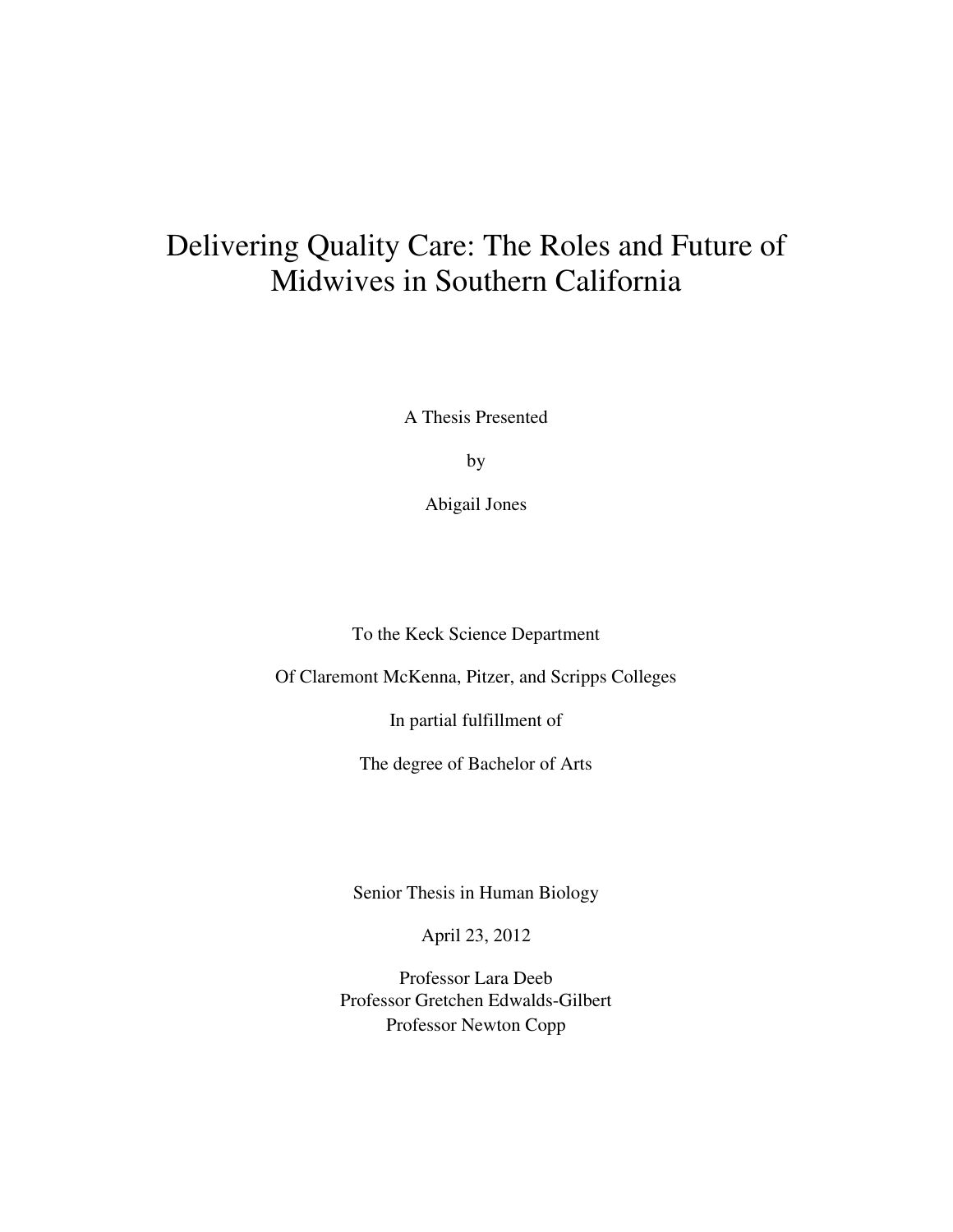# Delivering Quality Care: The Roles and Future of Midwives in Southern California

A Thesis Presented

by

Abigail Jones

To the Keck Science Department

Of Claremont McKenna, Pitzer, and Scripps Colleges

In partial fulfillment of

The degree of Bachelor of Arts

Senior Thesis in Human Biology

April 23, 2012

Professor Lara Deeb
Professor Gretchen Edwalds-Gilbert
Professor Newton Copp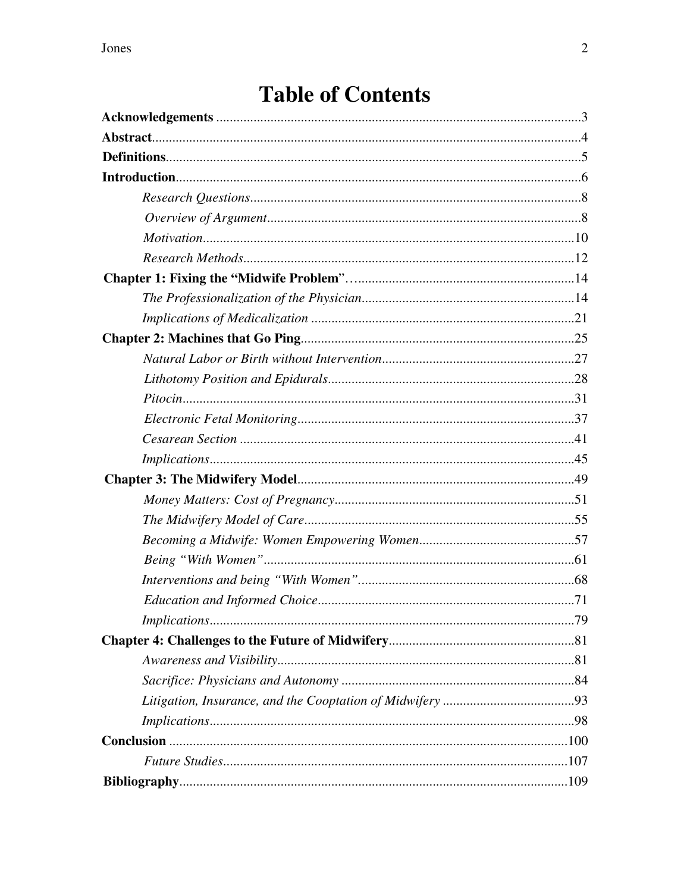# Table of Contents

**Acknowledgements** .......... 3
**Abstract** .......... 4
**Definitions** .......... 5
**Introduction** .......... 6
- *Research Questions* .......... 8
- *Overview of Argument* .......... 8
- *Motivation* .......... 10
- *Research Methods* .......... 12

**Chapter 1: Fixing the "Midwife Problem"** .......... 14
- *The Professionalization of the Physician* .......... 14
- *Implications of Medicalization* .......... 21

**Chapter 2: Machines that Go Ping** .......... 25
- *Natural Labor or Birth without Intervention* .......... 27
- *Lithotomy Position and Epidurals* .......... 28
- *Pitocin* .......... 31
- *Electronic Fetal Monitoring* .......... 37
- *Cesarean Section* .......... 41
- *Implications* .......... 45

**Chapter 3: The Midwifery Model** .......... 49
- *Money Matters: Cost of Pregnancy* .......... 51
- *The Midwifery Model of Care* .......... 55
- *Becoming a Midwife: Women Empowering Women* .......... 57
- *Being "With Women"* .......... 61
- *Interventions and being "With Women"* .......... 68
- *Education and Informed Choice* .......... 71
- *Implications* .......... 79

**Chapter 4: Challenges to the Future of Midwifery** .......... 81
- *Awareness and Visibility* .......... 81
- *Sacrifice: Physicians and Autonomy* .......... 84
- *Litigation, Insurance, and the Cooptation of Midwifery* .......... 93
- *Implications* .......... 98

**Conclusion** .......... 100
- *Future Studies* .......... 107

**Bibliography** .......... 109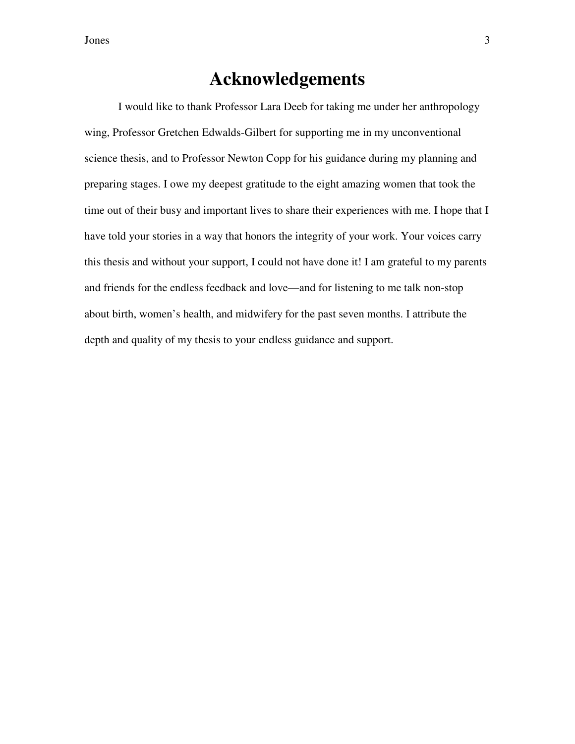# Acknowledgements

I would like to thank Professor Lara Deeb for taking me under her anthropology wing, Professor Gretchen Edwalds-Gilbert for supporting me in my unconventional science thesis, and to Professor Newton Copp for his guidance during my planning and preparing stages. I owe my deepest gratitude to the eight amazing women that took the time out of their busy and important lives to share their experiences with me. I hope that I have told your stories in a way that honors the integrity of your work. Your voices carry this thesis and without your support, I could not have done it! I am grateful to my parents and friends for the endless feedback and love—and for listening to me talk non-stop about birth, women's health, and midwifery for the past seven months. I attribute the depth and quality of my thesis to your endless guidance and support.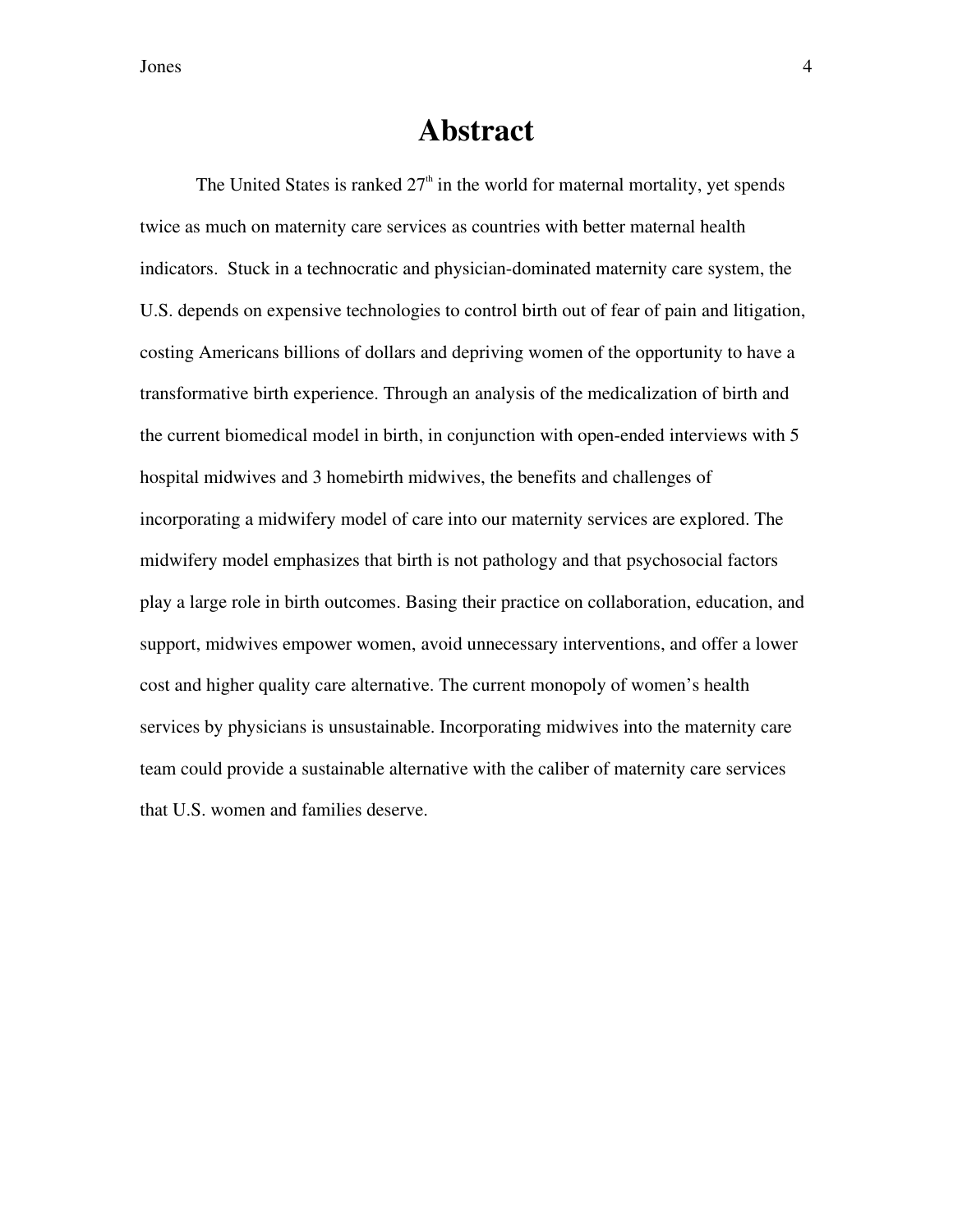# Abstract

The United States is ranked 27th in the world for maternal mortality, yet spends twice as much on maternity care services as countries with better maternal health indicators. Stuck in a technocratic and physician-dominated maternity care system, the U.S. depends on expensive technologies to control birth out of fear of pain and litigation, costing Americans billions of dollars and depriving women of the opportunity to have a transformative birth experience. Through an analysis of the medicalization of birth and the current biomedical model in birth, in conjunction with open-ended interviews with 5 hospital midwives and 3 homebirth midwives, the benefits and challenges of incorporating a midwifery model of care into our maternity services are explored. The midwifery model emphasizes that birth is not pathology and that psychosocial factors play a large role in birth outcomes. Basing their practice on collaboration, education, and support, midwives empower women, avoid unnecessary interventions, and offer a lower cost and higher quality care alternative. The current monopoly of women's health services by physicians is unsustainable. Incorporating midwives into the maternity care team could provide a sustainable alternative with the caliber of maternity care services that U.S. women and families deserve.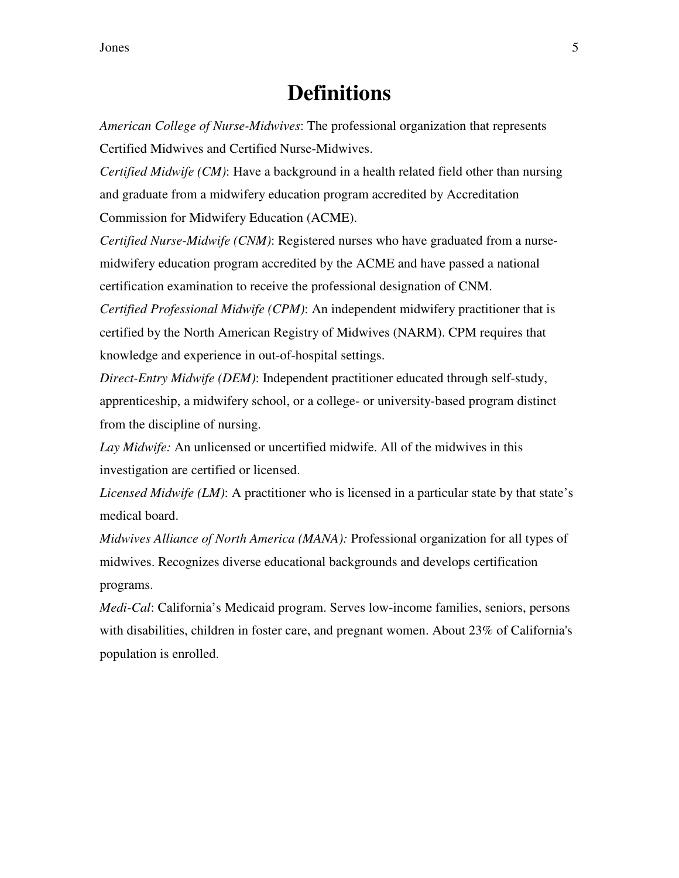# Definitions

*American College of Nurse-Midwives*: The professional organization that represents Certified Midwives and Certified Nurse-Midwives.

*Certified Midwife (CM)*: Have a background in a health related field other than nursing and graduate from a midwifery education program accredited by Accreditation Commission for Midwifery Education (ACME).

*Certified Nurse-Midwife (CNM)*: Registered nurses who have graduated from a nurse-midwifery education program accredited by the ACME and have passed a national certification examination to receive the professional designation of CNM.

*Certified Professional Midwife (CPM)*: An independent midwifery practitioner that is certified by the North American Registry of Midwives (NARM). CPM requires that knowledge and experience in out-of-hospital settings.

*Direct-Entry Midwife (DEM)*: Independent practitioner educated through self-study, apprenticeship, a midwifery school, or a college- or university-based program distinct from the discipline of nursing.

*Lay Midwife:* An unlicensed or uncertified midwife. All of the midwives in this investigation are certified or licensed.

*Licensed Midwife (LM)*: A practitioner who is licensed in a particular state by that state's medical board.

*Midwives Alliance of North America (MANA):* Professional organization for all types of midwives. Recognizes diverse educational backgrounds and develops certification programs.

*Medi-Cal*: California's Medicaid program. Serves low-income families, seniors, persons with disabilities, children in foster care, and pregnant women. About 23% of California's population is enrolled.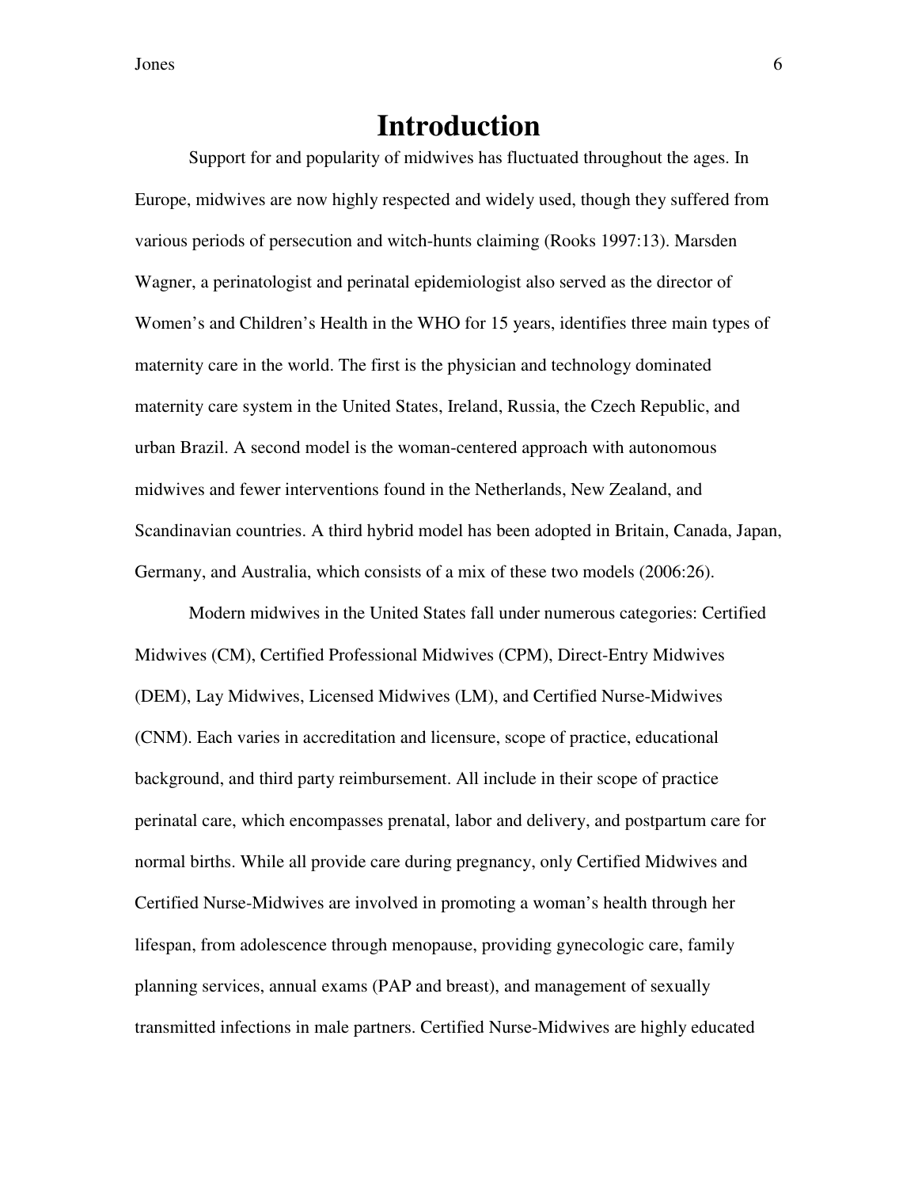# Introduction

Support for and popularity of midwives has fluctuated throughout the ages. In Europe, midwives are now highly respected and widely used, though they suffered from various periods of persecution and witch-hunts claiming (Rooks 1997:13). Marsden Wagner, a perinatologist and perinatal epidemiologist also served as the director of Women's and Children's Health in the WHO for 15 years, identifies three main types of maternity care in the world. The first is the physician and technology dominated maternity care system in the United States, Ireland, Russia, the Czech Republic, and urban Brazil. A second model is the woman-centered approach with autonomous midwives and fewer interventions found in the Netherlands, New Zealand, and Scandinavian countries. A third hybrid model has been adopted in Britain, Canada, Japan, Germany, and Australia, which consists of a mix of these two models (2006:26).

Modern midwives in the United States fall under numerous categories: Certified Midwives (CM), Certified Professional Midwives (CPM), Direct-Entry Midwives (DEM), Lay Midwives, Licensed Midwives (LM), and Certified Nurse-Midwives (CNM). Each varies in accreditation and licensure, scope of practice, educational background, and third party reimbursement. All include in their scope of practice perinatal care, which encompasses prenatal, labor and delivery, and postpartum care for normal births. While all provide care during pregnancy, only Certified Midwives and Certified Nurse-Midwives are involved in promoting a woman's health through her lifespan, from adolescence through menopause, providing gynecologic care, family planning services, annual exams (PAP and breast), and management of sexually transmitted infections in male partners. Certified Nurse-Midwives are highly educated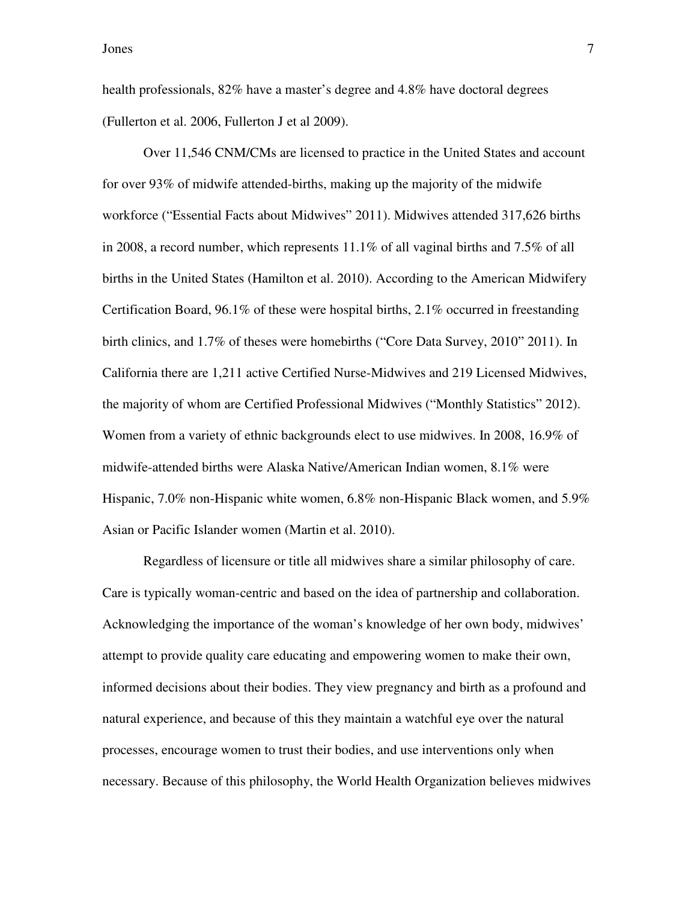health professionals, 82% have a master's degree and 4.8% have doctoral degrees (Fullerton et al. 2006, Fullerton J et al 2009).

Over 11,546 CNM/CMs are licensed to practice in the United States and account for over 93% of midwife attended-births, making up the majority of the midwife workforce ("Essential Facts about Midwives" 2011). Midwives attended 317,626 births in 2008, a record number, which represents 11.1% of all vaginal births and 7.5% of all births in the United States (Hamilton et al. 2010). According to the American Midwifery Certification Board, 96.1% of these were hospital births, 2.1% occurred in freestanding birth clinics, and 1.7% of theses were homebirths ("Core Data Survey, 2010" 2011). In California there are 1,211 active Certified Nurse-Midwives and 219 Licensed Midwives, the majority of whom are Certified Professional Midwives ("Monthly Statistics" 2012). Women from a variety of ethnic backgrounds elect to use midwives. In 2008, 16.9% of midwife-attended births were Alaska Native/American Indian women, 8.1% were Hispanic, 7.0% non-Hispanic white women, 6.8% non-Hispanic Black women, and 5.9% Asian or Pacific Islander women (Martin et al. 2010).

Regardless of licensure or title all midwives share a similar philosophy of care. Care is typically woman-centric and based on the idea of partnership and collaboration. Acknowledging the importance of the woman's knowledge of her own body, midwives' attempt to provide quality care educating and empowering women to make their own, informed decisions about their bodies. They view pregnancy and birth as a profound and natural experience, and because of this they maintain a watchful eye over the natural processes, encourage women to trust their bodies, and use interventions only when necessary. Because of this philosophy, the World Health Organization believes midwives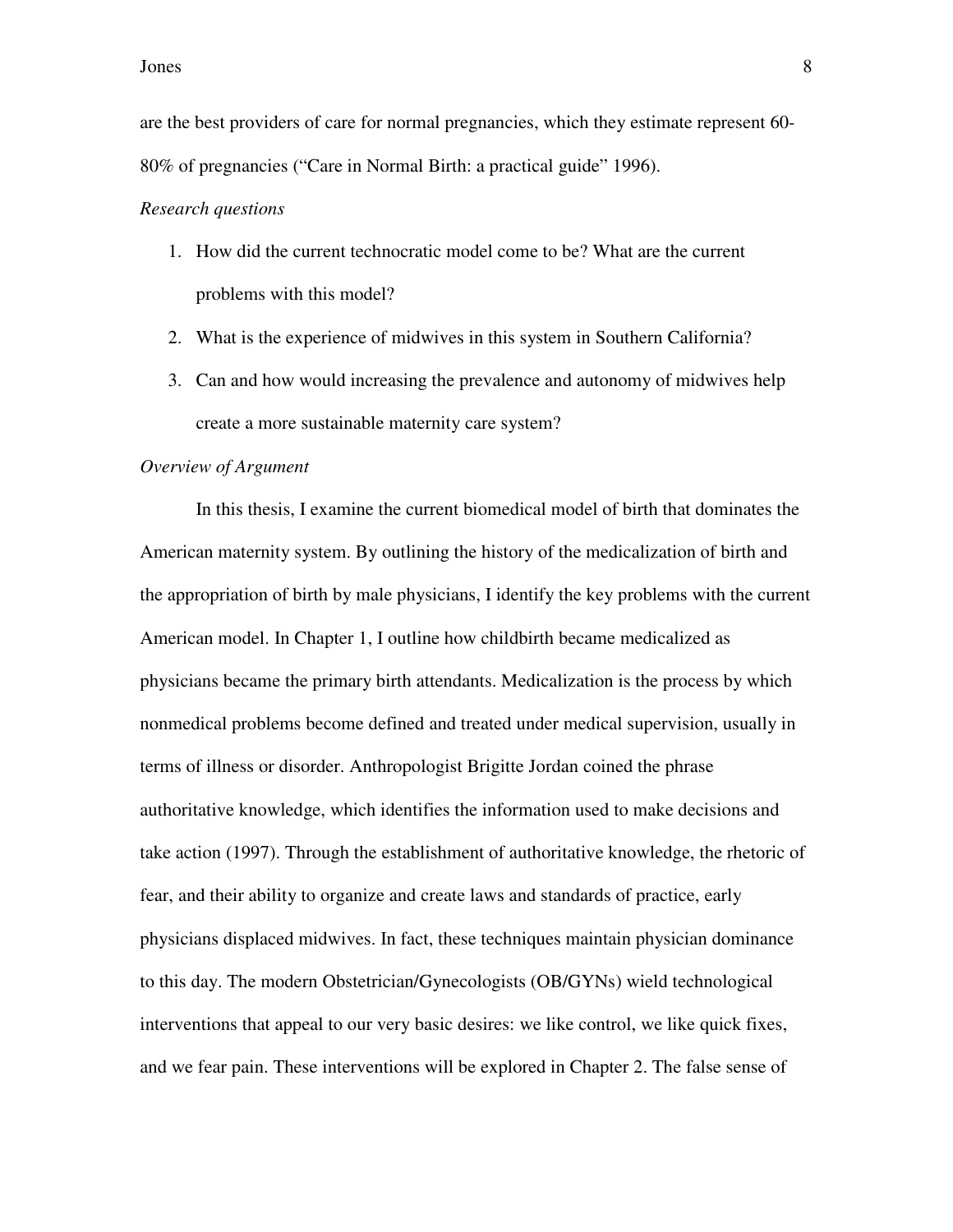are the best providers of care for normal pregnancies, which they estimate represent 60-80% of pregnancies ("Care in Normal Birth: a practical guide" 1996).

*Research questions*

1. How did the current technocratic model come to be? What are the current problems with this model?
2. What is the experience of midwives in this system in Southern California?
3. Can and how would increasing the prevalence and autonomy of midwives help create a more sustainable maternity care system?

*Overview of Argument*

In this thesis, I examine the current biomedical model of birth that dominates the American maternity system. By outlining the history of the medicalization of birth and the appropriation of birth by male physicians, I identify the key problems with the current American model. In Chapter 1, I outline how childbirth became medicalized as physicians became the primary birth attendants. Medicalization is the process by which nonmedical problems become defined and treated under medical supervision, usually in terms of illness or disorder. Anthropologist Brigitte Jordan coined the phrase authoritative knowledge, which identifies the information used to make decisions and take action (1997). Through the establishment of authoritative knowledge, the rhetoric of fear, and their ability to organize and create laws and standards of practice, early physicians displaced midwives. In fact, these techniques maintain physician dominance to this day. The modern Obstetrician/Gynecologists (OB/GYNs) wield technological interventions that appeal to our very basic desires: we like control, we like quick fixes, and we fear pain. These interventions will be explored in Chapter 2. The false sense of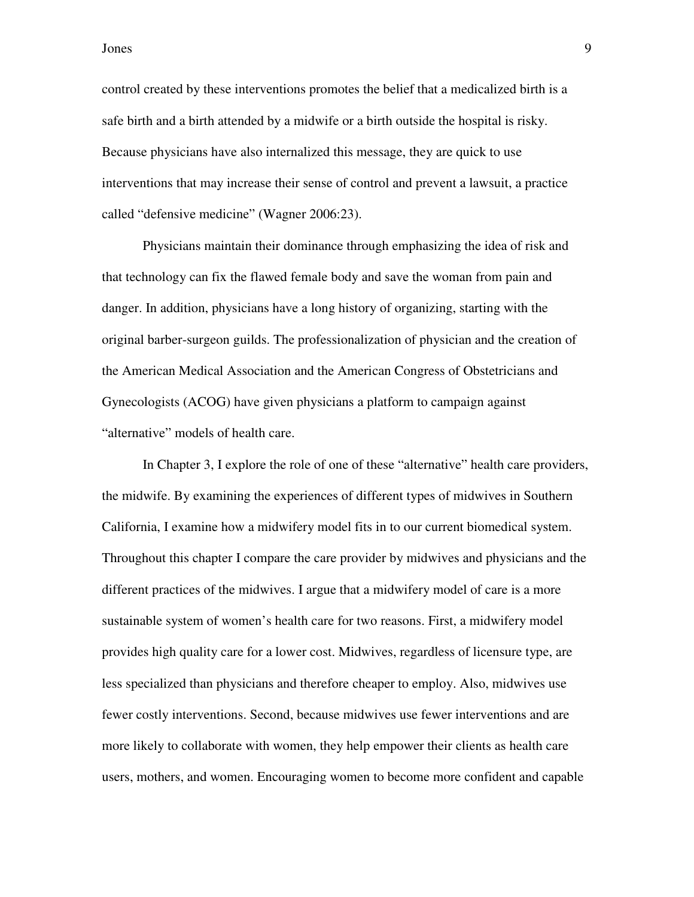control created by these interventions promotes the belief that a medicalized birth is a safe birth and a birth attended by a midwife or a birth outside the hospital is risky. Because physicians have also internalized this message, they are quick to use interventions that may increase their sense of control and prevent a lawsuit, a practice called "defensive medicine" (Wagner 2006:23).

Physicians maintain their dominance through emphasizing the idea of risk and that technology can fix the flawed female body and save the woman from pain and danger. In addition, physicians have a long history of organizing, starting with the original barber-surgeon guilds. The professionalization of physician and the creation of the American Medical Association and the American Congress of Obstetricians and Gynecologists (ACOG) have given physicians a platform to campaign against "alternative" models of health care.

In Chapter 3, I explore the role of one of these "alternative" health care providers, the midwife. By examining the experiences of different types of midwives in Southern California, I examine how a midwifery model fits in to our current biomedical system. Throughout this chapter I compare the care provider by midwives and physicians and the different practices of the midwives. I argue that a midwifery model of care is a more sustainable system of women's health care for two reasons. First, a midwifery model provides high quality care for a lower cost. Midwives, regardless of licensure type, are less specialized than physicians and therefore cheaper to employ. Also, midwives use fewer costly interventions. Second, because midwives use fewer interventions and are more likely to collaborate with women, they help empower their clients as health care users, mothers, and women. Encouraging women to become more confident and capable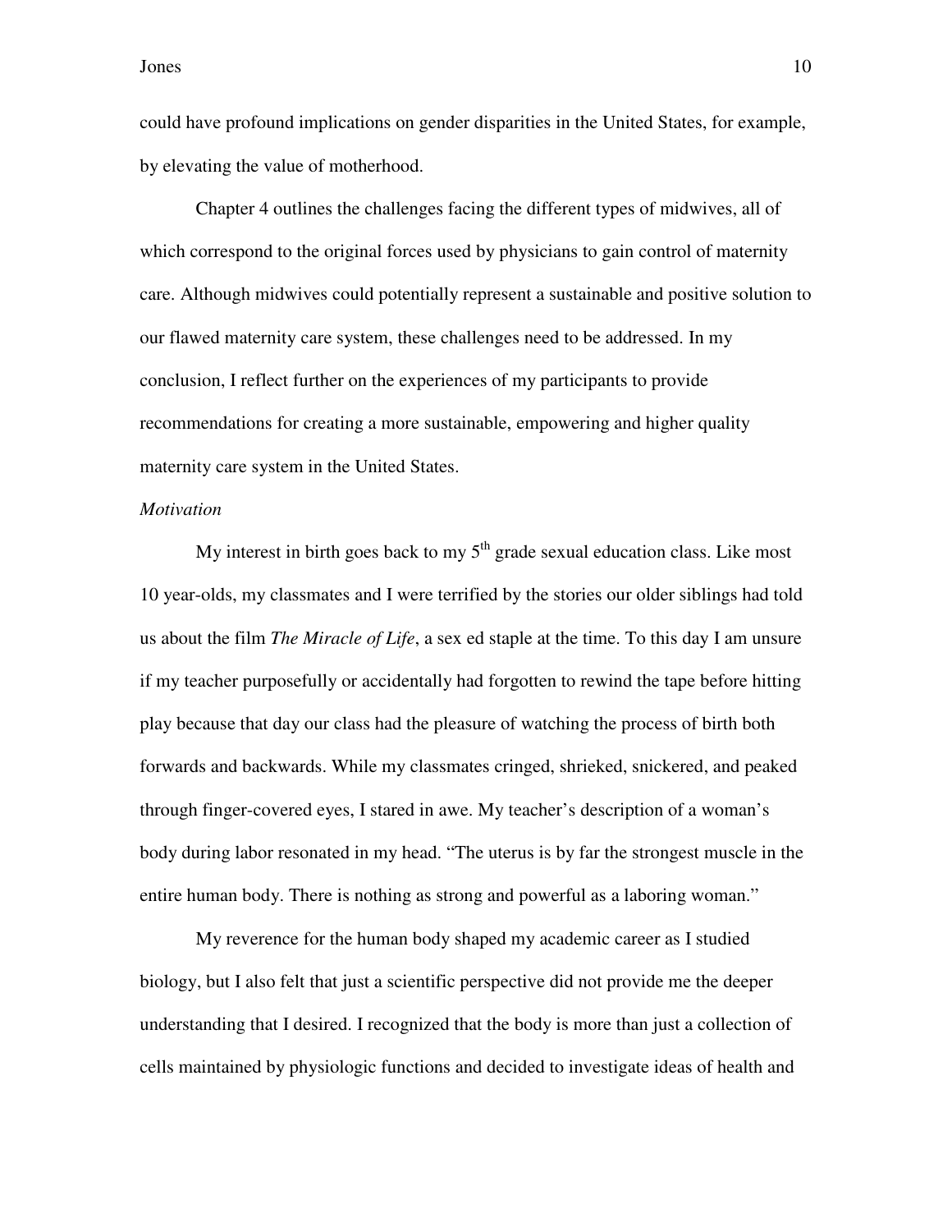could have profound implications on gender disparities in the United States, for example, by elevating the value of motherhood.

Chapter 4 outlines the challenges facing the different types of midwives, all of which correspond to the original forces used by physicians to gain control of maternity care. Although midwives could potentially represent a sustainable and positive solution to our flawed maternity care system, these challenges need to be addressed. In my conclusion, I reflect further on the experiences of my participants to provide recommendations for creating a more sustainable, empowering and higher quality maternity care system in the United States.

*Motivation*

My interest in birth goes back to my 5th grade sexual education class. Like most 10 year-olds, my classmates and I were terrified by the stories our older siblings had told us about the film *The Miracle of Life*, a sex ed staple at the time. To this day I am unsure if my teacher purposefully or accidentally had forgotten to rewind the tape before hitting play because that day our class had the pleasure of watching the process of birth both forwards and backwards. While my classmates cringed, shrieked, snickered, and peaked through finger-covered eyes, I stared in awe. My teacher's description of a woman's body during labor resonated in my head. "The uterus is by far the strongest muscle in the entire human body. There is nothing as strong and powerful as a laboring woman."

My reverence for the human body shaped my academic career as I studied biology, but I also felt that just a scientific perspective did not provide me the deeper understanding that I desired. I recognized that the body is more than just a collection of cells maintained by physiologic functions and decided to investigate ideas of health and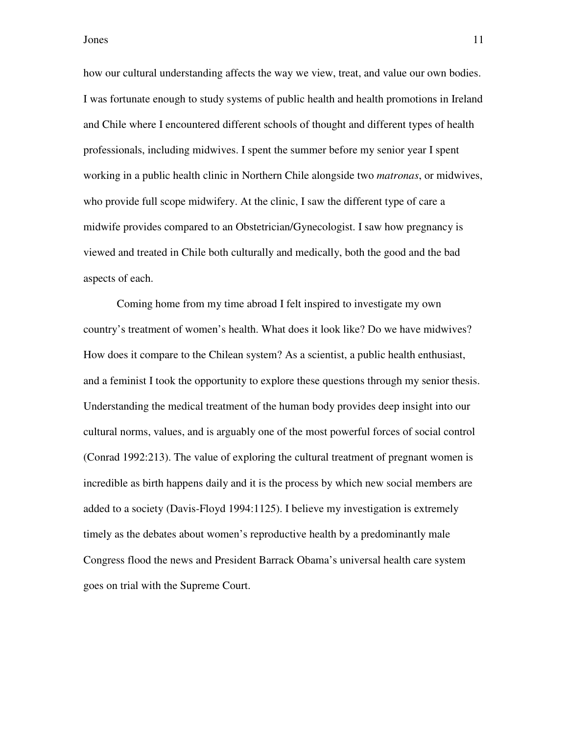how our cultural understanding affects the way we view, treat, and value our own bodies. I was fortunate enough to study systems of public health and health promotions in Ireland and Chile where I encountered different schools of thought and different types of health professionals, including midwives. I spent the summer before my senior year I spent working in a public health clinic in Northern Chile alongside two *matronas*, or midwives, who provide full scope midwifery. At the clinic, I saw the different type of care a midwife provides compared to an Obstetrician/Gynecologist. I saw how pregnancy is viewed and treated in Chile both culturally and medically, both the good and the bad aspects of each.

Coming home from my time abroad I felt inspired to investigate my own country's treatment of women's health. What does it look like? Do we have midwives? How does it compare to the Chilean system? As a scientist, a public health enthusiast, and a feminist I took the opportunity to explore these questions through my senior thesis. Understanding the medical treatment of the human body provides deep insight into our cultural norms, values, and is arguably one of the most powerful forces of social control (Conrad 1992:213). The value of exploring the cultural treatment of pregnant women is incredible as birth happens daily and it is the process by which new social members are added to a society (Davis-Floyd 1994:1125). I believe my investigation is extremely timely as the debates about women's reproductive health by a predominantly male Congress flood the news and President Barrack Obama's universal health care system goes on trial with the Supreme Court.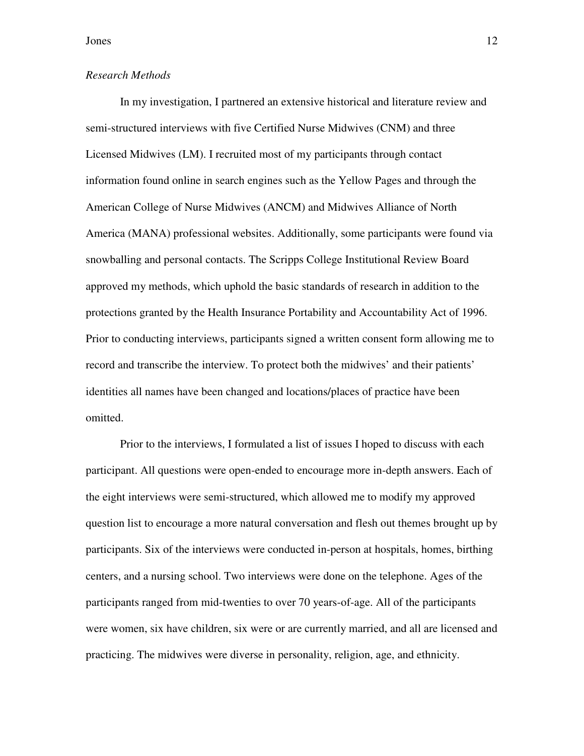*Research Methods*

In my investigation, I partnered an extensive historical and literature review and semi-structured interviews with five Certified Nurse Midwives (CNM) and three Licensed Midwives (LM). I recruited most of my participants through contact information found online in search engines such as the Yellow Pages and through the American College of Nurse Midwives (ANCM) and Midwives Alliance of North America (MANA) professional websites. Additionally, some participants were found via snowballing and personal contacts. The Scripps College Institutional Review Board approved my methods, which uphold the basic standards of research in addition to the protections granted by the Health Insurance Portability and Accountability Act of 1996. Prior to conducting interviews, participants signed a written consent form allowing me to record and transcribe the interview. To protect both the midwives' and their patients' identities all names have been changed and locations/places of practice have been omitted.

Prior to the interviews, I formulated a list of issues I hoped to discuss with each participant. All questions were open-ended to encourage more in-depth answers. Each of the eight interviews were semi-structured, which allowed me to modify my approved question list to encourage a more natural conversation and flesh out themes brought up by participants. Six of the interviews were conducted in-person at hospitals, homes, birthing centers, and a nursing school. Two interviews were done on the telephone. Ages of the participants ranged from mid-twenties to over 70 years-of-age. All of the participants were women, six have children, six were or are currently married, and all are licensed and practicing. The midwives were diverse in personality, religion, age, and ethnicity.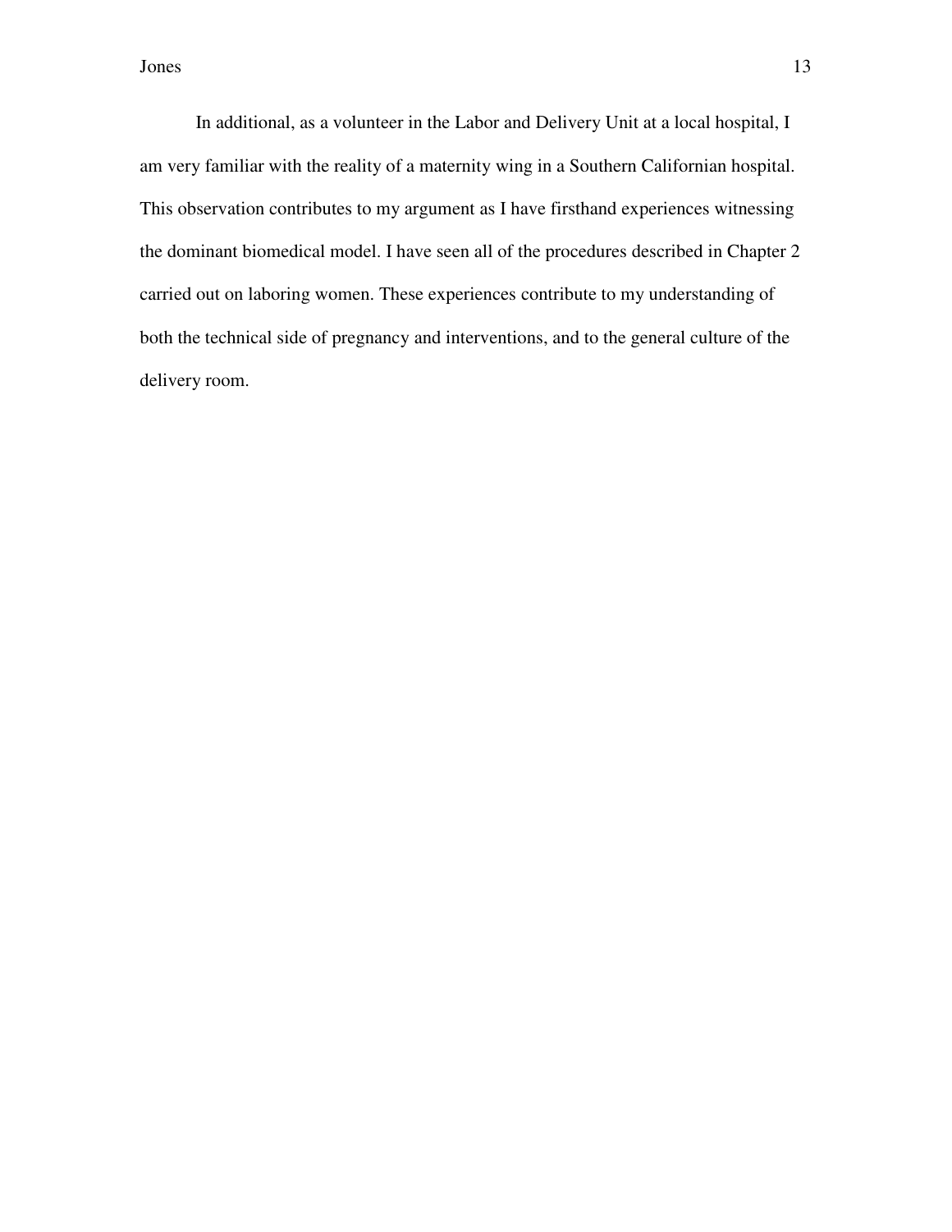In additional, as a volunteer in the Labor and Delivery Unit at a local hospital, I am very familiar with the reality of a maternity wing in a Southern Californian hospital. This observation contributes to my argument as I have firsthand experiences witnessing the dominant biomedical model. I have seen all of the procedures described in Chapter 2 carried out on laboring women. These experiences contribute to my understanding of both the technical side of pregnancy and interventions, and to the general culture of the delivery room.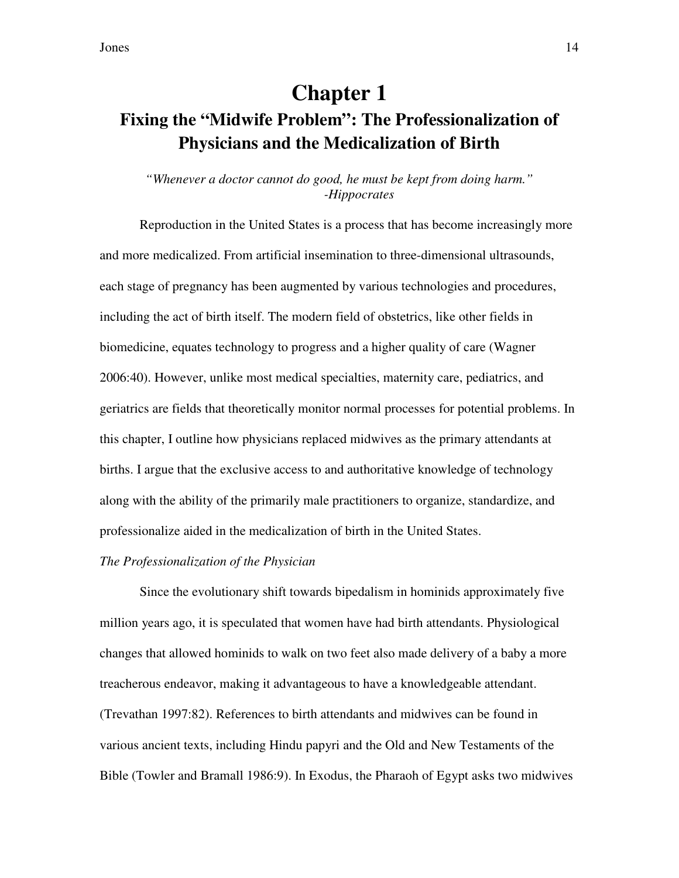# Chapter 1

## Fixing the "Midwife Problem": The Professionalization of Physicians and the Medicalization of Birth

*"Whenever a doctor cannot do good, he must be kept from doing harm."*
*-Hippocrates*

Reproduction in the United States is a process that has become increasingly more and more medicalized. From artificial insemination to three-dimensional ultrasounds, each stage of pregnancy has been augmented by various technologies and procedures, including the act of birth itself. The modern field of obstetrics, like other fields in biomedicine, equates technology to progress and a higher quality of care (Wagner 2006:40). However, unlike most medical specialties, maternity care, pediatrics, and geriatrics are fields that theoretically monitor normal processes for potential problems. In this chapter, I outline how physicians replaced midwives as the primary attendants at births. I argue that the exclusive access to and authoritative knowledge of technology along with the ability of the primarily male practitioners to organize, standardize, and professionalize aided in the medicalization of birth in the United States.

*The Professionalization of the Physician*

Since the evolutionary shift towards bipedalism in hominids approximately five million years ago, it is speculated that women have had birth attendants. Physiological changes that allowed hominids to walk on two feet also made delivery of a baby a more treacherous endeavor, making it advantageous to have a knowledgeable attendant. (Trevathan 1997:82). References to birth attendants and midwives can be found in various ancient texts, including Hindu papyri and the Old and New Testaments of the Bible (Towler and Bramall 1986:9). In Exodus, the Pharaoh of Egypt asks two midwives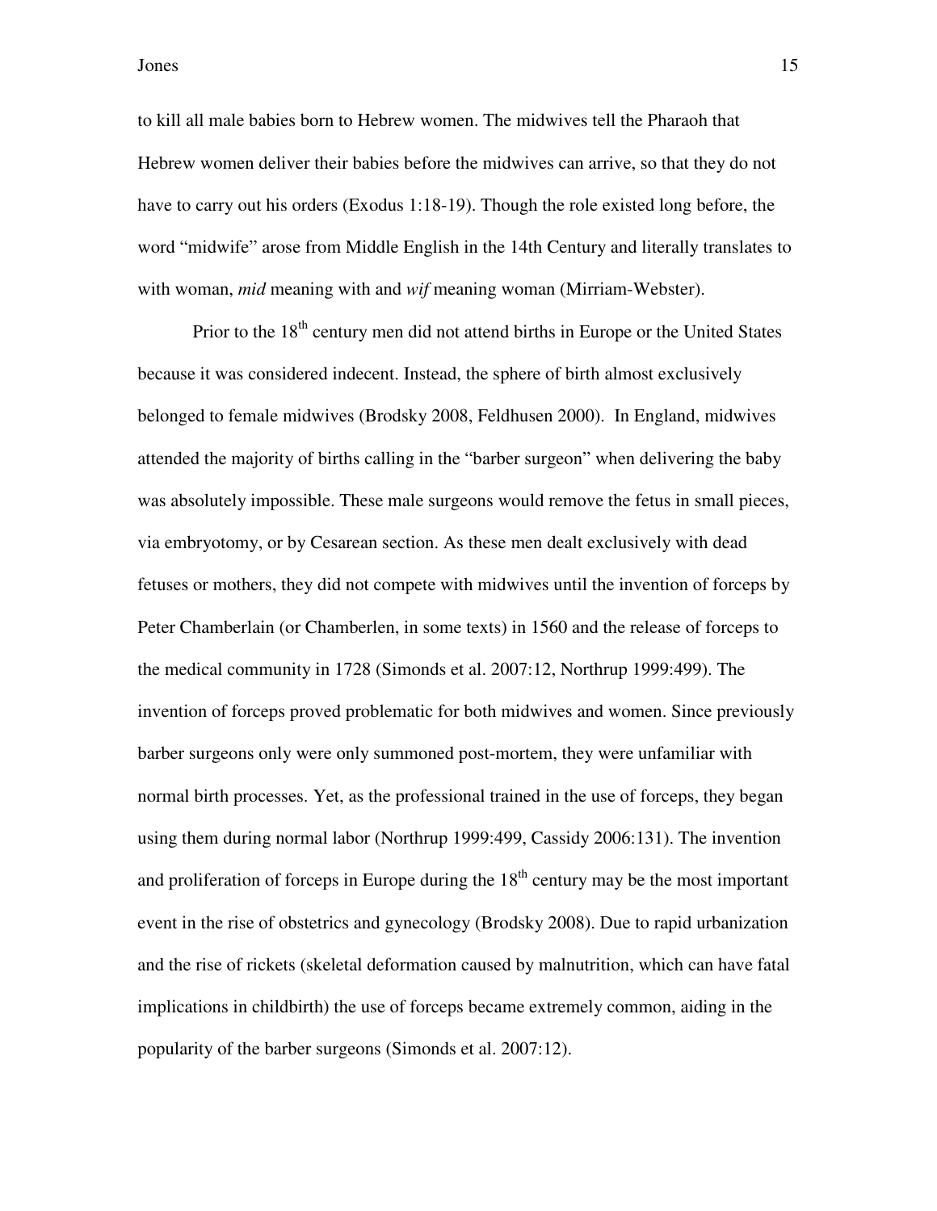to kill all male babies born to Hebrew women. The midwives tell the Pharaoh that Hebrew women deliver their babies before the midwives can arrive, so that they do not have to carry out his orders (Exodus 1:18-19). Though the role existed long before, the word "midwife" arose from Middle English in the 14th Century and literally translates to with woman, *mid* meaning with and *wif* meaning woman (Mirriam-Webster).

Prior to the 18th century men did not attend births in Europe or the United States because it was considered indecent. Instead, the sphere of birth almost exclusively belonged to female midwives (Brodsky 2008, Feldhusen 2000). In England, midwives attended the majority of births calling in the "barber surgeon" when delivering the baby was absolutely impossible. These male surgeons would remove the fetus in small pieces, via embryotomy, or by Cesarean section. As these men dealt exclusively with dead fetuses or mothers, they did not compete with midwives until the invention of forceps by Peter Chamberlain (or Chamberlen, in some texts) in 1560 and the release of forceps to the medical community in 1728 (Simonds et al. 2007:12, Northrup 1999:499). The invention of forceps proved problematic for both midwives and women. Since previously barber surgeons only were only summoned post-mortem, they were unfamiliar with normal birth processes. Yet, as the professional trained in the use of forceps, they began using them during normal labor (Northrup 1999:499, Cassidy 2006:131). The invention and proliferation of forceps in Europe during the 18th century may be the most important event in the rise of obstetrics and gynecology (Brodsky 2008). Due to rapid urbanization and the rise of rickets (skeletal deformation caused by malnutrition, which can have fatal implications in childbirth) the use of forceps became extremely common, aiding in the popularity of the barber surgeons (Simonds et al. 2007:12).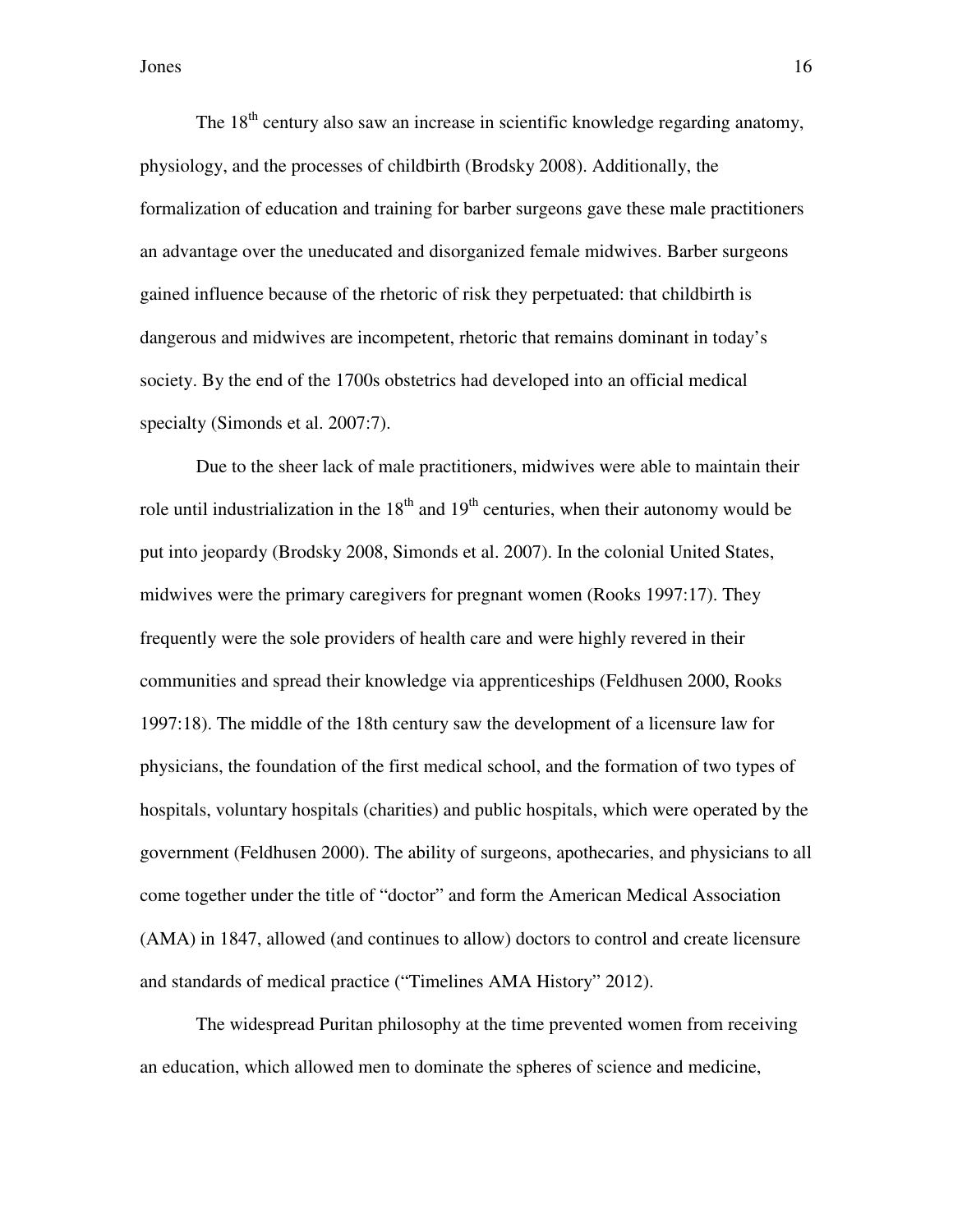The 18th century also saw an increase in scientific knowledge regarding anatomy, physiology, and the processes of childbirth (Brodsky 2008). Additionally, the formalization of education and training for barber surgeons gave these male practitioners an advantage over the uneducated and disorganized female midwives. Barber surgeons gained influence because of the rhetoric of risk they perpetuated: that childbirth is dangerous and midwives are incompetent, rhetoric that remains dominant in today's society. By the end of the 1700s obstetrics had developed into an official medical specialty (Simonds et al. 2007:7).

Due to the sheer lack of male practitioners, midwives were able to maintain their role until industrialization in the 18th and 19th centuries, when their autonomy would be put into jeopardy (Brodsky 2008, Simonds et al. 2007). In the colonial United States, midwives were the primary caregivers for pregnant women (Rooks 1997:17). They frequently were the sole providers of health care and were highly revered in their communities and spread their knowledge via apprenticeships (Feldhusen 2000, Rooks 1997:18). The middle of the 18th century saw the development of a licensure law for physicians, the foundation of the first medical school, and the formation of two types of hospitals, voluntary hospitals (charities) and public hospitals, which were operated by the government (Feldhusen 2000). The ability of surgeons, apothecaries, and physicians to all come together under the title of "doctor" and form the American Medical Association (AMA) in 1847, allowed (and continues to allow) doctors to control and create licensure and standards of medical practice ("Timelines AMA History" 2012).

The widespread Puritan philosophy at the time prevented women from receiving an education, which allowed men to dominate the spheres of science and medicine,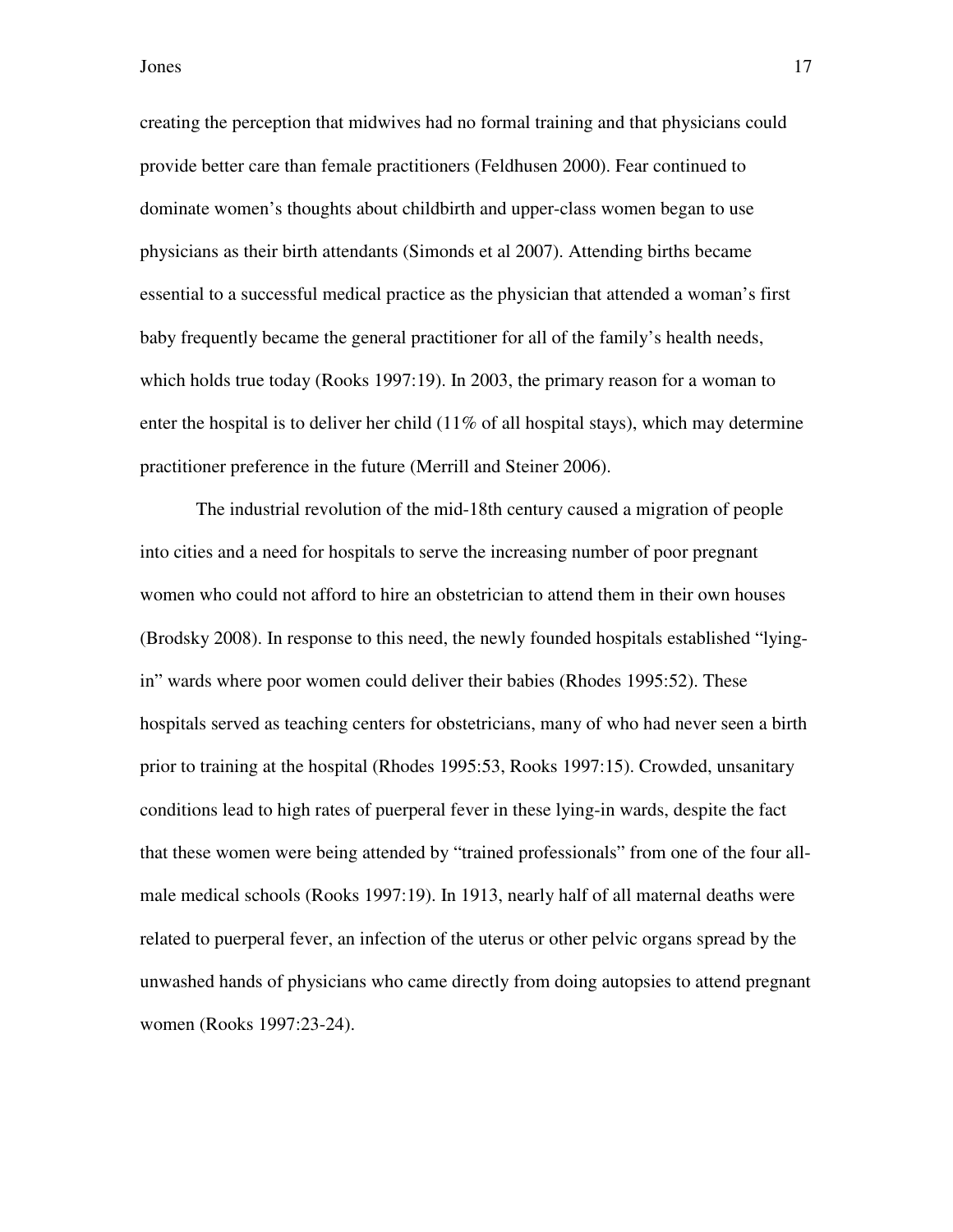creating the perception that midwives had no formal training and that physicians could provide better care than female practitioners (Feldhusen 2000). Fear continued to dominate women's thoughts about childbirth and upper-class women began to use physicians as their birth attendants (Simonds et al 2007). Attending births became essential to a successful medical practice as the physician that attended a woman's first baby frequently became the general practitioner for all of the family's health needs, which holds true today (Rooks 1997:19). In 2003, the primary reason for a woman to enter the hospital is to deliver her child (11% of all hospital stays), which may determine practitioner preference in the future (Merrill and Steiner 2006).

The industrial revolution of the mid-18th century caused a migration of people into cities and a need for hospitals to serve the increasing number of poor pregnant women who could not afford to hire an obstetrician to attend them in their own houses (Brodsky 2008). In response to this need, the newly founded hospitals established "lying-in" wards where poor women could deliver their babies (Rhodes 1995:52). These hospitals served as teaching centers for obstetricians, many of who had never seen a birth prior to training at the hospital (Rhodes 1995:53, Rooks 1997:15). Crowded, unsanitary conditions lead to high rates of puerperal fever in these lying-in wards, despite the fact that these women were being attended by "trained professionals" from one of the four all-male medical schools (Rooks 1997:19). In 1913, nearly half of all maternal deaths were related to puerperal fever, an infection of the uterus or other pelvic organs spread by the unwashed hands of physicians who came directly from doing autopsies to attend pregnant women (Rooks 1997:23-24).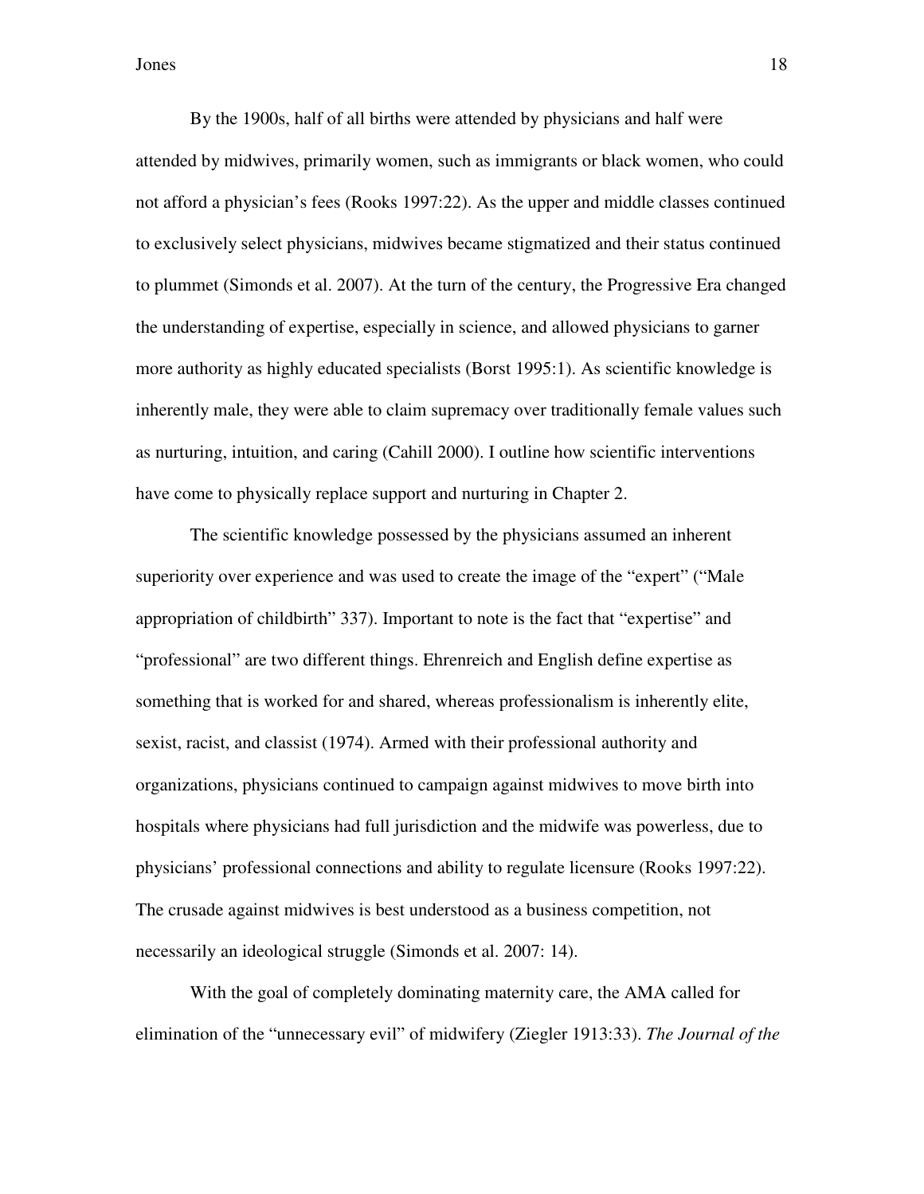By the 1900s, half of all births were attended by physicians and half were attended by midwives, primarily women, such as immigrants or black women, who could not afford a physician's fees (Rooks 1997:22). As the upper and middle classes continued to exclusively select physicians, midwives became stigmatized and their status continued to plummet (Simonds et al. 2007). At the turn of the century, the Progressive Era changed the understanding of expertise, especially in science, and allowed physicians to garner more authority as highly educated specialists (Borst 1995:1). As scientific knowledge is inherently male, they were able to claim supremacy over traditionally female values such as nurturing, intuition, and caring (Cahill 2000). I outline how scientific interventions have come to physically replace support and nurturing in Chapter 2.

The scientific knowledge possessed by the physicians assumed an inherent superiority over experience and was used to create the image of the "expert" ("Male appropriation of childbirth" 337). Important to note is the fact that "expertise" and "professional" are two different things. Ehrenreich and English define expertise as something that is worked for and shared, whereas professionalism is inherently elite, sexist, racist, and classist (1974). Armed with their professional authority and organizations, physicians continued to campaign against midwives to move birth into hospitals where physicians had full jurisdiction and the midwife was powerless, due to physicians' professional connections and ability to regulate licensure (Rooks 1997:22). The crusade against midwives is best understood as a business competition, not necessarily an ideological struggle (Simonds et al. 2007: 14).

With the goal of completely dominating maternity care, the AMA called for elimination of the "unnecessary evil" of midwifery (Ziegler 1913:33). *The Journal of the*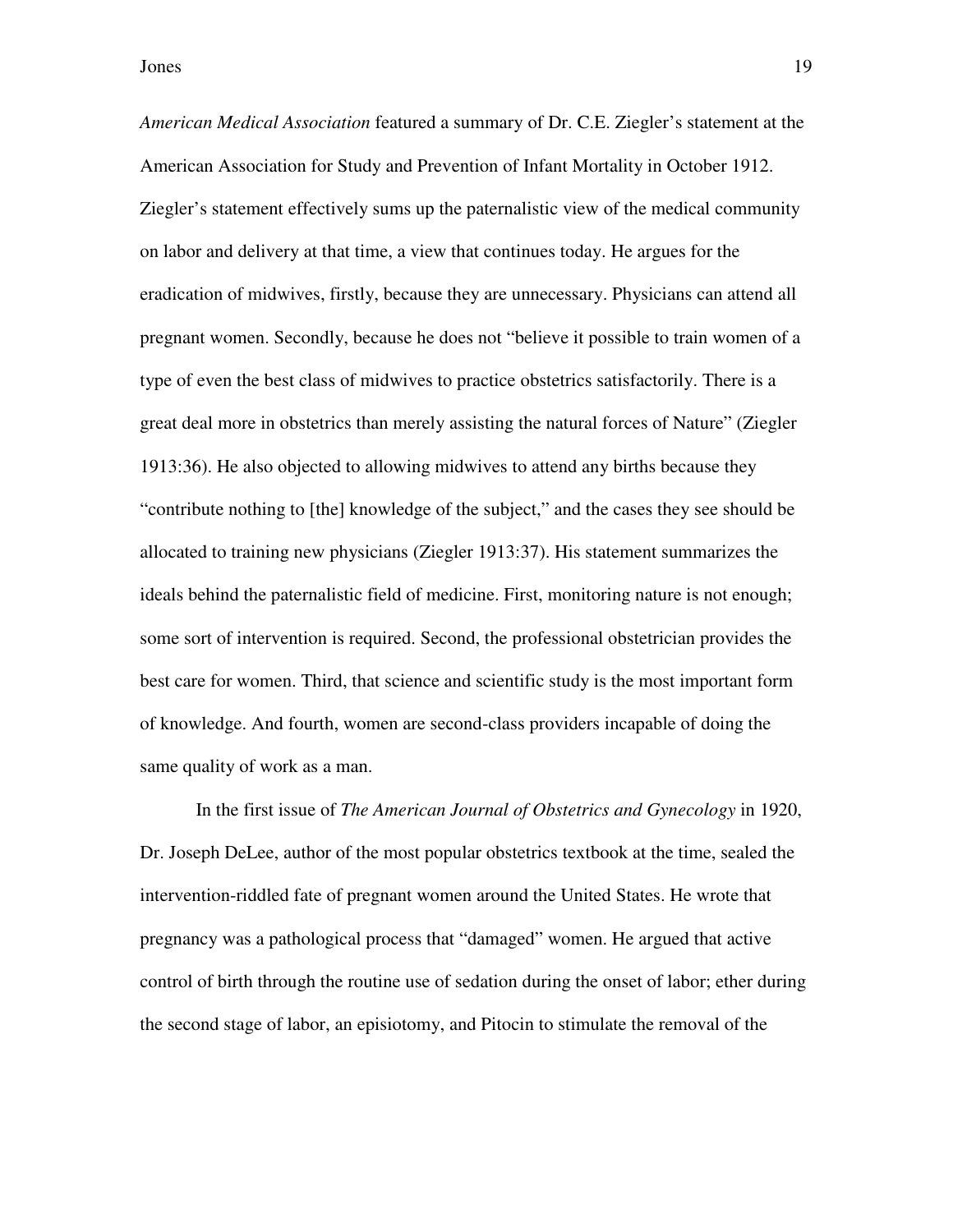*American Medical Association* featured a summary of Dr. C.E. Ziegler's statement at the American Association for Study and Prevention of Infant Mortality in October 1912. Ziegler's statement effectively sums up the paternalistic view of the medical community on labor and delivery at that time, a view that continues today. He argues for the eradication of midwives, firstly, because they are unnecessary. Physicians can attend all pregnant women. Secondly, because he does not "believe it possible to train women of a type of even the best class of midwives to practice obstetrics satisfactorily. There is a great deal more in obstetrics than merely assisting the natural forces of Nature" (Ziegler 1913:36). He also objected to allowing midwives to attend any births because they "contribute nothing to [the] knowledge of the subject," and the cases they see should be allocated to training new physicians (Ziegler 1913:37). His statement summarizes the ideals behind the paternalistic field of medicine. First, monitoring nature is not enough; some sort of intervention is required. Second, the professional obstetrician provides the best care for women. Third, that science and scientific study is the most important form of knowledge. And fourth, women are second-class providers incapable of doing the same quality of work as a man.

In the first issue of *The American Journal of Obstetrics and Gynecology* in 1920, Dr. Joseph DeLee, author of the most popular obstetrics textbook at the time, sealed the intervention-riddled fate of pregnant women around the United States. He wrote that pregnancy was a pathological process that "damaged" women. He argued that active control of birth through the routine use of sedation during the onset of labor; ether during the second stage of labor, an episiotomy, and Pitocin to stimulate the removal of the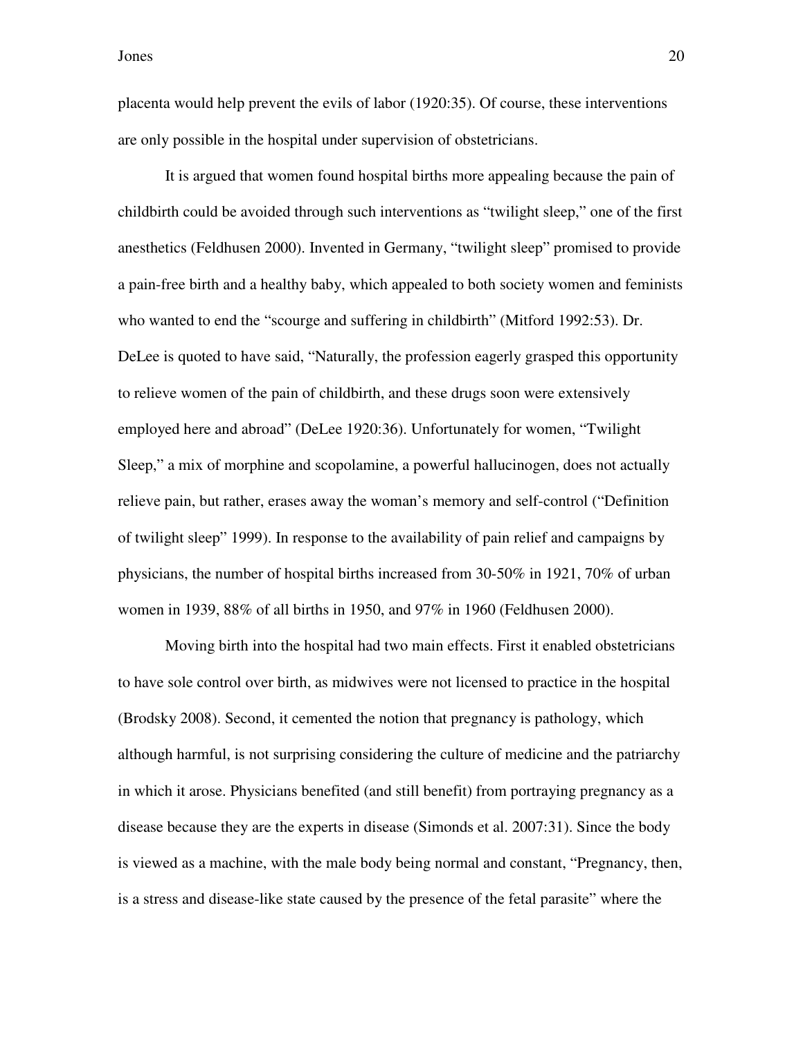placenta would help prevent the evils of labor (1920:35). Of course, these interventions are only possible in the hospital under supervision of obstetricians.

It is argued that women found hospital births more appealing because the pain of childbirth could be avoided through such interventions as "twilight sleep," one of the first anesthetics (Feldhusen 2000). Invented in Germany, "twilight sleep" promised to provide a pain-free birth and a healthy baby, which appealed to both society women and feminists who wanted to end the "scourge and suffering in childbirth" (Mitford 1992:53). Dr. DeLee is quoted to have said, "Naturally, the profession eagerly grasped this opportunity to relieve women of the pain of childbirth, and these drugs soon were extensively employed here and abroad" (DeLee 1920:36). Unfortunately for women, "Twilight Sleep," a mix of morphine and scopolamine, a powerful hallucinogen, does not actually relieve pain, but rather, erases away the woman's memory and self-control ("Definition of twilight sleep" 1999). In response to the availability of pain relief and campaigns by physicians, the number of hospital births increased from 30-50% in 1921, 70% of urban women in 1939, 88% of all births in 1950, and 97% in 1960 (Feldhusen 2000).

Moving birth into the hospital had two main effects. First it enabled obstetricians to have sole control over birth, as midwives were not licensed to practice in the hospital (Brodsky 2008). Second, it cemented the notion that pregnancy is pathology, which although harmful, is not surprising considering the culture of medicine and the patriarchy in which it arose. Physicians benefited (and still benefit) from portraying pregnancy as a disease because they are the experts in disease (Simonds et al. 2007:31). Since the body is viewed as a machine, with the male body being normal and constant, "Pregnancy, then, is a stress and disease-like state caused by the presence of the fetal parasite" where the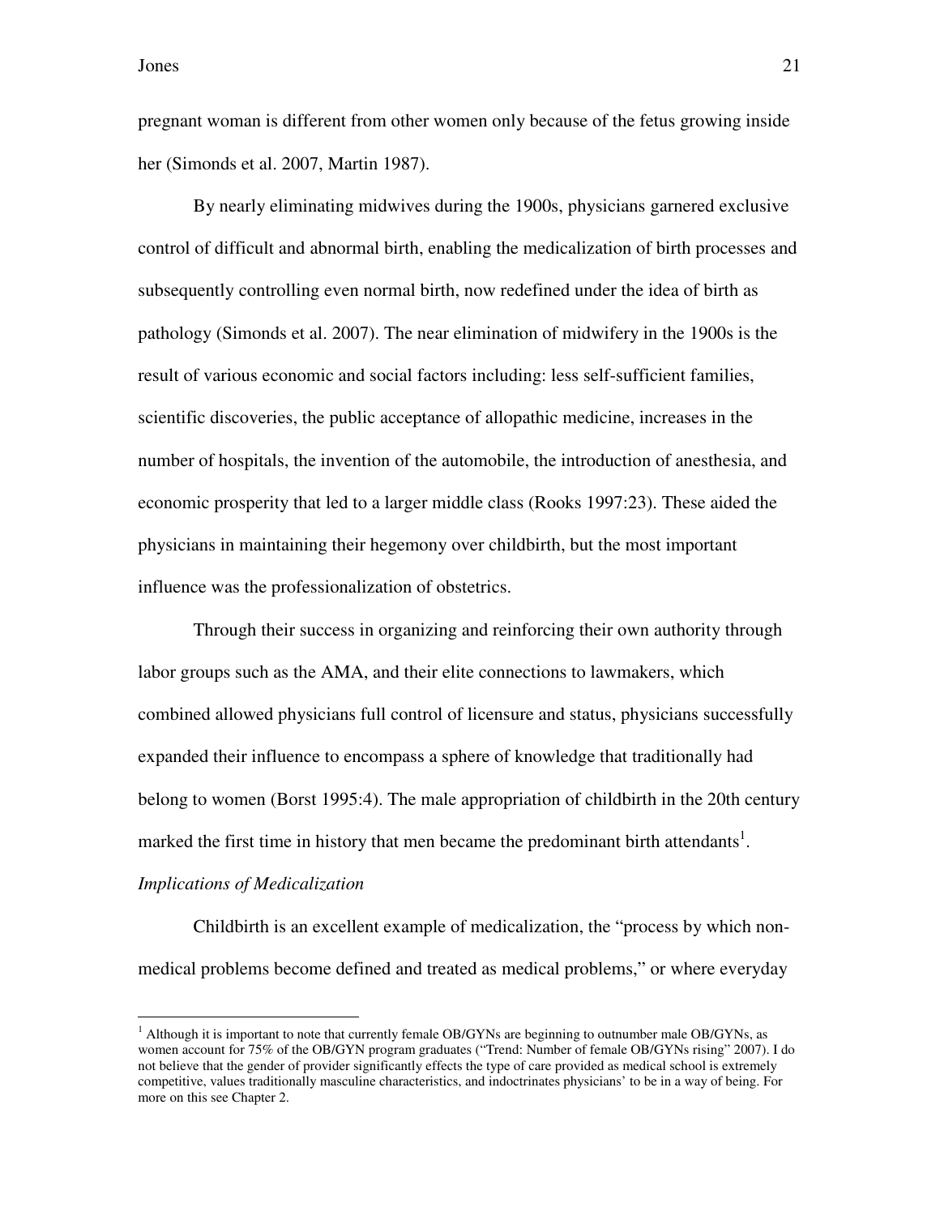pregnant woman is different from other women only because of the fetus growing inside her (Simonds et al. 2007, Martin 1987).

By nearly eliminating midwives during the 1900s, physicians garnered exclusive control of difficult and abnormal birth, enabling the medicalization of birth processes and subsequently controlling even normal birth, now redefined under the idea of birth as pathology (Simonds et al. 2007). The near elimination of midwifery in the 1900s is the result of various economic and social factors including: less self-sufficient families, scientific discoveries, the public acceptance of allopathic medicine, increases in the number of hospitals, the invention of the automobile, the introduction of anesthesia, and economic prosperity that led to a larger middle class (Rooks 1997:23). These aided the physicians in maintaining their hegemony over childbirth, but the most important influence was the professionalization of obstetrics.

Through their success in organizing and reinforcing their own authority through labor groups such as the AMA, and their elite connections to lawmakers, which combined allowed physicians full control of licensure and status, physicians successfully expanded their influence to encompass a sphere of knowledge that traditionally had belong to women (Borst 1995:4). The male appropriation of childbirth in the 20th century marked the first time in history that men became the predominant birth attendants[1].

*Implications of Medicalization*

Childbirth is an excellent example of medicalization, the "process by which non-medical problems become defined and treated as medical problems," or where everyday

---

[1] Although it is important to note that currently female OB/GYNs are beginning to outnumber male OB/GYNs, as women account for 75% of the OB/GYN program graduates ("Trend: Number of female OB/GYNs rising" 2007). I do not believe that the gender of provider significantly effects the type of care provided as medical school is extremely competitive, values traditionally masculine characteristics, and indoctrinates physicians' to be in a way of being. For more on this see Chapter 2.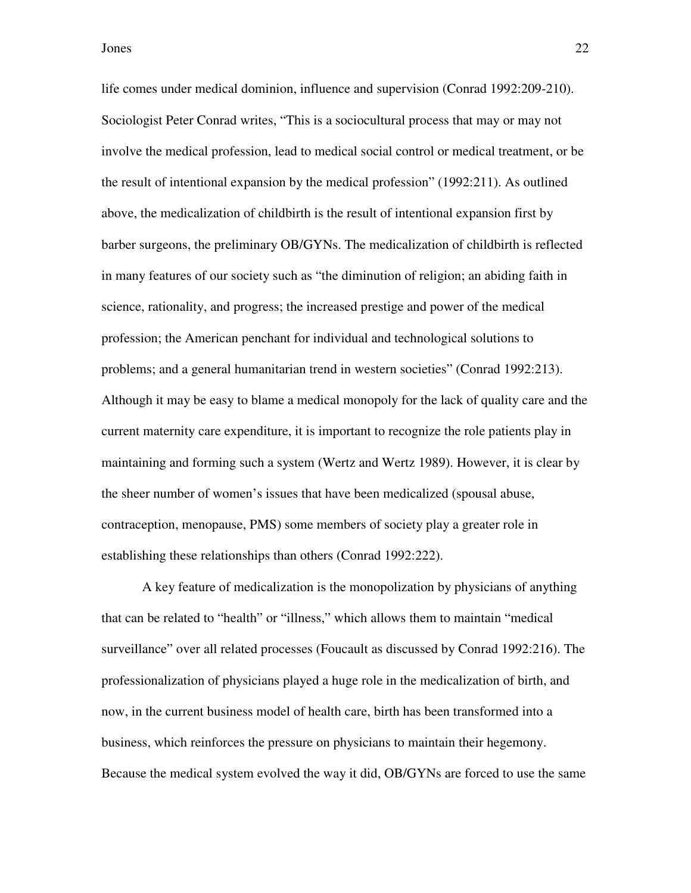life comes under medical dominion, influence and supervision (Conrad 1992:209-210). Sociologist Peter Conrad writes, "This is a sociocultural process that may or may not involve the medical profession, lead to medical social control or medical treatment, or be the result of intentional expansion by the medical profession" (1992:211). As outlined above, the medicalization of childbirth is the result of intentional expansion first by barber surgeons, the preliminary OB/GYNs. The medicalization of childbirth is reflected in many features of our society such as "the diminution of religion; an abiding faith in science, rationality, and progress; the increased prestige and power of the medical profession; the American penchant for individual and technological solutions to problems; and a general humanitarian trend in western societies" (Conrad 1992:213). Although it may be easy to blame a medical monopoly for the lack of quality care and the current maternity care expenditure, it is important to recognize the role patients play in maintaining and forming such a system (Wertz and Wertz 1989). However, it is clear by the sheer number of women's issues that have been medicalized (spousal abuse, contraception, menopause, PMS) some members of society play a greater role in establishing these relationships than others (Conrad 1992:222).

A key feature of medicalization is the monopolization by physicians of anything that can be related to "health" or "illness," which allows them to maintain "medical surveillance" over all related processes (Foucault as discussed by Conrad 1992:216). The professionalization of physicians played a huge role in the medicalization of birth, and now, in the current business model of health care, birth has been transformed into a business, which reinforces the pressure on physicians to maintain their hegemony. Because the medical system evolved the way it did, OB/GYNs are forced to use the same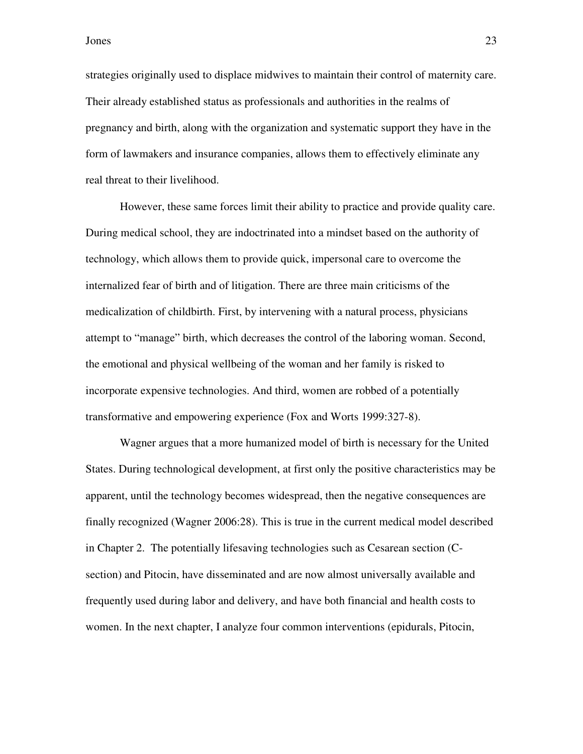strategies originally used to displace midwives to maintain their control of maternity care. Their already established status as professionals and authorities in the realms of pregnancy and birth, along with the organization and systematic support they have in the form of lawmakers and insurance companies, allows them to effectively eliminate any real threat to their livelihood.

However, these same forces limit their ability to practice and provide quality care. During medical school, they are indoctrinated into a mindset based on the authority of technology, which allows them to provide quick, impersonal care to overcome the internalized fear of birth and of litigation. There are three main criticisms of the medicalization of childbirth. First, by intervening with a natural process, physicians attempt to "manage" birth, which decreases the control of the laboring woman. Second, the emotional and physical wellbeing of the woman and her family is risked to incorporate expensive technologies. And third, women are robbed of a potentially transformative and empowering experience (Fox and Worts 1999:327-8).

Wagner argues that a more humanized model of birth is necessary for the United States. During technological development, at first only the positive characteristics may be apparent, until the technology becomes widespread, then the negative consequences are finally recognized (Wagner 2006:28). This is true in the current medical model described in Chapter 2. The potentially lifesaving technologies such as Cesarean section (C-section) and Pitocin, have disseminated and are now almost universally available and frequently used during labor and delivery, and have both financial and health costs to women. In the next chapter, I analyze four common interventions (epidurals, Pitocin,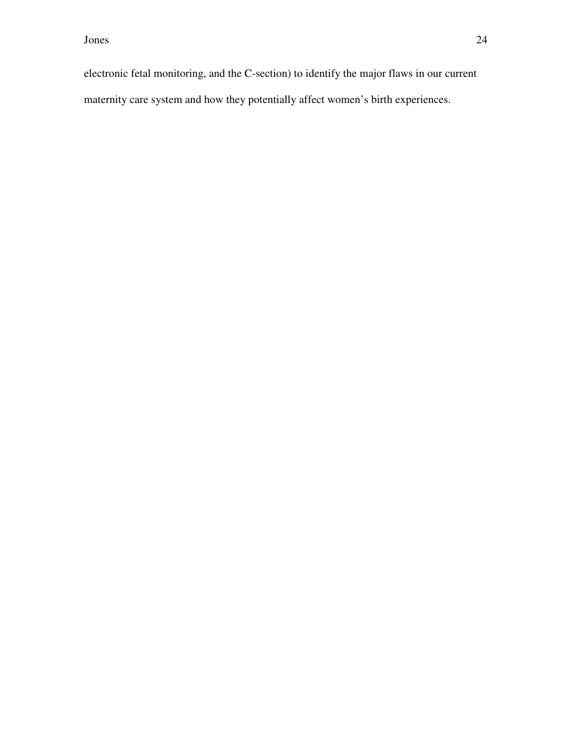electronic fetal monitoring, and the C-section) to identify the major flaws in our current maternity care system and how they potentially affect women's birth experiences.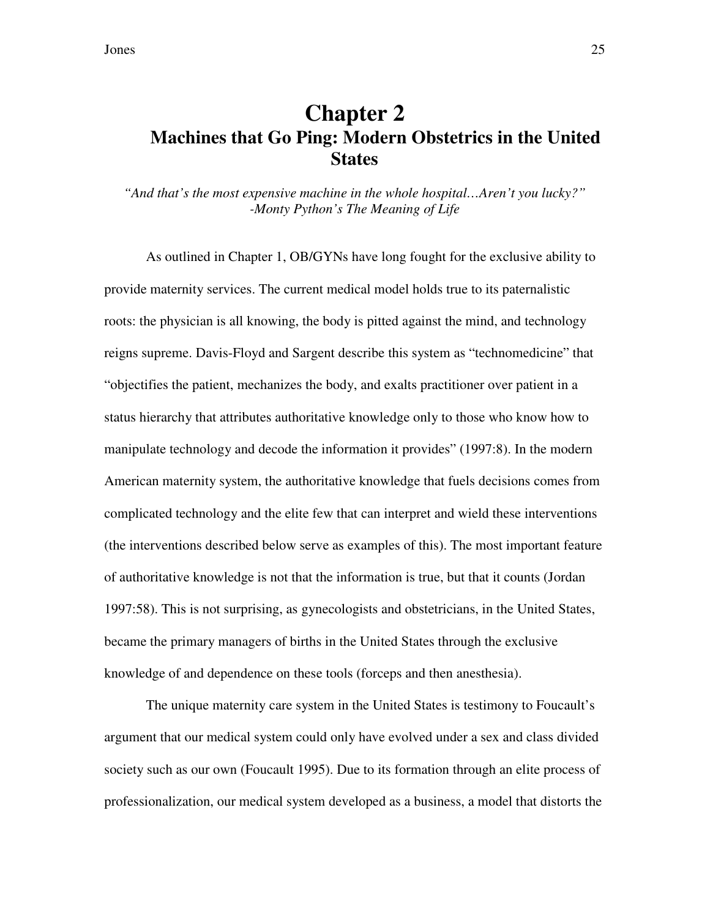# Chapter 2
## Machines that Go Ping: Modern Obstetrics in the United States

*"And that's the most expensive machine in the whole hospital…Aren't you lucky?"*
*-Monty Python's The Meaning of Life*

As outlined in Chapter 1, OB/GYNs have long fought for the exclusive ability to provide maternity services. The current medical model holds true to its paternalistic roots: the physician is all knowing, the body is pitted against the mind, and technology reigns supreme. Davis-Floyd and Sargent describe this system as "technomedicine" that "objectifies the patient, mechanizes the body, and exalts practitioner over patient in a status hierarchy that attributes authoritative knowledge only to those who know how to manipulate technology and decode the information it provides" (1997:8). In the modern American maternity system, the authoritative knowledge that fuels decisions comes from complicated technology and the elite few that can interpret and wield these interventions (the interventions described below serve as examples of this). The most important feature of authoritative knowledge is not that the information is true, but that it counts (Jordan 1997:58). This is not surprising, as gynecologists and obstetricians, in the United States, became the primary managers of births in the United States through the exclusive knowledge of and dependence on these tools (forceps and then anesthesia).

The unique maternity care system in the United States is testimony to Foucault's argument that our medical system could only have evolved under a sex and class divided society such as our own (Foucault 1995). Due to its formation through an elite process of professionalization, our medical system developed as a business, a model that distorts the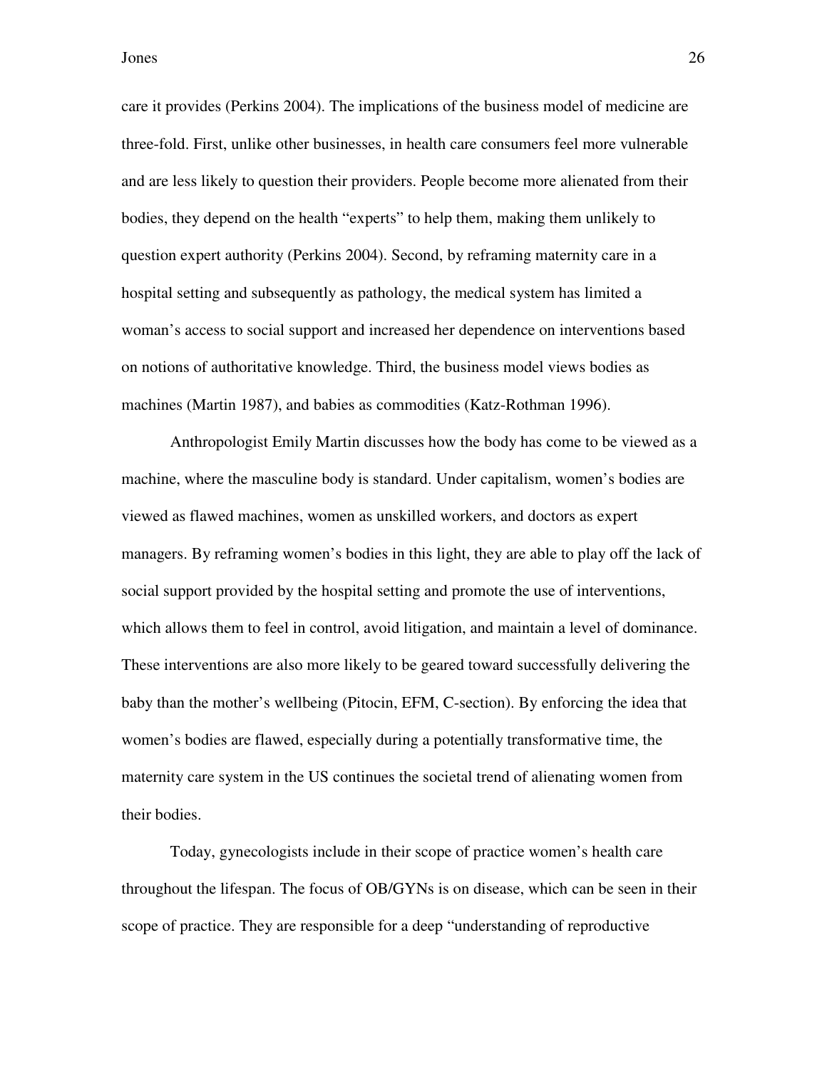care it provides (Perkins 2004). The implications of the business model of medicine are three-fold. First, unlike other businesses, in health care consumers feel more vulnerable and are less likely to question their providers. People become more alienated from their bodies, they depend on the health "experts" to help them, making them unlikely to question expert authority (Perkins 2004). Second, by reframing maternity care in a hospital setting and subsequently as pathology, the medical system has limited a woman's access to social support and increased her dependence on interventions based on notions of authoritative knowledge. Third, the business model views bodies as machines (Martin 1987), and babies as commodities (Katz-Rothman 1996).

Anthropologist Emily Martin discusses how the body has come to be viewed as a machine, where the masculine body is standard. Under capitalism, women's bodies are viewed as flawed machines, women as unskilled workers, and doctors as expert managers. By reframing women's bodies in this light, they are able to play off the lack of social support provided by the hospital setting and promote the use of interventions, which allows them to feel in control, avoid litigation, and maintain a level of dominance. These interventions are also more likely to be geared toward successfully delivering the baby than the mother's wellbeing (Pitocin, EFM, C-section). By enforcing the idea that women's bodies are flawed, especially during a potentially transformative time, the maternity care system in the US continues the societal trend of alienating women from their bodies.

Today, gynecologists include in their scope of practice women's health care throughout the lifespan. The focus of OB/GYNs is on disease, which can be seen in their scope of practice. They are responsible for a deep "understanding of reproductive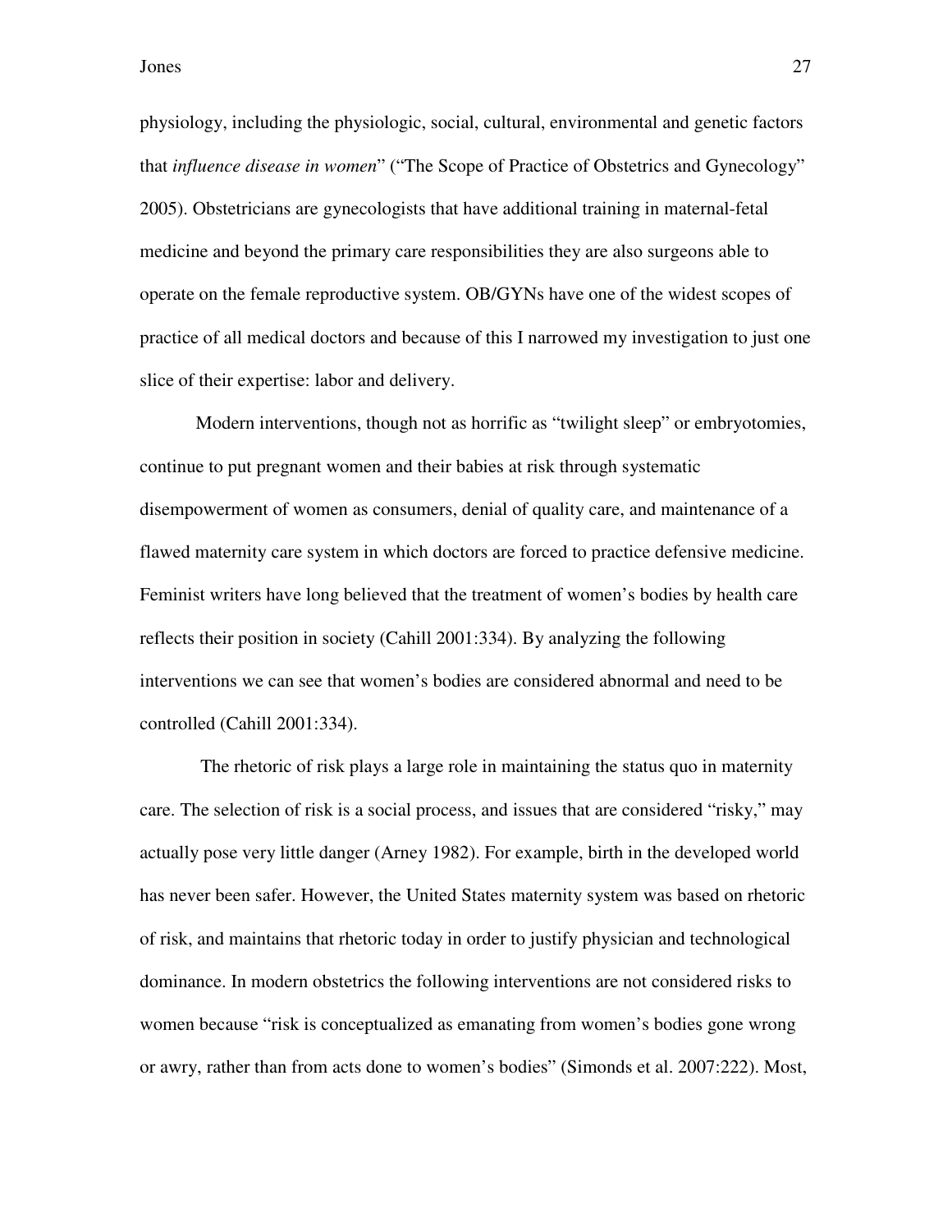physiology, including the physiologic, social, cultural, environmental and genetic factors that *influence disease in women*" ("The Scope of Practice of Obstetrics and Gynecology" 2005). Obstetricians are gynecologists that have additional training in maternal-fetal medicine and beyond the primary care responsibilities they are also surgeons able to operate on the female reproductive system. OB/GYNs have one of the widest scopes of practice of all medical doctors and because of this I narrowed my investigation to just one slice of their expertise: labor and delivery.

Modern interventions, though not as horrific as "twilight sleep" or embryotomies, continue to put pregnant women and their babies at risk through systematic disempowerment of women as consumers, denial of quality care, and maintenance of a flawed maternity care system in which doctors are forced to practice defensive medicine. Feminist writers have long believed that the treatment of women's bodies by health care reflects their position in society (Cahill 2001:334). By analyzing the following interventions we can see that women's bodies are considered abnormal and need to be controlled (Cahill 2001:334).

The rhetoric of risk plays a large role in maintaining the status quo in maternity care. The selection of risk is a social process, and issues that are considered "risky," may actually pose very little danger (Arney 1982). For example, birth in the developed world has never been safer. However, the United States maternity system was based on rhetoric of risk, and maintains that rhetoric today in order to justify physician and technological dominance. In modern obstetrics the following interventions are not considered risks to women because "risk is conceptualized as emanating from women's bodies gone wrong or awry, rather than from acts done to women's bodies" (Simonds et al. 2007:222). Most,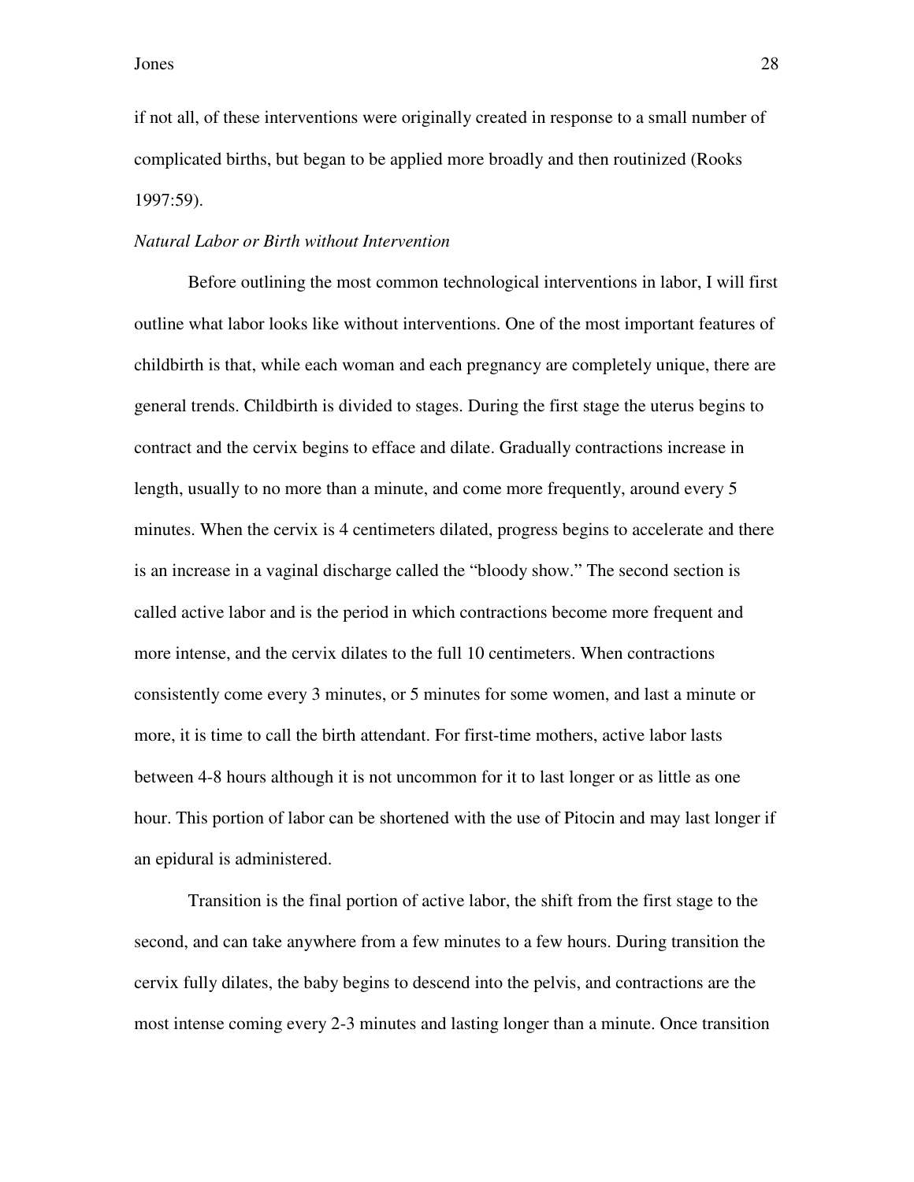if not all, of these interventions were originally created in response to a small number of complicated births, but began to be applied more broadly and then routinized (Rooks 1997:59).

*Natural Labor or Birth without Intervention*

Before outlining the most common technological interventions in labor, I will first outline what labor looks like without interventions. One of the most important features of childbirth is that, while each woman and each pregnancy are completely unique, there are general trends. Childbirth is divided to stages. During the first stage the uterus begins to contract and the cervix begins to efface and dilate. Gradually contractions increase in length, usually to no more than a minute, and come more frequently, around every 5 minutes. When the cervix is 4 centimeters dilated, progress begins to accelerate and there is an increase in a vaginal discharge called the "bloody show." The second section is called active labor and is the period in which contractions become more frequent and more intense, and the cervix dilates to the full 10 centimeters. When contractions consistently come every 3 minutes, or 5 minutes for some women, and last a minute or more, it is time to call the birth attendant. For first-time mothers, active labor lasts between 4-8 hours although it is not uncommon for it to last longer or as little as one hour. This portion of labor can be shortened with the use of Pitocin and may last longer if an epidural is administered.

Transition is the final portion of active labor, the shift from the first stage to the second, and can take anywhere from a few minutes to a few hours. During transition the cervix fully dilates, the baby begins to descend into the pelvis, and contractions are the most intense coming every 2-3 minutes and lasting longer than a minute. Once transition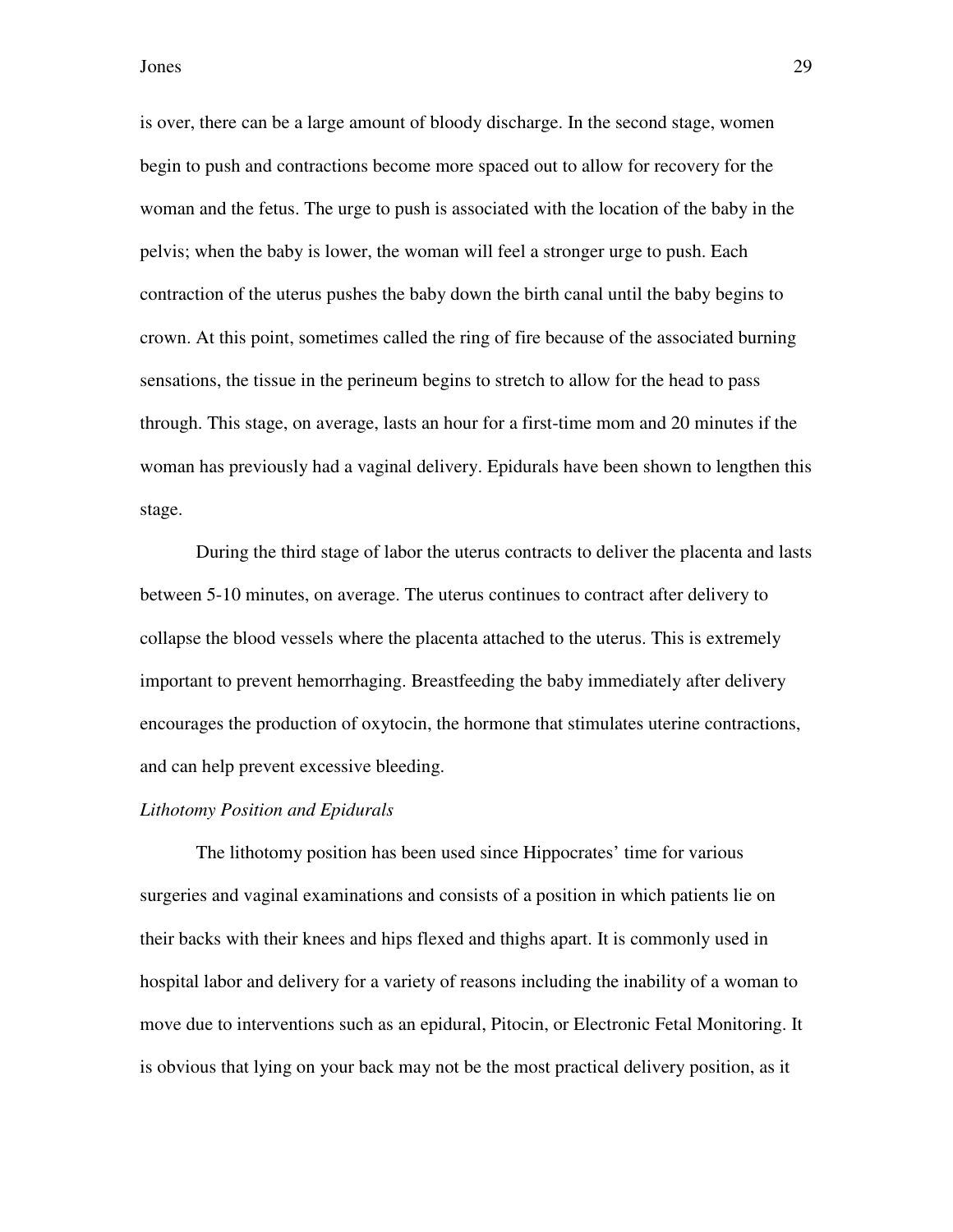is over, there can be a large amount of bloody discharge. In the second stage, women begin to push and contractions become more spaced out to allow for recovery for the woman and the fetus. The urge to push is associated with the location of the baby in the pelvis; when the baby is lower, the woman will feel a stronger urge to push. Each contraction of the uterus pushes the baby down the birth canal until the baby begins to crown. At this point, sometimes called the ring of fire because of the associated burning sensations, the tissue in the perineum begins to stretch to allow for the head to pass through. This stage, on average, lasts an hour for a first-time mom and 20 minutes if the woman has previously had a vaginal delivery. Epidurals have been shown to lengthen this stage.

During the third stage of labor the uterus contracts to deliver the placenta and lasts between 5-10 minutes, on average. The uterus continues to contract after delivery to collapse the blood vessels where the placenta attached to the uterus. This is extremely important to prevent hemorrhaging. Breastfeeding the baby immediately after delivery encourages the production of oxytocin, the hormone that stimulates uterine contractions, and can help prevent excessive bleeding.

*Lithotomy Position and Epidurals*

The lithotomy position has been used since Hippocrates' time for various surgeries and vaginal examinations and consists of a position in which patients lie on their backs with their knees and hips flexed and thighs apart. It is commonly used in hospital labor and delivery for a variety of reasons including the inability of a woman to move due to interventions such as an epidural, Pitocin, or Electronic Fetal Monitoring. It is obvious that lying on your back may not be the most practical delivery position, as it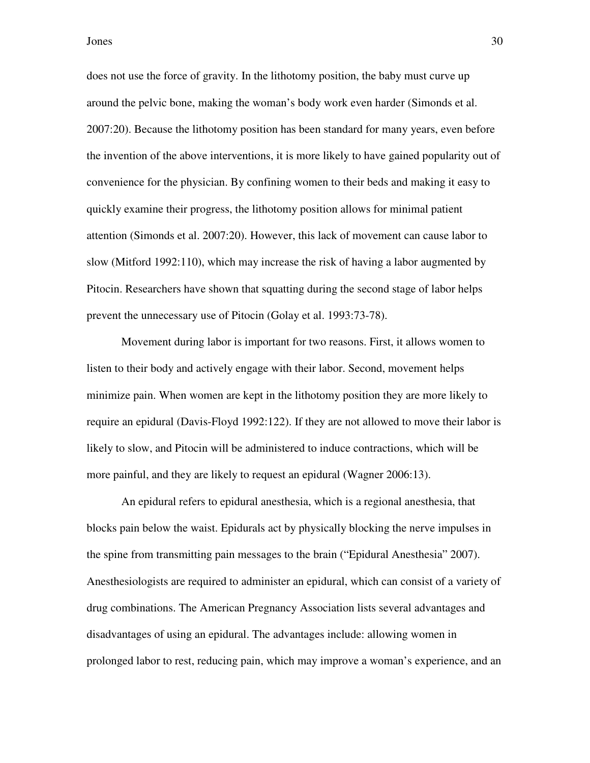does not use the force of gravity. In the lithotomy position, the baby must curve up around the pelvic bone, making the woman's body work even harder (Simonds et al. 2007:20). Because the lithotomy position has been standard for many years, even before the invention of the above interventions, it is more likely to have gained popularity out of convenience for the physician. By confining women to their beds and making it easy to quickly examine their progress, the lithotomy position allows for minimal patient attention (Simonds et al. 2007:20). However, this lack of movement can cause labor to slow (Mitford 1992:110), which may increase the risk of having a labor augmented by Pitocin. Researchers have shown that squatting during the second stage of labor helps prevent the unnecessary use of Pitocin (Golay et al. 1993:73-78).

Movement during labor is important for two reasons. First, it allows women to listen to their body and actively engage with their labor. Second, movement helps minimize pain. When women are kept in the lithotomy position they are more likely to require an epidural (Davis-Floyd 1992:122). If they are not allowed to move their labor is likely to slow, and Pitocin will be administered to induce contractions, which will be more painful, and they are likely to request an epidural (Wagner 2006:13).

An epidural refers to epidural anesthesia, which is a regional anesthesia, that blocks pain below the waist. Epidurals act by physically blocking the nerve impulses in the spine from transmitting pain messages to the brain ("Epidural Anesthesia" 2007). Anesthesiologists are required to administer an epidural, which can consist of a variety of drug combinations. The American Pregnancy Association lists several advantages and disadvantages of using an epidural. The advantages include: allowing women in prolonged labor to rest, reducing pain, which may improve a woman's experience, and an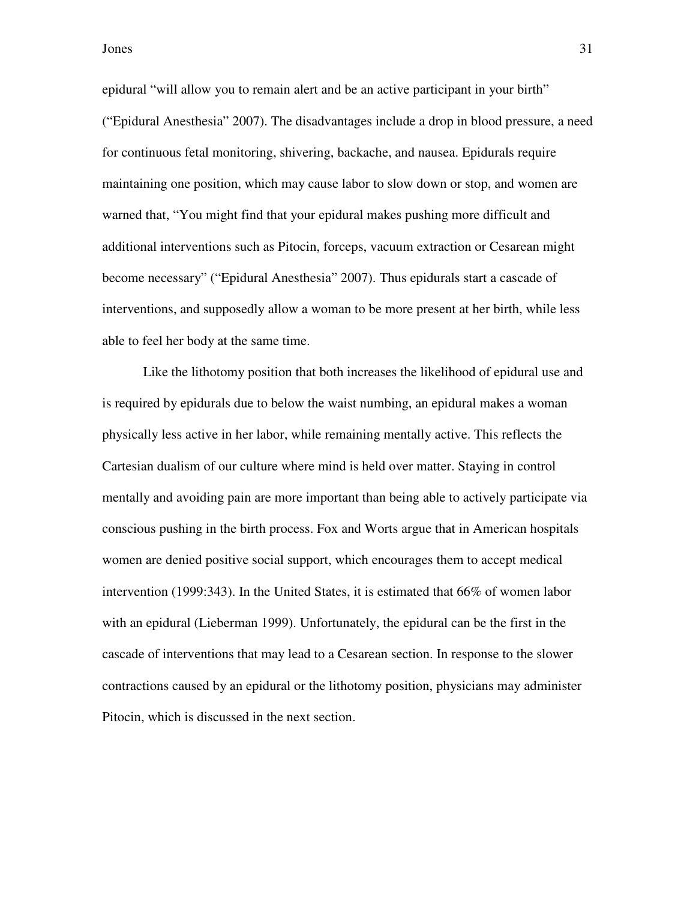epidural “will allow you to remain alert and be an active participant in your birth” (“Epidural Anesthesia” 2007). The disadvantages include a drop in blood pressure, a need for continuous fetal monitoring, shivering, backache, and nausea. Epidurals require maintaining one position, which may cause labor to slow down or stop, and women are warned that, “You might find that your epidural makes pushing more difficult and additional interventions such as Pitocin, forceps, vacuum extraction or Cesarean might become necessary” (“Epidural Anesthesia” 2007). Thus epidurals start a cascade of interventions, and supposedly allow a woman to be more present at her birth, while less able to feel her body at the same time.

Like the lithotomy position that both increases the likelihood of epidural use and is required by epidurals due to below the waist numbing, an epidural makes a woman physically less active in her labor, while remaining mentally active. This reflects the Cartesian dualism of our culture where mind is held over matter. Staying in control mentally and avoiding pain are more important than being able to actively participate via conscious pushing in the birth process. Fox and Worts argue that in American hospitals women are denied positive social support, which encourages them to accept medical intervention (1999:343). In the United States, it is estimated that 66% of women labor with an epidural (Lieberman 1999). Unfortunately, the epidural can be the first in the cascade of interventions that may lead to a Cesarean section. In response to the slower contractions caused by an epidural or the lithotomy position, physicians may administer Pitocin, which is discussed in the next section.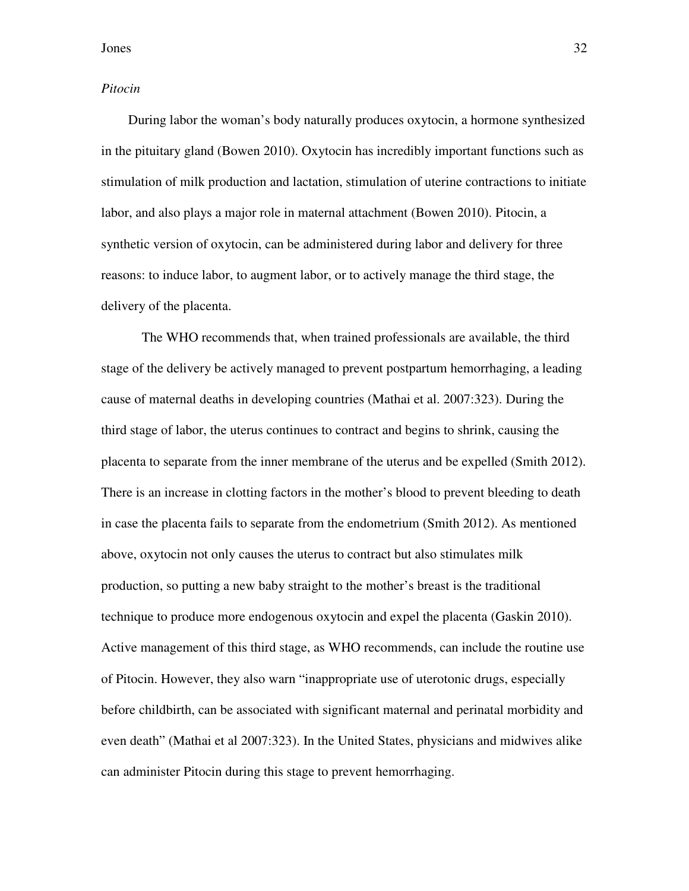*Pitocin*

During labor the woman's body naturally produces oxytocin, a hormone synthesized in the pituitary gland (Bowen 2010). Oxytocin has incredibly important functions such as stimulation of milk production and lactation, stimulation of uterine contractions to initiate labor, and also plays a major role in maternal attachment (Bowen 2010). Pitocin, a synthetic version of oxytocin, can be administered during labor and delivery for three reasons: to induce labor, to augment labor, or to actively manage the third stage, the delivery of the placenta.

The WHO recommends that, when trained professionals are available, the third stage of the delivery be actively managed to prevent postpartum hemorrhaging, a leading cause of maternal deaths in developing countries (Mathai et al. 2007:323). During the third stage of labor, the uterus continues to contract and begins to shrink, causing the placenta to separate from the inner membrane of the uterus and be expelled (Smith 2012). There is an increase in clotting factors in the mother's blood to prevent bleeding to death in case the placenta fails to separate from the endometrium (Smith 2012). As mentioned above, oxytocin not only causes the uterus to contract but also stimulates milk production, so putting a new baby straight to the mother's breast is the traditional technique to produce more endogenous oxytocin and expel the placenta (Gaskin 2010). Active management of this third stage, as WHO recommends, can include the routine use of Pitocin. However, they also warn "inappropriate use of uterotonic drugs, especially before childbirth, can be associated with significant maternal and perinatal morbidity and even death" (Mathai et al 2007:323). In the United States, physicians and midwives alike can administer Pitocin during this stage to prevent hemorrhaging.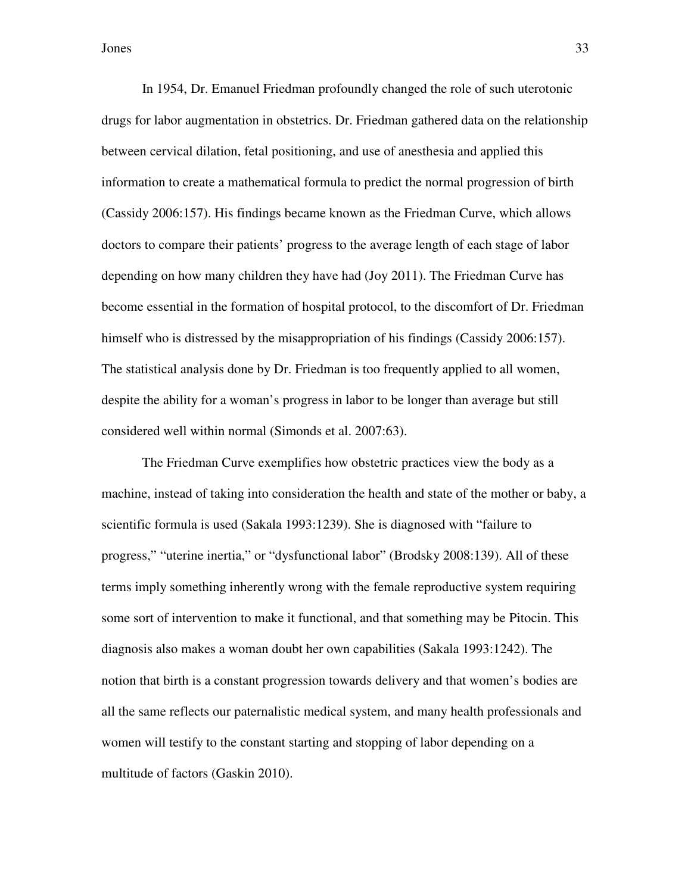In 1954, Dr. Emanuel Friedman profoundly changed the role of such uterotonic drugs for labor augmentation in obstetrics. Dr. Friedman gathered data on the relationship between cervical dilation, fetal positioning, and use of anesthesia and applied this information to create a mathematical formula to predict the normal progression of birth (Cassidy 2006:157). His findings became known as the Friedman Curve, which allows doctors to compare their patients' progress to the average length of each stage of labor depending on how many children they have had (Joy 2011). The Friedman Curve has become essential in the formation of hospital protocol, to the discomfort of Dr. Friedman himself who is distressed by the misappropriation of his findings (Cassidy 2006:157). The statistical analysis done by Dr. Friedman is too frequently applied to all women, despite the ability for a woman's progress in labor to be longer than average but still considered well within normal (Simonds et al. 2007:63).

The Friedman Curve exemplifies how obstetric practices view the body as a machine, instead of taking into consideration the health and state of the mother or baby, a scientific formula is used (Sakala 1993:1239). She is diagnosed with "failure to progress," "uterine inertia," or "dysfunctional labor" (Brodsky 2008:139). All of these terms imply something inherently wrong with the female reproductive system requiring some sort of intervention to make it functional, and that something may be Pitocin. This diagnosis also makes a woman doubt her own capabilities (Sakala 1993:1242). The notion that birth is a constant progression towards delivery and that women's bodies are all the same reflects our paternalistic medical system, and many health professionals and women will testify to the constant starting and stopping of labor depending on a multitude of factors (Gaskin 2010).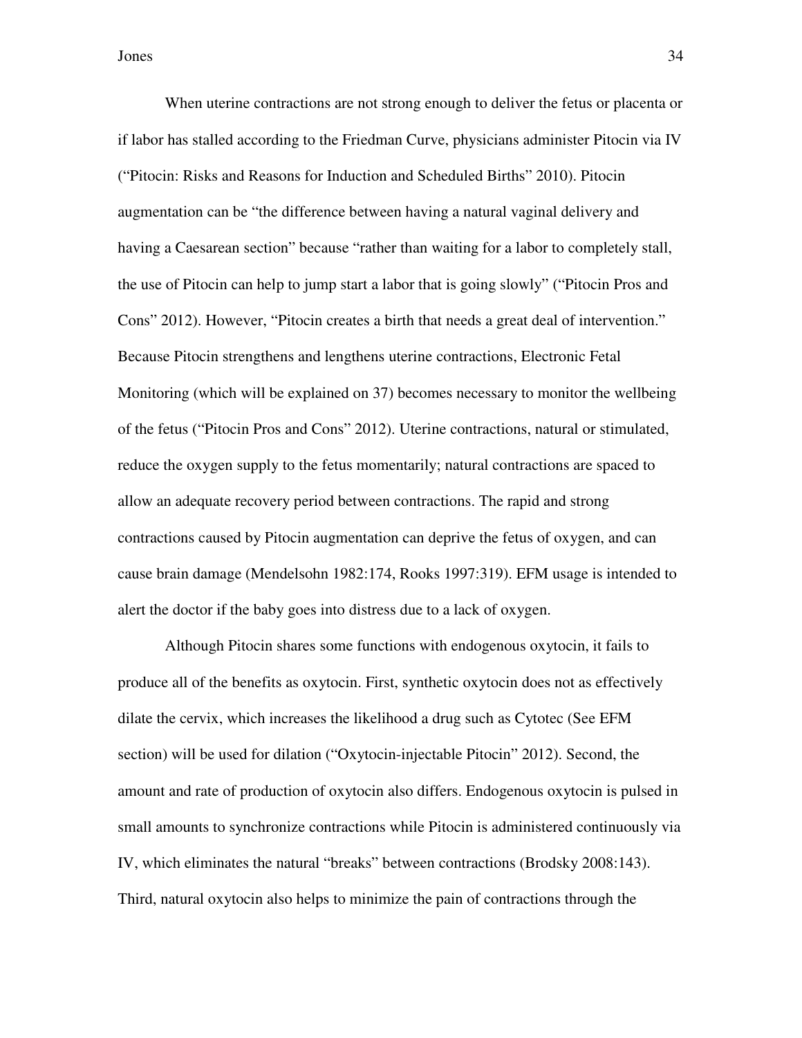When uterine contractions are not strong enough to deliver the fetus or placenta or if labor has stalled according to the Friedman Curve, physicians administer Pitocin via IV ("Pitocin: Risks and Reasons for Induction and Scheduled Births" 2010). Pitocin augmentation can be "the difference between having a natural vaginal delivery and having a Caesarean section" because "rather than waiting for a labor to completely stall, the use of Pitocin can help to jump start a labor that is going slowly" ("Pitocin Pros and Cons" 2012). However, "Pitocin creates a birth that needs a great deal of intervention." Because Pitocin strengthens and lengthens uterine contractions, Electronic Fetal Monitoring (which will be explained on 37) becomes necessary to monitor the wellbeing of the fetus ("Pitocin Pros and Cons" 2012). Uterine contractions, natural or stimulated, reduce the oxygen supply to the fetus momentarily; natural contractions are spaced to allow an adequate recovery period between contractions. The rapid and strong contractions caused by Pitocin augmentation can deprive the fetus of oxygen, and can cause brain damage (Mendelsohn 1982:174, Rooks 1997:319). EFM usage is intended to alert the doctor if the baby goes into distress due to a lack of oxygen.

Although Pitocin shares some functions with endogenous oxytocin, it fails to produce all of the benefits as oxytocin. First, synthetic oxytocin does not as effectively dilate the cervix, which increases the likelihood a drug such as Cytotec (See EFM section) will be used for dilation ("Oxytocin-injectable Pitocin" 2012). Second, the amount and rate of production of oxytocin also differs. Endogenous oxytocin is pulsed in small amounts to synchronize contractions while Pitocin is administered continuously via IV, which eliminates the natural "breaks" between contractions (Brodsky 2008:143). Third, natural oxytocin also helps to minimize the pain of contractions through the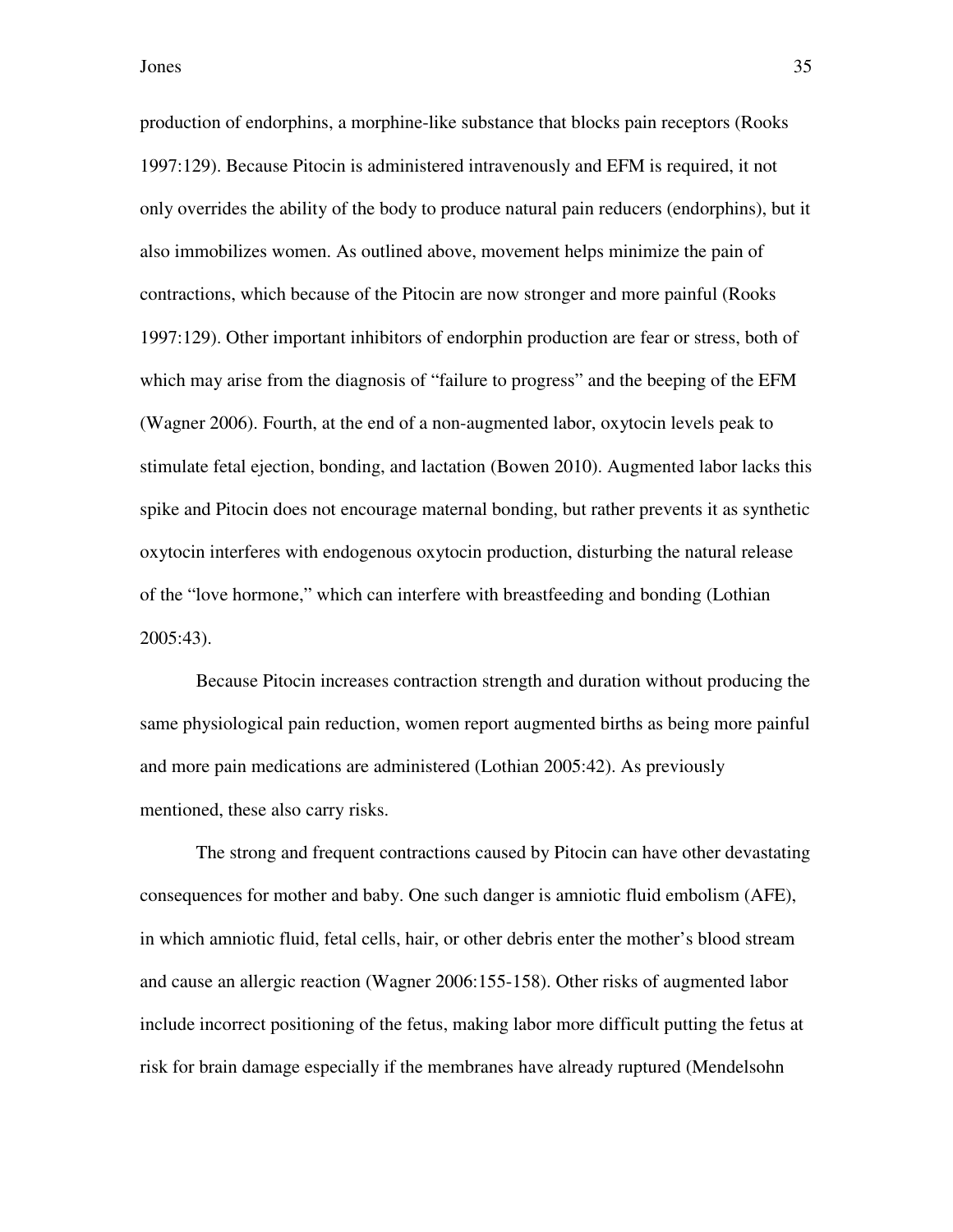production of endorphins, a morphine-like substance that blocks pain receptors (Rooks 1997:129). Because Pitocin is administered intravenously and EFM is required, it not only overrides the ability of the body to produce natural pain reducers (endorphins), but it also immobilizes women. As outlined above, movement helps minimize the pain of contractions, which because of the Pitocin are now stronger and more painful (Rooks 1997:129). Other important inhibitors of endorphin production are fear or stress, both of which may arise from the diagnosis of "failure to progress" and the beeping of the EFM (Wagner 2006). Fourth, at the end of a non-augmented labor, oxytocin levels peak to stimulate fetal ejection, bonding, and lactation (Bowen 2010). Augmented labor lacks this spike and Pitocin does not encourage maternal bonding, but rather prevents it as synthetic oxytocin interferes with endogenous oxytocin production, disturbing the natural release of the "love hormone," which can interfere with breastfeeding and bonding (Lothian 2005:43).

Because Pitocin increases contraction strength and duration without producing the same physiological pain reduction, women report augmented births as being more painful and more pain medications are administered (Lothian 2005:42). As previously mentioned, these also carry risks.

The strong and frequent contractions caused by Pitocin can have other devastating consequences for mother and baby. One such danger is amniotic fluid embolism (AFE), in which amniotic fluid, fetal cells, hair, or other debris enter the mother's blood stream and cause an allergic reaction (Wagner 2006:155-158). Other risks of augmented labor include incorrect positioning of the fetus, making labor more difficult putting the fetus at risk for brain damage especially if the membranes have already ruptured (Mendelsohn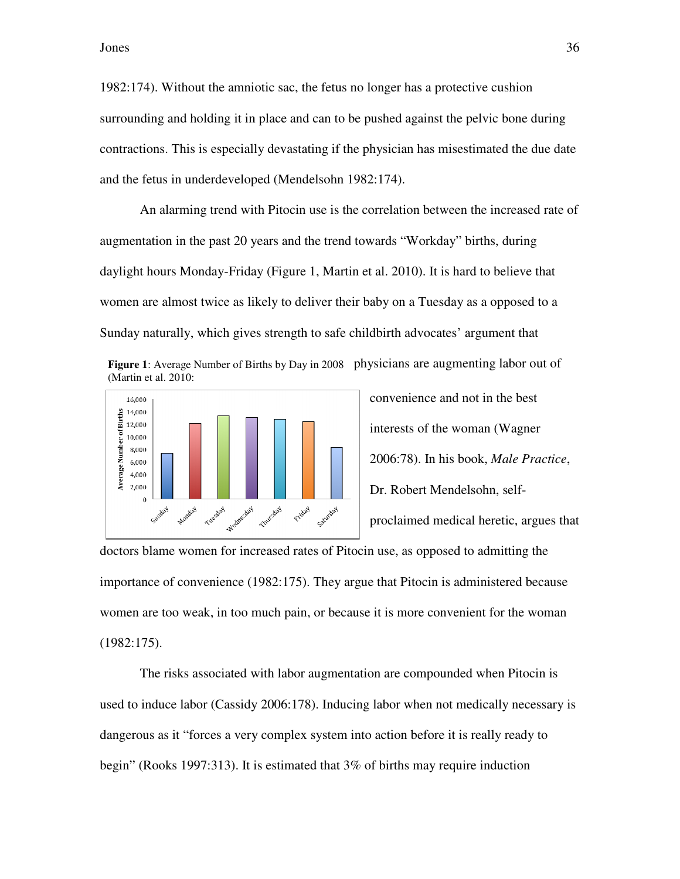1982:174). Without the amniotic sac, the fetus no longer has a protective cushion surrounding and holding it in place and can to be pushed against the pelvic bone during contractions. This is especially devastating if the physician has misestimated the due date and the fetus in underdeveloped (Mendelsohn 1982:174).

An alarming trend with Pitocin use is the correlation between the increased rate of augmentation in the past 20 years and the trend towards "Workday" births, during daylight hours Monday-Friday (Figure 1, Martin et al. 2010). It is hard to believe that women are almost twice as likely to deliver their baby on a Tuesday as a opposed to a Sunday naturally, which gives strength to safe childbirth advocates' argument that physicians are augmenting labor out of convenience and not in the best interests of the woman (Wagner 2006:78). In his book, *Male Practice*, Dr. Robert Mendelsohn, self-proclaimed medical heretic, argues that doctors blame women for increased rates of Pitocin use, as opposed to admitting the importance of convenience (1982:175). They argue that Pitocin is administered because women are too weak, in too much pain, or because it is more convenient for the woman (1982:175).

**Figure 1**: Average Number of Births by Day in 2008 (Martin et al. 2010:

The risks associated with labor augmentation are compounded when Pitocin is used to induce labor (Cassidy 2006:178). Inducing labor when not medically necessary is dangerous as it "forces a very complex system into action before it is really ready to begin" (Rooks 1997:313). It is estimated that 3% of births may require induction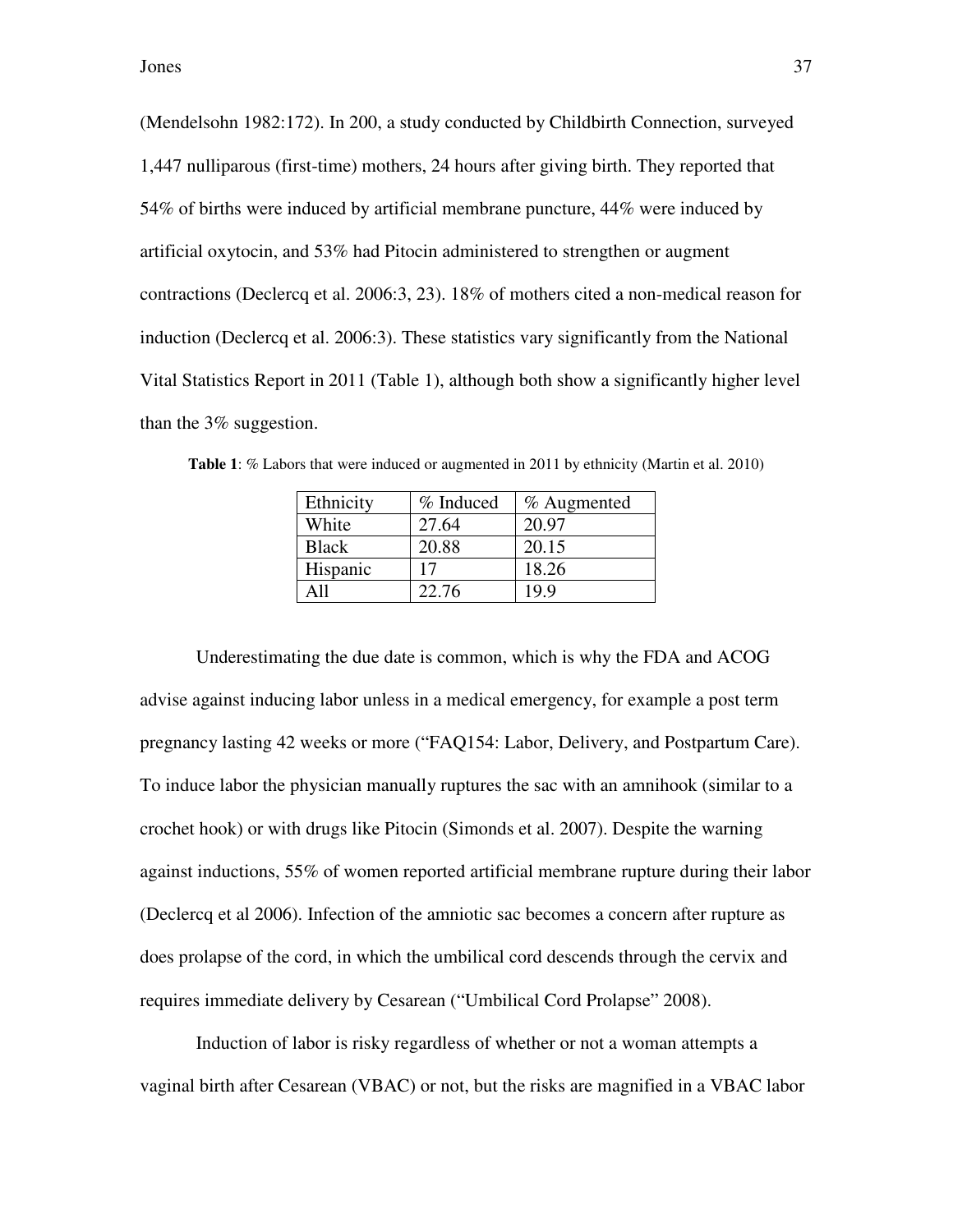(Mendelsohn 1982:172). In 200, a study conducted by Childbirth Connection, surveyed 1,447 nulliparous (first-time) mothers, 24 hours after giving birth. They reported that 54% of births were induced by artificial membrane puncture, 44% were induced by artificial oxytocin, and 53% had Pitocin administered to strengthen or augment contractions (Declercq et al. 2006:3, 23). 18% of mothers cited a non-medical reason for induction (Declercq et al. 2006:3). These statistics vary significantly from the National Vital Statistics Report in 2011 (Table 1), although both show a significantly higher level than the 3% suggestion.

**Table 1**: % Labors that were induced or augmented in 2011 by ethnicity (Martin et al. 2010)

| Ethnicity | % Induced | % Augmented |
|---|---|---|
| White | 27.64 | 20.97 |
| Black | 20.88 | 20.15 |
| Hispanic | 17 | 18.26 |
| All | 22.76 | 19.9 |

Underestimating the due date is common, which is why the FDA and ACOG advise against inducing labor unless in a medical emergency, for example a post term pregnancy lasting 42 weeks or more ("FAQ154: Labor, Delivery, and Postpartum Care). To induce labor the physician manually ruptures the sac with an amnihook (similar to a crochet hook) or with drugs like Pitocin (Simonds et al. 2007). Despite the warning against inductions, 55% of women reported artificial membrane rupture during their labor (Declercq et al 2006). Infection of the amniotic sac becomes a concern after rupture as does prolapse of the cord, in which the umbilical cord descends through the cervix and requires immediate delivery by Cesarean ("Umbilical Cord Prolapse" 2008).

Induction of labor is risky regardless of whether or not a woman attempts a vaginal birth after Cesarean (VBAC) or not, but the risks are magnified in a VBAC labor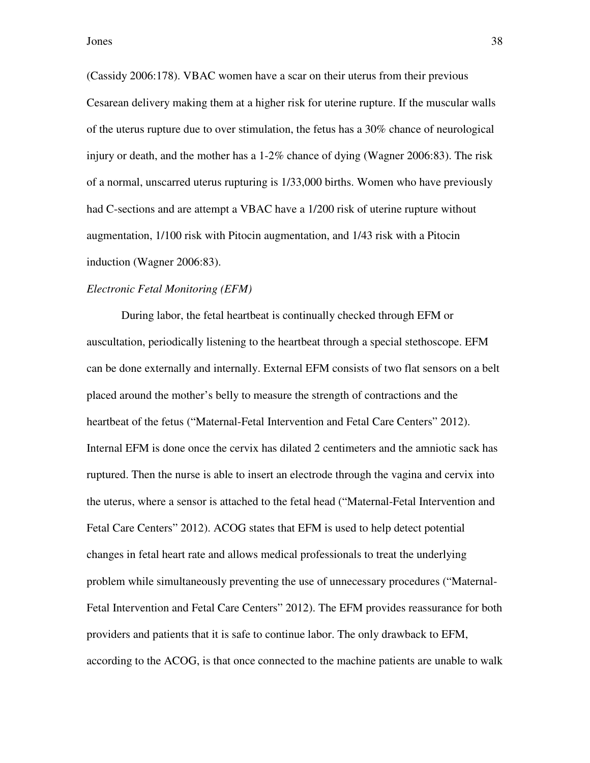(Cassidy 2006:178). VBAC women have a scar on their uterus from their previous Cesarean delivery making them at a higher risk for uterine rupture. If the muscular walls of the uterus rupture due to over stimulation, the fetus has a 30% chance of neurological injury or death, and the mother has a 1-2% chance of dying (Wagner 2006:83). The risk of a normal, unscarred uterus rupturing is 1/33,000 births. Women who have previously had C-sections and are attempt a VBAC have a 1/200 risk of uterine rupture without augmentation, 1/100 risk with Pitocin augmentation, and 1/43 risk with a Pitocin induction (Wagner 2006:83).

*Electronic Fetal Monitoring (EFM)*

During labor, the fetal heartbeat is continually checked through EFM or auscultation, periodically listening to the heartbeat through a special stethoscope. EFM can be done externally and internally. External EFM consists of two flat sensors on a belt placed around the mother's belly to measure the strength of contractions and the heartbeat of the fetus ("Maternal-Fetal Intervention and Fetal Care Centers" 2012). Internal EFM is done once the cervix has dilated 2 centimeters and the amniotic sack has ruptured. Then the nurse is able to insert an electrode through the vagina and cervix into the uterus, where a sensor is attached to the fetal head ("Maternal-Fetal Intervention and Fetal Care Centers" 2012). ACOG states that EFM is used to help detect potential changes in fetal heart rate and allows medical professionals to treat the underlying problem while simultaneously preventing the use of unnecessary procedures ("Maternal-Fetal Intervention and Fetal Care Centers" 2012). The EFM provides reassurance for both providers and patients that it is safe to continue labor. The only drawback to EFM, according to the ACOG, is that once connected to the machine patients are unable to walk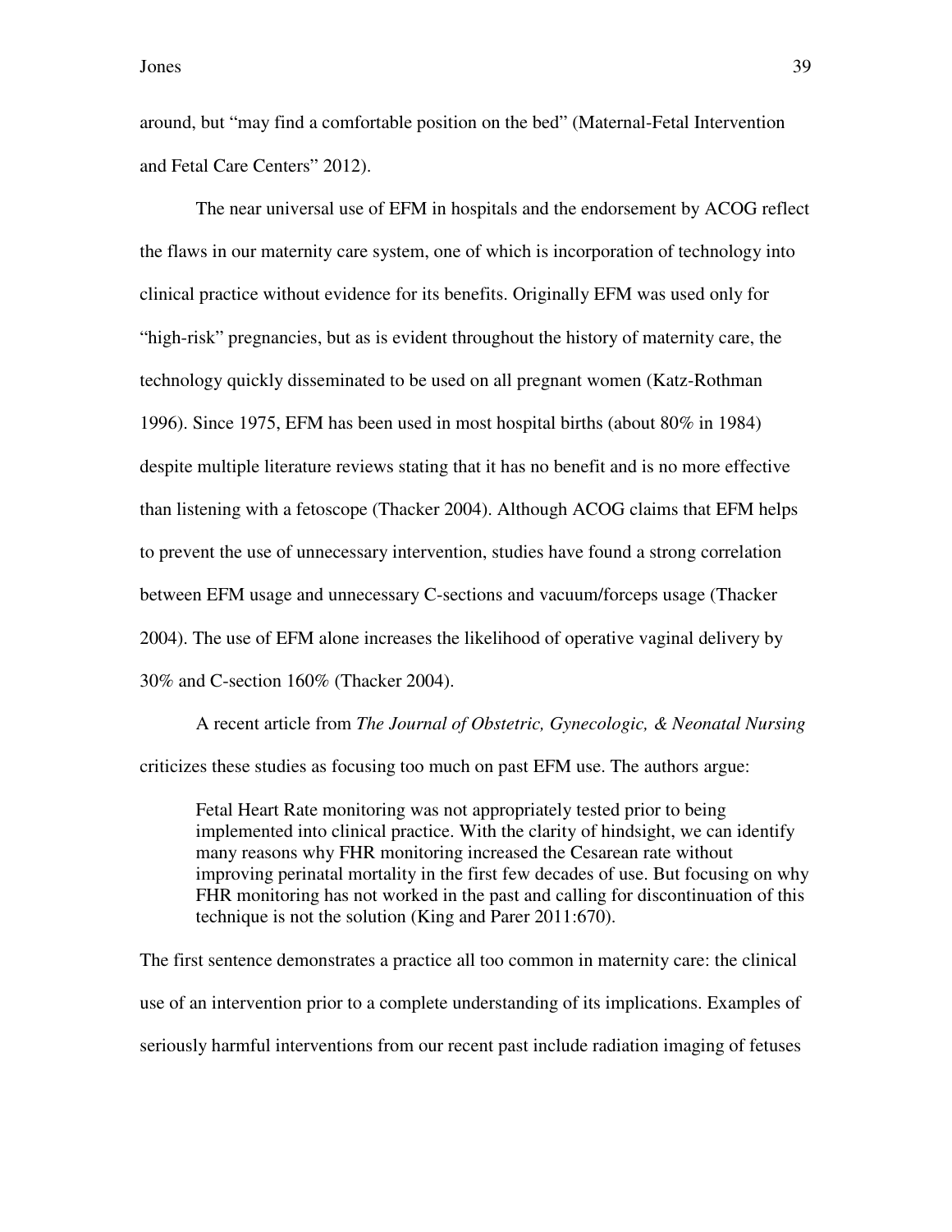around, but “may find a comfortable position on the bed” (Maternal-Fetal Intervention and Fetal Care Centers” 2012).

The near universal use of EFM in hospitals and the endorsement by ACOG reflect the flaws in our maternity care system, one of which is incorporation of technology into clinical practice without evidence for its benefits. Originally EFM was used only for “high-risk” pregnancies, but as is evident throughout the history of maternity care, the technology quickly disseminated to be used on all pregnant women (Katz-Rothman 1996). Since 1975, EFM has been used in most hospital births (about 80% in 1984) despite multiple literature reviews stating that it has no benefit and is no more effective than listening with a fetoscope (Thacker 2004). Although ACOG claims that EFM helps to prevent the use of unnecessary intervention, studies have found a strong correlation between EFM usage and unnecessary C-sections and vacuum/forceps usage (Thacker 2004). The use of EFM alone increases the likelihood of operative vaginal delivery by 30% and C-section 160% (Thacker 2004).

A recent article from *The Journal of Obstetric, Gynecologic, & Neonatal Nursing* criticizes these studies as focusing too much on past EFM use. The authors argue:

> Fetal Heart Rate monitoring was not appropriately tested prior to being implemented into clinical practice. With the clarity of hindsight, we can identify many reasons why FHR monitoring increased the Cesarean rate without improving perinatal mortality in the first few decades of use. But focusing on why FHR monitoring has not worked in the past and calling for discontinuation of this technique is not the solution (King and Parer 2011:670).

The first sentence demonstrates a practice all too common in maternity care: the clinical use of an intervention prior to a complete understanding of its implications. Examples of seriously harmful interventions from our recent past include radiation imaging of fetuses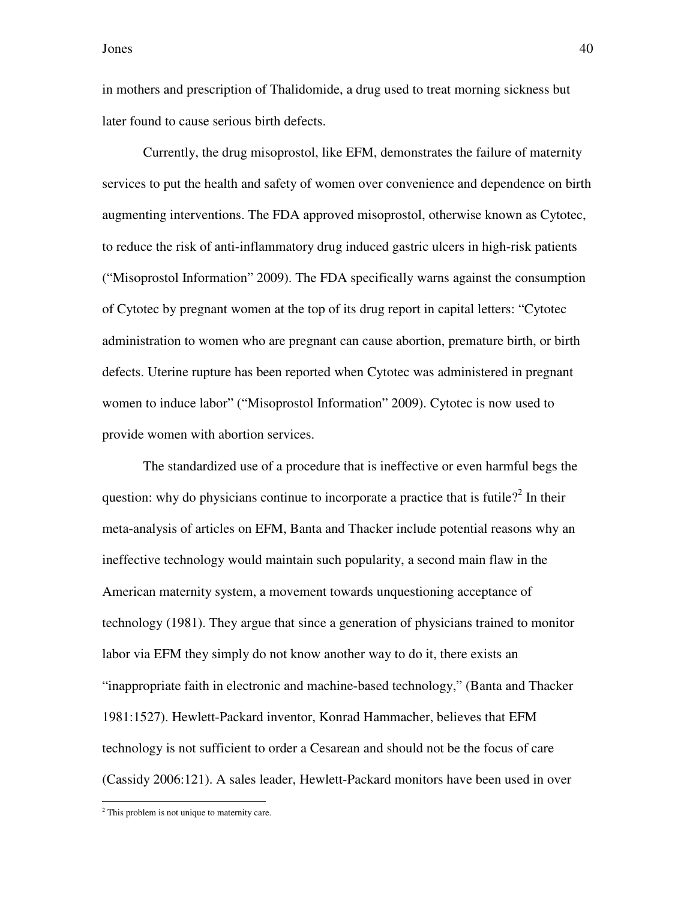in mothers and prescription of Thalidomide, a drug used to treat morning sickness but later found to cause serious birth defects.

Currently, the drug misoprostol, like EFM, demonstrates the failure of maternity services to put the health and safety of women over convenience and dependence on birth augmenting interventions. The FDA approved misoprostol, otherwise known as Cytotec, to reduce the risk of anti-inflammatory drug induced gastric ulcers in high-risk patients ("Misoprostol Information" 2009). The FDA specifically warns against the consumption of Cytotec by pregnant women at the top of its drug report in capital letters: "Cytotec administration to women who are pregnant can cause abortion, premature birth, or birth defects. Uterine rupture has been reported when Cytotec was administered in pregnant women to induce labor" ("Misoprostol Information" 2009). Cytotec is now used to provide women with abortion services.

The standardized use of a procedure that is ineffective or even harmful begs the question: why do physicians continue to incorporate a practice that is futile?[2] In their meta-analysis of articles on EFM, Banta and Thacker include potential reasons why an ineffective technology would maintain such popularity, a second main flaw in the American maternity system, a movement towards unquestioning acceptance of technology (1981). They argue that since a generation of physicians trained to monitor labor via EFM they simply do not know another way to do it, there exists an "inappropriate faith in electronic and machine-based technology," (Banta and Thacker 1981:1527). Hewlett-Packard inventor, Konrad Hammacher, believes that EFM technology is not sufficient to order a Cesarean and should not be the focus of care (Cassidy 2006:121). A sales leader, Hewlett-Packard monitors have been used in over

[2] This problem is not unique to maternity care.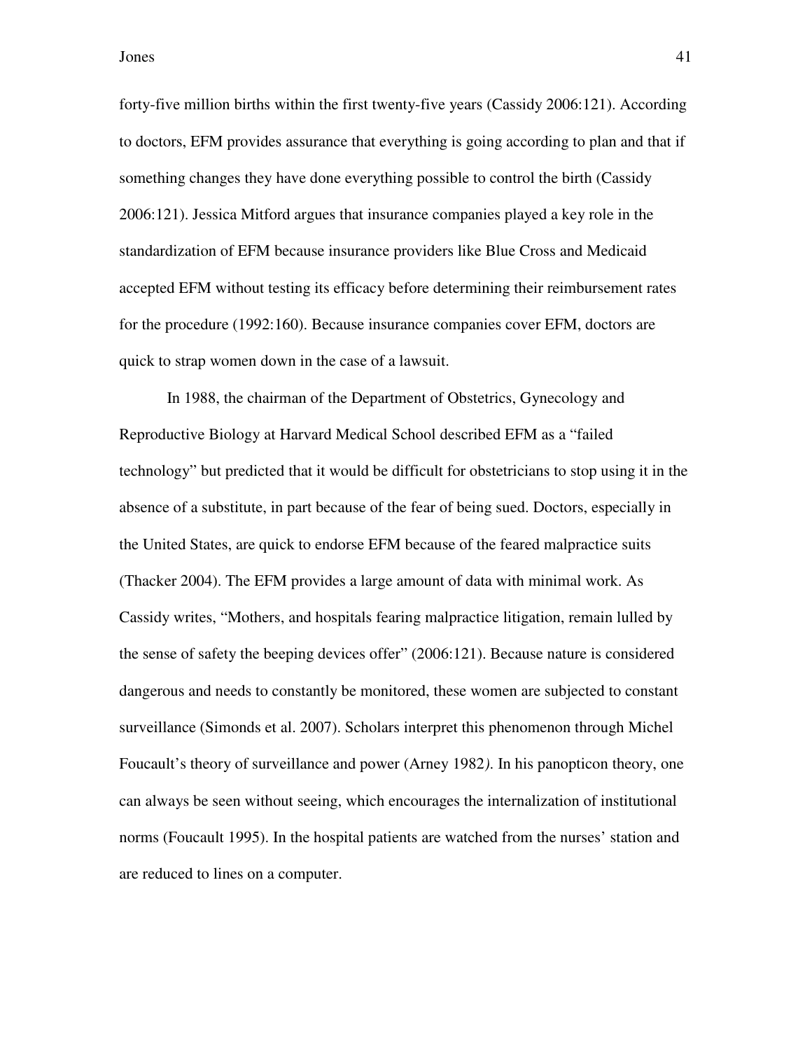forty-five million births within the first twenty-five years (Cassidy 2006:121). According to doctors, EFM provides assurance that everything is going according to plan and that if something changes they have done everything possible to control the birth (Cassidy 2006:121). Jessica Mitford argues that insurance companies played a key role in the standardization of EFM because insurance providers like Blue Cross and Medicaid accepted EFM without testing its efficacy before determining their reimbursement rates for the procedure (1992:160). Because insurance companies cover EFM, doctors are quick to strap women down in the case of a lawsuit.

In 1988, the chairman of the Department of Obstetrics, Gynecology and Reproductive Biology at Harvard Medical School described EFM as a "failed technology" but predicted that it would be difficult for obstetricians to stop using it in the absence of a substitute, in part because of the fear of being sued. Doctors, especially in the United States, are quick to endorse EFM because of the feared malpractice suits (Thacker 2004). The EFM provides a large amount of data with minimal work. As Cassidy writes, "Mothers, and hospitals fearing malpractice litigation, remain lulled by the sense of safety the beeping devices offer" (2006:121). Because nature is considered dangerous and needs to constantly be monitored, these women are subjected to constant surveillance (Simonds et al. 2007). Scholars interpret this phenomenon through Michel Foucault's theory of surveillance and power (Arney 1982). In his panopticon theory, one can always be seen without seeing, which encourages the internalization of institutional norms (Foucault 1995). In the hospital patients are watched from the nurses' station and are reduced to lines on a computer.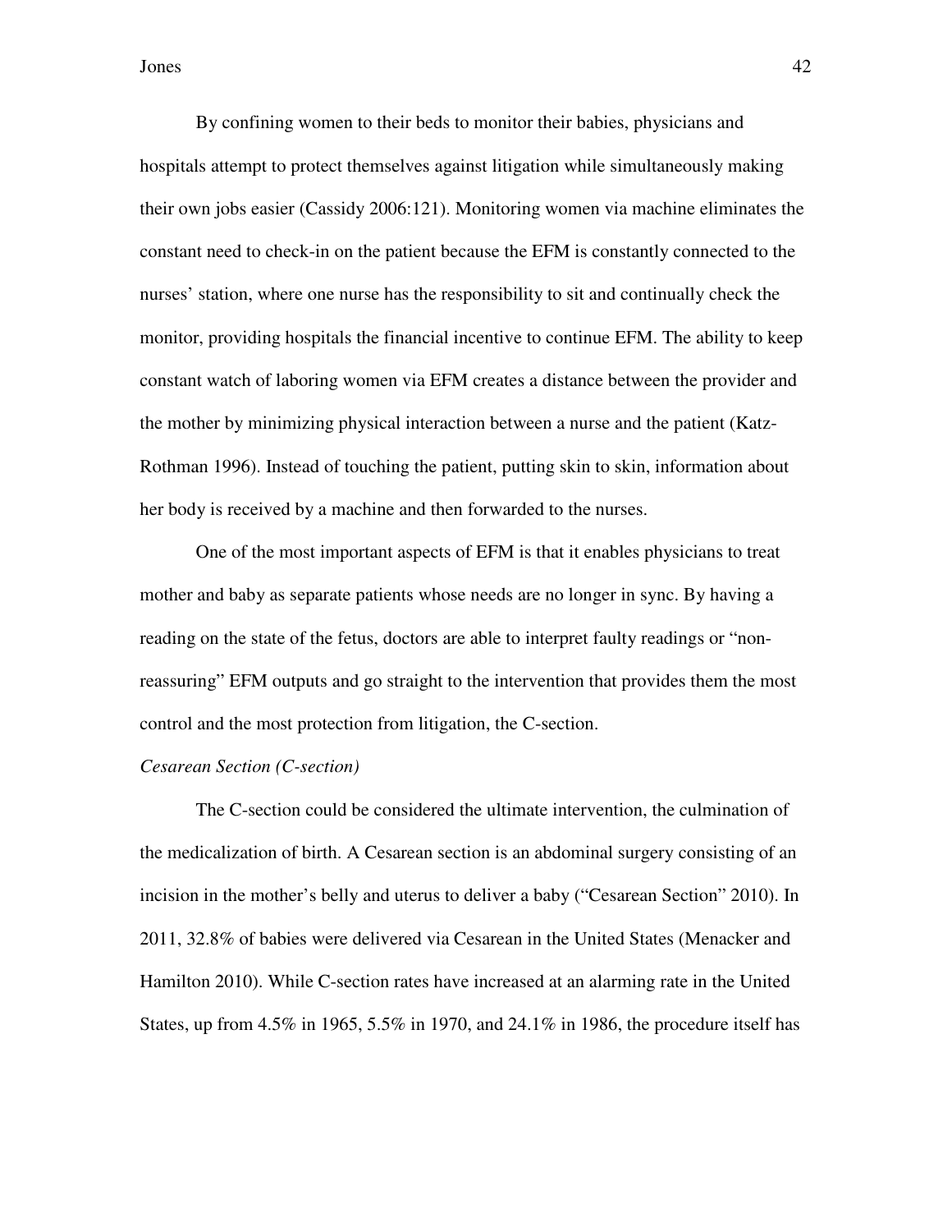By confining women to their beds to monitor their babies, physicians and hospitals attempt to protect themselves against litigation while simultaneously making their own jobs easier (Cassidy 2006:121). Monitoring women via machine eliminates the constant need to check-in on the patient because the EFM is constantly connected to the nurses' station, where one nurse has the responsibility to sit and continually check the monitor, providing hospitals the financial incentive to continue EFM. The ability to keep constant watch of laboring women via EFM creates a distance between the provider and the mother by minimizing physical interaction between a nurse and the patient (Katz-Rothman 1996). Instead of touching the patient, putting skin to skin, information about her body is received by a machine and then forwarded to the nurses.

One of the most important aspects of EFM is that it enables physicians to treat mother and baby as separate patients whose needs are no longer in sync. By having a reading on the state of the fetus, doctors are able to interpret faulty readings or "non-reassuring" EFM outputs and go straight to the intervention that provides them the most control and the most protection from litigation, the C-section.

*Cesarean Section (C-section)*

The C-section could be considered the ultimate intervention, the culmination of the medicalization of birth. A Cesarean section is an abdominal surgery consisting of an incision in the mother's belly and uterus to deliver a baby ("Cesarean Section" 2010). In 2011, 32.8% of babies were delivered via Cesarean in the United States (Menacker and Hamilton 2010). While C-section rates have increased at an alarming rate in the United States, up from 4.5% in 1965, 5.5% in 1970, and 24.1% in 1986, the procedure itself has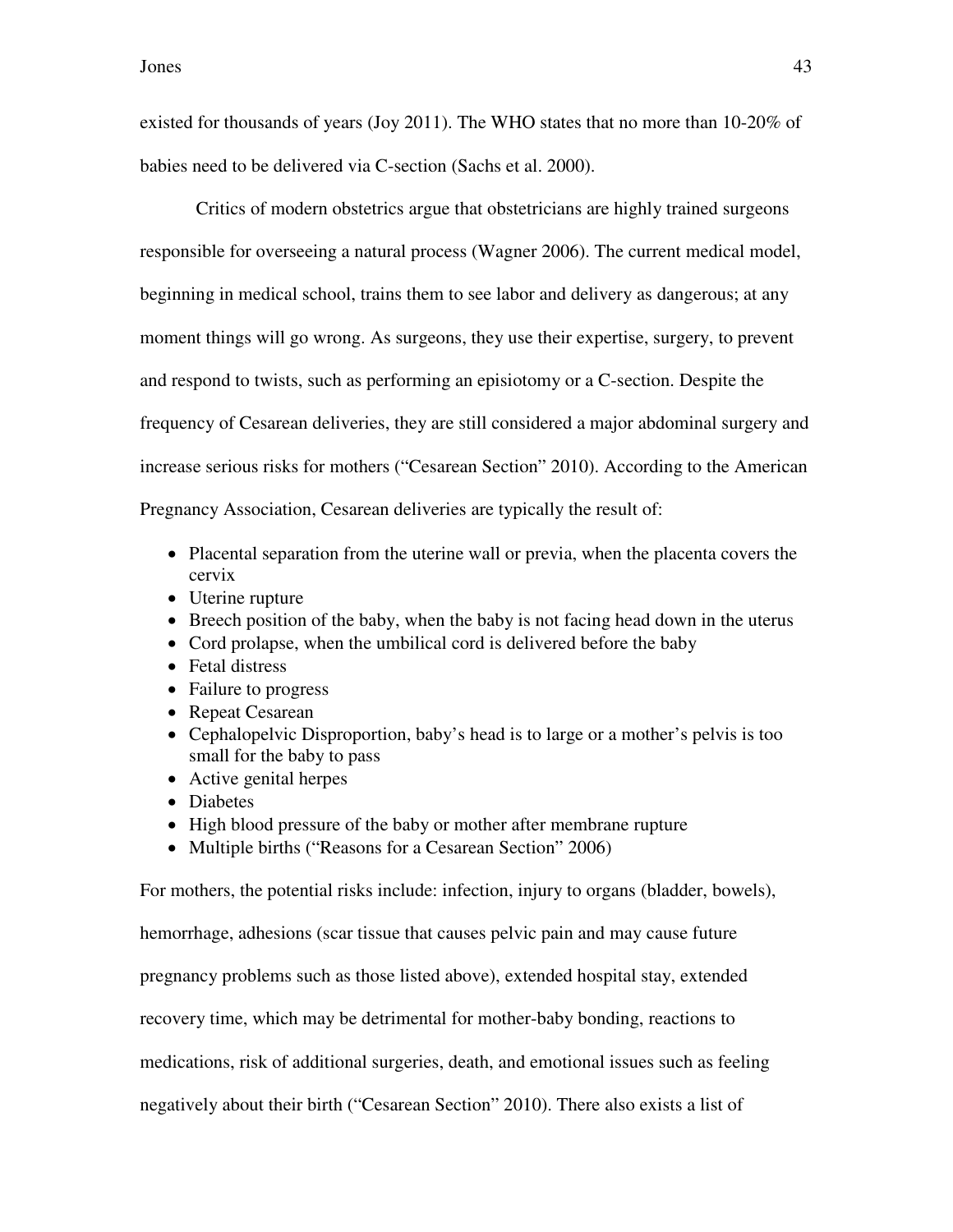existed for thousands of years (Joy 2011). The WHO states that no more than 10-20% of babies need to be delivered via C-section (Sachs et al. 2000).

Critics of modern obstetrics argue that obstetricians are highly trained surgeons responsible for overseeing a natural process (Wagner 2006). The current medical model, beginning in medical school, trains them to see labor and delivery as dangerous; at any moment things will go wrong. As surgeons, they use their expertise, surgery, to prevent and respond to twists, such as performing an episiotomy or a C-section. Despite the frequency of Cesarean deliveries, they are still considered a major abdominal surgery and increase serious risks for mothers ("Cesarean Section" 2010). According to the American Pregnancy Association, Cesarean deliveries are typically the result of:

- Placental separation from the uterine wall or previa, when the placenta covers the cervix
- Uterine rupture
- Breech position of the baby, when the baby is not facing head down in the uterus
- Cord prolapse, when the umbilical cord is delivered before the baby
- Fetal distress
- Failure to progress
- Repeat Cesarean
- Cephalopelvic Disproportion, baby's head is to large or a mother's pelvis is too small for the baby to pass
- Active genital herpes
- Diabetes
- High blood pressure of the baby or mother after membrane rupture
- Multiple births ("Reasons for a Cesarean Section" 2006)

For mothers, the potential risks include: infection, injury to organs (bladder, bowels), hemorrhage, adhesions (scar tissue that causes pelvic pain and may cause future pregnancy problems such as those listed above), extended hospital stay, extended recovery time, which may be detrimental for mother-baby bonding, reactions to medications, risk of additional surgeries, death, and emotional issues such as feeling negatively about their birth ("Cesarean Section" 2010). There also exists a list of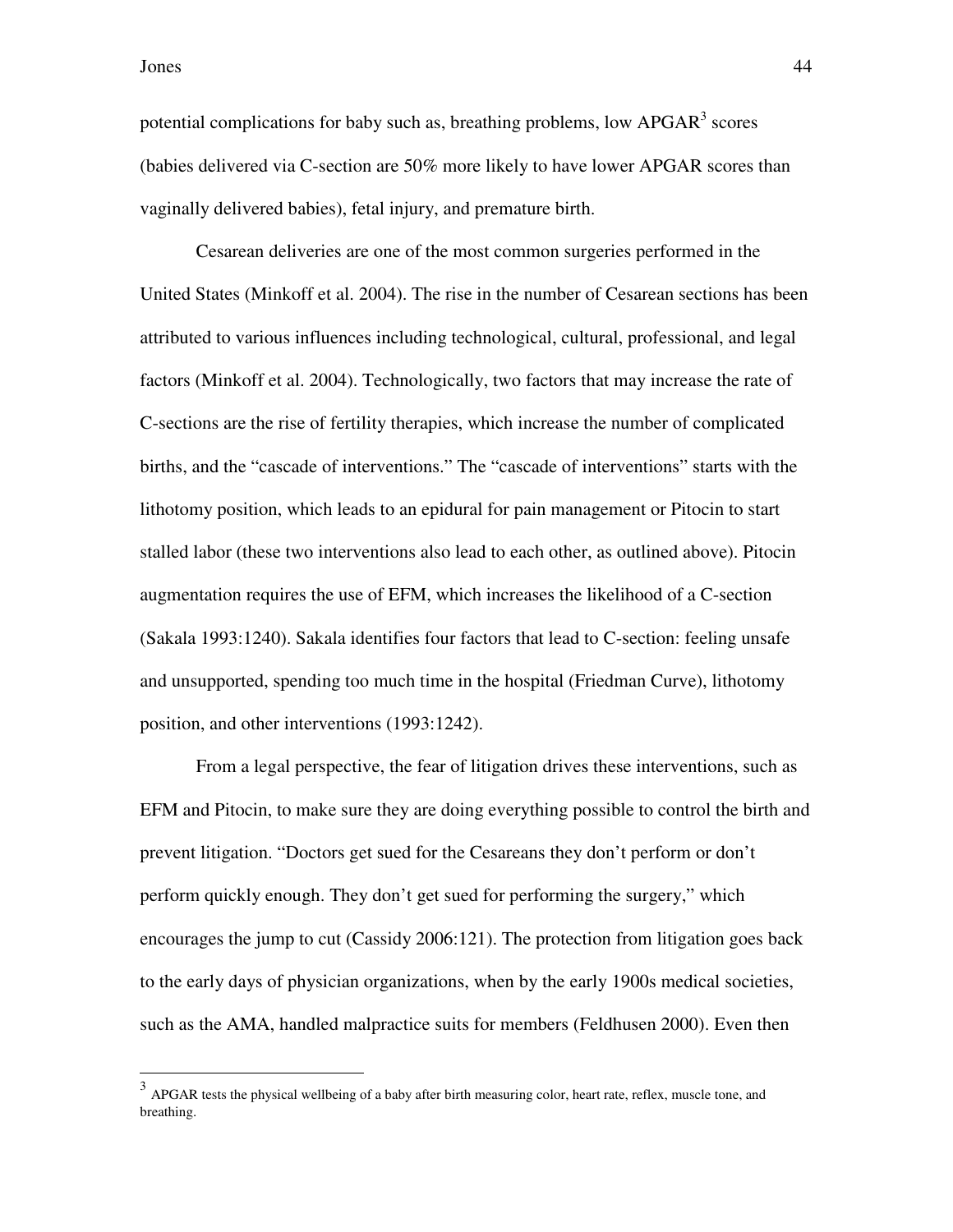potential complications for baby such as, breathing problems, low APGAR[3] scores (babies delivered via C-section are 50% more likely to have lower APGAR scores than vaginally delivered babies), fetal injury, and premature birth.

Cesarean deliveries are one of the most common surgeries performed in the United States (Minkoff et al. 2004). The rise in the number of Cesarean sections has been attributed to various influences including technological, cultural, professional, and legal factors (Minkoff et al. 2004). Technologically, two factors that may increase the rate of C-sections are the rise of fertility therapies, which increase the number of complicated births, and the "cascade of interventions." The "cascade of interventions" starts with the lithotomy position, which leads to an epidural for pain management or Pitocin to start stalled labor (these two interventions also lead to each other, as outlined above). Pitocin augmentation requires the use of EFM, which increases the likelihood of a C-section (Sakala 1993:1240). Sakala identifies four factors that lead to C-section: feeling unsafe and unsupported, spending too much time in the hospital (Friedman Curve), lithotomy position, and other interventions (1993:1242).

From a legal perspective, the fear of litigation drives these interventions, such as EFM and Pitocin, to make sure they are doing everything possible to control the birth and prevent litigation. "Doctors get sued for the Cesareans they don't perform or don't perform quickly enough. They don't get sued for performing the surgery," which encourages the jump to cut (Cassidy 2006:121). The protection from litigation goes back to the early days of physician organizations, when by the early 1900s medical societies, such as the AMA, handled malpractice suits for members (Feldhusen 2000). Even then

---

[3] APGAR tests the physical wellbeing of a baby after birth measuring color, heart rate, reflex, muscle tone, and breathing.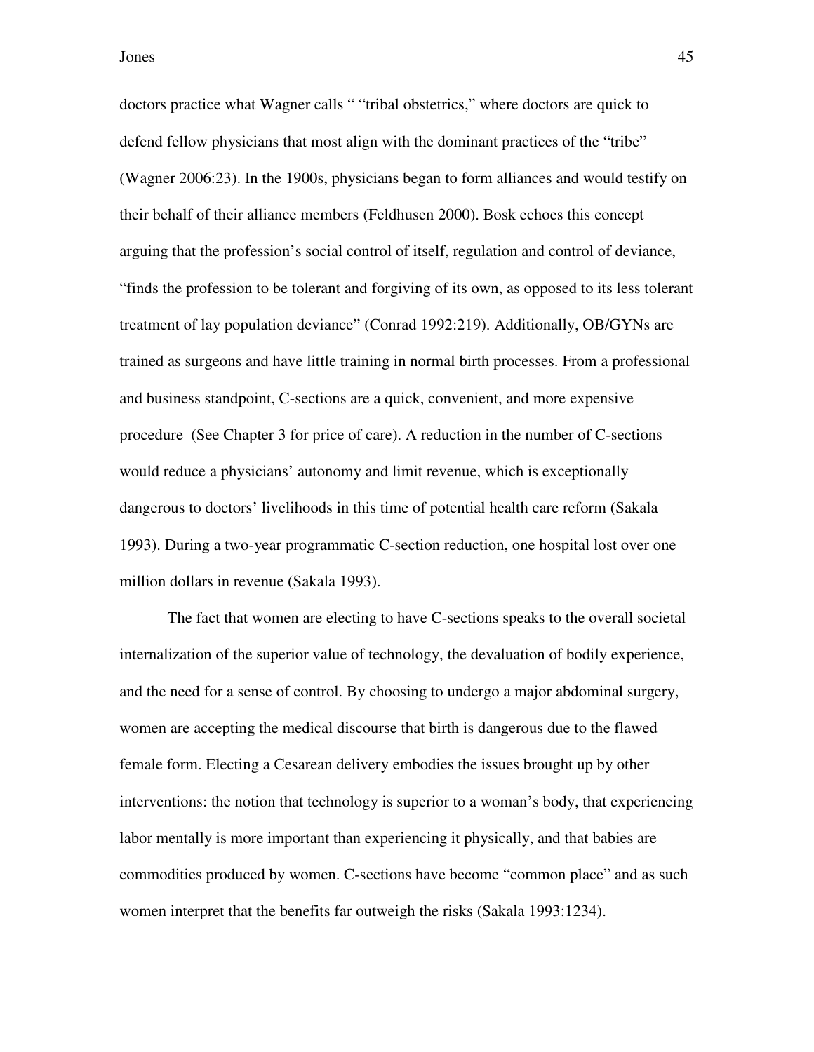doctors practice what Wagner calls " "tribal obstetrics," where doctors are quick to defend fellow physicians that most align with the dominant practices of the "tribe" (Wagner 2006:23). In the 1900s, physicians began to form alliances and would testify on their behalf of their alliance members (Feldhusen 2000). Bosk echoes this concept arguing that the profession's social control of itself, regulation and control of deviance, "finds the profession to be tolerant and forgiving of its own, as opposed to its less tolerant treatment of lay population deviance" (Conrad 1992:219). Additionally, OB/GYNs are trained as surgeons and have little training in normal birth processes. From a professional and business standpoint, C-sections are a quick, convenient, and more expensive procedure (See Chapter 3 for price of care). A reduction in the number of C-sections would reduce a physicians' autonomy and limit revenue, which is exceptionally dangerous to doctors' livelihoods in this time of potential health care reform (Sakala 1993). During a two-year programmatic C-section reduction, one hospital lost over one million dollars in revenue (Sakala 1993).

The fact that women are electing to have C-sections speaks to the overall societal internalization of the superior value of technology, the devaluation of bodily experience, and the need for a sense of control. By choosing to undergo a major abdominal surgery, women are accepting the medical discourse that birth is dangerous due to the flawed female form. Electing a Cesarean delivery embodies the issues brought up by other interventions: the notion that technology is superior to a woman's body, that experiencing labor mentally is more important than experiencing it physically, and that babies are commodities produced by women. C-sections have become "common place" and as such women interpret that the benefits far outweigh the risks (Sakala 1993:1234).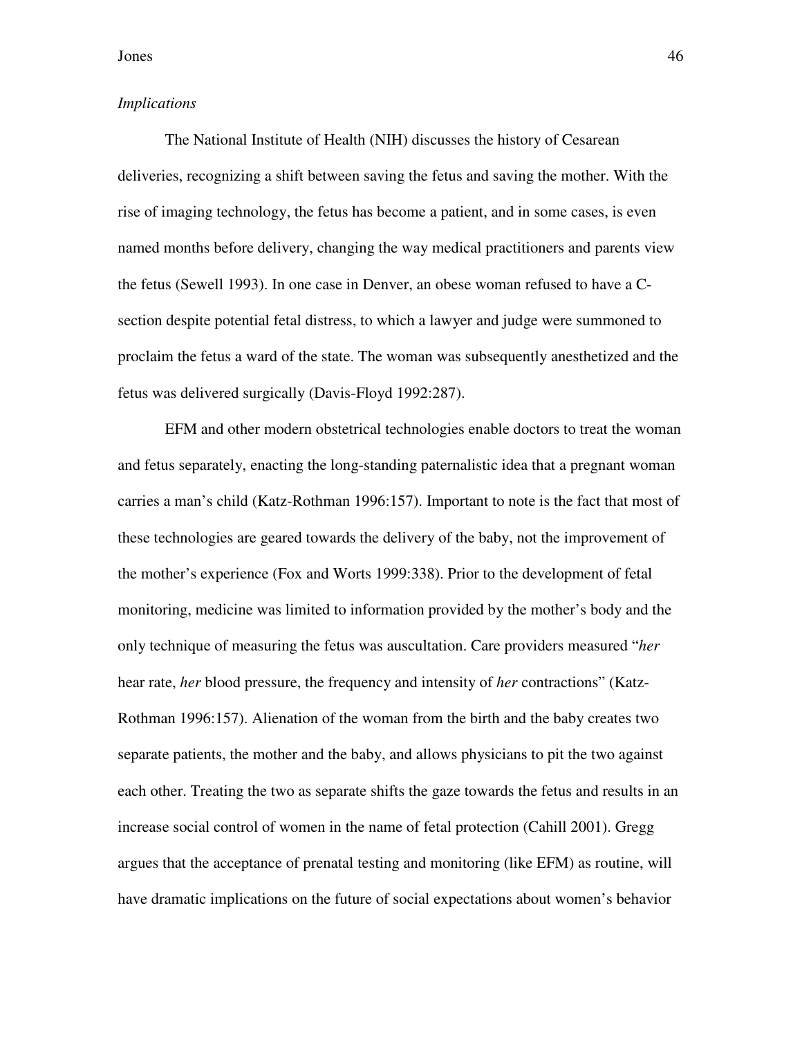*Implications*

The National Institute of Health (NIH) discusses the history of Cesarean deliveries, recognizing a shift between saving the fetus and saving the mother. With the rise of imaging technology, the fetus has become a patient, and in some cases, is even named months before delivery, changing the way medical practitioners and parents view the fetus (Sewell 1993). In one case in Denver, an obese woman refused to have a C-section despite potential fetal distress, to which a lawyer and judge were summoned to proclaim the fetus a ward of the state. The woman was subsequently anesthetized and the fetus was delivered surgically (Davis-Floyd 1992:287).

EFM and other modern obstetrical technologies enable doctors to treat the woman and fetus separately, enacting the long-standing paternalistic idea that a pregnant woman carries a man's child (Katz-Rothman 1996:157). Important to note is the fact that most of these technologies are geared towards the delivery of the baby, not the improvement of the mother's experience (Fox and Worts 1999:338). Prior to the development of fetal monitoring, medicine was limited to information provided by the mother's body and the only technique of measuring the fetus was auscultation. Care providers measured "*her* hear rate, *her* blood pressure, the frequency and intensity of *her* contractions" (Katz-Rothman 1996:157). Alienation of the woman from the birth and the baby creates two separate patients, the mother and the baby, and allows physicians to pit the two against each other. Treating the two as separate shifts the gaze towards the fetus and results in an increase social control of women in the name of fetal protection (Cahill 2001). Gregg argues that the acceptance of prenatal testing and monitoring (like EFM) as routine, will have dramatic implications on the future of social expectations about women's behavior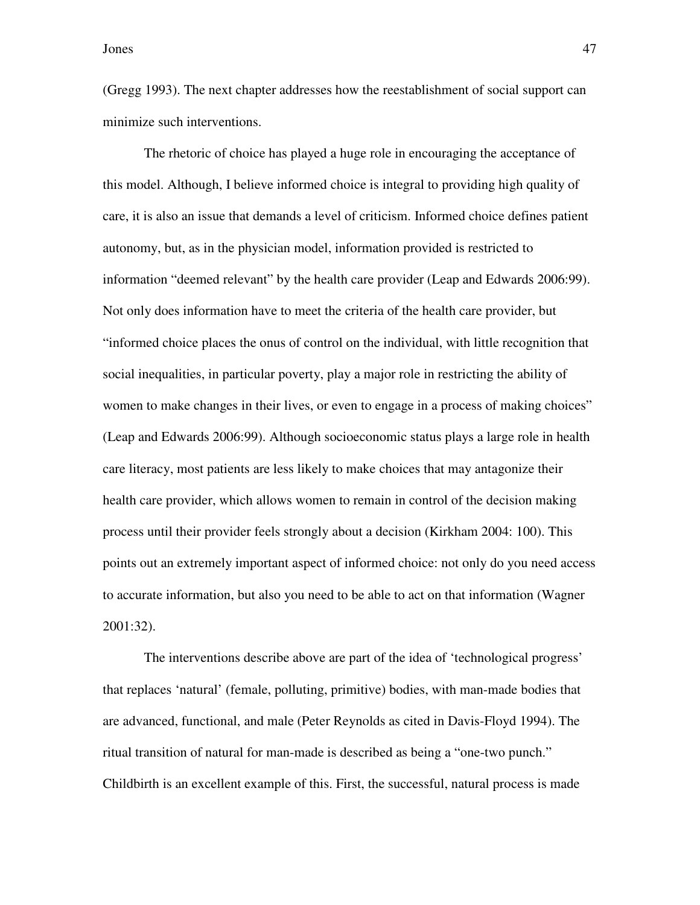(Gregg 1993). The next chapter addresses how the reestablishment of social support can minimize such interventions.

The rhetoric of choice has played a huge role in encouraging the acceptance of this model. Although, I believe informed choice is integral to providing high quality of care, it is also an issue that demands a level of criticism. Informed choice defines patient autonomy, but, as in the physician model, information provided is restricted to information "deemed relevant" by the health care provider (Leap and Edwards 2006:99). Not only does information have to meet the criteria of the health care provider, but "informed choice places the onus of control on the individual, with little recognition that social inequalities, in particular poverty, play a major role in restricting the ability of women to make changes in their lives, or even to engage in a process of making choices" (Leap and Edwards 2006:99). Although socioeconomic status plays a large role in health care literacy, most patients are less likely to make choices that may antagonize their health care provider, which allows women to remain in control of the decision making process until their provider feels strongly about a decision (Kirkham 2004: 100). This points out an extremely important aspect of informed choice: not only do you need access to accurate information, but also you need to be able to act on that information (Wagner 2001:32).

The interventions describe above are part of the idea of 'technological progress' that replaces 'natural' (female, polluting, primitive) bodies, with man-made bodies that are advanced, functional, and male (Peter Reynolds as cited in Davis-Floyd 1994). The ritual transition of natural for man-made is described as being a "one-two punch." Childbirth is an excellent example of this. First, the successful, natural process is made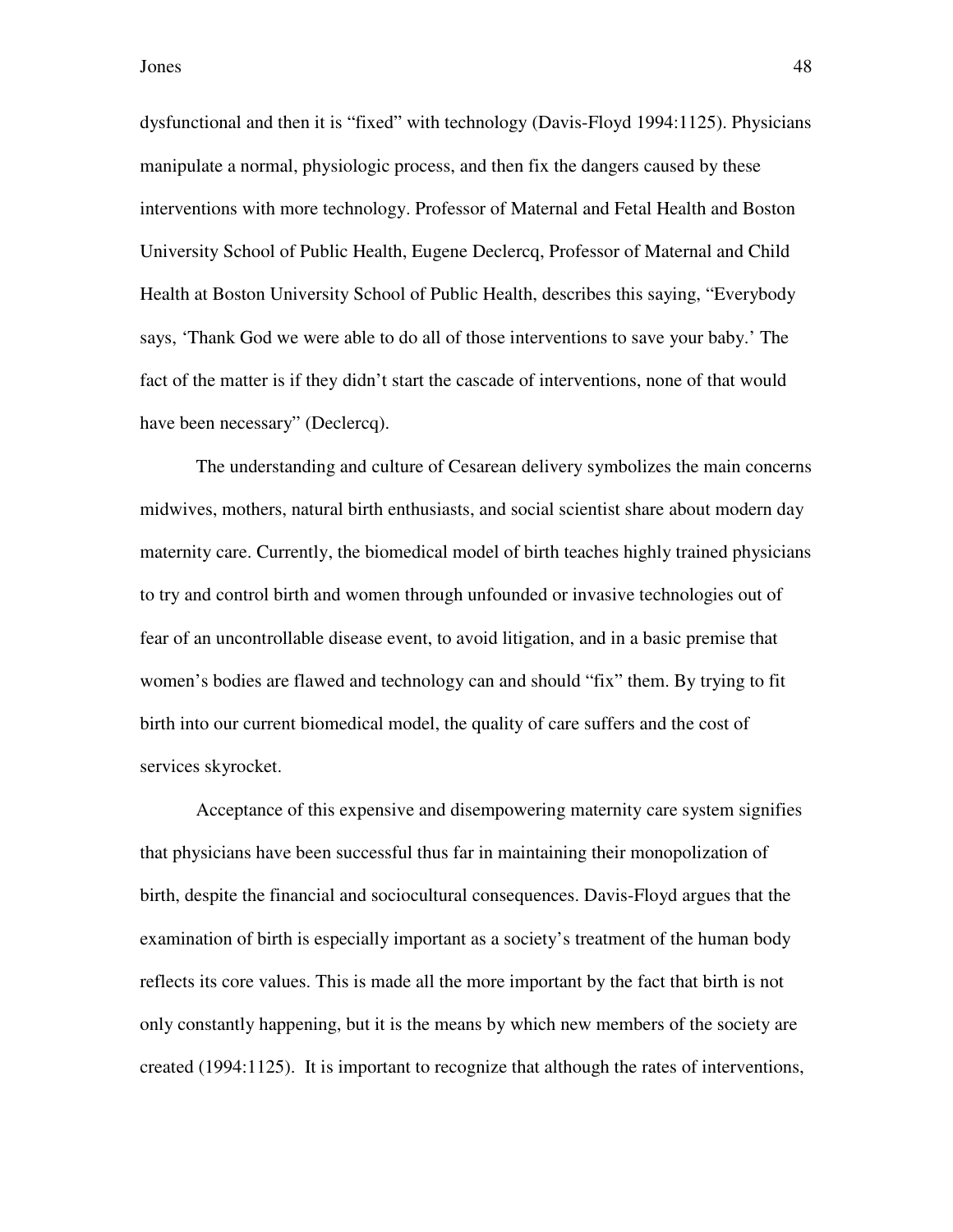dysfunctional and then it is "fixed" with technology (Davis-Floyd 1994:1125). Physicians manipulate a normal, physiologic process, and then fix the dangers caused by these interventions with more technology. Professor of Maternal and Fetal Health and Boston University School of Public Health, Eugene Declercq, Professor of Maternal and Child Health at Boston University School of Public Health, describes this saying, "Everybody says, 'Thank God we were able to do all of those interventions to save your baby.' The fact of the matter is if they didn't start the cascade of interventions, none of that would have been necessary" (Declercq).

The understanding and culture of Cesarean delivery symbolizes the main concerns midwives, mothers, natural birth enthusiasts, and social scientist share about modern day maternity care. Currently, the biomedical model of birth teaches highly trained physicians to try and control birth and women through unfounded or invasive technologies out of fear of an uncontrollable disease event, to avoid litigation, and in a basic premise that women's bodies are flawed and technology can and should "fix" them. By trying to fit birth into our current biomedical model, the quality of care suffers and the cost of services skyrocket.

Acceptance of this expensive and disempowering maternity care system signifies that physicians have been successful thus far in maintaining their monopolization of birth, despite the financial and sociocultural consequences. Davis-Floyd argues that the examination of birth is especially important as a society's treatment of the human body reflects its core values. This is made all the more important by the fact that birth is not only constantly happening, but it is the means by which new members of the society are created (1994:1125). It is important to recognize that although the rates of interventions,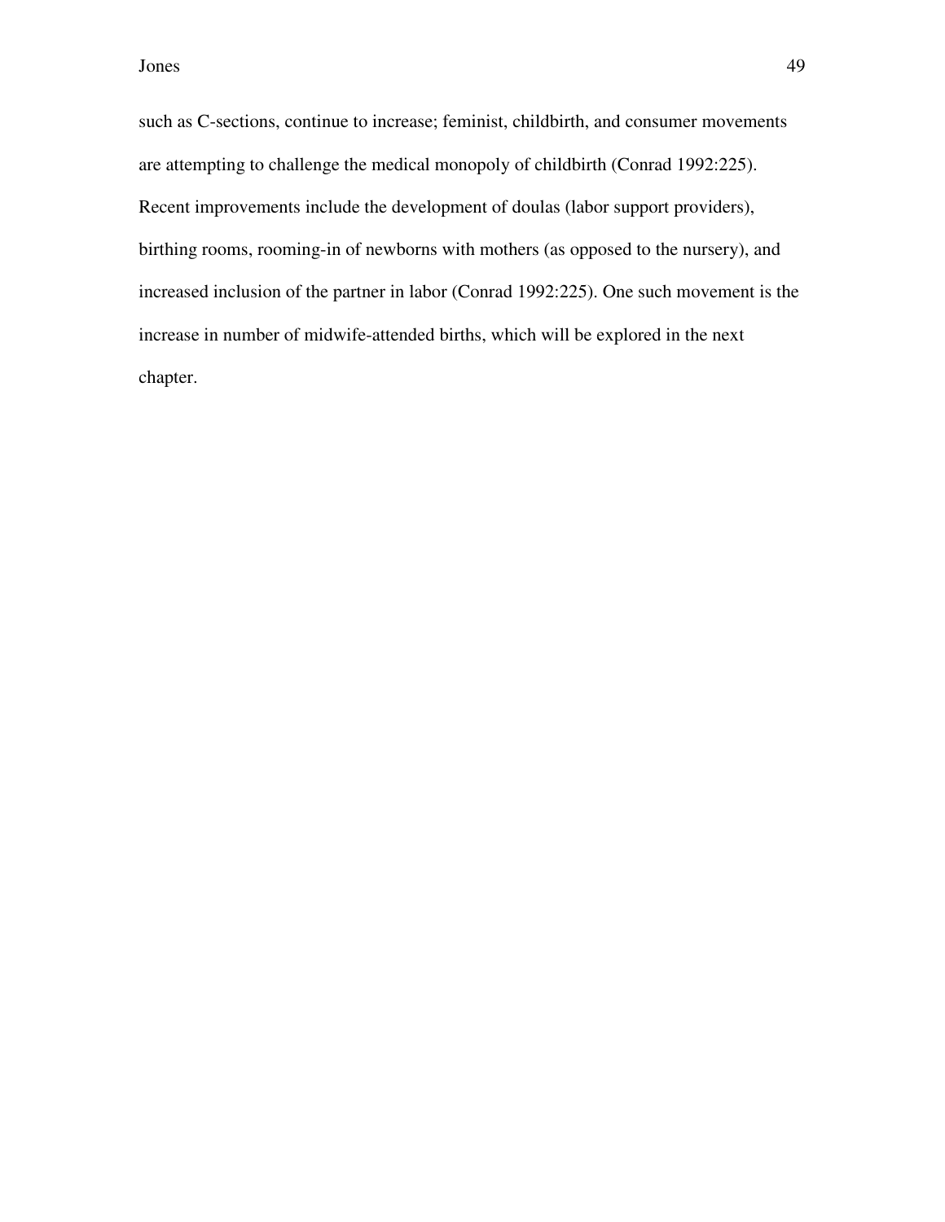such as C-sections, continue to increase; feminist, childbirth, and consumer movements are attempting to challenge the medical monopoly of childbirth (Conrad 1992:225). Recent improvements include the development of doulas (labor support providers), birthing rooms, rooming-in of newborns with mothers (as opposed to the nursery), and increased inclusion of the partner in labor (Conrad 1992:225). One such movement is the increase in number of midwife-attended births, which will be explored in the next chapter.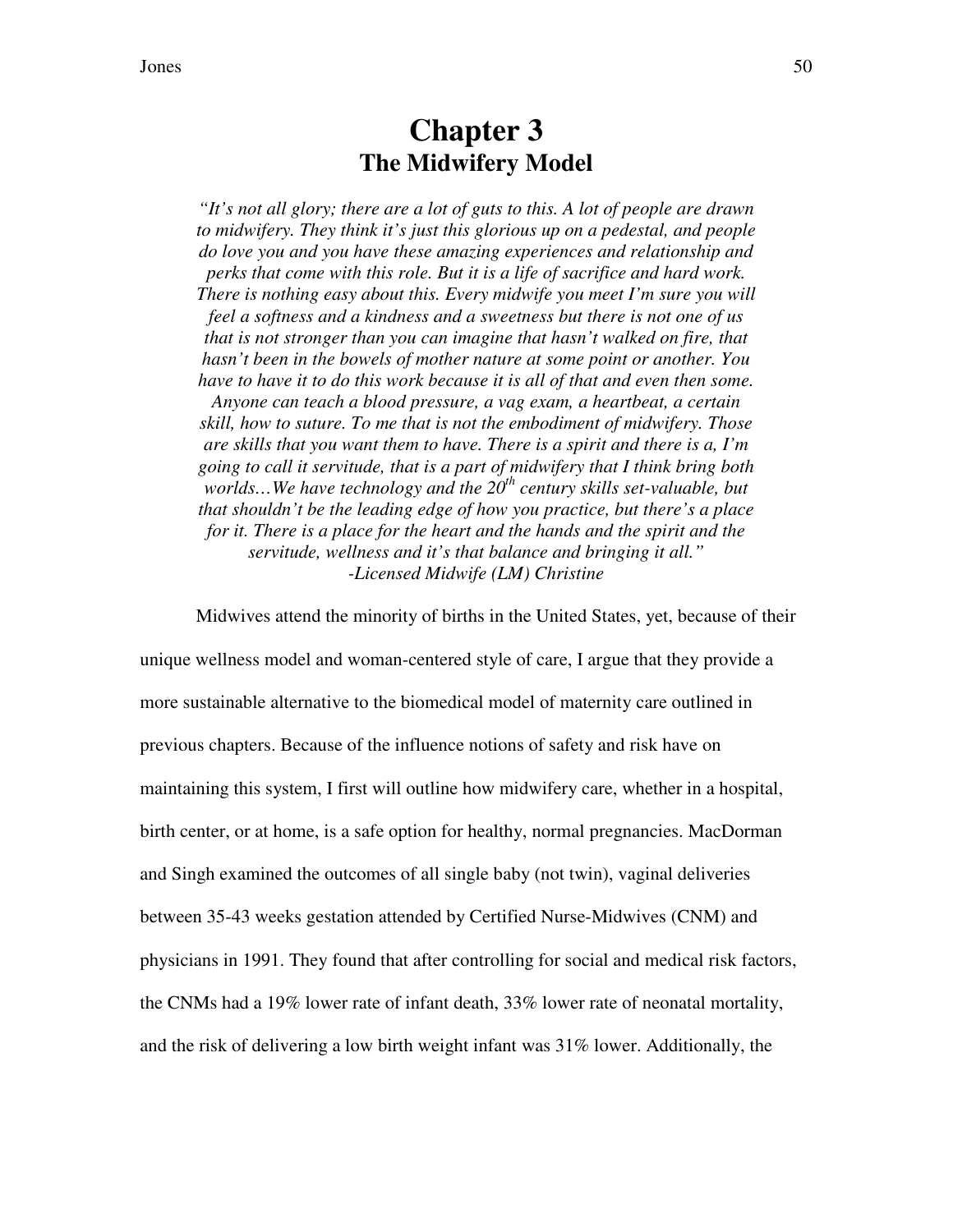# Chapter 3
## The Midwifery Model

*"It's not all glory; there are a lot of guts to this. A lot of people are drawn to midwifery. They think it's just this glorious up on a pedestal, and people do love you and you have these amazing experiences and relationship and perks that come with this role. But it is a life of sacrifice and hard work. There is nothing easy about this. Every midwife you meet I'm sure you will feel a softness and a kindness and a sweetness but there is not one of us that is not stronger than you can imagine that hasn't walked on fire, that hasn't been in the bowels of mother nature at some point or another. You have to have it to do this work because it is all of that and even then some. Anyone can teach a blood pressure, a vag exam, a heartbeat, a certain skill, how to suture. To me that is not the embodiment of midwifery. Those are skills that you want them to have. There is a spirit and there is a, I'm going to call it servitude, that is a part of midwifery that I think bring both worlds…We have technology and the 20th century skills set-valuable, but that shouldn't be the leading edge of how you practice, but there's a place for it. There is a place for the heart and the hands and the spirit and the servitude, wellness and it's that balance and bringing it all."*
*-Licensed Midwife (LM) Christine*

Midwives attend the minority of births in the United States, yet, because of their unique wellness model and woman-centered style of care, I argue that they provide a more sustainable alternative to the biomedical model of maternity care outlined in previous chapters. Because of the influence notions of safety and risk have on maintaining this system, I first will outline how midwifery care, whether in a hospital, birth center, or at home, is a safe option for healthy, normal pregnancies. MacDorman and Singh examined the outcomes of all single baby (not twin), vaginal deliveries between 35-43 weeks gestation attended by Certified Nurse-Midwives (CNM) and physicians in 1991. They found that after controlling for social and medical risk factors, the CNMs had a 19% lower rate of infant death, 33% lower rate of neonatal mortality, and the risk of delivering a low birth weight infant was 31% lower. Additionally, the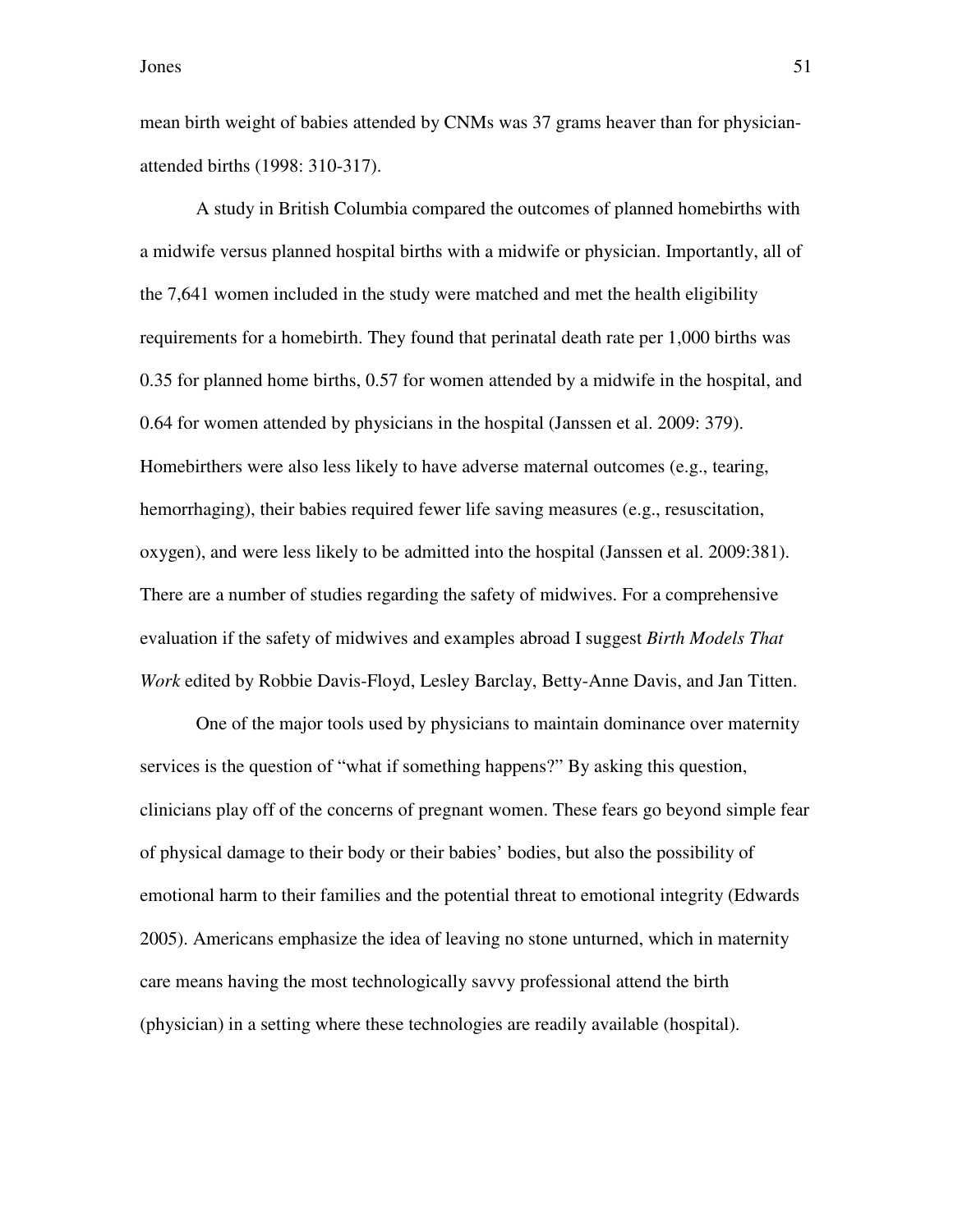mean birth weight of babies attended by CNMs was 37 grams heaver than for physician-attended births (1998: 310-317).

A study in British Columbia compared the outcomes of planned homebirths with a midwife versus planned hospital births with a midwife or physician. Importantly, all of the 7,641 women included in the study were matched and met the health eligibility requirements for a homebirth. They found that perinatal death rate per 1,000 births was 0.35 for planned home births, 0.57 for women attended by a midwife in the hospital, and 0.64 for women attended by physicians in the hospital (Janssen et al. 2009: 379). Homebirthers were also less likely to have adverse maternal outcomes (e.g., tearing, hemorrhaging), their babies required fewer life saving measures (e.g., resuscitation, oxygen), and were less likely to be admitted into the hospital (Janssen et al. 2009:381). There are a number of studies regarding the safety of midwives. For a comprehensive evaluation if the safety of midwives and examples abroad I suggest *Birth Models That Work* edited by Robbie Davis-Floyd, Lesley Barclay, Betty-Anne Davis, and Jan Titten.

One of the major tools used by physicians to maintain dominance over maternity services is the question of "what if something happens?" By asking this question, clinicians play off of the concerns of pregnant women. These fears go beyond simple fear of physical damage to their body or their babies' bodies, but also the possibility of emotional harm to their families and the potential threat to emotional integrity (Edwards 2005). Americans emphasize the idea of leaving no stone unturned, which in maternity care means having the most technologically savvy professional attend the birth (physician) in a setting where these technologies are readily available (hospital).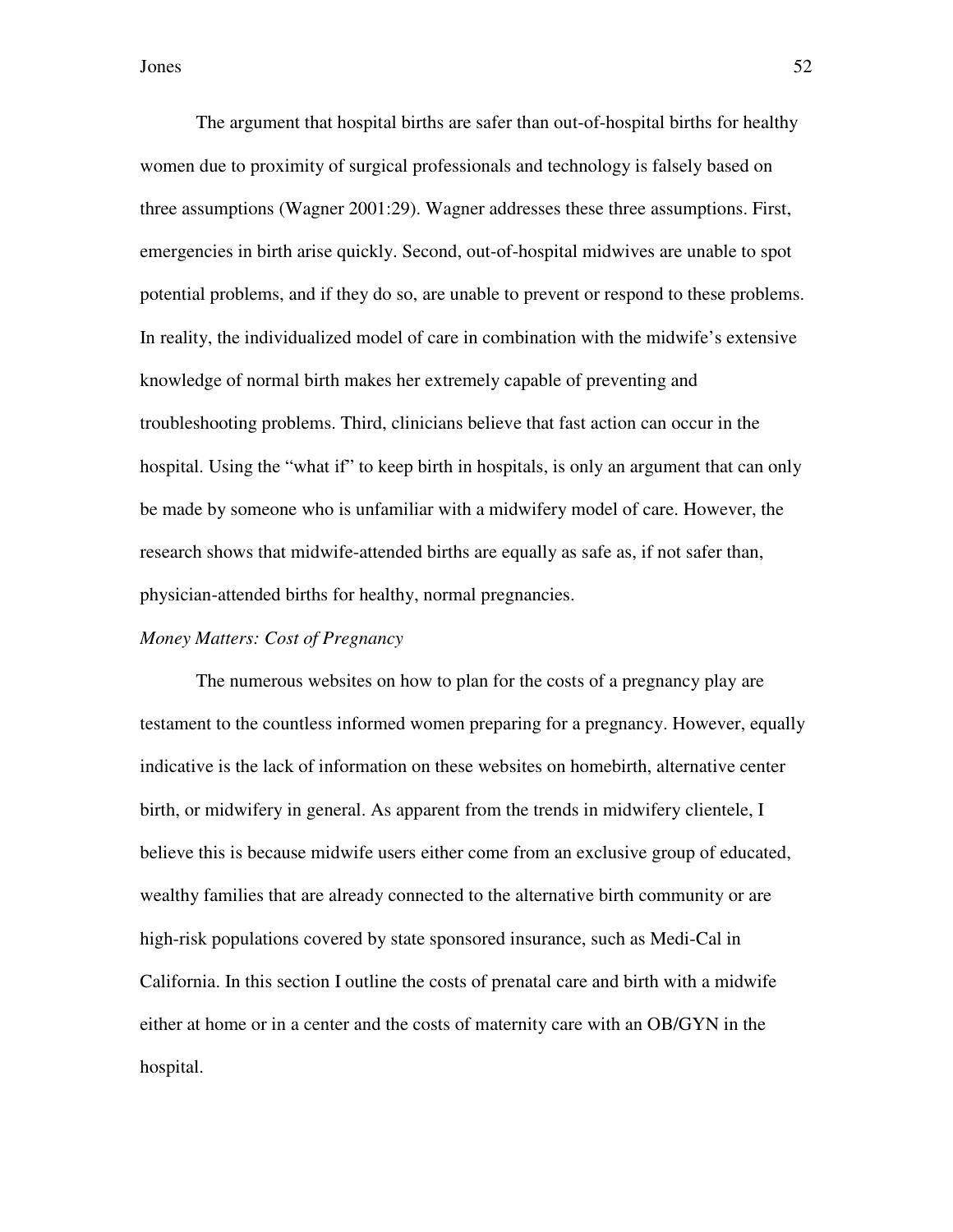The argument that hospital births are safer than out-of-hospital births for healthy women due to proximity of surgical professionals and technology is falsely based on three assumptions (Wagner 2001:29). Wagner addresses these three assumptions. First, emergencies in birth arise quickly. Second, out-of-hospital midwives are unable to spot potential problems, and if they do so, are unable to prevent or respond to these problems. In reality, the individualized model of care in combination with the midwife's extensive knowledge of normal birth makes her extremely capable of preventing and troubleshooting problems. Third, clinicians believe that fast action can occur in the hospital. Using the "what if" to keep birth in hospitals, is only an argument that can only be made by someone who is unfamiliar with a midwifery model of care. However, the research shows that midwife-attended births are equally as safe as, if not safer than, physician-attended births for healthy, normal pregnancies.

*Money Matters: Cost of Pregnancy*

The numerous websites on how to plan for the costs of a pregnancy play are testament to the countless informed women preparing for a pregnancy. However, equally indicative is the lack of information on these websites on homebirth, alternative center birth, or midwifery in general. As apparent from the trends in midwifery clientele, I believe this is because midwife users either come from an exclusive group of educated, wealthy families that are already connected to the alternative birth community or are high-risk populations covered by state sponsored insurance, such as Medi-Cal in California. In this section I outline the costs of prenatal care and birth with a midwife either at home or in a center and the costs of maternity care with an OB/GYN in the hospital.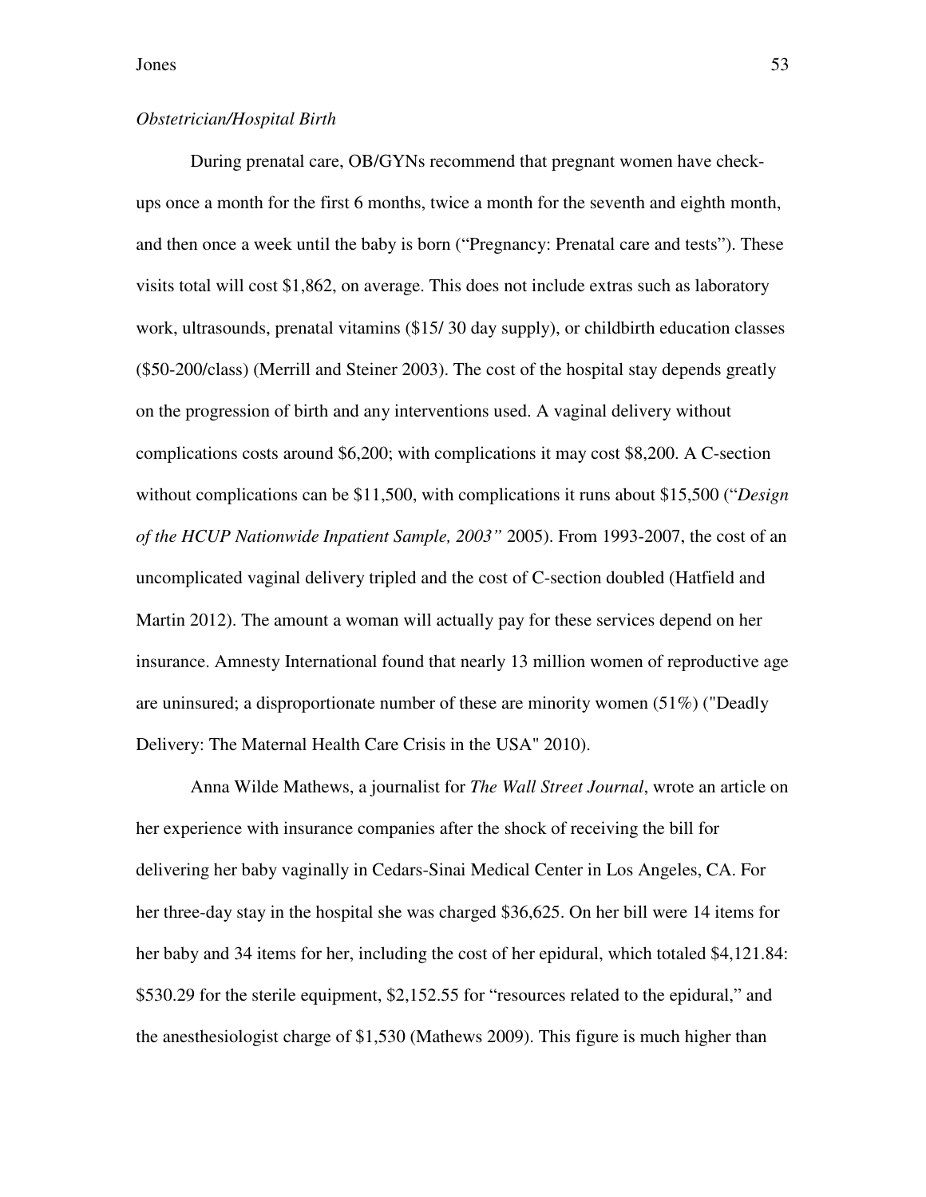*Obstetrician/Hospital Birth*

During prenatal care, OB/GYNs recommend that pregnant women have check-ups once a month for the first 6 months, twice a month for the seventh and eighth month, and then once a week until the baby is born ("Pregnancy: Prenatal care and tests"). These visits total will cost $1,862, on average. This does not include extras such as laboratory work, ultrasounds, prenatal vitamins ($15/ 30 day supply), or childbirth education classes ($50-200/class) (Merrill and Steiner 2003). The cost of the hospital stay depends greatly on the progression of birth and any interventions used. A vaginal delivery without complications costs around $6,200; with complications it may cost $8,200. A C-section without complications can be $11,500, with complications it runs about $15,500 ("*Design of the HCUP Nationwide Inpatient Sample, 2003"* 2005). From 1993-2007, the cost of an uncomplicated vaginal delivery tripled and the cost of C-section doubled (Hatfield and Martin 2012). The amount a woman will actually pay for these services depend on her insurance. Amnesty International found that nearly 13 million women of reproductive age are uninsured; a disproportionate number of these are minority women (51%) ("Deadly Delivery: The Maternal Health Care Crisis in the USA" 2010).

Anna Wilde Mathews, a journalist for *The Wall Street Journal*, wrote an article on her experience with insurance companies after the shock of receiving the bill for delivering her baby vaginally in Cedars-Sinai Medical Center in Los Angeles, CA. For her three-day stay in the hospital she was charged $36,625. On her bill were 14 items for her baby and 34 items for her, including the cost of her epidural, which totaled $4,121.84: $530.29 for the sterile equipment, $2,152.55 for "resources related to the epidural," and the anesthesiologist charge of $1,530 (Mathews 2009). This figure is much higher than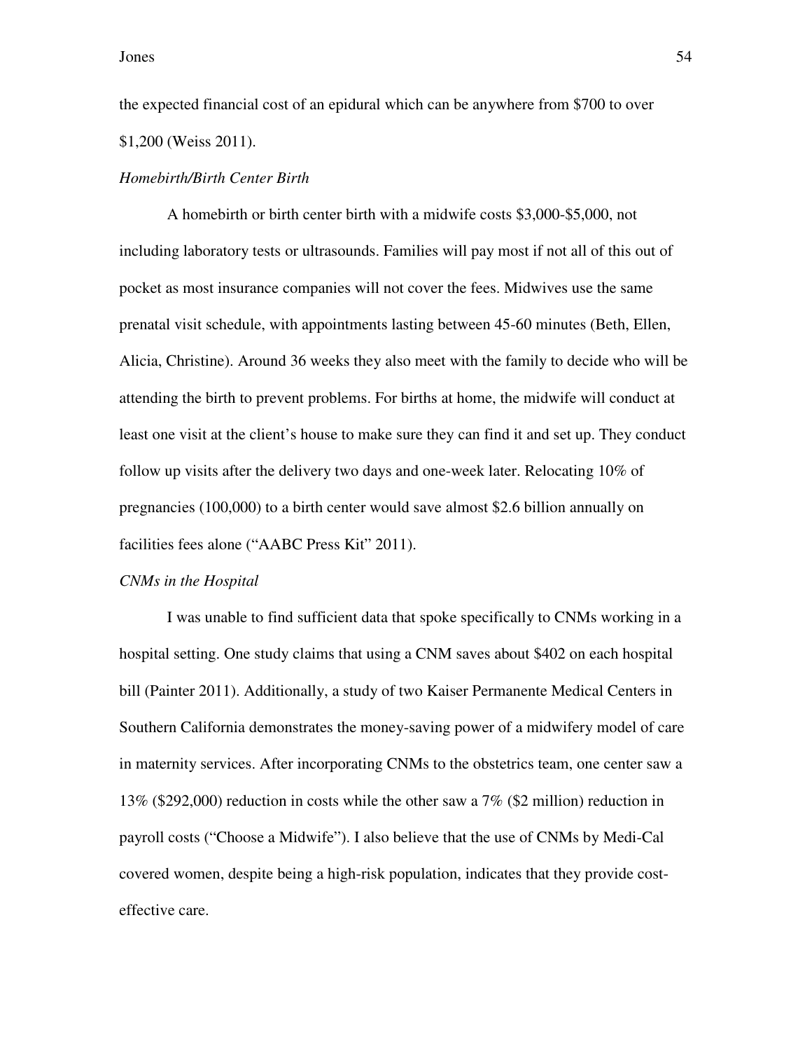the expected financial cost of an epidural which can be anywhere from $700 to over $1,200 (Weiss 2011).

*Homebirth/Birth Center Birth*

A homebirth or birth center birth with a midwife costs $3,000-$5,000, not including laboratory tests or ultrasounds. Families will pay most if not all of this out of pocket as most insurance companies will not cover the fees. Midwives use the same prenatal visit schedule, with appointments lasting between 45-60 minutes (Beth, Ellen, Alicia, Christine). Around 36 weeks they also meet with the family to decide who will be attending the birth to prevent problems. For births at home, the midwife will conduct at least one visit at the client's house to make sure they can find it and set up. They conduct follow up visits after the delivery two days and one-week later. Relocating 10% of pregnancies (100,000) to a birth center would save almost $2.6 billion annually on facilities fees alone ("AABC Press Kit" 2011).

*CNMs in the Hospital*

I was unable to find sufficient data that spoke specifically to CNMs working in a hospital setting. One study claims that using a CNM saves about $402 on each hospital bill (Painter 2011). Additionally, a study of two Kaiser Permanente Medical Centers in Southern California demonstrates the money-saving power of a midwifery model of care in maternity services. After incorporating CNMs to the obstetrics team, one center saw a 13% ($292,000) reduction in costs while the other saw a 7% ($2 million) reduction in payroll costs ("Choose a Midwife"). I also believe that the use of CNMs by Medi-Cal covered women, despite being a high-risk population, indicates that they provide cost-effective care.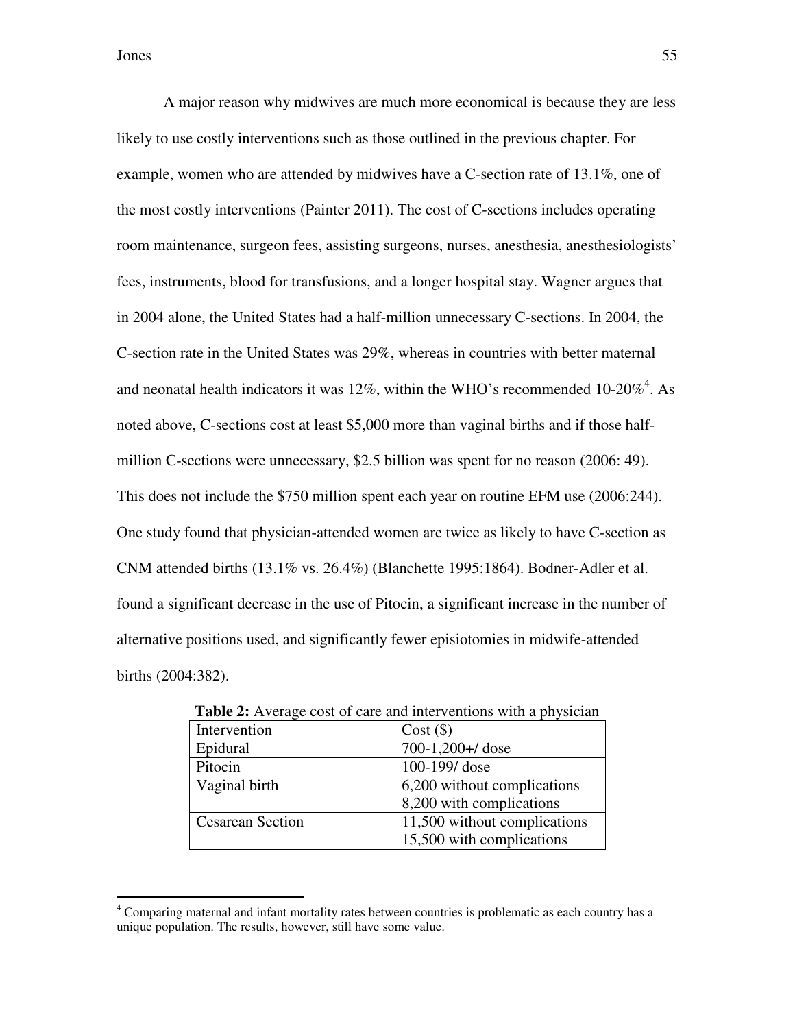A major reason why midwives are much more economical is because they are less likely to use costly interventions such as those outlined in the previous chapter. For example, women who are attended by midwives have a C-section rate of 13.1%, one of the most costly interventions (Painter 2011). The cost of C-sections includes operating room maintenance, surgeon fees, assisting surgeons, nurses, anesthesia, anesthesiologists' fees, instruments, blood for transfusions, and a longer hospital stay. Wagner argues that in 2004 alone, the United States had a half-million unnecessary C-sections. In 2004, the C-section rate in the United States was 29%, whereas in countries with better maternal and neonatal health indicators it was 12%, within the WHO's recommended 10-20%[4]. As noted above, C-sections cost at least $5,000 more than vaginal births and if those half-million C-sections were unnecessary, $2.5 billion was spent for no reason (2006: 49). This does not include the $750 million spent each year on routine EFM use (2006:244). One study found that physician-attended women are twice as likely to have C-section as CNM attended births (13.1% vs. 26.4%) (Blanchette 1995:1864). Bodner-Adler et al. found a significant decrease in the use of Pitocin, a significant increase in the number of alternative positions used, and significantly fewer episiotomies in midwife-attended births (2004:382).

**Table 2:** Average cost of care and interventions with a physician

| Intervention | Cost ($) |
|---|---|
| Epidural | 700-1,200+/ dose |
| Pitocin | 100-199/ dose |
| Vaginal birth | 6,200 without complications<br>8,200 with complications |
| Cesarean Section | 11,500 without complications<br>15,500 with complications |

[4] Comparing maternal and infant mortality rates between countries is problematic as each country has a unique population. The results, however, still have some value.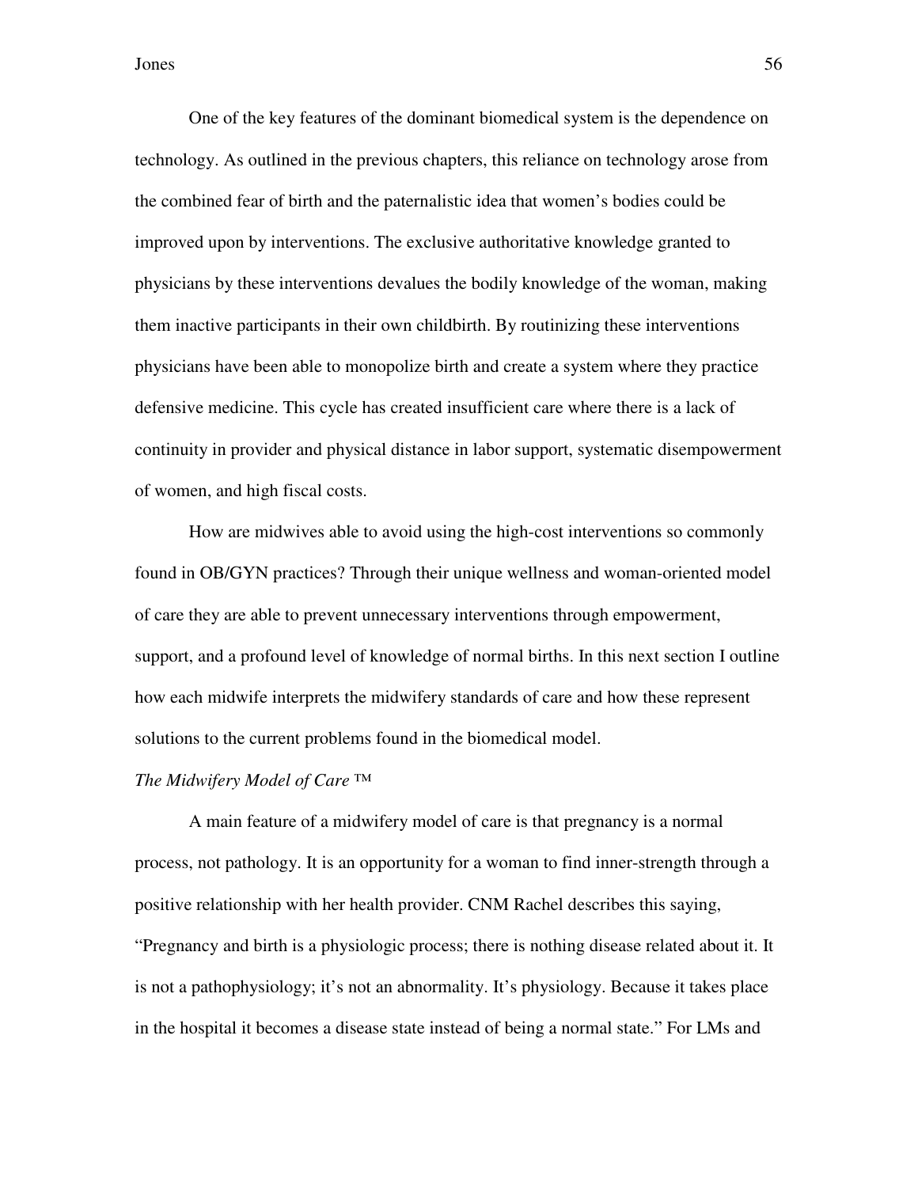One of the key features of the dominant biomedical system is the dependence on technology. As outlined in the previous chapters, this reliance on technology arose from the combined fear of birth and the paternalistic idea that women's bodies could be improved upon by interventions. The exclusive authoritative knowledge granted to physicians by these interventions devalues the bodily knowledge of the woman, making them inactive participants in their own childbirth. By routinizing these interventions physicians have been able to monopolize birth and create a system where they practice defensive medicine. This cycle has created insufficient care where there is a lack of continuity in provider and physical distance in labor support, systematic disempowerment of women, and high fiscal costs.

How are midwives able to avoid using the high-cost interventions so commonly found in OB/GYN practices? Through their unique wellness and woman-oriented model of care they are able to prevent unnecessary interventions through empowerment, support, and a profound level of knowledge of normal births. In this next section I outline how each midwife interprets the midwifery standards of care and how these represent solutions to the current problems found in the biomedical model.

*The Midwifery Model of Care ™*

A main feature of a midwifery model of care is that pregnancy is a normal process, not pathology. It is an opportunity for a woman to find inner-strength through a positive relationship with her health provider. CNM Rachel describes this saying, "Pregnancy and birth is a physiologic process; there is nothing disease related about it. It is not a pathophysiology; it's not an abnormality. It's physiology. Because it takes place in the hospital it becomes a disease state instead of being a normal state." For LMs and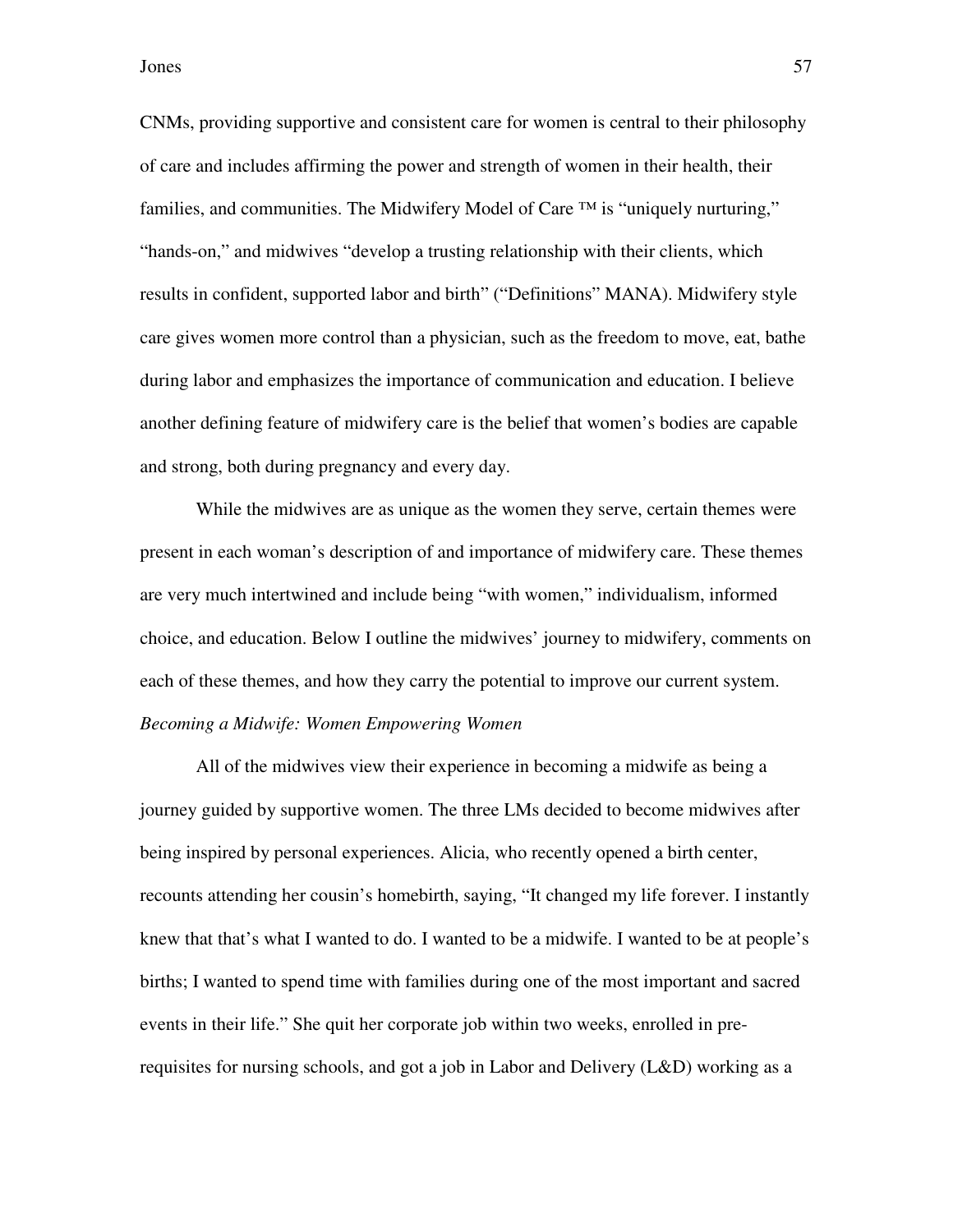CNMs, providing supportive and consistent care for women is central to their philosophy of care and includes affirming the power and strength of women in their health, their families, and communities. The Midwifery Model of Care ™ is "uniquely nurturing," "hands-on," and midwives "develop a trusting relationship with their clients, which results in confident, supported labor and birth" ("Definitions" MANA). Midwifery style care gives women more control than a physician, such as the freedom to move, eat, bathe during labor and emphasizes the importance of communication and education. I believe another defining feature of midwifery care is the belief that women's bodies are capable and strong, both during pregnancy and every day.

While the midwives are as unique as the women they serve, certain themes were present in each woman's description of and importance of midwifery care. These themes are very much intertwined and include being "with women," individualism, informed choice, and education. Below I outline the midwives' journey to midwifery, comments on each of these themes, and how they carry the potential to improve our current system.

*Becoming a Midwife: Women Empowering Women*

All of the midwives view their experience in becoming a midwife as being a journey guided by supportive women. The three LMs decided to become midwives after being inspired by personal experiences. Alicia, who recently opened a birth center, recounts attending her cousin's homebirth, saying, "It changed my life forever. I instantly knew that that's what I wanted to do. I wanted to be a midwife. I wanted to be at people's births; I wanted to spend time with families during one of the most important and sacred events in their life." She quit her corporate job within two weeks, enrolled in pre-requisites for nursing schools, and got a job in Labor and Delivery (L&D) working as a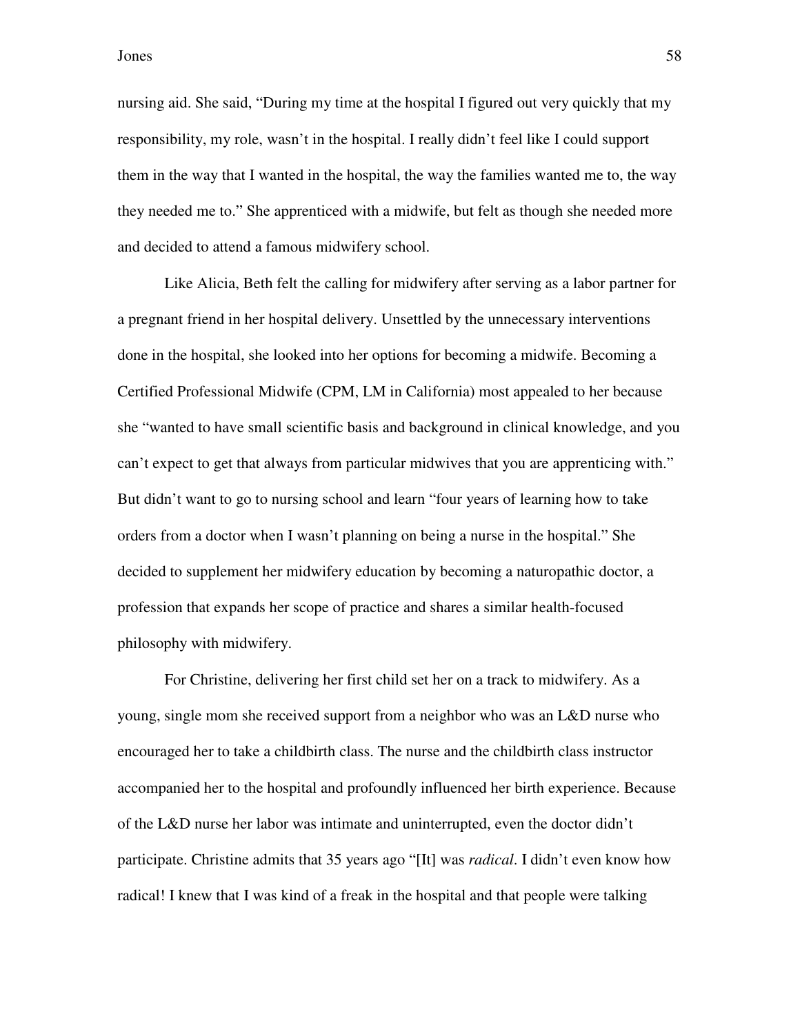nursing aid. She said, "During my time at the hospital I figured out very quickly that my responsibility, my role, wasn't in the hospital. I really didn't feel like I could support them in the way that I wanted in the hospital, the way the families wanted me to, the way they needed me to." She apprenticed with a midwife, but felt as though she needed more and decided to attend a famous midwifery school.

Like Alicia, Beth felt the calling for midwifery after serving as a labor partner for a pregnant friend in her hospital delivery. Unsettled by the unnecessary interventions done in the hospital, she looked into her options for becoming a midwife. Becoming a Certified Professional Midwife (CPM, LM in California) most appealed to her because she "wanted to have small scientific basis and background in clinical knowledge, and you can't expect to get that always from particular midwives that you are apprenticing with." But didn't want to go to nursing school and learn "four years of learning how to take orders from a doctor when I wasn't planning on being a nurse in the hospital." She decided to supplement her midwifery education by becoming a naturopathic doctor, a profession that expands her scope of practice and shares a similar health-focused philosophy with midwifery.

For Christine, delivering her first child set her on a track to midwifery. As a young, single mom she received support from a neighbor who was an L&D nurse who encouraged her to take a childbirth class. The nurse and the childbirth class instructor accompanied her to the hospital and profoundly influenced her birth experience. Because of the L&D nurse her labor was intimate and uninterrupted, even the doctor didn't participate. Christine admits that 35 years ago "[It] was *radical*. I didn't even know how radical! I knew that I was kind of a freak in the hospital and that people were talking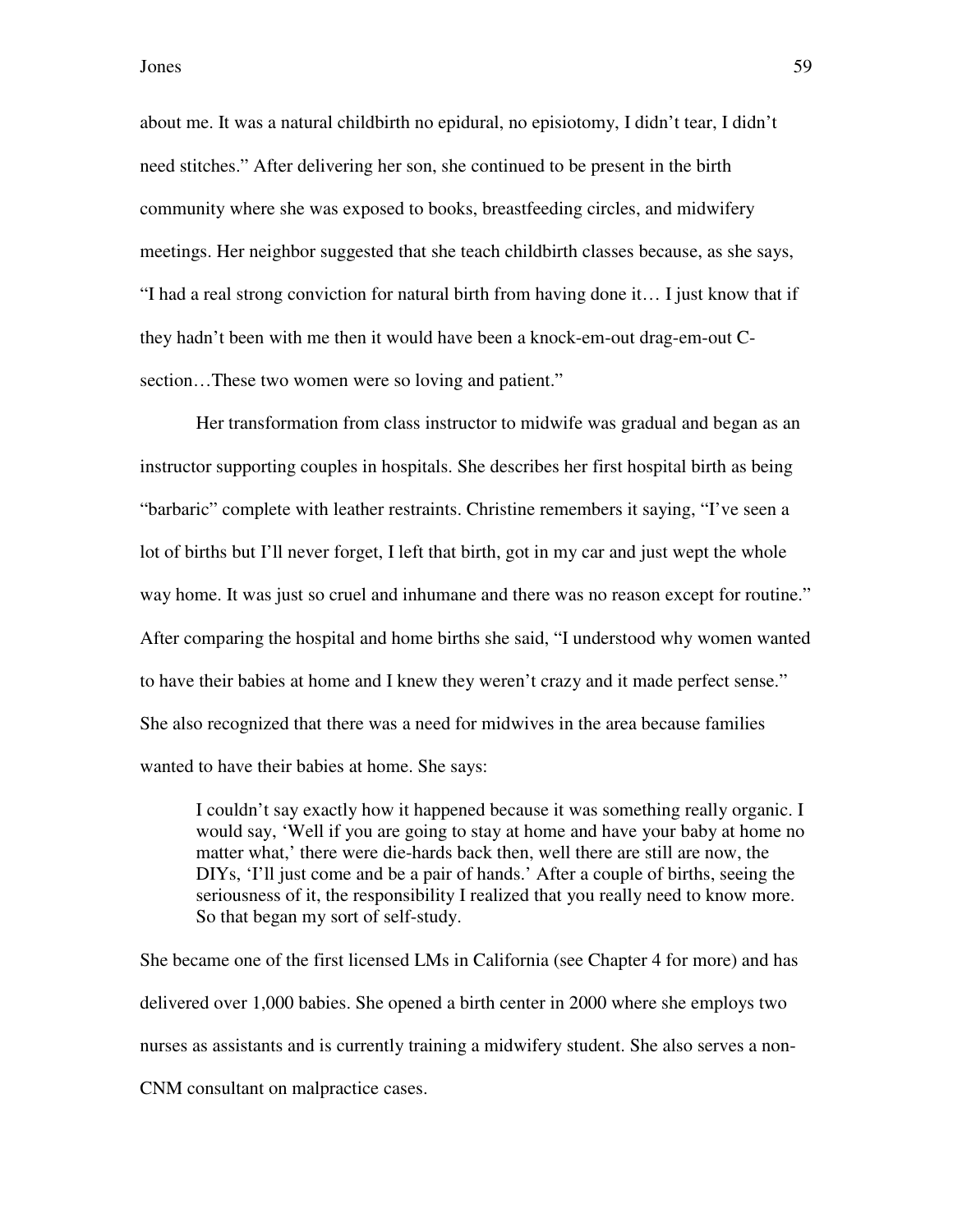about me. It was a natural childbirth no epidural, no episiotomy, I didn't tear, I didn't need stitches." After delivering her son, she continued to be present in the birth community where she was exposed to books, breastfeeding circles, and midwifery meetings. Her neighbor suggested that she teach childbirth classes because, as she says, "I had a real strong conviction for natural birth from having done it… I just know that if they hadn't been with me then it would have been a knock-em-out drag-em-out C-section…These two women were so loving and patient."

Her transformation from class instructor to midwife was gradual and began as an instructor supporting couples in hospitals. She describes her first hospital birth as being "barbaric" complete with leather restraints. Christine remembers it saying, "I've seen a lot of births but I'll never forget, I left that birth, got in my car and just wept the whole way home. It was just so cruel and inhumane and there was no reason except for routine." After comparing the hospital and home births she said, "I understood why women wanted to have their babies at home and I knew they weren't crazy and it made perfect sense." She also recognized that there was a need for midwives in the area because families wanted to have their babies at home. She says:

> I couldn't say exactly how it happened because it was something really organic. I would say, 'Well if you are going to stay at home and have your baby at home no matter what,' there were die-hards back then, well there are still are now, the DIYs, 'I'll just come and be a pair of hands.' After a couple of births, seeing the seriousness of it, the responsibility I realized that you really need to know more. So that began my sort of self-study.

She became one of the first licensed LMs in California (see Chapter 4 for more) and has delivered over 1,000 babies. She opened a birth center in 2000 where she employs two nurses as assistants and is currently training a midwifery student. She also serves a non-CNM consultant on malpractice cases.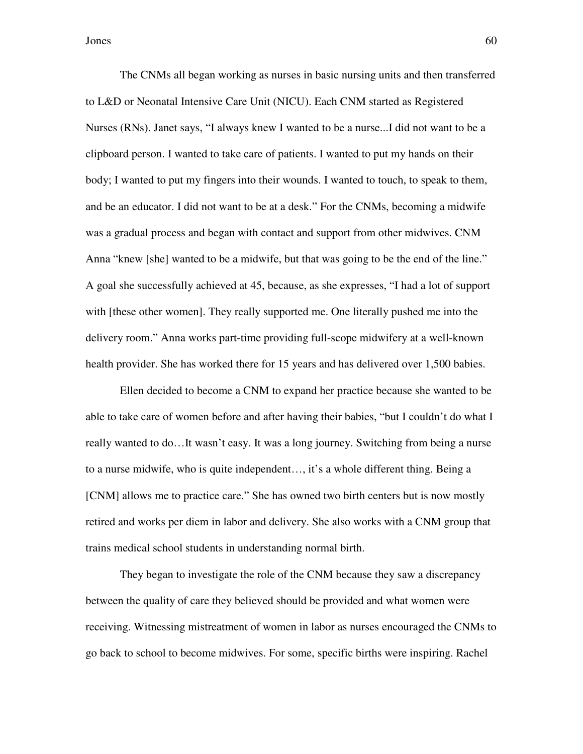The CNMs all began working as nurses in basic nursing units and then transferred to L&D or Neonatal Intensive Care Unit (NICU). Each CNM started as Registered Nurses (RNs). Janet says, "I always knew I wanted to be a nurse...I did not want to be a clipboard person. I wanted to take care of patients. I wanted to put my hands on their body; I wanted to put my fingers into their wounds. I wanted to touch, to speak to them, and be an educator. I did not want to be at a desk." For the CNMs, becoming a midwife was a gradual process and began with contact and support from other midwives. CNM Anna "knew [she] wanted to be a midwife, but that was going to be the end of the line." A goal she successfully achieved at 45, because, as she expresses, "I had a lot of support with [these other women]. They really supported me. One literally pushed me into the delivery room." Anna works part-time providing full-scope midwifery at a well-known health provider. She has worked there for 15 years and has delivered over 1,500 babies.

Ellen decided to become a CNM to expand her practice because she wanted to be able to take care of women before and after having their babies, "but I couldn't do what I really wanted to do…It wasn't easy. It was a long journey. Switching from being a nurse to a nurse midwife, who is quite independent…, it's a whole different thing. Being a [CNM] allows me to practice care." She has owned two birth centers but is now mostly retired and works per diem in labor and delivery. She also works with a CNM group that trains medical school students in understanding normal birth.

They began to investigate the role of the CNM because they saw a discrepancy between the quality of care they believed should be provided and what women were receiving. Witnessing mistreatment of women in labor as nurses encouraged the CNMs to go back to school to become midwives. For some, specific births were inspiring. Rachel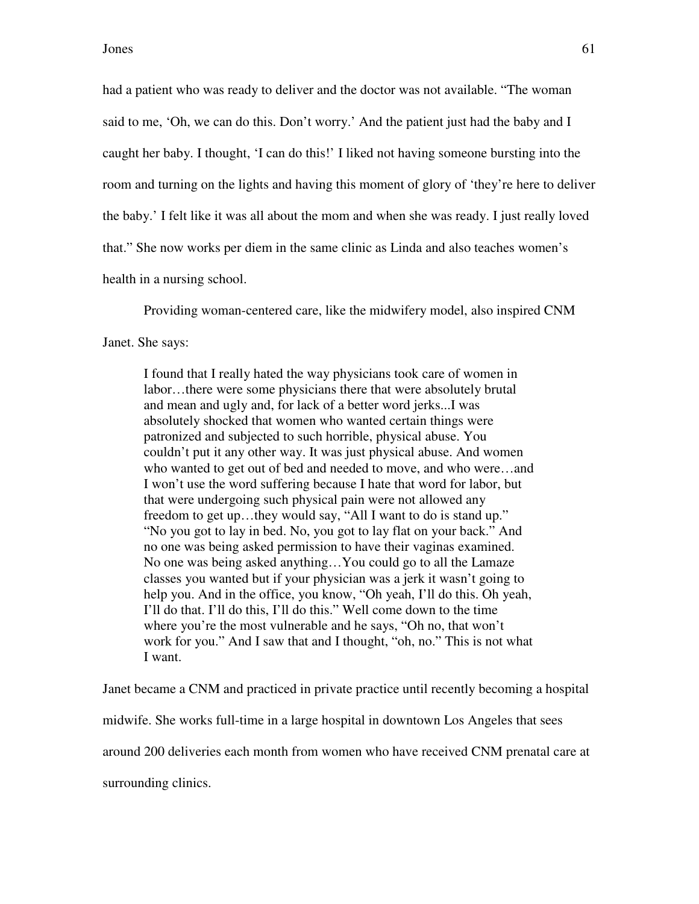had a patient who was ready to deliver and the doctor was not available. "The woman said to me, 'Oh, we can do this. Don't worry.' And the patient just had the baby and I caught her baby. I thought, 'I can do this!' I liked not having someone bursting into the room and turning on the lights and having this moment of glory of 'they're here to deliver the baby.' I felt like it was all about the mom and when she was ready. I just really loved that." She now works per diem in the same clinic as Linda and also teaches women's health in a nursing school.

Providing woman-centered care, like the midwifery model, also inspired CNM Janet. She says:

> I found that I really hated the way physicians took care of women in labor…there were some physicians there that were absolutely brutal and mean and ugly and, for lack of a better word jerks...I was absolutely shocked that women who wanted certain things were patronized and subjected to such horrible, physical abuse. You couldn't put it any other way. It was just physical abuse. And women who wanted to get out of bed and needed to move, and who were…and I won't use the word suffering because I hate that word for labor, but that were undergoing such physical pain were not allowed any freedom to get up…they would say, "All I want to do is stand up." "No you got to lay in bed. No, you got to lay flat on your back." And no one was being asked permission to have their vaginas examined. No one was being asked anything…You could go to all the Lamaze classes you wanted but if your physician was a jerk it wasn't going to help you. And in the office, you know, "Oh yeah, I'll do this. Oh yeah, I'll do that. I'll do this, I'll do this." Well come down to the time where you're the most vulnerable and he says, "Oh no, that won't work for you." And I saw that and I thought, "oh, no." This is not what I want.

Janet became a CNM and practiced in private practice until recently becoming a hospital midwife. She works full-time in a large hospital in downtown Los Angeles that sees around 200 deliveries each month from women who have received CNM prenatal care at surrounding clinics.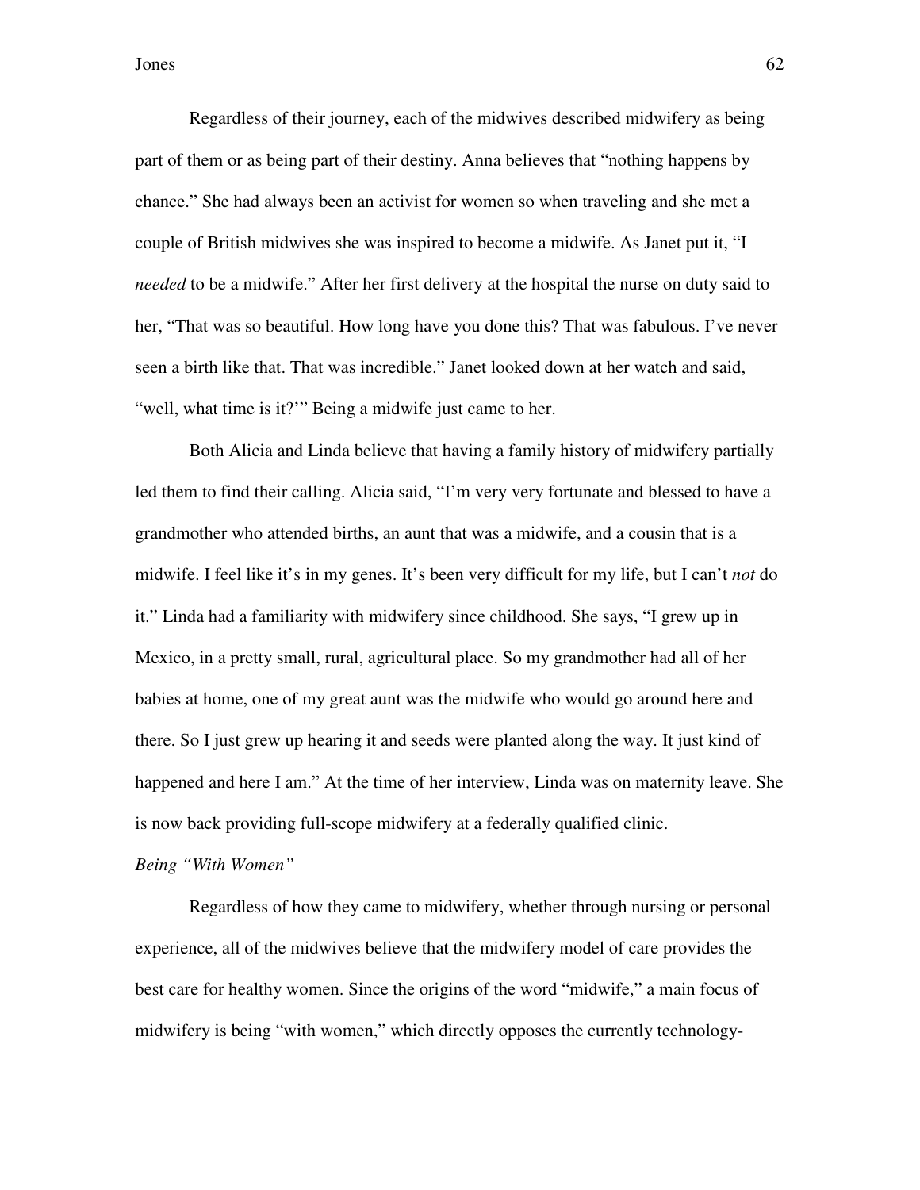Regardless of their journey, each of the midwives described midwifery as being part of them or as being part of their destiny. Anna believes that "nothing happens by chance." She had always been an activist for women so when traveling and she met a couple of British midwives she was inspired to become a midwife. As Janet put it, "I *needed* to be a midwife." After her first delivery at the hospital the nurse on duty said to her, "That was so beautiful. How long have you done this? That was fabulous. I've never seen a birth like that. That was incredible." Janet looked down at her watch and said, "well, what time is it?'" Being a midwife just came to her.

Both Alicia and Linda believe that having a family history of midwifery partially led them to find their calling. Alicia said, "I'm very very fortunate and blessed to have a grandmother who attended births, an aunt that was a midwife, and a cousin that is a midwife. I feel like it's in my genes. It's been very difficult for my life, but I can't *not* do it." Linda had a familiarity with midwifery since childhood. She says, "I grew up in Mexico, in a pretty small, rural, agricultural place. So my grandmother had all of her babies at home, one of my great aunt was the midwife who would go around here and there. So I just grew up hearing it and seeds were planted along the way. It just kind of happened and here I am." At the time of her interview, Linda was on maternity leave. She is now back providing full-scope midwifery at a federally qualified clinic.

*Being "With Women"*

Regardless of how they came to midwifery, whether through nursing or personal experience, all of the midwives believe that the midwifery model of care provides the best care for healthy women. Since the origins of the word "midwife," a main focus of midwifery is being "with women," which directly opposes the currently technology-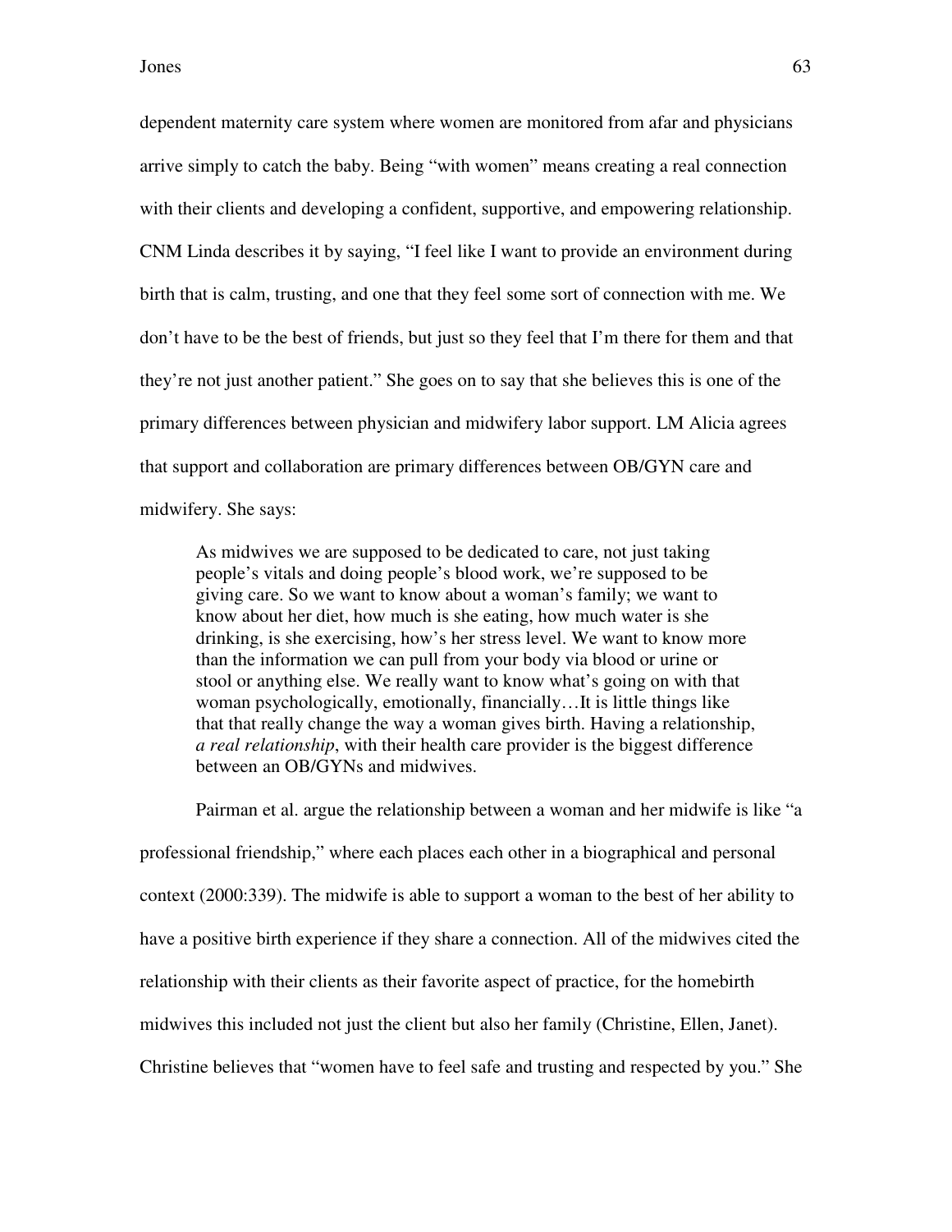dependent maternity care system where women are monitored from afar and physicians arrive simply to catch the baby. Being "with women" means creating a real connection with their clients and developing a confident, supportive, and empowering relationship. CNM Linda describes it by saying, "I feel like I want to provide an environment during birth that is calm, trusting, and one that they feel some sort of connection with me. We don't have to be the best of friends, but just so they feel that I'm there for them and that they're not just another patient." She goes on to say that she believes this is one of the primary differences between physician and midwifery labor support. LM Alicia agrees that support and collaboration are primary differences between OB/GYN care and midwifery. She says:

> As midwives we are supposed to be dedicated to care, not just taking people's vitals and doing people's blood work, we're supposed to be giving care. So we want to know about a woman's family; we want to know about her diet, how much is she eating, how much water is she drinking, is she exercising, how's her stress level. We want to know more than the information we can pull from your body via blood or urine or stool or anything else. We really want to know what's going on with that woman psychologically, emotionally, financially…It is little things like that that really change the way a woman gives birth. Having a relationship, *a real relationship*, with their health care provider is the biggest difference between an OB/GYNs and midwives.

Pairman et al. argue the relationship between a woman and her midwife is like "a professional friendship," where each places each other in a biographical and personal context (2000:339). The midwife is able to support a woman to the best of her ability to have a positive birth experience if they share a connection. All of the midwives cited the relationship with their clients as their favorite aspect of practice, for the homebirth midwives this included not just the client but also her family (Christine, Ellen, Janet). Christine believes that "women have to feel safe and trusting and respected by you." She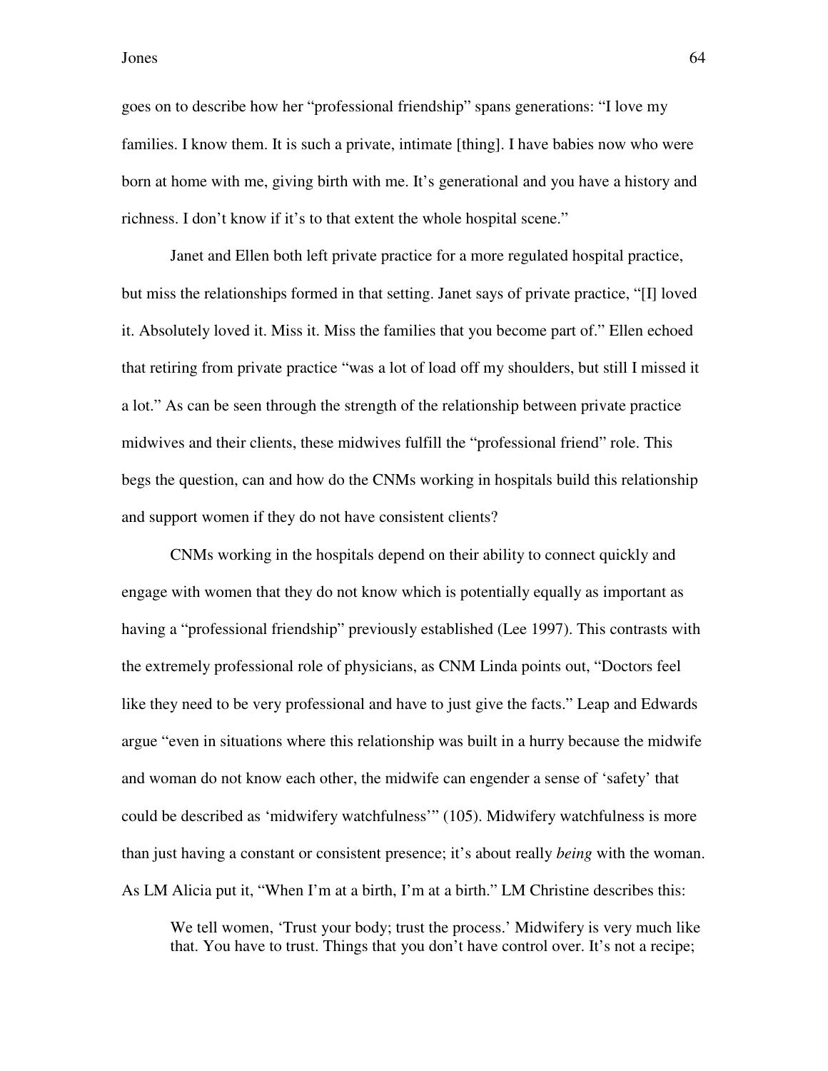goes on to describe how her "professional friendship" spans generations: "I love my families. I know them. It is such a private, intimate [thing]. I have babies now who were born at home with me, giving birth with me. It's generational and you have a history and richness. I don't know if it's to that extent the whole hospital scene."

Janet and Ellen both left private practice for a more regulated hospital practice, but miss the relationships formed in that setting. Janet says of private practice, "[I] loved it. Absolutely loved it. Miss it. Miss the families that you become part of." Ellen echoed that retiring from private practice "was a lot of load off my shoulders, but still I missed it a lot." As can be seen through the strength of the relationship between private practice midwives and their clients, these midwives fulfill the "professional friend" role. This begs the question, can and how do the CNMs working in hospitals build this relationship and support women if they do not have consistent clients?

CNMs working in the hospitals depend on their ability to connect quickly and engage with women that they do not know which is potentially equally as important as having a "professional friendship" previously established (Lee 1997). This contrasts with the extremely professional role of physicians, as CNM Linda points out, "Doctors feel like they need to be very professional and have to just give the facts." Leap and Edwards argue "even in situations where this relationship was built in a hurry because the midwife and woman do not know each other, the midwife can engender a sense of 'safety' that could be described as 'midwifery watchfulness'" (105). Midwifery watchfulness is more than just having a constant or consistent presence; it's about really *being* with the woman. As LM Alicia put it, "When I'm at a birth, I'm at a birth." LM Christine describes this:

> We tell women, 'Trust your body; trust the process.' Midwifery is very much like that. You have to trust. Things that you don't have control over. It's not a recipe;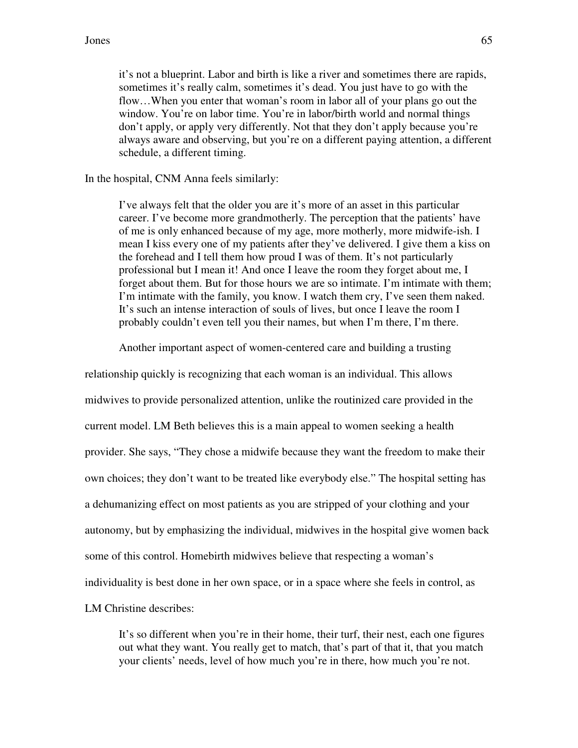> it's not a blueprint. Labor and birth is like a river and sometimes there are rapids, sometimes it's really calm, sometimes it's dead. You just have to go with the flow…When you enter that woman's room in labor all of your plans go out the window. You're on labor time. You're in labor/birth world and normal things don't apply, or apply very differently. Not that they don't apply because you're always aware and observing, but you're on a different paying attention, a different schedule, a different timing.

In the hospital, CNM Anna feels similarly:

> I've always felt that the older you are it's more of an asset in this particular career. I've become more grandmotherly. The perception that the patients' have of me is only enhanced because of my age, more motherly, more midwife-ish. I mean I kiss every one of my patients after they've delivered. I give them a kiss on the forehead and I tell them how proud I was of them. It's not particularly professional but I mean it! And once I leave the room they forget about me, I forget about them. But for those hours we are so intimate. I'm intimate with them; I'm intimate with the family, you know. I watch them cry, I've seen them naked. It's such an intense interaction of souls of lives, but once I leave the room I probably couldn't even tell you their names, but when I'm there, I'm there.

Another important aspect of women-centered care and building a trusting relationship quickly is recognizing that each woman is an individual. This allows midwives to provide personalized attention, unlike the routinized care provided in the current model. LM Beth believes this is a main appeal to women seeking a health provider. She says, "They chose a midwife because they want the freedom to make their own choices; they don't want to be treated like everybody else." The hospital setting has a dehumanizing effect on most patients as you are stripped of your clothing and your autonomy, but by emphasizing the individual, midwives in the hospital give women back some of this control. Homebirth midwives believe that respecting a woman's individuality is best done in her own space, or in a space where she feels in control, as LM Christine describes:

> It's so different when you're in their home, their turf, their nest, each one figures out what they want. You really get to match, that's part of that it, that you match your clients' needs, level of how much you're in there, how much you're not.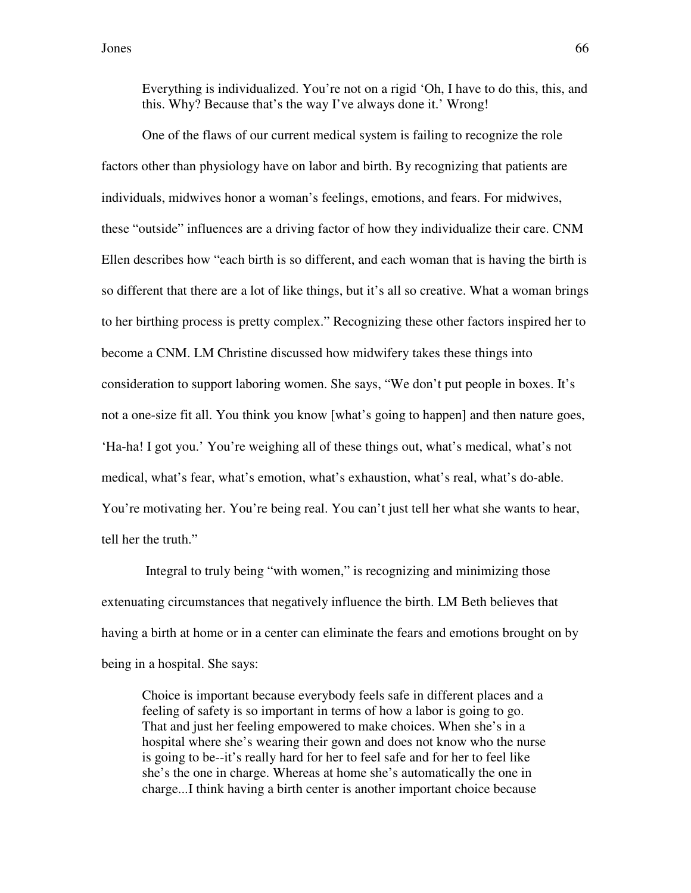> Everything is individualized. You're not on a rigid 'Oh, I have to do this, this, and this. Why? Because that's the way I've always done it.' Wrong!

One of the flaws of our current medical system is failing to recognize the role factors other than physiology have on labor and birth. By recognizing that patients are individuals, midwives honor a woman's feelings, emotions, and fears. For midwives, these "outside" influences are a driving factor of how they individualize their care. CNM Ellen describes how "each birth is so different, and each woman that is having the birth is so different that there are a lot of like things, but it's all so creative. What a woman brings to her birthing process is pretty complex." Recognizing these other factors inspired her to become a CNM. LM Christine discussed how midwifery takes these things into consideration to support laboring women. She says, "We don't put people in boxes. It's not a one-size fit all. You think you know [what's going to happen] and then nature goes, 'Ha-ha! I got you.' You're weighing all of these things out, what's medical, what's not medical, what's fear, what's emotion, what's exhaustion, what's real, what's do-able. You're motivating her. You're being real. You can't just tell her what she wants to hear, tell her the truth."

Integral to truly being "with women," is recognizing and minimizing those extenuating circumstances that negatively influence the birth. LM Beth believes that having a birth at home or in a center can eliminate the fears and emotions brought on by being in a hospital. She says:

> Choice is important because everybody feels safe in different places and a feeling of safety is so important in terms of how a labor is going to go. That and just her feeling empowered to make choices. When she's in a hospital where she's wearing their gown and does not know who the nurse is going to be--it's really hard for her to feel safe and for her to feel like she's the one in charge. Whereas at home she's automatically the one in charge...I think having a birth center is another important choice because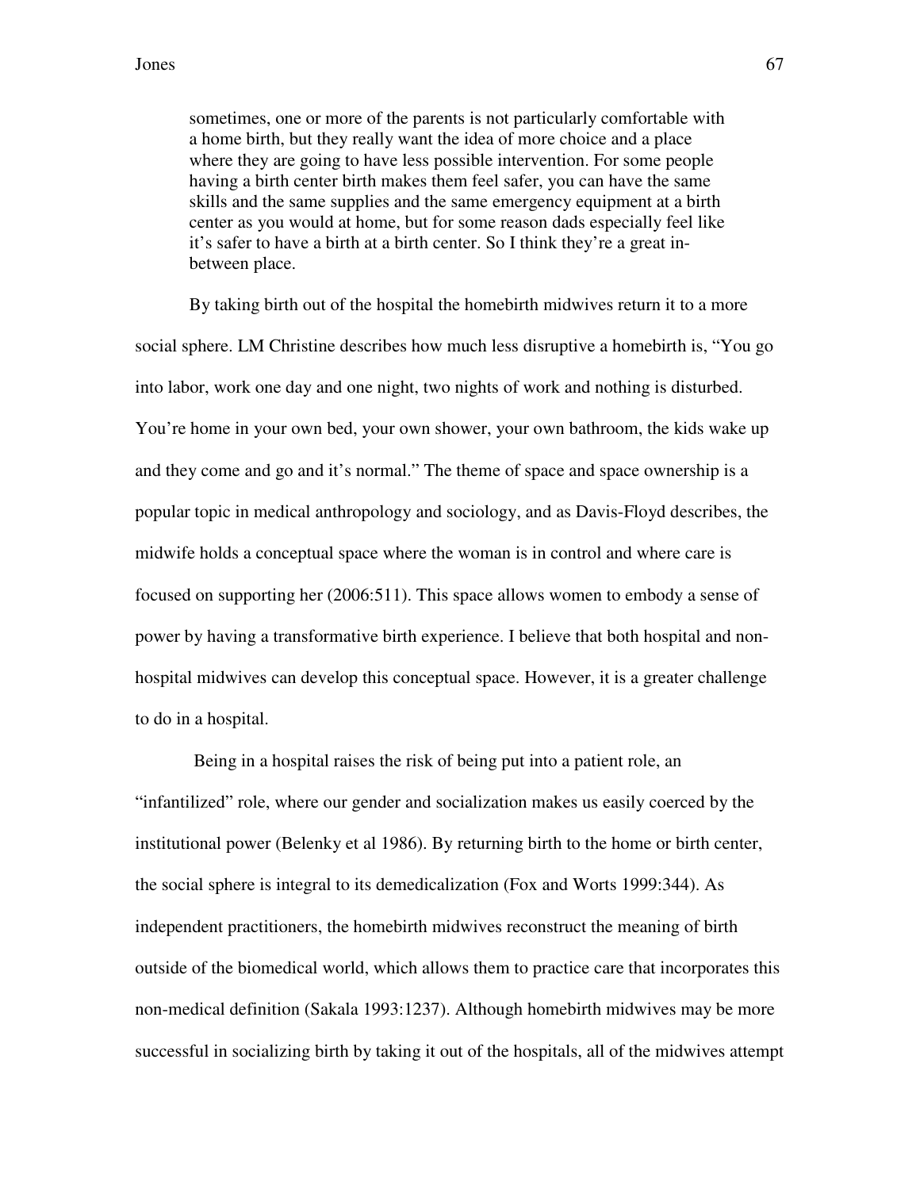> sometimes, one or more of the parents is not particularly comfortable with a home birth, but they really want the idea of more choice and a place where they are going to have less possible intervention. For some people having a birth center birth makes them feel safer, you can have the same skills and the same supplies and the same emergency equipment at a birth center as you would at home, but for some reason dads especially feel like it's safer to have a birth at a birth center. So I think they're a great in-between place.

By taking birth out of the hospital the homebirth midwives return it to a more social sphere. LM Christine describes how much less disruptive a homebirth is, "You go into labor, work one day and one night, two nights of work and nothing is disturbed. You're home in your own bed, your own shower, your own bathroom, the kids wake up and they come and go and it's normal." The theme of space and space ownership is a popular topic in medical anthropology and sociology, and as Davis-Floyd describes, the midwife holds a conceptual space where the woman is in control and where care is focused on supporting her (2006:511). This space allows women to embody a sense of power by having a transformative birth experience. I believe that both hospital and non-hospital midwives can develop this conceptual space. However, it is a greater challenge to do in a hospital.

Being in a hospital raises the risk of being put into a patient role, an "infantilized" role, where our gender and socialization makes us easily coerced by the institutional power (Belenky et al 1986). By returning birth to the home or birth center, the social sphere is integral to its demedicalization (Fox and Worts 1999:344). As independent practitioners, the homebirth midwives reconstruct the meaning of birth outside of the biomedical world, which allows them to practice care that incorporates this non-medical definition (Sakala 1993:1237). Although homebirth midwives may be more successful in socializing birth by taking it out of the hospitals, all of the midwives attempt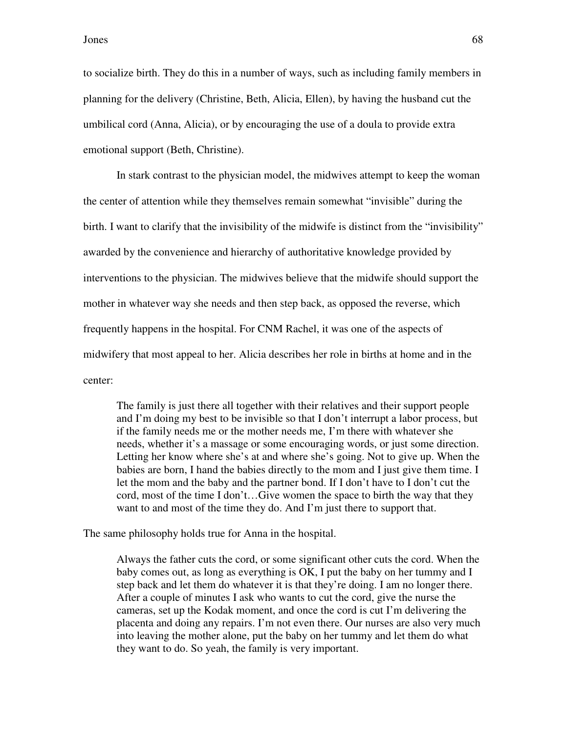to socialize birth. They do this in a number of ways, such as including family members in planning for the delivery (Christine, Beth, Alicia, Ellen), by having the husband cut the umbilical cord (Anna, Alicia), or by encouraging the use of a doula to provide extra emotional support (Beth, Christine).

In stark contrast to the physician model, the midwives attempt to keep the woman the center of attention while they themselves remain somewhat "invisible" during the birth. I want to clarify that the invisibility of the midwife is distinct from the "invisibility" awarded by the convenience and hierarchy of authoritative knowledge provided by interventions to the physician. The midwives believe that the midwife should support the mother in whatever way she needs and then step back, as opposed the reverse, which frequently happens in the hospital. For CNM Rachel, it was one of the aspects of midwifery that most appeal to her. Alicia describes her role in births at home and in the center:

> The family is just there all together with their relatives and their support people and I'm doing my best to be invisible so that I don't interrupt a labor process, but if the family needs me or the mother needs me, I'm there with whatever she needs, whether it's a massage or some encouraging words, or just some direction. Letting her know where she's at and where she's going. Not to give up. When the babies are born, I hand the babies directly to the mom and I just give them time. I let the mom and the baby and the partner bond. If I don't have to I don't cut the cord, most of the time I don't…Give women the space to birth the way that they want to and most of the time they do. And I'm just there to support that.

The same philosophy holds true for Anna in the hospital.

> Always the father cuts the cord, or some significant other cuts the cord. When the baby comes out, as long as everything is OK, I put the baby on her tummy and I step back and let them do whatever it is that they're doing. I am no longer there. After a couple of minutes I ask who wants to cut the cord, give the nurse the cameras, set up the Kodak moment, and once the cord is cut I'm delivering the placenta and doing any repairs. I'm not even there. Our nurses are also very much into leaving the mother alone, put the baby on her tummy and let them do what they want to do. So yeah, the family is very important.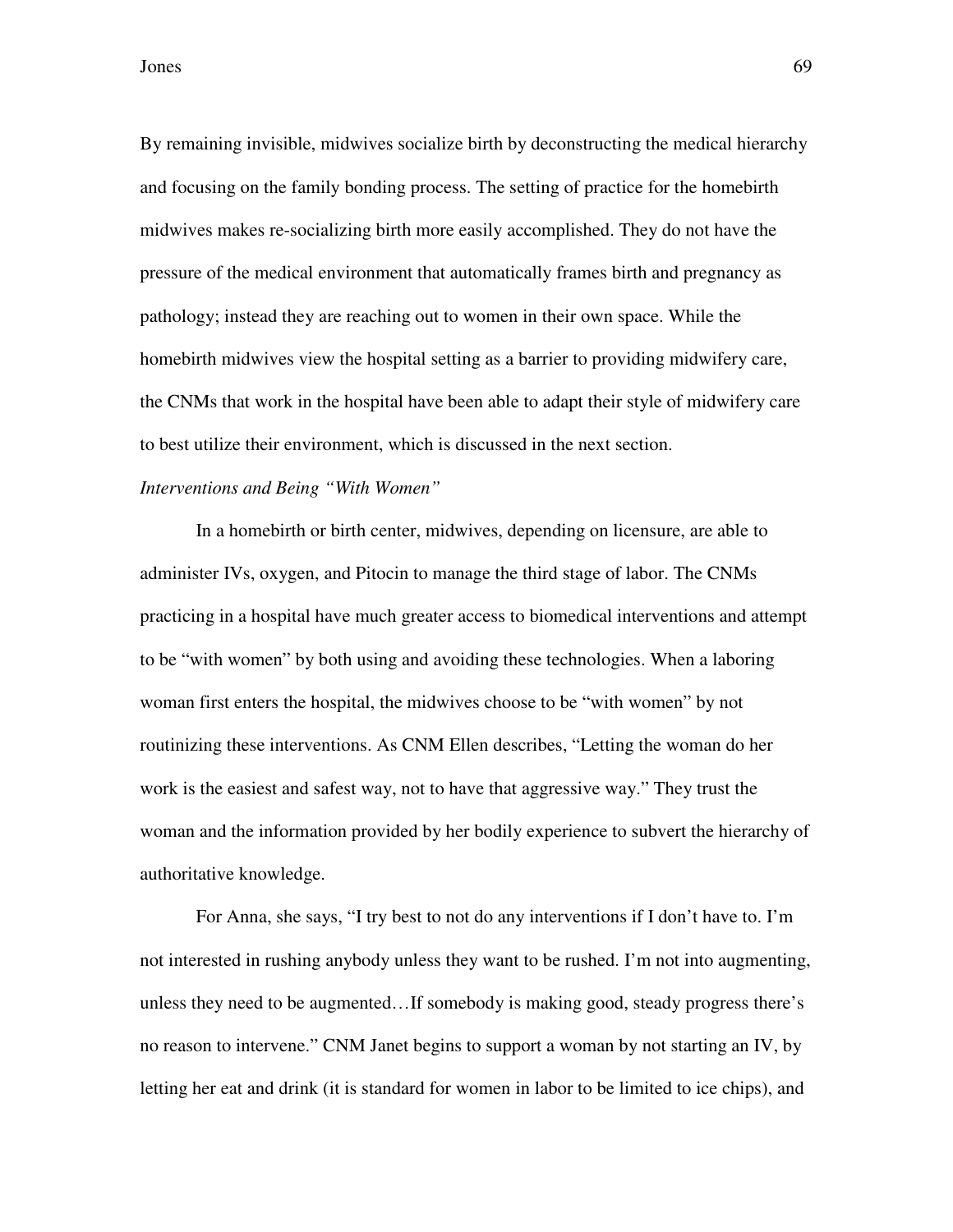By remaining invisible, midwives socialize birth by deconstructing the medical hierarchy and focusing on the family bonding process. The setting of practice for the homebirth midwives makes re-socializing birth more easily accomplished. They do not have the pressure of the medical environment that automatically frames birth and pregnancy as pathology; instead they are reaching out to women in their own space. While the homebirth midwives view the hospital setting as a barrier to providing midwifery care, the CNMs that work in the hospital have been able to adapt their style of midwifery care to best utilize their environment, which is discussed in the next section.

*Interventions and Being "With Women"*

In a homebirth or birth center, midwives, depending on licensure, are able to administer IVs, oxygen, and Pitocin to manage the third stage of labor. The CNMs practicing in a hospital have much greater access to biomedical interventions and attempt to be "with women" by both using and avoiding these technologies. When a laboring woman first enters the hospital, the midwives choose to be "with women" by not routinizing these interventions. As CNM Ellen describes, "Letting the woman do her work is the easiest and safest way, not to have that aggressive way." They trust the woman and the information provided by her bodily experience to subvert the hierarchy of authoritative knowledge.

For Anna, she says, "I try best to not do any interventions if I don't have to. I'm not interested in rushing anybody unless they want to be rushed. I'm not into augmenting, unless they need to be augmented…If somebody is making good, steady progress there's no reason to intervene." CNM Janet begins to support a woman by not starting an IV, by letting her eat and drink (it is standard for women in labor to be limited to ice chips), and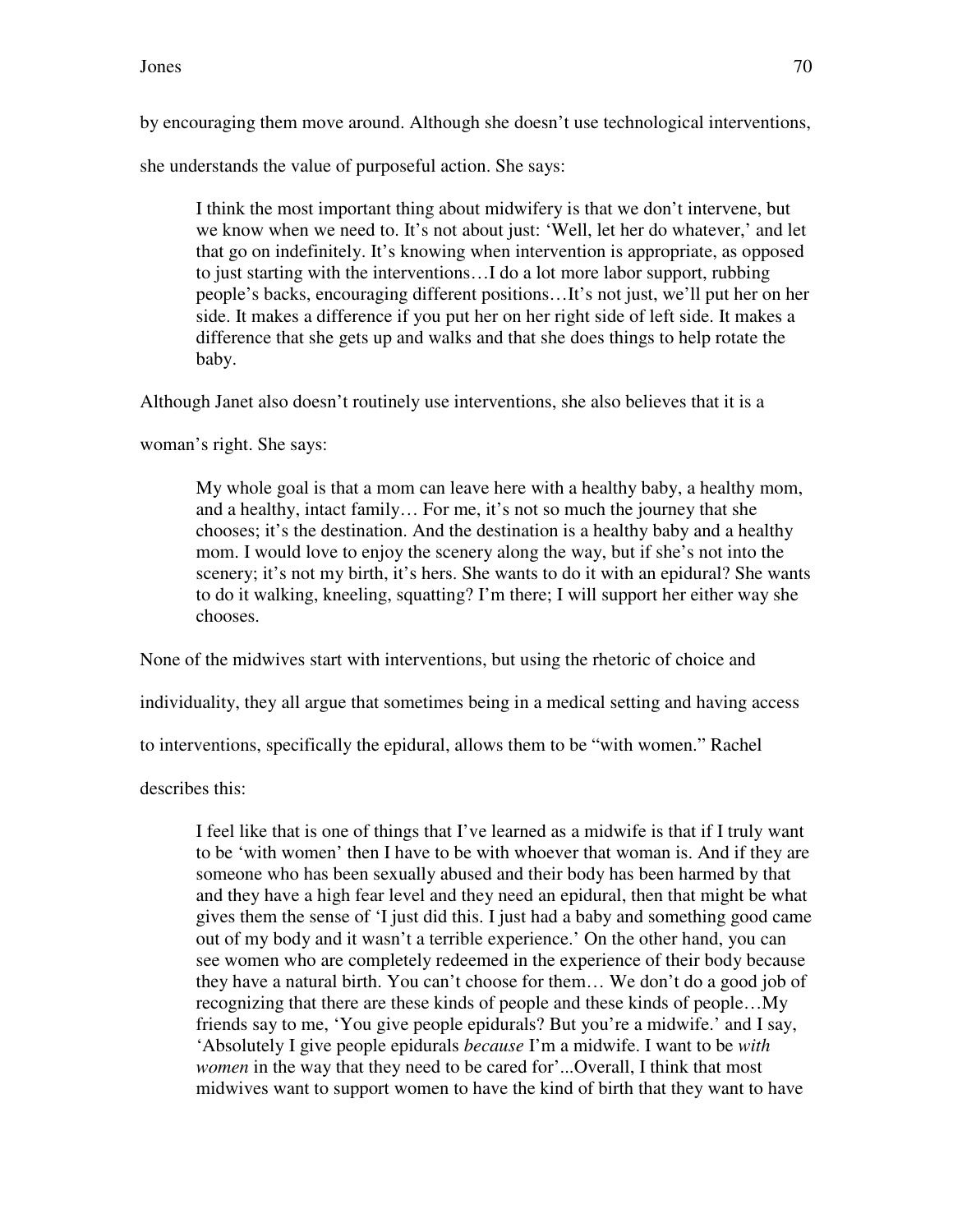by encouraging them move around. Although she doesn't use technological interventions, she understands the value of purposeful action. She says:

> I think the most important thing about midwifery is that we don't intervene, but we know when we need to. It's not about just: 'Well, let her do whatever,' and let that go on indefinitely. It's knowing when intervention is appropriate, as opposed to just starting with the interventions…I do a lot more labor support, rubbing people's backs, encouraging different positions…It's not just, we'll put her on her side. It makes a difference if you put her on her right side of left side. It makes a difference that she gets up and walks and that she does things to help rotate the baby.

Although Janet also doesn't routinely use interventions, she also believes that it is a woman's right. She says:

> My whole goal is that a mom can leave here with a healthy baby, a healthy mom, and a healthy, intact family… For me, it's not so much the journey that she chooses; it's the destination. And the destination is a healthy baby and a healthy mom. I would love to enjoy the scenery along the way, but if she's not into the scenery; it's not my birth, it's hers. She wants to do it with an epidural? She wants to do it walking, kneeling, squatting? I'm there; I will support her either way she chooses.

None of the midwives start with interventions, but using the rhetoric of choice and individuality, they all argue that sometimes being in a medical setting and having access to interventions, specifically the epidural, allows them to be "with women." Rachel describes this:

> I feel like that is one of things that I've learned as a midwife is that if I truly want to be 'with women' then I have to be with whoever that woman is. And if they are someone who has been sexually abused and their body has been harmed by that and they have a high fear level and they need an epidural, then that might be what gives them the sense of 'I just did this. I just had a baby and something good came out of my body and it wasn't a terrible experience.' On the other hand, you can see women who are completely redeemed in the experience of their body because they have a natural birth. You can't choose for them… We don't do a good job of recognizing that there are these kinds of people and these kinds of people…My friends say to me, 'You give people epidurals? But you're a midwife.' and I say, 'Absolutely I give people epidurals *because* I'm a midwife. I want to be *with women* in the way that they need to be cared for'...Overall, I think that most midwives want to support women to have the kind of birth that they want to have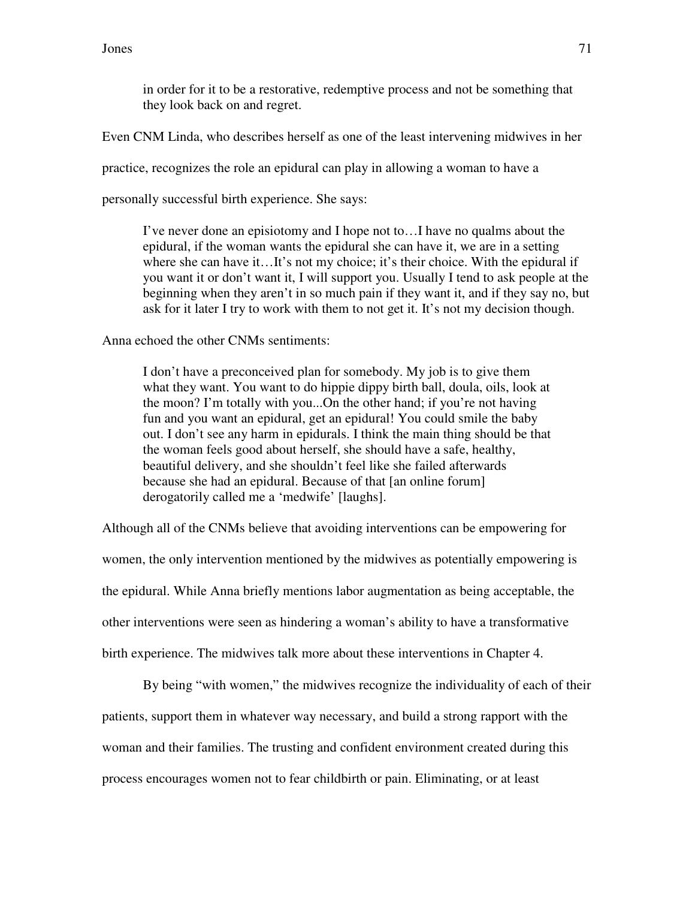> in order for it to be a restorative, redemptive process and not be something that they look back on and regret.

Even CNM Linda, who describes herself as one of the least intervening midwives in her practice, recognizes the role an epidural can play in allowing a woman to have a personally successful birth experience. She says:

> I've never done an episiotomy and I hope not to…I have no qualms about the epidural, if the woman wants the epidural she can have it, we are in a setting where she can have it…It's not my choice; it's their choice. With the epidural if you want it or don't want it, I will support you. Usually I tend to ask people at the beginning when they aren't in so much pain if they want it, and if they say no, but ask for it later I try to work with them to not get it. It's not my decision though.

Anna echoed the other CNMs sentiments:

> I don't have a preconceived plan for somebody. My job is to give them what they want. You want to do hippie dippy birth ball, doula, oils, look at the moon? I'm totally with you...On the other hand; if you're not having fun and you want an epidural, get an epidural! You could smile the baby out. I don't see any harm in epidurals. I think the main thing should be that the woman feels good about herself, she should have a safe, healthy, beautiful delivery, and she shouldn't feel like she failed afterwards because she had an epidural. Because of that [an online forum] derogatorily called me a 'medwife' [laughs].

Although all of the CNMs believe that avoiding interventions can be empowering for women, the only intervention mentioned by the midwives as potentially empowering is the epidural. While Anna briefly mentions labor augmentation as being acceptable, the other interventions were seen as hindering a woman's ability to have a transformative birth experience. The midwives talk more about these interventions in Chapter 4.

By being "with women," the midwives recognize the individuality of each of their patients, support them in whatever way necessary, and build a strong rapport with the woman and their families. The trusting and confident environment created during this process encourages women not to fear childbirth or pain. Eliminating, or at least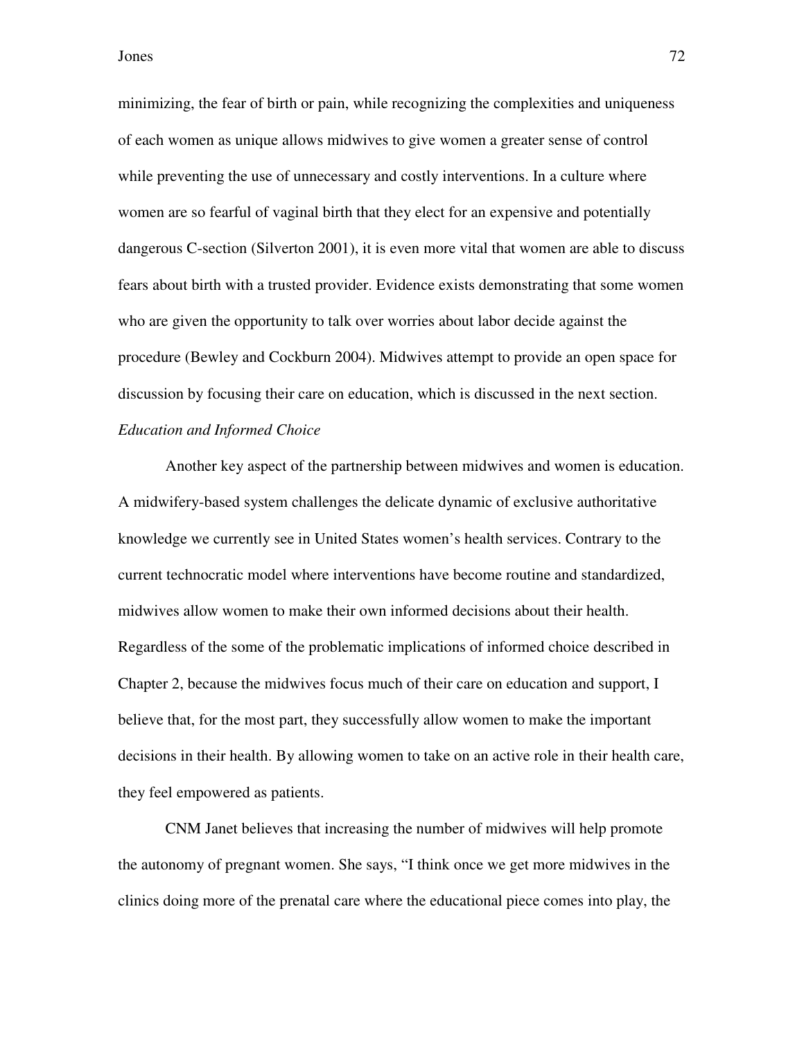minimizing, the fear of birth or pain, while recognizing the complexities and uniqueness of each women as unique allows midwives to give women a greater sense of control while preventing the use of unnecessary and costly interventions. In a culture where women are so fearful of vaginal birth that they elect for an expensive and potentially dangerous C-section (Silverton 2001), it is even more vital that women are able to discuss fears about birth with a trusted provider. Evidence exists demonstrating that some women who are given the opportunity to talk over worries about labor decide against the procedure (Bewley and Cockburn 2004). Midwives attempt to provide an open space for discussion by focusing their care on education, which is discussed in the next section.

*Education and Informed Choice*

Another key aspect of the partnership between midwives and women is education. A midwifery-based system challenges the delicate dynamic of exclusive authoritative knowledge we currently see in United States women's health services. Contrary to the current technocratic model where interventions have become routine and standardized, midwives allow women to make their own informed decisions about their health. Regardless of the some of the problematic implications of informed choice described in Chapter 2, because the midwives focus much of their care on education and support, I believe that, for the most part, they successfully allow women to make the important decisions in their health. By allowing women to take on an active role in their health care, they feel empowered as patients.

CNM Janet believes that increasing the number of midwives will help promote the autonomy of pregnant women. She says, "I think once we get more midwives in the clinics doing more of the prenatal care where the educational piece comes into play, the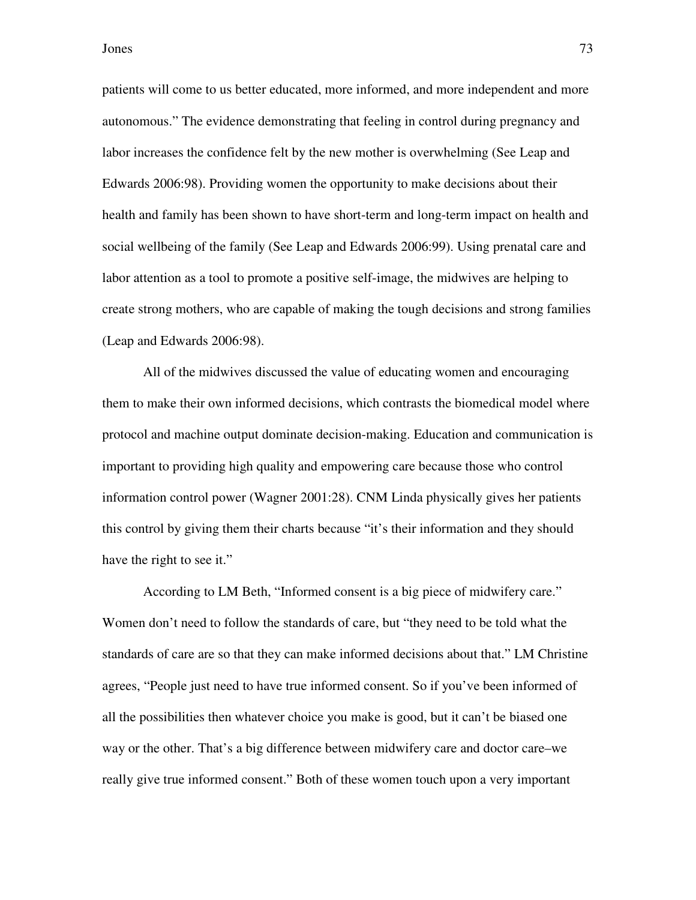patients will come to us better educated, more informed, and more independent and more autonomous." The evidence demonstrating that feeling in control during pregnancy and labor increases the confidence felt by the new mother is overwhelming (See Leap and Edwards 2006:98). Providing women the opportunity to make decisions about their health and family has been shown to have short-term and long-term impact on health and social wellbeing of the family (See Leap and Edwards 2006:99). Using prenatal care and labor attention as a tool to promote a positive self-image, the midwives are helping to create strong mothers, who are capable of making the tough decisions and strong families (Leap and Edwards 2006:98).

All of the midwives discussed the value of educating women and encouraging them to make their own informed decisions, which contrasts the biomedical model where protocol and machine output dominate decision-making. Education and communication is important to providing high quality and empowering care because those who control information control power (Wagner 2001:28). CNM Linda physically gives her patients this control by giving them their charts because "it's their information and they should have the right to see it."

According to LM Beth, "Informed consent is a big piece of midwifery care." Women don't need to follow the standards of care, but "they need to be told what the standards of care are so that they can make informed decisions about that." LM Christine agrees, "People just need to have true informed consent. So if you've been informed of all the possibilities then whatever choice you make is good, but it can't be biased one way or the other. That's a big difference between midwifery care and doctor care–we really give true informed consent." Both of these women touch upon a very important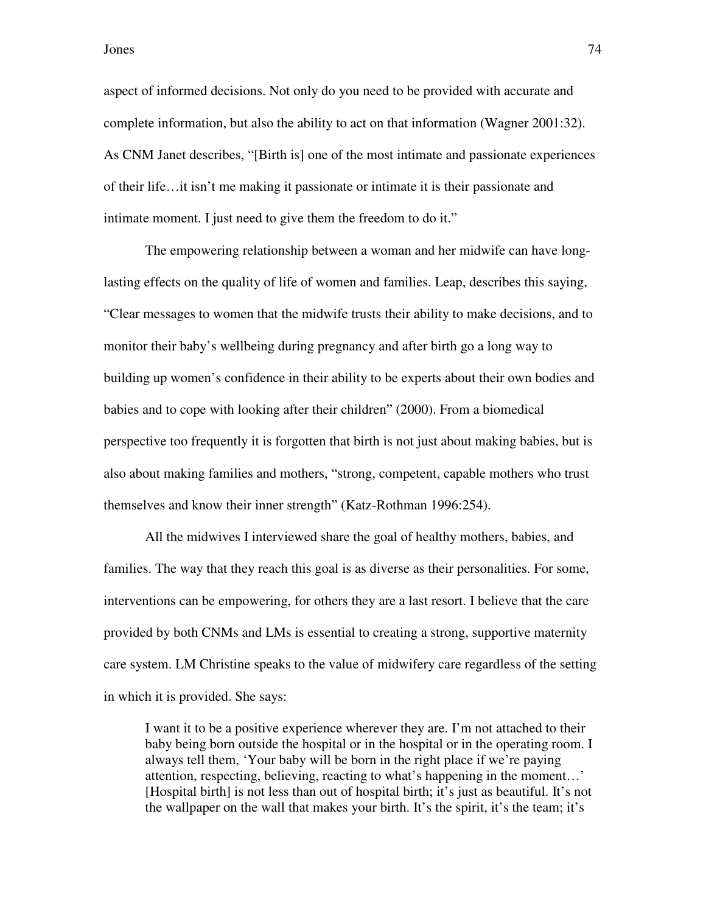aspect of informed decisions. Not only do you need to be provided with accurate and complete information, but also the ability to act on that information (Wagner 2001:32). As CNM Janet describes, "[Birth is] one of the most intimate and passionate experiences of their life…it isn't me making it passionate or intimate it is their passionate and intimate moment. I just need to give them the freedom to do it."

The empowering relationship between a woman and her midwife can have long-lasting effects on the quality of life of women and families. Leap, describes this saying, "Clear messages to women that the midwife trusts their ability to make decisions, and to monitor their baby's wellbeing during pregnancy and after birth go a long way to building up women's confidence in their ability to be experts about their own bodies and babies and to cope with looking after their children" (2000). From a biomedical perspective too frequently it is forgotten that birth is not just about making babies, but is also about making families and mothers, "strong, competent, capable mothers who trust themselves and know their inner strength" (Katz-Rothman 1996:254).

All the midwives I interviewed share the goal of healthy mothers, babies, and families. The way that they reach this goal is as diverse as their personalities. For some, interventions can be empowering, for others they are a last resort. I believe that the care provided by both CNMs and LMs is essential to creating a strong, supportive maternity care system. LM Christine speaks to the value of midwifery care regardless of the setting in which it is provided. She says:

> I want it to be a positive experience wherever they are. I'm not attached to their baby being born outside the hospital or in the hospital or in the operating room. I always tell them, 'Your baby will be born in the right place if we're paying attention, respecting, believing, reacting to what's happening in the moment…' [Hospital birth] is not less than out of hospital birth; it's just as beautiful. It's not the wallpaper on the wall that makes your birth. It's the spirit, it's the team; it's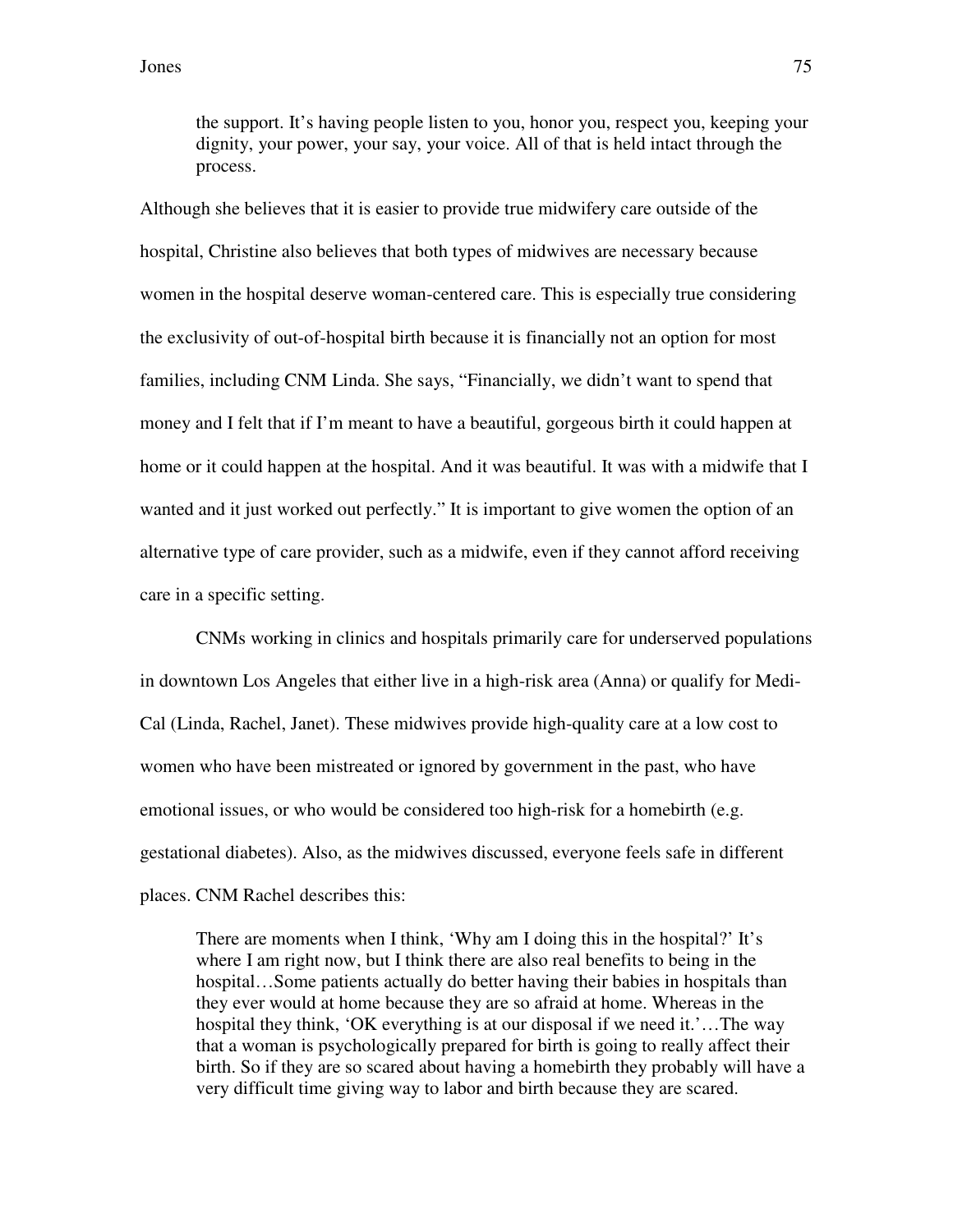> the support. It's having people listen to you, honor you, respect you, keeping your dignity, your power, your say, your voice. All of that is held intact through the process.

Although she believes that it is easier to provide true midwifery care outside of the hospital, Christine also believes that both types of midwives are necessary because women in the hospital deserve woman-centered care. This is especially true considering the exclusivity of out-of-hospital birth because it is financially not an option for most families, including CNM Linda. She says, "Financially, we didn't want to spend that money and I felt that if I'm meant to have a beautiful, gorgeous birth it could happen at home or it could happen at the hospital. And it was beautiful. It was with a midwife that I wanted and it just worked out perfectly." It is important to give women the option of an alternative type of care provider, such as a midwife, even if they cannot afford receiving care in a specific setting.

CNMs working in clinics and hospitals primarily care for underserved populations in downtown Los Angeles that either live in a high-risk area (Anna) or qualify for Medi-Cal (Linda, Rachel, Janet). These midwives provide high-quality care at a low cost to women who have been mistreated or ignored by government in the past, who have emotional issues, or who would be considered too high-risk for a homebirth (e.g. gestational diabetes). Also, as the midwives discussed, everyone feels safe in different places. CNM Rachel describes this:

> There are moments when I think, 'Why am I doing this in the hospital?' It's where I am right now, but I think there are also real benefits to being in the hospital…Some patients actually do better having their babies in hospitals than they ever would at home because they are so afraid at home. Whereas in the hospital they think, 'OK everything is at our disposal if we need it.'…The way that a woman is psychologically prepared for birth is going to really affect their birth. So if they are so scared about having a homebirth they probably will have a very difficult time giving way to labor and birth because they are scared.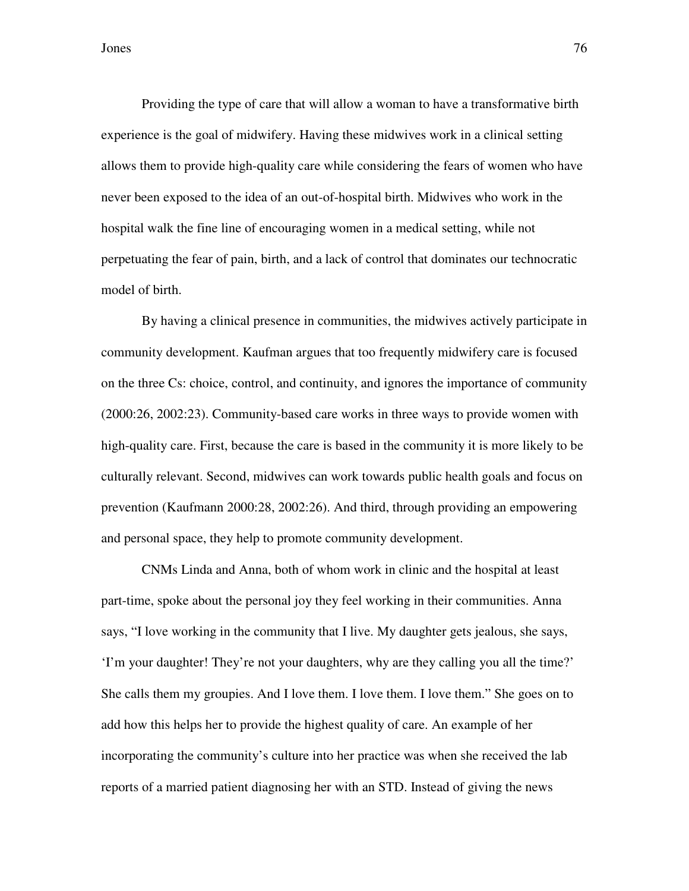Providing the type of care that will allow a woman to have a transformative birth experience is the goal of midwifery. Having these midwives work in a clinical setting allows them to provide high-quality care while considering the fears of women who have never been exposed to the idea of an out-of-hospital birth. Midwives who work in the hospital walk the fine line of encouraging women in a medical setting, while not perpetuating the fear of pain, birth, and a lack of control that dominates our technocratic model of birth.

By having a clinical presence in communities, the midwives actively participate in community development. Kaufman argues that too frequently midwifery care is focused on the three Cs: choice, control, and continuity, and ignores the importance of community (2000:26, 2002:23). Community-based care works in three ways to provide women with high-quality care. First, because the care is based in the community it is more likely to be culturally relevant. Second, midwives can work towards public health goals and focus on prevention (Kaufmann 2000:28, 2002:26). And third, through providing an empowering and personal space, they help to promote community development.

CNMs Linda and Anna, both of whom work in clinic and the hospital at least part-time, spoke about the personal joy they feel working in their communities. Anna says, "I love working in the community that I live. My daughter gets jealous, she says, 'I'm your daughter! They're not your daughters, why are they calling you all the time?' She calls them my groupies. And I love them. I love them. I love them." She goes on to add how this helps her to provide the highest quality of care. An example of her incorporating the community's culture into her practice was when she received the lab reports of a married patient diagnosing her with an STD. Instead of giving the news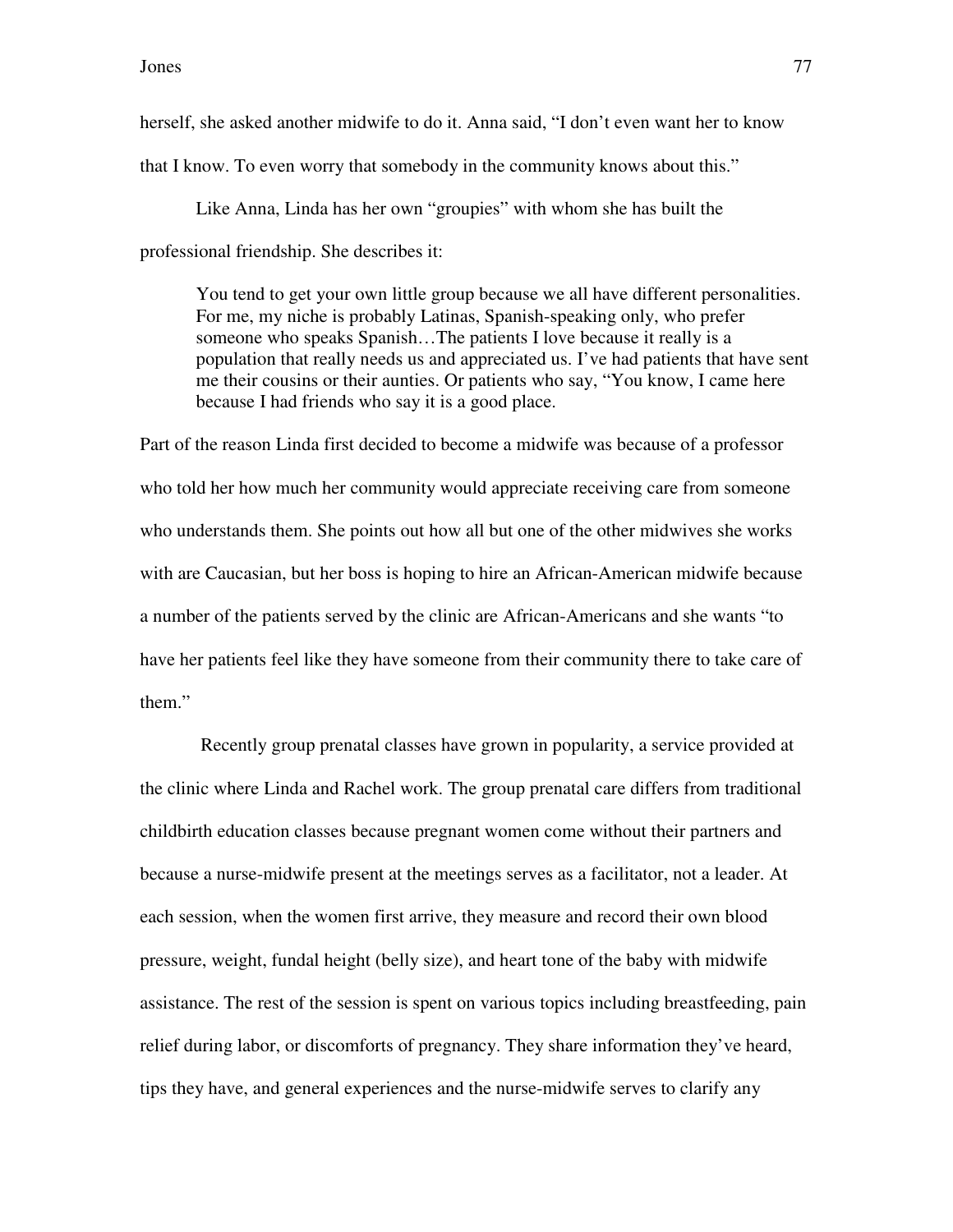herself, she asked another midwife to do it. Anna said, “I don’t even want her to know that I know. To even worry that somebody in the community knows about this.”

Like Anna, Linda has her own “groupies” with whom she has built the professional friendship. She describes it:

> You tend to get your own little group because we all have different personalities. For me, my niche is probably Latinas, Spanish-speaking only, who prefer someone who speaks Spanish…The patients I love because it really is a population that really needs us and appreciated us. I’ve had patients that have sent me their cousins or their aunties. Or patients who say, “You know, I came here because I had friends who say it is a good place.

Part of the reason Linda first decided to become a midwife was because of a professor who told her how much her community would appreciate receiving care from someone who understands them. She points out how all but one of the other midwives she works with are Caucasian, but her boss is hoping to hire an African-American midwife because a number of the patients served by the clinic are African-Americans and she wants “to have her patients feel like they have someone from their community there to take care of them.”

Recently group prenatal classes have grown in popularity, a service provided at the clinic where Linda and Rachel work. The group prenatal care differs from traditional childbirth education classes because pregnant women come without their partners and because a nurse-midwife present at the meetings serves as a facilitator, not a leader. At each session, when the women first arrive, they measure and record their own blood pressure, weight, fundal height (belly size), and heart tone of the baby with midwife assistance. The rest of the session is spent on various topics including breastfeeding, pain relief during labor, or discomforts of pregnancy. They share information they’ve heard, tips they have, and general experiences and the nurse-midwife serves to clarify any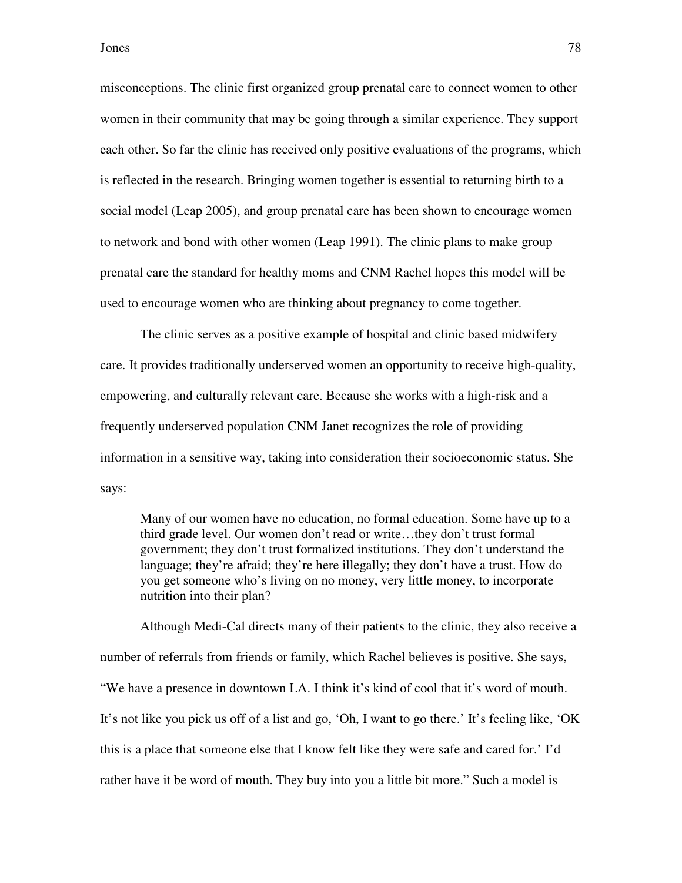misconceptions. The clinic first organized group prenatal care to connect women to other women in their community that may be going through a similar experience. They support each other. So far the clinic has received only positive evaluations of the programs, which is reflected in the research. Bringing women together is essential to returning birth to a social model (Leap 2005), and group prenatal care has been shown to encourage women to network and bond with other women (Leap 1991). The clinic plans to make group prenatal care the standard for healthy moms and CNM Rachel hopes this model will be used to encourage women who are thinking about pregnancy to come together.

The clinic serves as a positive example of hospital and clinic based midwifery care. It provides traditionally underserved women an opportunity to receive high-quality, empowering, and culturally relevant care. Because she works with a high-risk and a frequently underserved population CNM Janet recognizes the role of providing information in a sensitive way, taking into consideration their socioeconomic status. She says:

> Many of our women have no education, no formal education. Some have up to a third grade level. Our women don't read or write…they don't trust formal government; they don't trust formalized institutions. They don't understand the language; they're afraid; they're here illegally; they don't have a trust. How do you get someone who's living on no money, very little money, to incorporate nutrition into their plan?

Although Medi-Cal directs many of their patients to the clinic, they also receive a number of referrals from friends or family, which Rachel believes is positive. She says, "We have a presence in downtown LA. I think it's kind of cool that it's word of mouth. It's not like you pick us off of a list and go, 'Oh, I want to go there.' It's feeling like, 'OK this is a place that someone else that I know felt like they were safe and cared for.' I'd rather have it be word of mouth. They buy into you a little bit more." Such a model is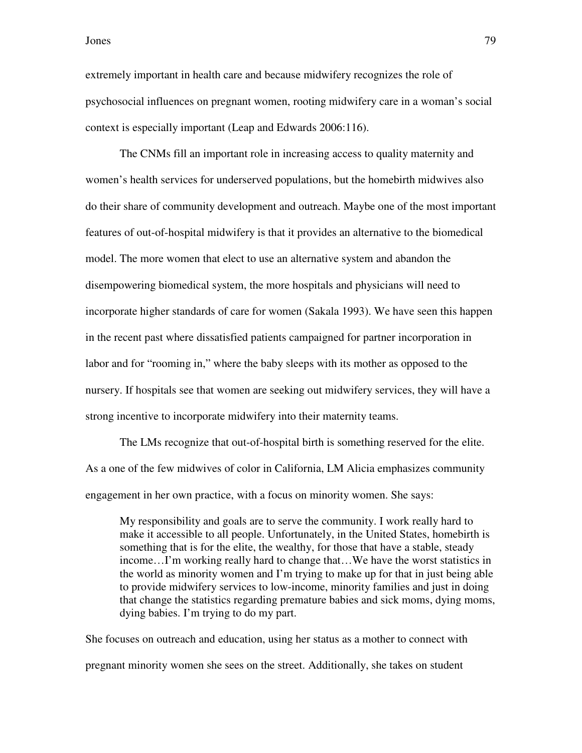extremely important in health care and because midwifery recognizes the role of psychosocial influences on pregnant women, rooting midwifery care in a woman's social context is especially important (Leap and Edwards 2006:116).

The CNMs fill an important role in increasing access to quality maternity and women's health services for underserved populations, but the homebirth midwives also do their share of community development and outreach. Maybe one of the most important features of out-of-hospital midwifery is that it provides an alternative to the biomedical model. The more women that elect to use an alternative system and abandon the disempowering biomedical system, the more hospitals and physicians will need to incorporate higher standards of care for women (Sakala 1993). We have seen this happen in the recent past where dissatisfied patients campaigned for partner incorporation in labor and for "rooming in," where the baby sleeps with its mother as opposed to the nursery. If hospitals see that women are seeking out midwifery services, they will have a strong incentive to incorporate midwifery into their maternity teams.

The LMs recognize that out-of-hospital birth is something reserved for the elite. As a one of the few midwives of color in California, LM Alicia emphasizes community engagement in her own practice, with a focus on minority women. She says:

> My responsibility and goals are to serve the community. I work really hard to make it accessible to all people. Unfortunately, in the United States, homebirth is something that is for the elite, the wealthy, for those that have a stable, steady income…I'm working really hard to change that…We have the worst statistics in the world as minority women and I'm trying to make up for that in just being able to provide midwifery services to low-income, minority families and just in doing that change the statistics regarding premature babies and sick moms, dying moms, dying babies. I'm trying to do my part.

She focuses on outreach and education, using her status as a mother to connect with pregnant minority women she sees on the street. Additionally, she takes on student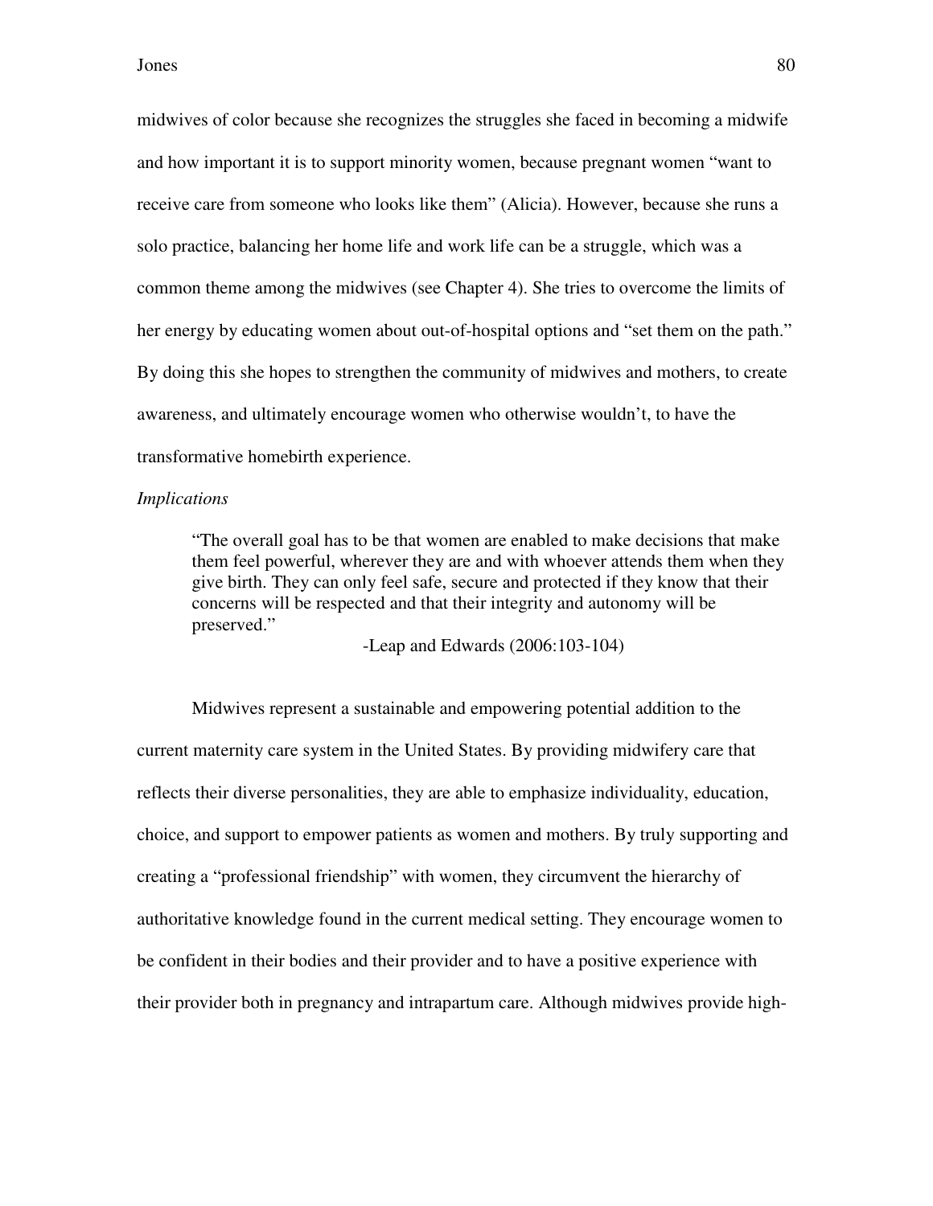midwives of color because she recognizes the struggles she faced in becoming a midwife and how important it is to support minority women, because pregnant women "want to receive care from someone who looks like them" (Alicia). However, because she runs a solo practice, balancing her home life and work life can be a struggle, which was a common theme among the midwives (see Chapter 4). She tries to overcome the limits of her energy by educating women about out-of-hospital options and "set them on the path." By doing this she hopes to strengthen the community of midwives and mothers, to create awareness, and ultimately encourage women who otherwise wouldn't, to have the transformative homebirth experience.

*Implications*

> "The overall goal has to be that women are enabled to make decisions that make them feel powerful, wherever they are and with whoever attends them when they give birth. They can only feel safe, secure and protected if they know that their concerns will be respected and that their integrity and autonomy will be preserved."
>
> -Leap and Edwards (2006:103-104)

Midwives represent a sustainable and empowering potential addition to the current maternity care system in the United States. By providing midwifery care that reflects their diverse personalities, they are able to emphasize individuality, education, choice, and support to empower patients as women and mothers. By truly supporting and creating a "professional friendship" with women, they circumvent the hierarchy of authoritative knowledge found in the current medical setting. They encourage women to be confident in their bodies and their provider and to have a positive experience with their provider both in pregnancy and intrapartum care. Although midwives provide high-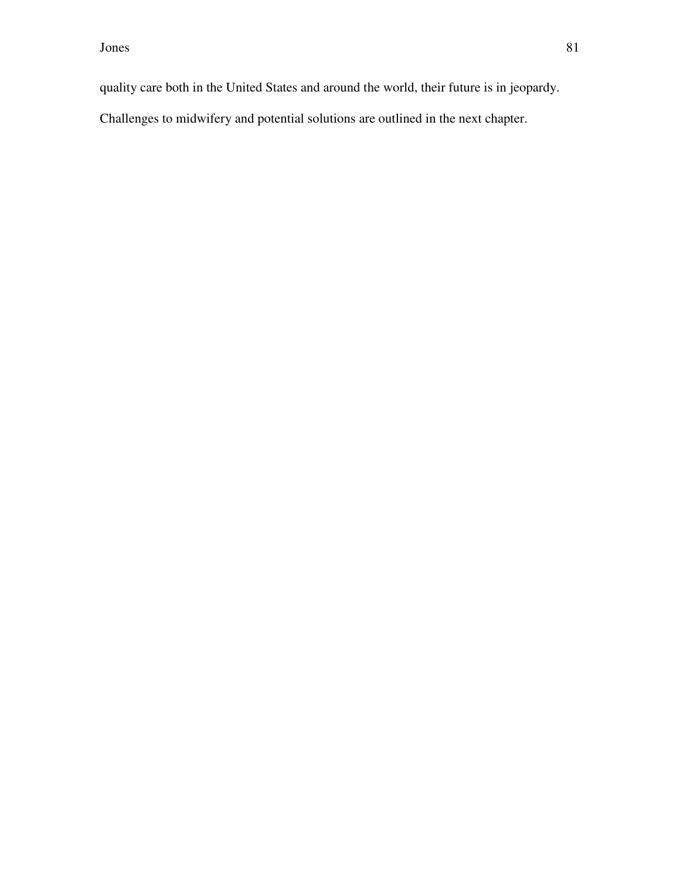quality care both in the United States and around the world, their future is in jeopardy.

Challenges to midwifery and potential solutions are outlined in the next chapter.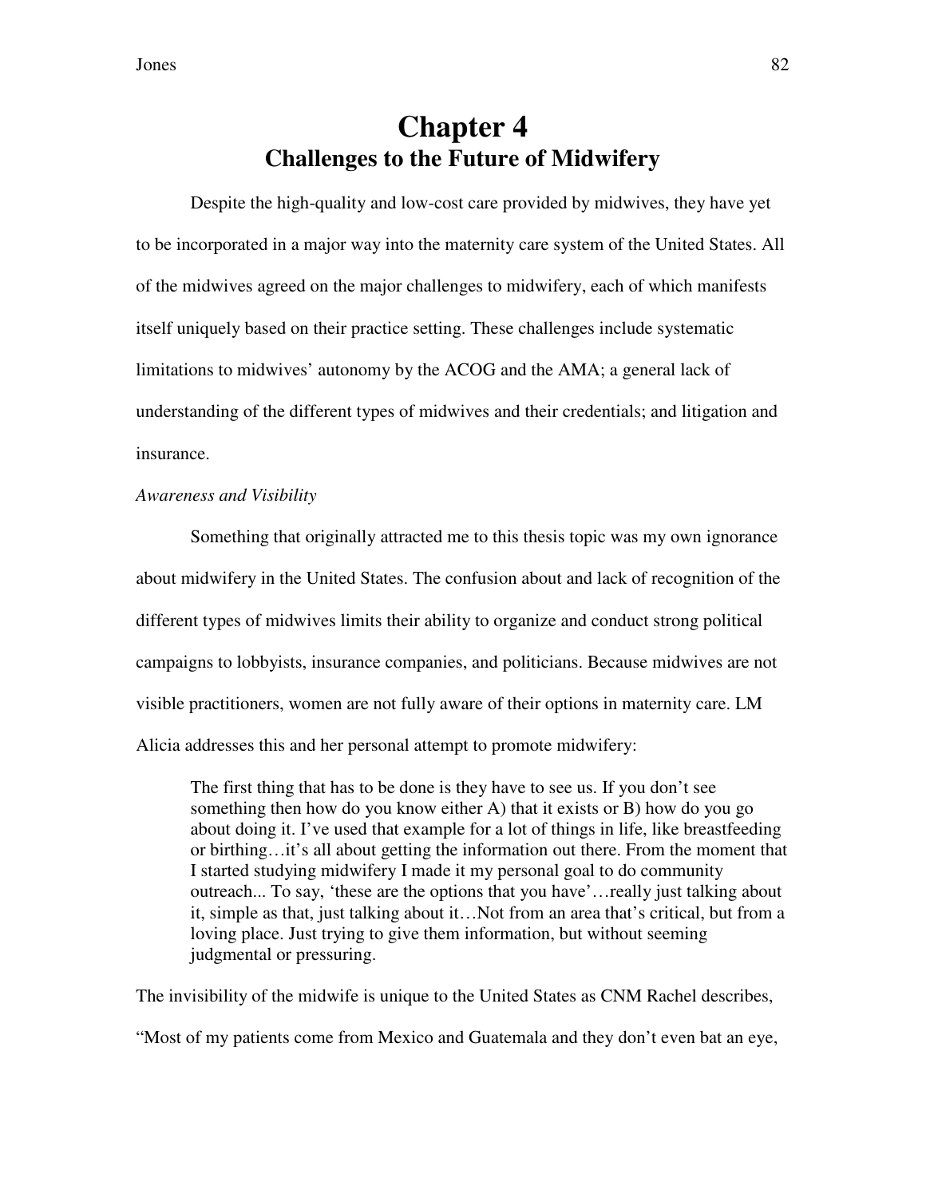# Chapter 4
## Challenges to the Future of Midwifery

Despite the high-quality and low-cost care provided by midwives, they have yet to be incorporated in a major way into the maternity care system of the United States. All of the midwives agreed on the major challenges to midwifery, each of which manifests itself uniquely based on their practice setting. These challenges include systematic limitations to midwives' autonomy by the ACOG and the AMA; a general lack of understanding of the different types of midwives and their credentials; and litigation and insurance.

*Awareness and Visibility*

Something that originally attracted me to this thesis topic was my own ignorance about midwifery in the United States. The confusion about and lack of recognition of the different types of midwives limits their ability to organize and conduct strong political campaigns to lobbyists, insurance companies, and politicians. Because midwives are not visible practitioners, women are not fully aware of their options in maternity care. LM Alicia addresses this and her personal attempt to promote midwifery:

> The first thing that has to be done is they have to see us. If you don't see something then how do you know either A) that it exists or B) how do you go about doing it. I've used that example for a lot of things in life, like breastfeeding or birthing…it's all about getting the information out there. From the moment that I started studying midwifery I made it my personal goal to do community outreach... To say, 'these are the options that you have'…really just talking about it, simple as that, just talking about it…Not from an area that's critical, but from a loving place. Just trying to give them information, but without seeming judgmental or pressuring.

The invisibility of the midwife is unique to the United States as CNM Rachel describes, "Most of my patients come from Mexico and Guatemala and they don't even bat an eye,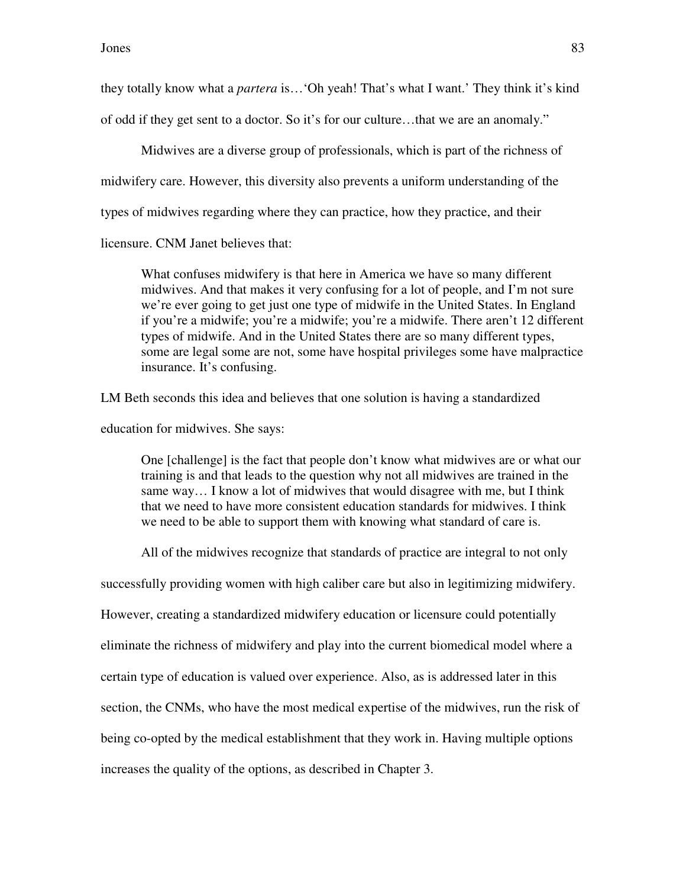they totally know what a *partera* is…'Oh yeah! That's what I want.' They think it's kind of odd if they get sent to a doctor. So it's for our culture…that we are an anomaly."

Midwives are a diverse group of professionals, which is part of the richness of midwifery care. However, this diversity also prevents a uniform understanding of the types of midwives regarding where they can practice, how they practice, and their licensure. CNM Janet believes that:

> What confuses midwifery is that here in America we have so many different midwives. And that makes it very confusing for a lot of people, and I'm not sure we're ever going to get just one type of midwife in the United States. In England if you're a midwife; you're a midwife; you're a midwife. There aren't 12 different types of midwife. And in the United States there are so many different types, some are legal some are not, some have hospital privileges some have malpractice insurance. It's confusing.

LM Beth seconds this idea and believes that one solution is having a standardized education for midwives. She says:

> One [challenge] is the fact that people don't know what midwives are or what our training is and that leads to the question why not all midwives are trained in the same way… I know a lot of midwives that would disagree with me, but I think that we need to have more consistent education standards for midwives. I think we need to be able to support them with knowing what standard of care is.

All of the midwives recognize that standards of practice are integral to not only successfully providing women with high caliber care but also in legitimizing midwifery. However, creating a standardized midwifery education or licensure could potentially eliminate the richness of midwifery and play into the current biomedical model where a certain type of education is valued over experience. Also, as is addressed later in this section, the CNMs, who have the most medical expertise of the midwives, run the risk of being co-opted by the medical establishment that they work in. Having multiple options increases the quality of the options, as described in Chapter 3.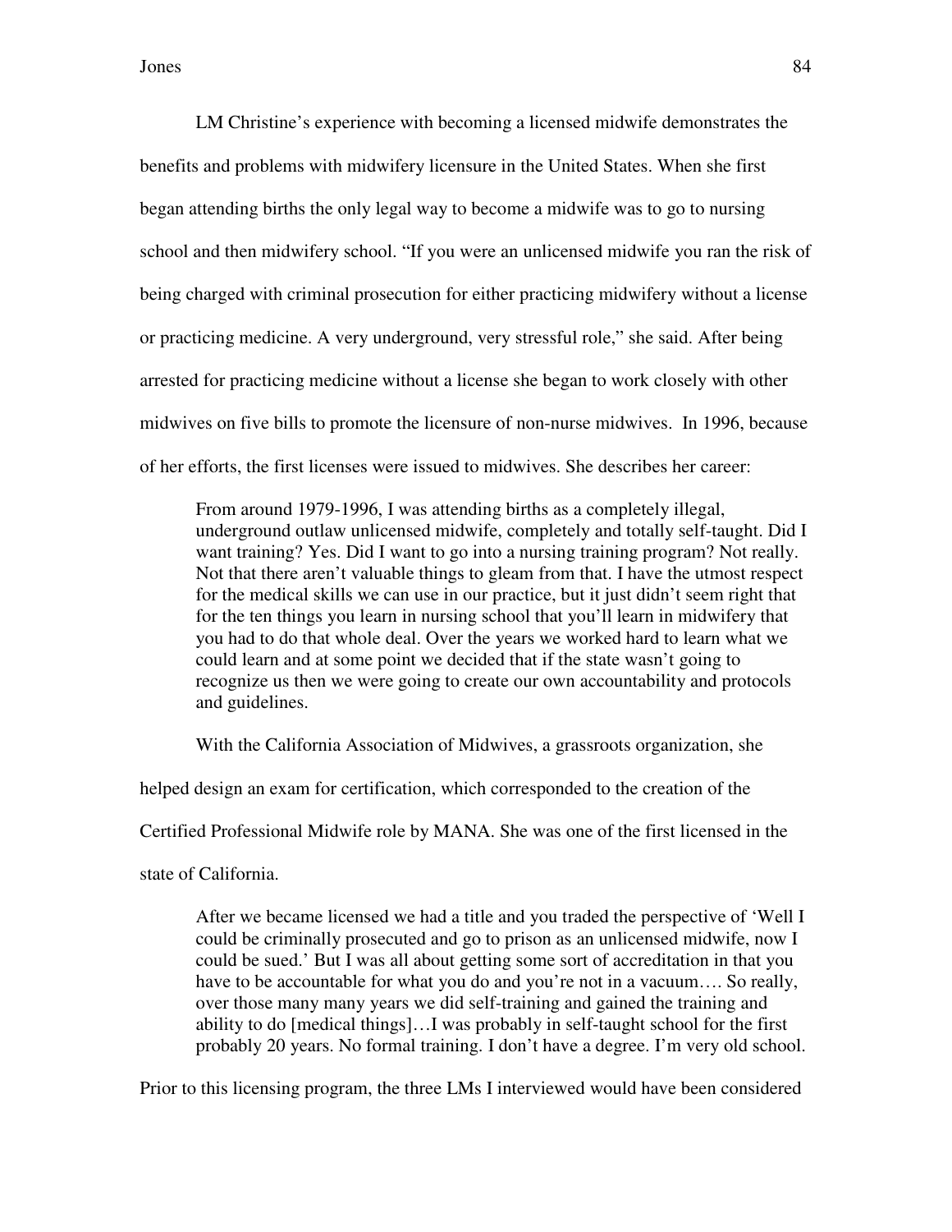LM Christine's experience with becoming a licensed midwife demonstrates the benefits and problems with midwifery licensure in the United States. When she first began attending births the only legal way to become a midwife was to go to nursing school and then midwifery school. "If you were an unlicensed midwife you ran the risk of being charged with criminal prosecution for either practicing midwifery without a license or practicing medicine. A very underground, very stressful role," she said. After being arrested for practicing medicine without a license she began to work closely with other midwives on five bills to promote the licensure of non-nurse midwives. In 1996, because of her efforts, the first licenses were issued to midwives. She describes her career:

> From around 1979-1996, I was attending births as a completely illegal, underground outlaw unlicensed midwife, completely and totally self-taught. Did I want training? Yes. Did I want to go into a nursing training program? Not really. Not that there aren't valuable things to gleam from that. I have the utmost respect for the medical skills we can use in our practice, but it just didn't seem right that for the ten things you learn in nursing school that you'll learn in midwifery that you had to do that whole deal. Over the years we worked hard to learn what we could learn and at some point we decided that if the state wasn't going to recognize us then we were going to create our own accountability and protocols and guidelines.

With the California Association of Midwives, a grassroots organization, she helped design an exam for certification, which corresponded to the creation of the Certified Professional Midwife role by MANA. She was one of the first licensed in the state of California.

> After we became licensed we had a title and you traded the perspective of 'Well I could be criminally prosecuted and go to prison as an unlicensed midwife, now I could be sued.' But I was all about getting some sort of accreditation in that you have to be accountable for what you do and you're not in a vacuum…. So really, over those many many years we did self-training and gained the training and ability to do [medical things]…I was probably in self-taught school for the first probably 20 years. No formal training. I don't have a degree. I'm very old school.

Prior to this licensing program, the three LMs I interviewed would have been considered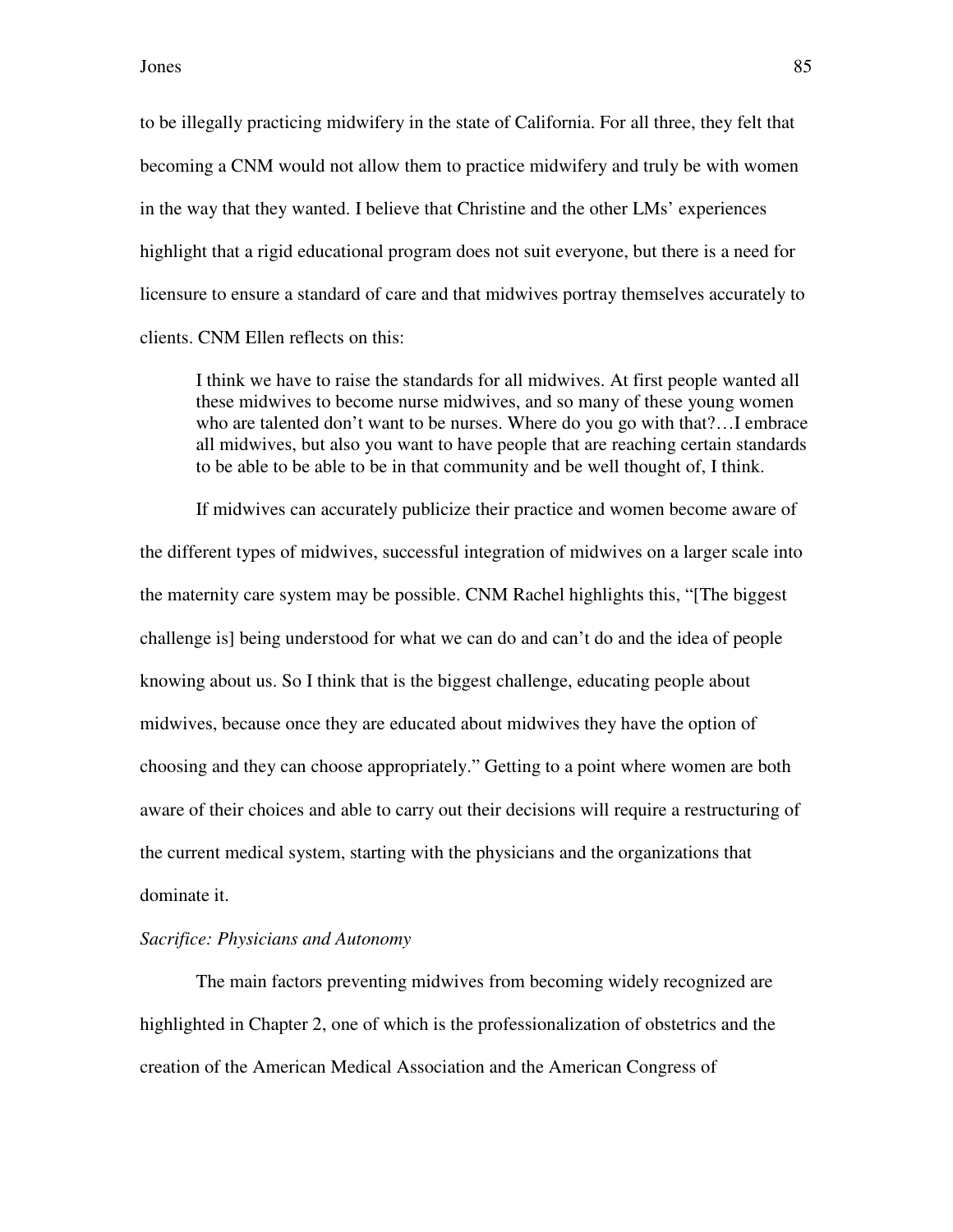to be illegally practicing midwifery in the state of California. For all three, they felt that becoming a CNM would not allow them to practice midwifery and truly be with women in the way that they wanted. I believe that Christine and the other LMs' experiences highlight that a rigid educational program does not suit everyone, but there is a need for licensure to ensure a standard of care and that midwives portray themselves accurately to clients. CNM Ellen reflects on this:

> I think we have to raise the standards for all midwives. At first people wanted all these midwives to become nurse midwives, and so many of these young women who are talented don't want to be nurses. Where do you go with that?…I embrace all midwives, but also you want to have people that are reaching certain standards to be able to be able to be in that community and be well thought of, I think.

If midwives can accurately publicize their practice and women become aware of the different types of midwives, successful integration of midwives on a larger scale into the maternity care system may be possible. CNM Rachel highlights this, "[The biggest challenge is] being understood for what we can do and can't do and the idea of people knowing about us. So I think that is the biggest challenge, educating people about midwives, because once they are educated about midwives they have the option of choosing and they can choose appropriately." Getting to a point where women are both aware of their choices and able to carry out their decisions will require a restructuring of the current medical system, starting with the physicians and the organizations that dominate it.

*Sacrifice: Physicians and Autonomy*

The main factors preventing midwives from becoming widely recognized are highlighted in Chapter 2, one of which is the professionalization of obstetrics and the creation of the American Medical Association and the American Congress of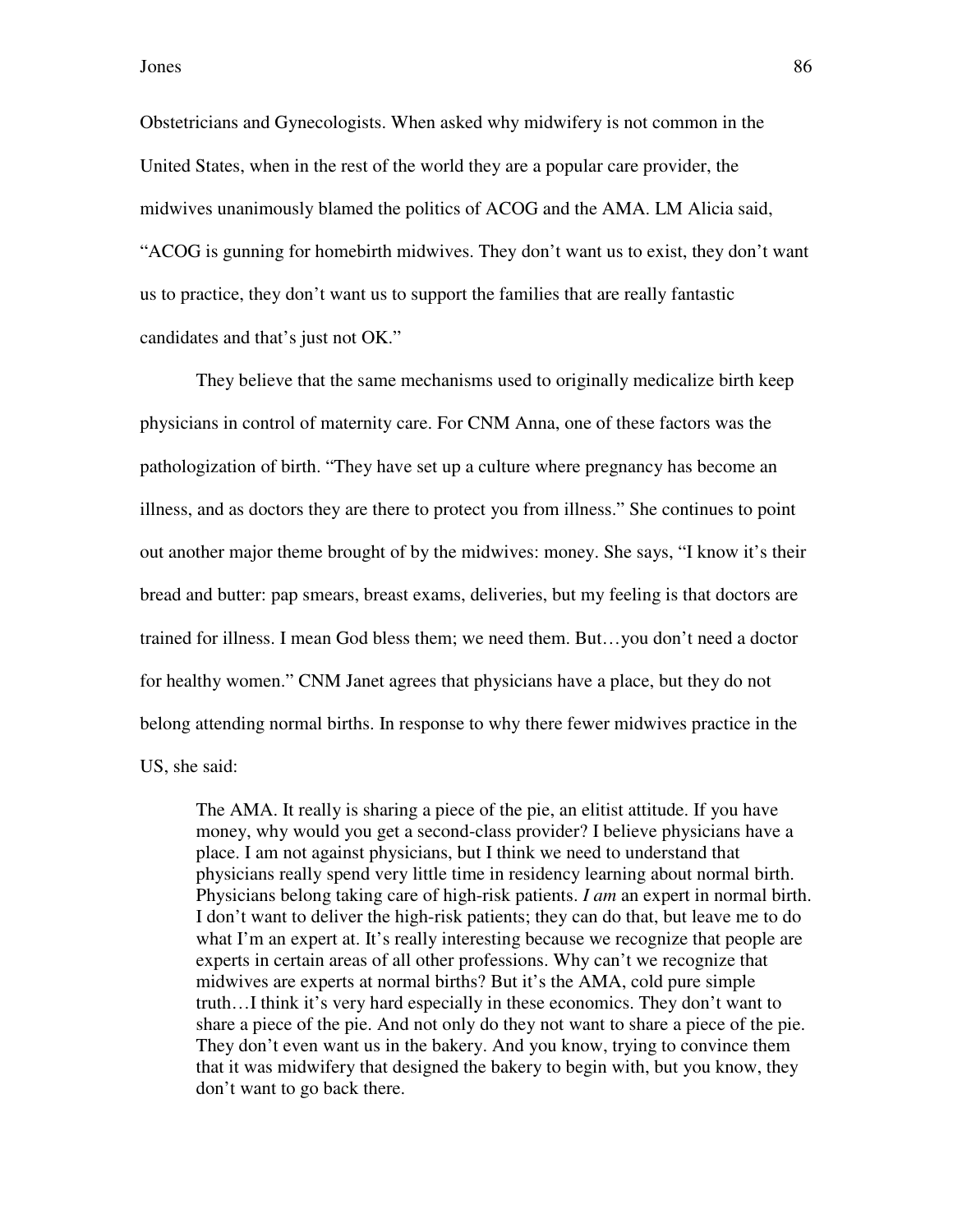Obstetricians and Gynecologists. When asked why midwifery is not common in the United States, when in the rest of the world they are a popular care provider, the midwives unanimously blamed the politics of ACOG and the AMA. LM Alicia said, "ACOG is gunning for homebirth midwives. They don't want us to exist, they don't want us to practice, they don't want us to support the families that are really fantastic candidates and that's just not OK."

They believe that the same mechanisms used to originally medicalize birth keep physicians in control of maternity care. For CNM Anna, one of these factors was the pathologization of birth. "They have set up a culture where pregnancy has become an illness, and as doctors they are there to protect you from illness." She continues to point out another major theme brought of by the midwives: money. She says, "I know it's their bread and butter: pap smears, breast exams, deliveries, but my feeling is that doctors are trained for illness. I mean God bless them; we need them. But…you don't need a doctor for healthy women." CNM Janet agrees that physicians have a place, but they do not belong attending normal births. In response to why there fewer midwives practice in the US, she said:

> The AMA. It really is sharing a piece of the pie, an elitist attitude. If you have money, why would you get a second-class provider? I believe physicians have a place. I am not against physicians, but I think we need to understand that physicians really spend very little time in residency learning about normal birth. Physicians belong taking care of high-risk patients. *I am* an expert in normal birth. I don't want to deliver the high-risk patients; they can do that, but leave me to do what I'm an expert at. It's really interesting because we recognize that people are experts in certain areas of all other professions. Why can't we recognize that midwives are experts at normal births? But it's the AMA, cold pure simple truth…I think it's very hard especially in these economics. They don't want to share a piece of the pie. And not only do they not want to share a piece of the pie. They don't even want us in the bakery. And you know, trying to convince them that it was midwifery that designed the bakery to begin with, but you know, they don't want to go back there.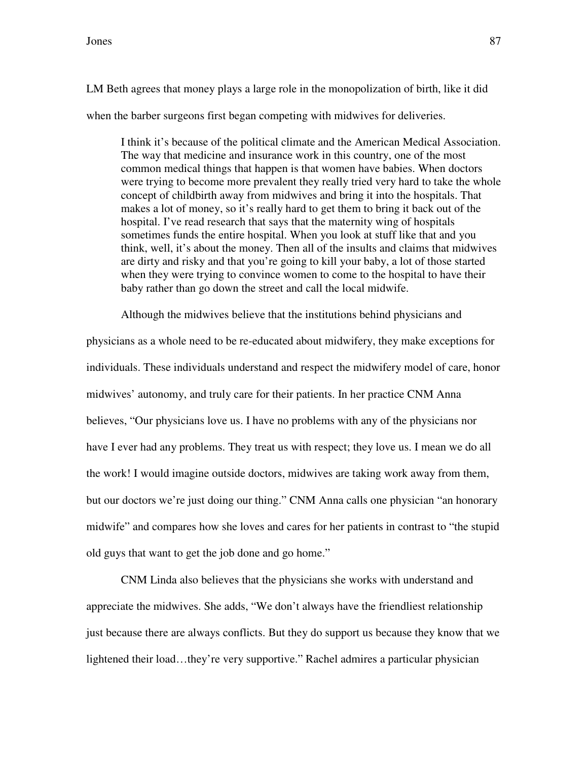LM Beth agrees that money plays a large role in the monopolization of birth, like it did when the barber surgeons first began competing with midwives for deliveries.

> I think it's because of the political climate and the American Medical Association. The way that medicine and insurance work in this country, one of the most common medical things that happen is that women have babies. When doctors were trying to become more prevalent they really tried very hard to take the whole concept of childbirth away from midwives and bring it into the hospitals. That makes a lot of money, so it's really hard to get them to bring it back out of the hospital. I've read research that says that the maternity wing of hospitals sometimes funds the entire hospital. When you look at stuff like that and you think, well, it's about the money. Then all of the insults and claims that midwives are dirty and risky and that you're going to kill your baby, a lot of those started when they were trying to convince women to come to the hospital to have their baby rather than go down the street and call the local midwife.

Although the midwives believe that the institutions behind physicians and physicians as a whole need to be re-educated about midwifery, they make exceptions for individuals. These individuals understand and respect the midwifery model of care, honor midwives' autonomy, and truly care for their patients. In her practice CNM Anna believes, "Our physicians love us. I have no problems with any of the physicians nor have I ever had any problems. They treat us with respect; they love us. I mean we do all the work! I would imagine outside doctors, midwives are taking work away from them, but our doctors we're just doing our thing." CNM Anna calls one physician "an honorary midwife" and compares how she loves and cares for her patients in contrast to "the stupid old guys that want to get the job done and go home."

CNM Linda also believes that the physicians she works with understand and appreciate the midwives. She adds, "We don't always have the friendliest relationship just because there are always conflicts. But they do support us because they know that we lightened their load…they're very supportive." Rachel admires a particular physician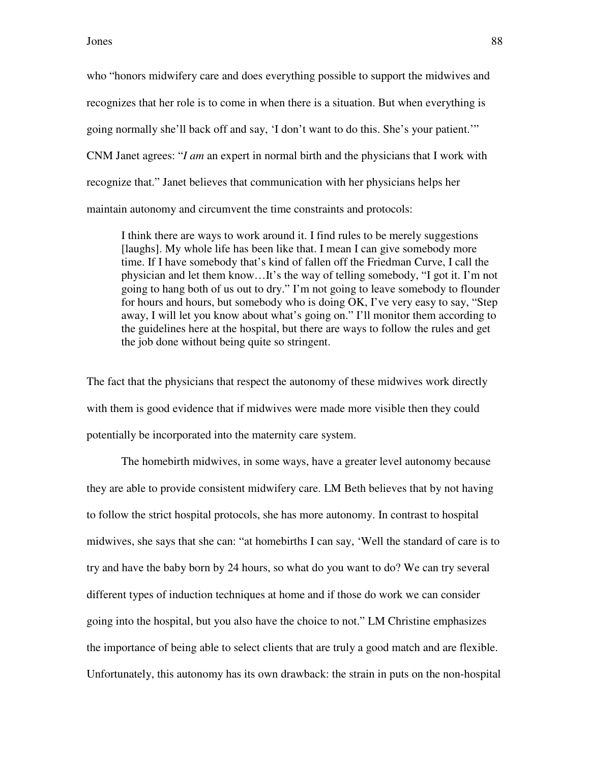who "honors midwifery care and does everything possible to support the midwives and recognizes that her role is to come in when there is a situation. But when everything is going normally she'll back off and say, 'I don't want to do this. She's your patient.'" CNM Janet agrees: "*I am* an expert in normal birth and the physicians that I work with recognize that." Janet believes that communication with her physicians helps her maintain autonomy and circumvent the time constraints and protocols:

> I think there are ways to work around it. I find rules to be merely suggestions [laughs]. My whole life has been like that. I mean I can give somebody more time. If I have somebody that's kind of fallen off the Friedman Curve, I call the physician and let them know…It's the way of telling somebody, "I got it. I'm not going to hang both of us out to dry." I'm not going to leave somebody to flounder for hours and hours, but somebody who is doing OK, I've very easy to say, "Step away, I will let you know about what's going on." I'll monitor them according to the guidelines here at the hospital, but there are ways to follow the rules and get the job done without being quite so stringent.

The fact that the physicians that respect the autonomy of these midwives work directly with them is good evidence that if midwives were made more visible then they could potentially be incorporated into the maternity care system.

The homebirth midwives, in some ways, have a greater level autonomy because they are able to provide consistent midwifery care. LM Beth believes that by not having to follow the strict hospital protocols, she has more autonomy. In contrast to hospital midwives, she says that she can: "at homebirths I can say, 'Well the standard of care is to try and have the baby born by 24 hours, so what do you want to do? We can try several different types of induction techniques at home and if those do work we can consider going into the hospital, but you also have the choice to not." LM Christine emphasizes the importance of being able to select clients that are truly a good match and are flexible. Unfortunately, this autonomy has its own drawback: the strain in puts on the non-hospital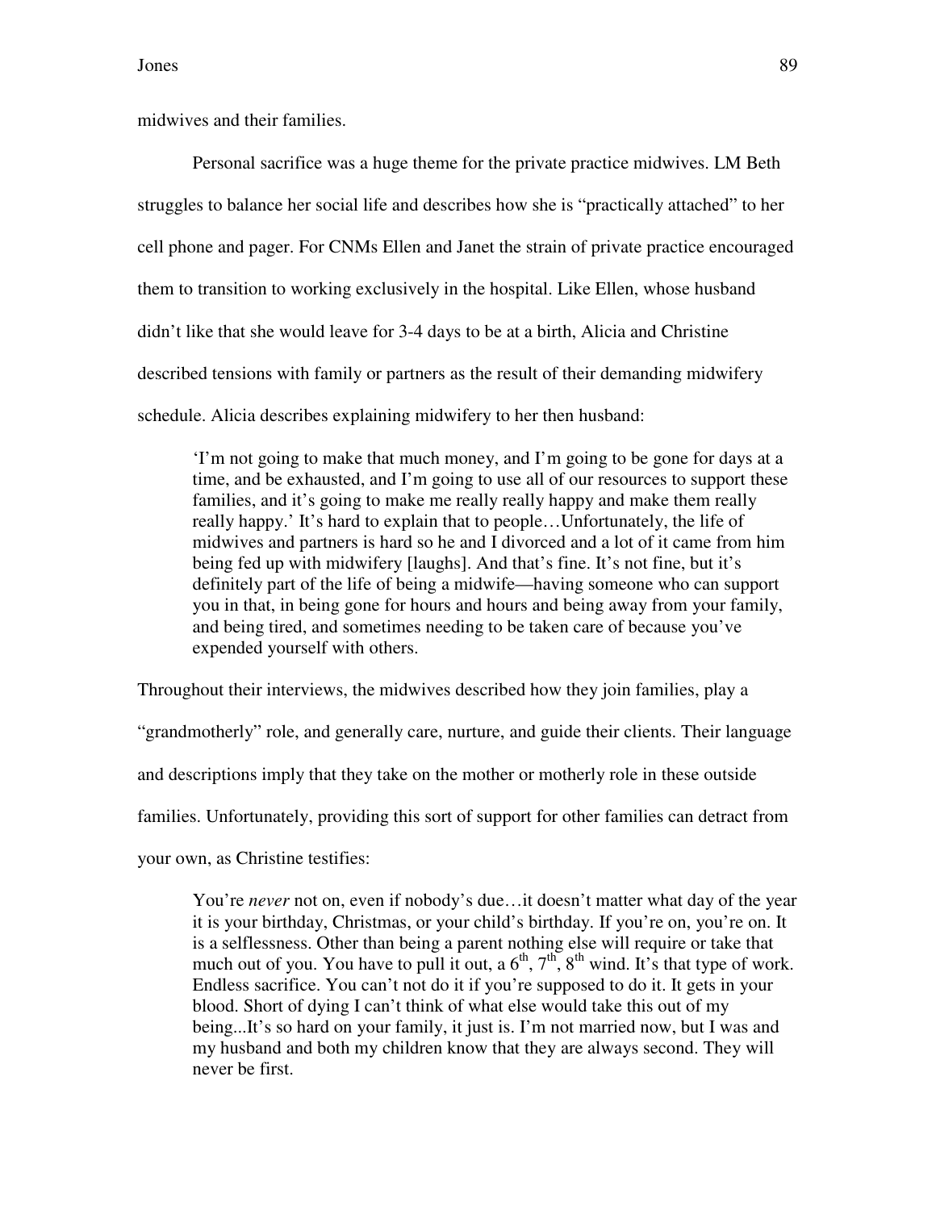midwives and their families.

Personal sacrifice was a huge theme for the private practice midwives. LM Beth struggles to balance her social life and describes how she is "practically attached" to her cell phone and pager. For CNMs Ellen and Janet the strain of private practice encouraged them to transition to working exclusively in the hospital. Like Ellen, whose husband didn't like that she would leave for 3-4 days to be at a birth, Alicia and Christine described tensions with family or partners as the result of their demanding midwifery schedule. Alicia describes explaining midwifery to her then husband:

> 'I'm not going to make that much money, and I'm going to be gone for days at a time, and be exhausted, and I'm going to use all of our resources to support these families, and it's going to make me really really happy and make them really really happy.' It's hard to explain that to people…Unfortunately, the life of midwives and partners is hard so he and I divorced and a lot of it came from him being fed up with midwifery [laughs]. And that's fine. It's not fine, but it's definitely part of the life of being a midwife—having someone who can support you in that, in being gone for hours and hours and being away from your family, and being tired, and sometimes needing to be taken care of because you've expended yourself with others.

Throughout their interviews, the midwives described how they join families, play a "grandmotherly" role, and generally care, nurture, and guide their clients. Their language and descriptions imply that they take on the mother or motherly role in these outside families. Unfortunately, providing this sort of support for other families can detract from your own, as Christine testifies:

> You're *never* not on, even if nobody's due…it doesn't matter what day of the year it is your birthday, Christmas, or your child's birthday. If you're on, you're on. It is a selflessness. Other than being a parent nothing else will require or take that much out of you. You have to pull it out, a 6th, 7th, 8th wind. It's that type of work. Endless sacrifice. You can't not do it if you're supposed to do it. It gets in your blood. Short of dying I can't think of what else would take this out of my being...It's so hard on your family, it just is. I'm not married now, but I was and my husband and both my children know that they are always second. They will never be first.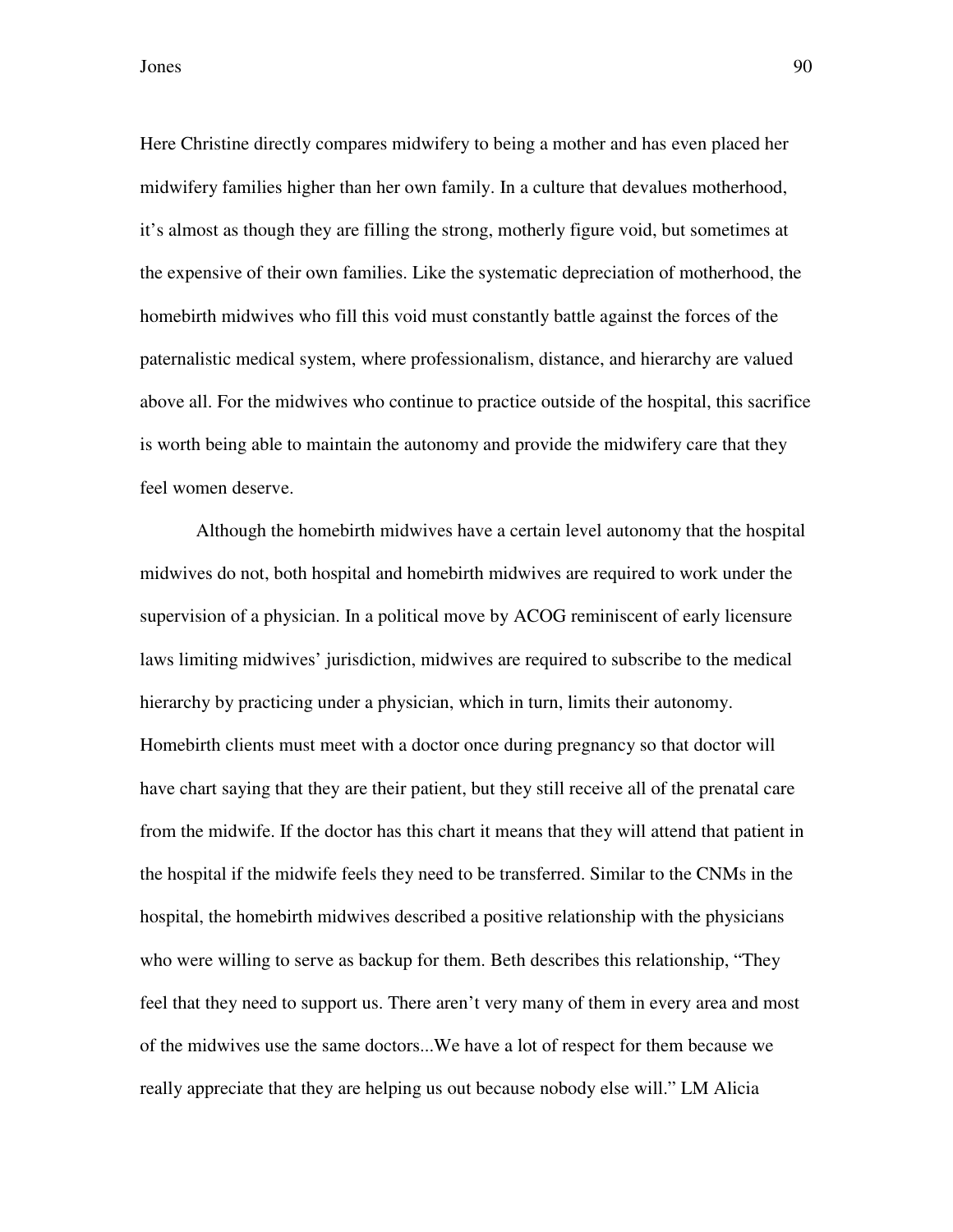Here Christine directly compares midwifery to being a mother and has even placed her midwifery families higher than her own family. In a culture that devalues motherhood, it's almost as though they are filling the strong, motherly figure void, but sometimes at the expensive of their own families. Like the systematic depreciation of motherhood, the homebirth midwives who fill this void must constantly battle against the forces of the paternalistic medical system, where professionalism, distance, and hierarchy are valued above all. For the midwives who continue to practice outside of the hospital, this sacrifice is worth being able to maintain the autonomy and provide the midwifery care that they feel women deserve.

Although the homebirth midwives have a certain level autonomy that the hospital midwives do not, both hospital and homebirth midwives are required to work under the supervision of a physician. In a political move by ACOG reminiscent of early licensure laws limiting midwives' jurisdiction, midwives are required to subscribe to the medical hierarchy by practicing under a physician, which in turn, limits their autonomy. Homebirth clients must meet with a doctor once during pregnancy so that doctor will have chart saying that they are their patient, but they still receive all of the prenatal care from the midwife. If the doctor has this chart it means that they will attend that patient in the hospital if the midwife feels they need to be transferred. Similar to the CNMs in the hospital, the homebirth midwives described a positive relationship with the physicians who were willing to serve as backup for them. Beth describes this relationship, "They feel that they need to support us. There aren't very many of them in every area and most of the midwives use the same doctors...We have a lot of respect for them because we really appreciate that they are helping us out because nobody else will." LM Alicia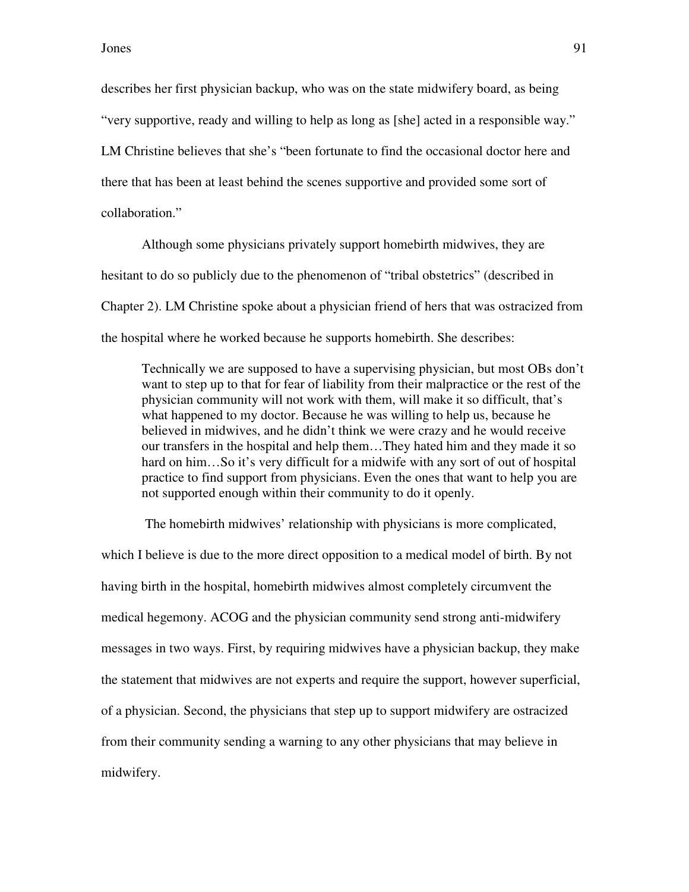describes her first physician backup, who was on the state midwifery board, as being "very supportive, ready and willing to help as long as [she] acted in a responsible way." LM Christine believes that she's "been fortunate to find the occasional doctor here and there that has been at least behind the scenes supportive and provided some sort of collaboration."

Although some physicians privately support homebirth midwives, they are hesitant to do so publicly due to the phenomenon of "tribal obstetrics" (described in Chapter 2). LM Christine spoke about a physician friend of hers that was ostracized from the hospital where he worked because he supports homebirth. She describes:

> Technically we are supposed to have a supervising physician, but most OBs don't want to step up to that for fear of liability from their malpractice or the rest of the physician community will not work with them, will make it so difficult, that's what happened to my doctor. Because he was willing to help us, because he believed in midwives, and he didn't think we were crazy and he would receive our transfers in the hospital and help them…They hated him and they made it so hard on him…So it's very difficult for a midwife with any sort of out of hospital practice to find support from physicians. Even the ones that want to help you are not supported enough within their community to do it openly.

The homebirth midwives' relationship with physicians is more complicated, which I believe is due to the more direct opposition to a medical model of birth. By not having birth in the hospital, homebirth midwives almost completely circumvent the medical hegemony. ACOG and the physician community send strong anti-midwifery messages in two ways. First, by requiring midwives have a physician backup, they make the statement that midwives are not experts and require the support, however superficial, of a physician. Second, the physicians that step up to support midwifery are ostracized from their community sending a warning to any other physicians that may believe in midwifery.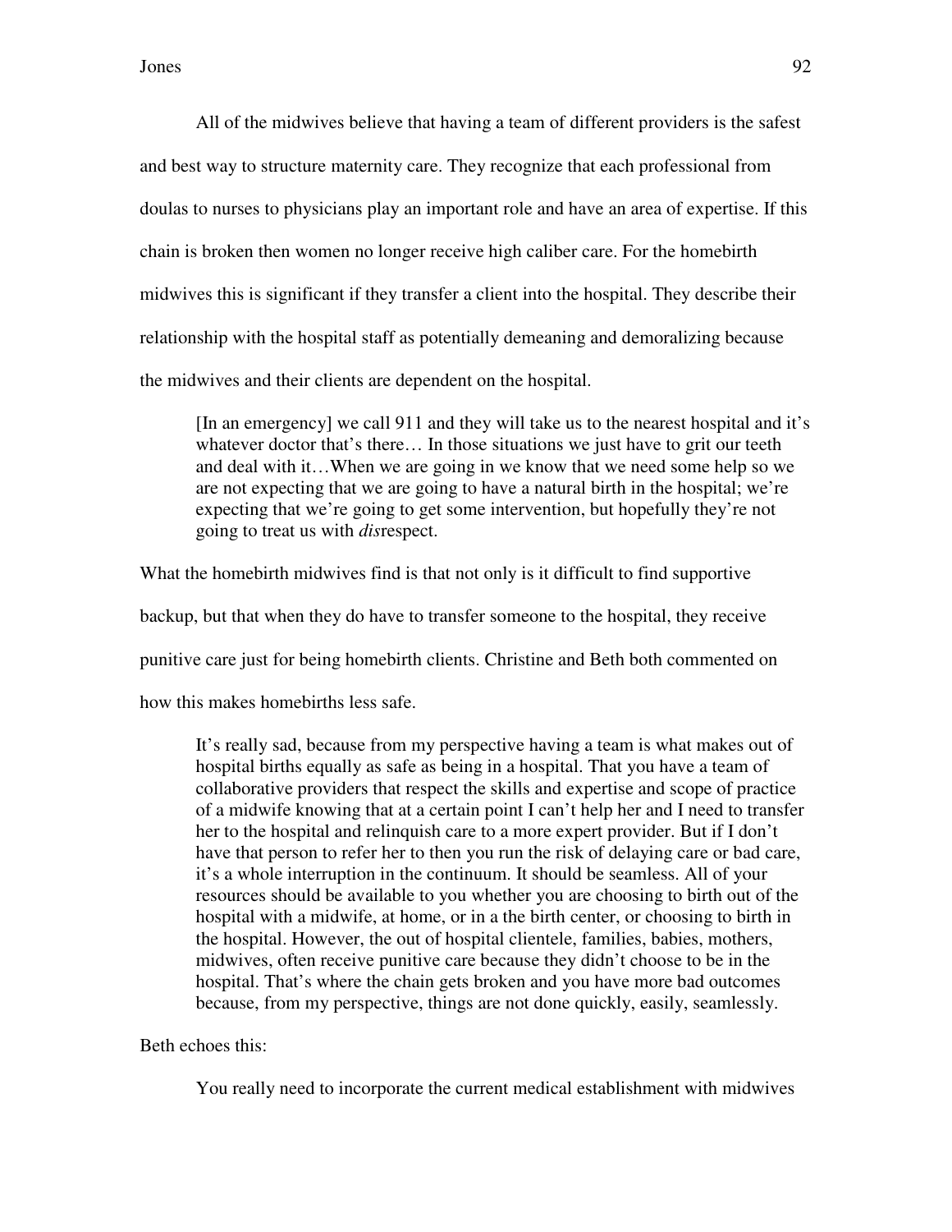All of the midwives believe that having a team of different providers is the safest and best way to structure maternity care. They recognize that each professional from doulas to nurses to physicians play an important role and have an area of expertise. If this chain is broken then women no longer receive high caliber care. For the homebirth midwives this is significant if they transfer a client into the hospital. They describe their relationship with the hospital staff as potentially demeaning and demoralizing because the midwives and their clients are dependent on the hospital.

> [In an emergency] we call 911 and they will take us to the nearest hospital and it's whatever doctor that's there… In those situations we just have to grit our teeth and deal with it…When we are going in we know that we need some help so we are not expecting that we are going to have a natural birth in the hospital; we're expecting that we're going to get some intervention, but hopefully they're not going to treat us with *dis*respect.

What the homebirth midwives find is that not only is it difficult to find supportive backup, but that when they do have to transfer someone to the hospital, they receive punitive care just for being homebirth clients. Christine and Beth both commented on how this makes homebirths less safe.

> It's really sad, because from my perspective having a team is what makes out of hospital births equally as safe as being in a hospital. That you have a team of collaborative providers that respect the skills and expertise and scope of practice of a midwife knowing that at a certain point I can't help her and I need to transfer her to the hospital and relinquish care to a more expert provider. But if I don't have that person to refer her to then you run the risk of delaying care or bad care, it's a whole interruption in the continuum. It should be seamless. All of your resources should be available to you whether you are choosing to birth out of the hospital with a midwife, at home, or in a the birth center, or choosing to birth in the hospital. However, the out of hospital clientele, families, babies, mothers, midwives, often receive punitive care because they didn't choose to be in the hospital. That's where the chain gets broken and you have more bad outcomes because, from my perspective, things are not done quickly, easily, seamlessly.

Beth echoes this:

> You really need to incorporate the current medical establishment with midwives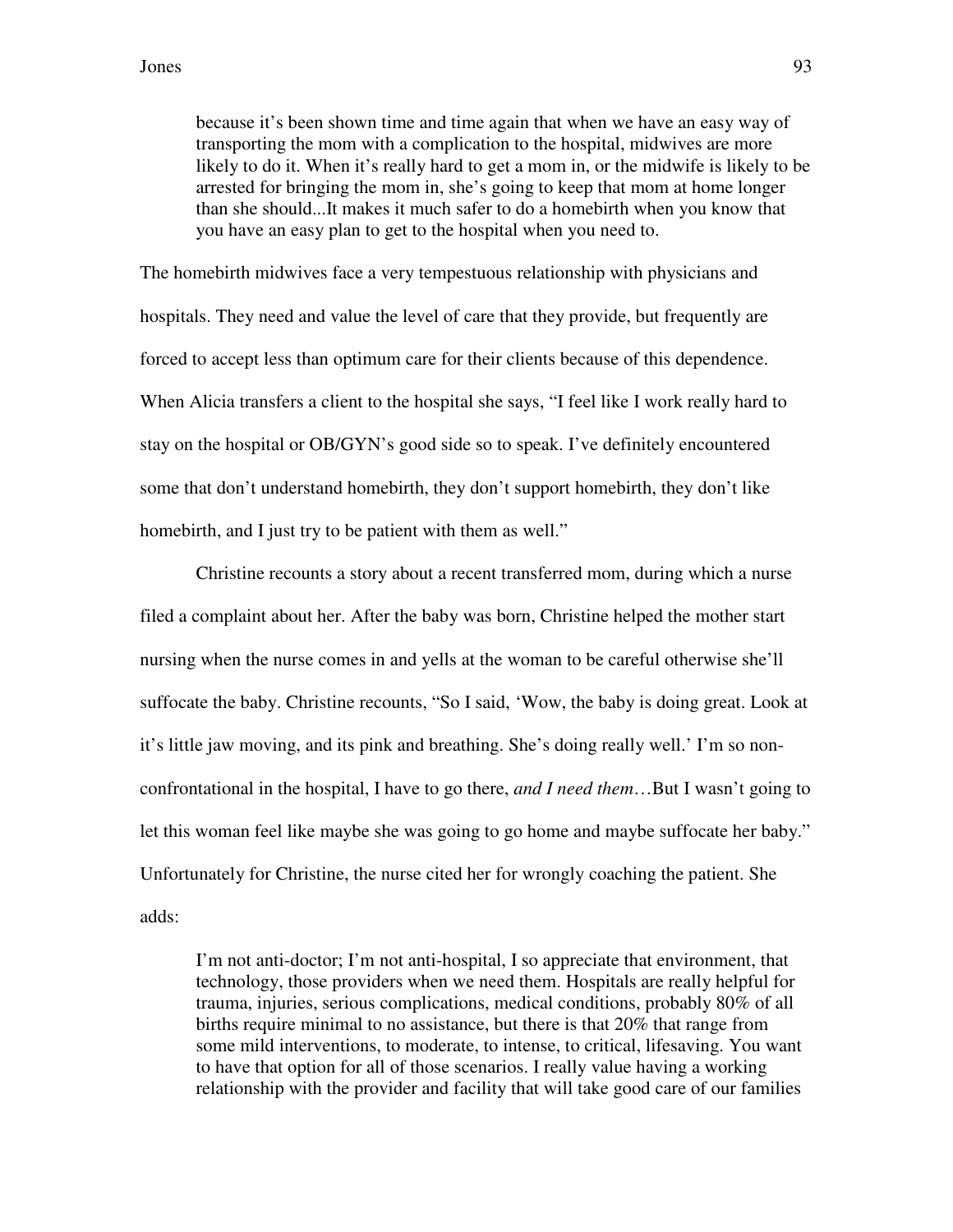> because it's been shown time and time again that when we have an easy way of transporting the mom with a complication to the hospital, midwives are more likely to do it. When it's really hard to get a mom in, or the midwife is likely to be arrested for bringing the mom in, she's going to keep that mom at home longer than she should...It makes it much safer to do a homebirth when you know that you have an easy plan to get to the hospital when you need to.

The homebirth midwives face a very tempestuous relationship with physicians and hospitals. They need and value the level of care that they provide, but frequently are forced to accept less than optimum care for their clients because of this dependence. When Alicia transfers a client to the hospital she says, "I feel like I work really hard to stay on the hospital or OB/GYN's good side so to speak. I've definitely encountered some that don't understand homebirth, they don't support homebirth, they don't like homebirth, and I just try to be patient with them as well."

Christine recounts a story about a recent transferred mom, during which a nurse filed a complaint about her. After the baby was born, Christine helped the mother start nursing when the nurse comes in and yells at the woman to be careful otherwise she'll suffocate the baby. Christine recounts, "So I said, 'Wow, the baby is doing great. Look at it's little jaw moving, and its pink and breathing. She's doing really well.' I'm so non-confrontational in the hospital, I have to go there, *and I need them*…But I wasn't going to let this woman feel like maybe she was going to go home and maybe suffocate her baby." Unfortunately for Christine, the nurse cited her for wrongly coaching the patient. She adds:

> I'm not anti-doctor; I'm not anti-hospital, I so appreciate that environment, that technology, those providers when we need them. Hospitals are really helpful for trauma, injuries, serious complications, medical conditions, probably 80% of all births require minimal to no assistance, but there is that 20% that range from some mild interventions, to moderate, to intense, to critical, lifesaving. You want to have that option for all of those scenarios. I really value having a working relationship with the provider and facility that will take good care of our families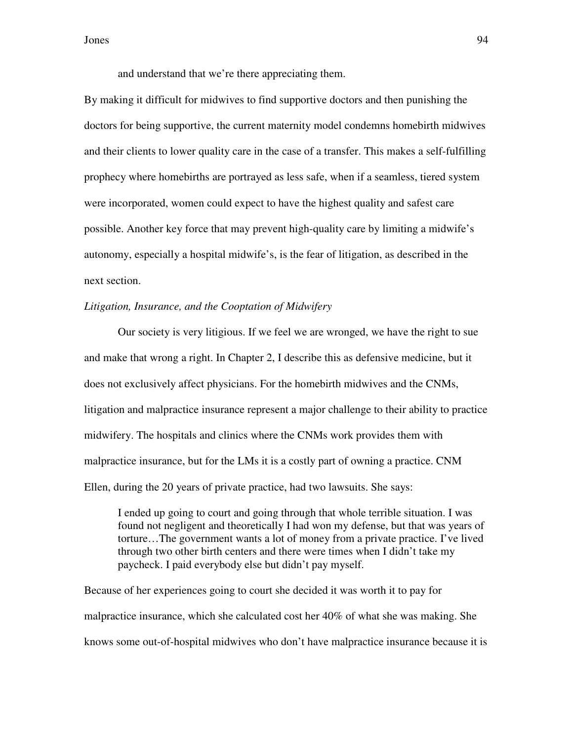and understand that we're there appreciating them.

By making it difficult for midwives to find supportive doctors and then punishing the doctors for being supportive, the current maternity model condemns homebirth midwives and their clients to lower quality care in the case of a transfer. This makes a self-fulfilling prophecy where homebirths are portrayed as less safe, when if a seamless, tiered system were incorporated, women could expect to have the highest quality and safest care possible. Another key force that may prevent high-quality care by limiting a midwife's autonomy, especially a hospital midwife's, is the fear of litigation, as described in the next section.

*Litigation, Insurance, and the Cooptation of Midwifery*

Our society is very litigious. If we feel we are wronged, we have the right to sue and make that wrong a right. In Chapter 2, I describe this as defensive medicine, but it does not exclusively affect physicians. For the homebirth midwives and the CNMs, litigation and malpractice insurance represent a major challenge to their ability to practice midwifery. The hospitals and clinics where the CNMs work provides them with malpractice insurance, but for the LMs it is a costly part of owning a practice. CNM Ellen, during the 20 years of private practice, had two lawsuits. She says:

> I ended up going to court and going through that whole terrible situation. I was found not negligent and theoretically I had won my defense, but that was years of torture…The government wants a lot of money from a private practice. I've lived through two other birth centers and there were times when I didn't take my paycheck. I paid everybody else but didn't pay myself.

Because of her experiences going to court she decided it was worth it to pay for malpractice insurance, which she calculated cost her 40% of what she was making. She knows some out-of-hospital midwives who don't have malpractice insurance because it is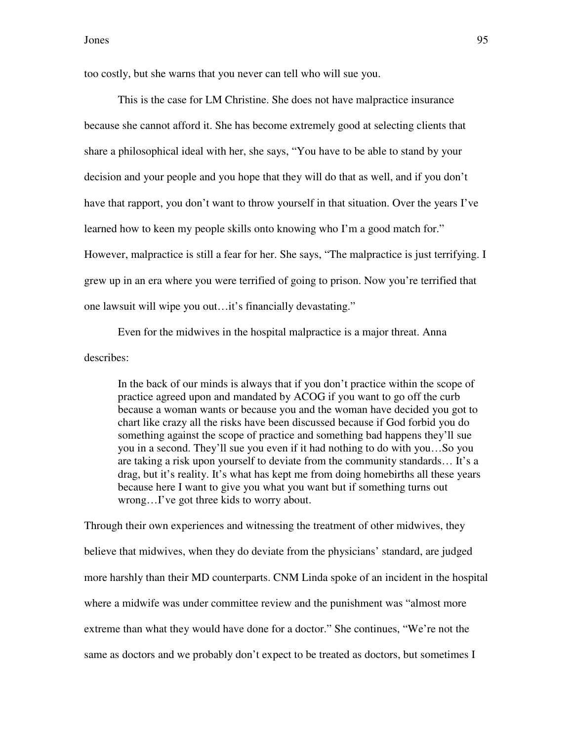too costly, but she warns that you never can tell who will sue you.

This is the case for LM Christine. She does not have malpractice insurance because she cannot afford it. She has become extremely good at selecting clients that share a philosophical ideal with her, she says, "You have to be able to stand by your decision and your people and you hope that they will do that as well, and if you don't have that rapport, you don't want to throw yourself in that situation. Over the years I've learned how to keen my people skills onto knowing who I'm a good match for." However, malpractice is still a fear for her. She says, "The malpractice is just terrifying. I grew up in an era where you were terrified of going to prison. Now you're terrified that one lawsuit will wipe you out…it's financially devastating."

Even for the midwives in the hospital malpractice is a major threat. Anna describes:

> In the back of our minds is always that if you don't practice within the scope of practice agreed upon and mandated by ACOG if you want to go off the curb because a woman wants or because you and the woman have decided you got to chart like crazy all the risks have been discussed because if God forbid you do something against the scope of practice and something bad happens they'll sue you in a second. They'll sue you even if it had nothing to do with you…So you are taking a risk upon yourself to deviate from the community standards… It's a drag, but it's reality. It's what has kept me from doing homebirths all these years because here I want to give you what you want but if something turns out wrong…I've got three kids to worry about.

Through their own experiences and witnessing the treatment of other midwives, they believe that midwives, when they do deviate from the physicians' standard, are judged more harshly than their MD counterparts. CNM Linda spoke of an incident in the hospital where a midwife was under committee review and the punishment was "almost more extreme than what they would have done for a doctor." She continues, "We're not the same as doctors and we probably don't expect to be treated as doctors, but sometimes I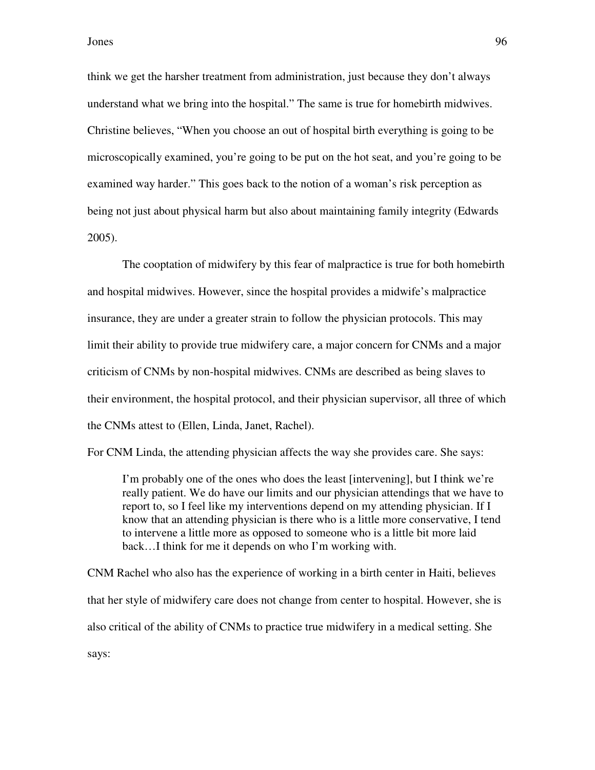think we get the harsher treatment from administration, just because they don't always understand what we bring into the hospital." The same is true for homebirth midwives. Christine believes, "When you choose an out of hospital birth everything is going to be microscopically examined, you're going to be put on the hot seat, and you're going to be examined way harder." This goes back to the notion of a woman's risk perception as being not just about physical harm but also about maintaining family integrity (Edwards 2005).

The cooptation of midwifery by this fear of malpractice is true for both homebirth and hospital midwives. However, since the hospital provides a midwife's malpractice insurance, they are under a greater strain to follow the physician protocols. This may limit their ability to provide true midwifery care, a major concern for CNMs and a major criticism of CNMs by non-hospital midwives. CNMs are described as being slaves to their environment, the hospital protocol, and their physician supervisor, all three of which the CNMs attest to (Ellen, Linda, Janet, Rachel).

For CNM Linda, the attending physician affects the way she provides care. She says:

> I'm probably one of the ones who does the least [intervening], but I think we're really patient. We do have our limits and our physician attendings that we have to report to, so I feel like my interventions depend on my attending physician. If I know that an attending physician is there who is a little more conservative, I tend to intervene a little more as opposed to someone who is a little bit more laid back…I think for me it depends on who I'm working with.

CNM Rachel who also has the experience of working in a birth center in Haiti, believes that her style of midwifery care does not change from center to hospital. However, she is also critical of the ability of CNMs to practice true midwifery in a medical setting. She says: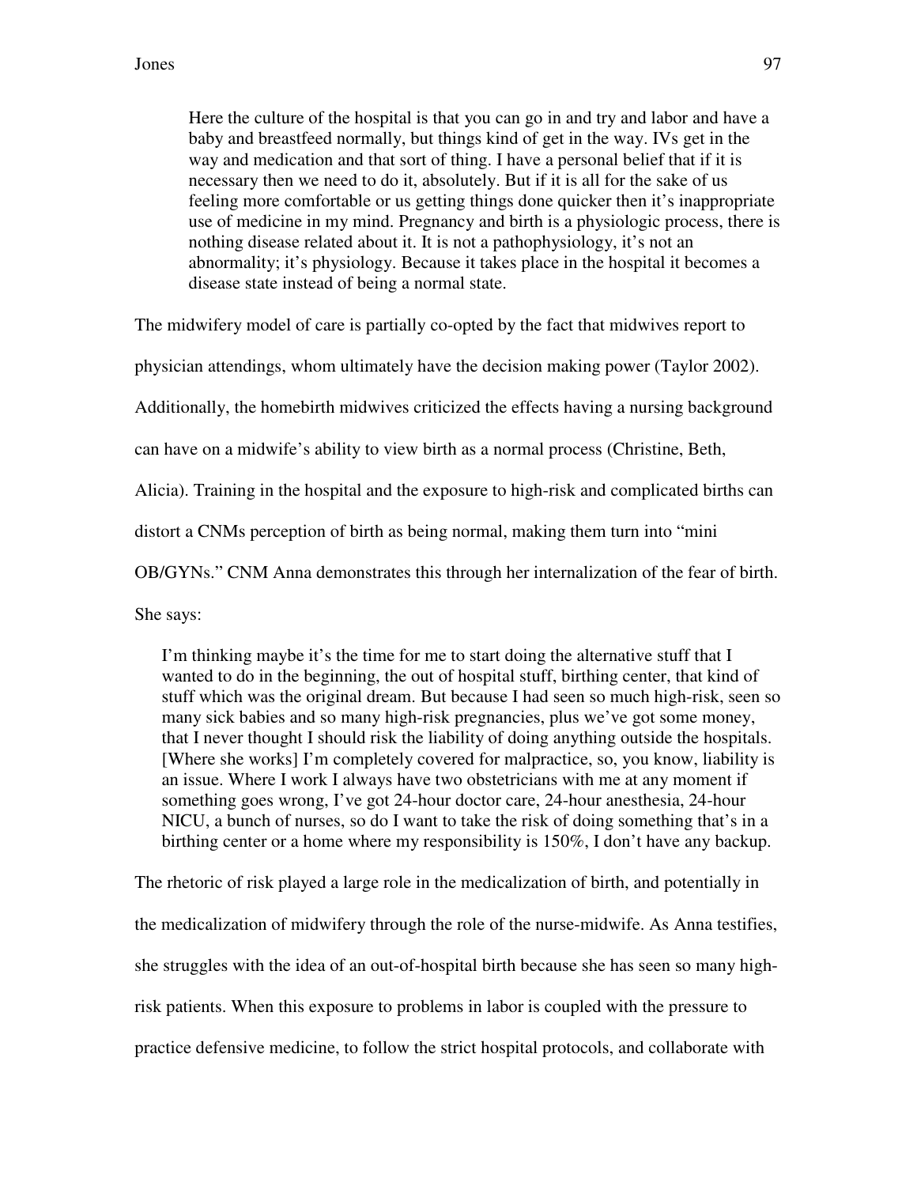> Here the culture of the hospital is that you can go in and try and labor and have a baby and breastfeed normally, but things kind of get in the way. IVs get in the way and medication and that sort of thing. I have a personal belief that if it is necessary then we need to do it, absolutely. But if it is all for the sake of us feeling more comfortable or us getting things done quicker then it's inappropriate use of medicine in my mind. Pregnancy and birth is a physiologic process, there is nothing disease related about it. It is not a pathophysiology, it's not an abnormality; it's physiology. Because it takes place in the hospital it becomes a disease state instead of being a normal state.

The midwifery model of care is partially co-opted by the fact that midwives report to physician attendings, whom ultimately have the decision making power (Taylor 2002). Additionally, the homebirth midwives criticized the effects having a nursing background can have on a midwife's ability to view birth as a normal process (Christine, Beth, Alicia). Training in the hospital and the exposure to high-risk and complicated births can distort a CNMs perception of birth as being normal, making them turn into "mini OB/GYNs." CNM Anna demonstrates this through her internalization of the fear of birth. She says:

> I'm thinking maybe it's the time for me to start doing the alternative stuff that I wanted to do in the beginning, the out of hospital stuff, birthing center, that kind of stuff which was the original dream. But because I had seen so much high-risk, seen so many sick babies and so many high-risk pregnancies, plus we've got some money, that I never thought I should risk the liability of doing anything outside the hospitals. [Where she works] I'm completely covered for malpractice, so, you know, liability is an issue. Where I work I always have two obstetricians with me at any moment if something goes wrong, I've got 24-hour doctor care, 24-hour anesthesia, 24-hour NICU, a bunch of nurses, so do I want to take the risk of doing something that's in a birthing center or a home where my responsibility is 150%, I don't have any backup.

The rhetoric of risk played a large role in the medicalization of birth, and potentially in the medicalization of midwifery through the role of the nurse-midwife. As Anna testifies, she struggles with the idea of an out-of-hospital birth because she has seen so many high-risk patients. When this exposure to problems in labor is coupled with the pressure to practice defensive medicine, to follow the strict hospital protocols, and collaborate with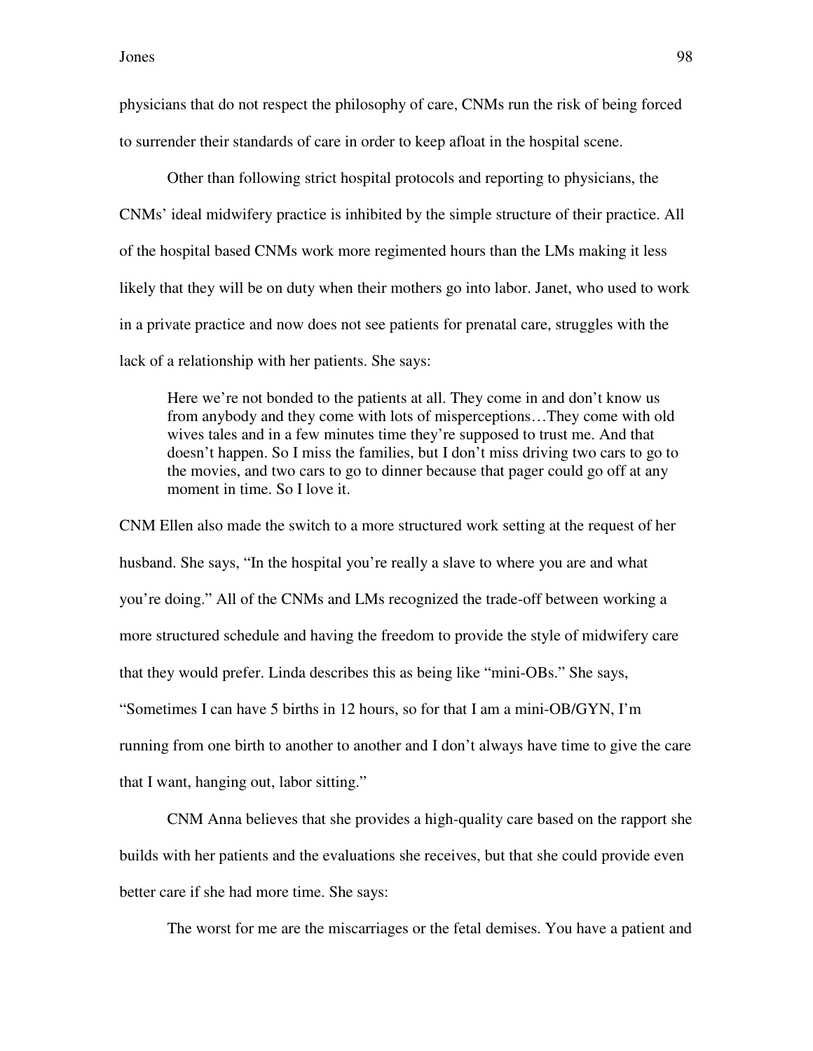physicians that do not respect the philosophy of care, CNMs run the risk of being forced to surrender their standards of care in order to keep afloat in the hospital scene.

Other than following strict hospital protocols and reporting to physicians, the CNMs' ideal midwifery practice is inhibited by the simple structure of their practice. All of the hospital based CNMs work more regimented hours than the LMs making it less likely that they will be on duty when their mothers go into labor. Janet, who used to work in a private practice and now does not see patients for prenatal care, struggles with the lack of a relationship with her patients. She says:

> Here we're not bonded to the patients at all. They come in and don't know us from anybody and they come with lots of misperceptions…They come with old wives tales and in a few minutes time they're supposed to trust me. And that doesn't happen. So I miss the families, but I don't miss driving two cars to go to the movies, and two cars to go to dinner because that pager could go off at any moment in time. So I love it.

CNM Ellen also made the switch to a more structured work setting at the request of her husband. She says, "In the hospital you're really a slave to where you are and what you're doing." All of the CNMs and LMs recognized the trade-off between working a more structured schedule and having the freedom to provide the style of midwifery care that they would prefer. Linda describes this as being like "mini-OBs." She says, "Sometimes I can have 5 births in 12 hours, so for that I am a mini-OB/GYN, I'm running from one birth to another to another and I don't always have time to give the care that I want, hanging out, labor sitting."

CNM Anna believes that she provides a high-quality care based on the rapport she builds with her patients and the evaluations she receives, but that she could provide even better care if she had more time. She says:

> The worst for me are the miscarriages or the fetal demises. You have a patient and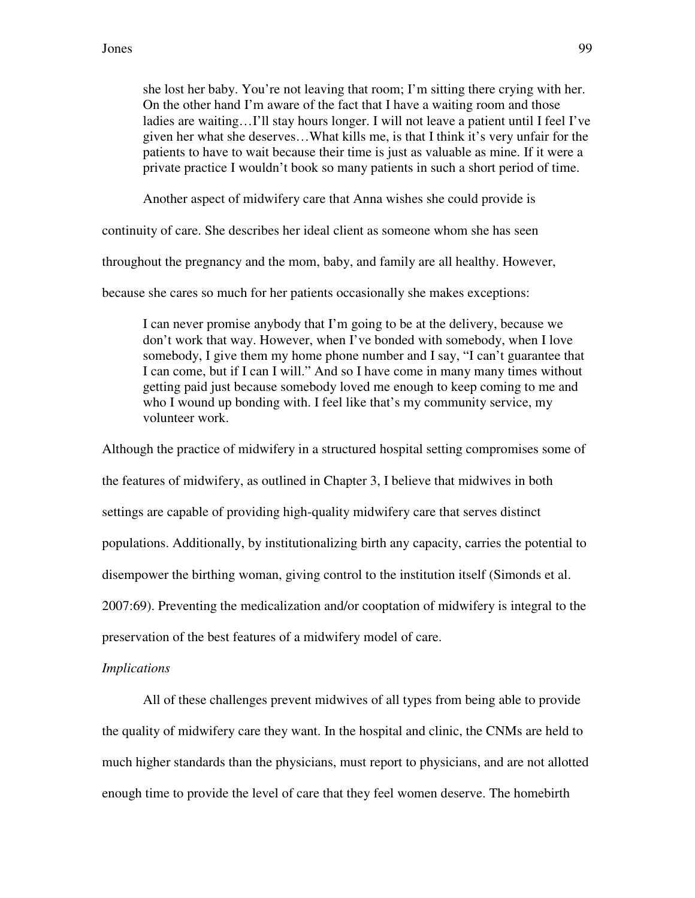> she lost her baby. You're not leaving that room; I'm sitting there crying with her. On the other hand I'm aware of the fact that I have a waiting room and those ladies are waiting…I'll stay hours longer. I will not leave a patient until I feel I've given her what she deserves…What kills me, is that I think it's very unfair for the patients to have to wait because their time is just as valuable as mine. If it were a private practice I wouldn't book so many patients in such a short period of time.

Another aspect of midwifery care that Anna wishes she could provide is continuity of care. She describes her ideal client as someone whom she has seen throughout the pregnancy and the mom, baby, and family are all healthy. However, because she cares so much for her patients occasionally she makes exceptions:

> I can never promise anybody that I'm going to be at the delivery, because we don't work that way. However, when I've bonded with somebody, when I love somebody, I give them my home phone number and I say, "I can't guarantee that I can come, but if I can I will." And so I have come in many many times without getting paid just because somebody loved me enough to keep coming to me and who I wound up bonding with. I feel like that's my community service, my volunteer work.

Although the practice of midwifery in a structured hospital setting compromises some of the features of midwifery, as outlined in Chapter 3, I believe that midwives in both settings are capable of providing high-quality midwifery care that serves distinct populations. Additionally, by institutionalizing birth any capacity, carries the potential to disempower the birthing woman, giving control to the institution itself (Simonds et al. 2007:69). Preventing the medicalization and/or cooptation of midwifery is integral to the preservation of the best features of a midwifery model of care.

*Implications*

All of these challenges prevent midwives of all types from being able to provide the quality of midwifery care they want. In the hospital and clinic, the CNMs are held to much higher standards than the physicians, must report to physicians, and are not allotted enough time to provide the level of care that they feel women deserve. The homebirth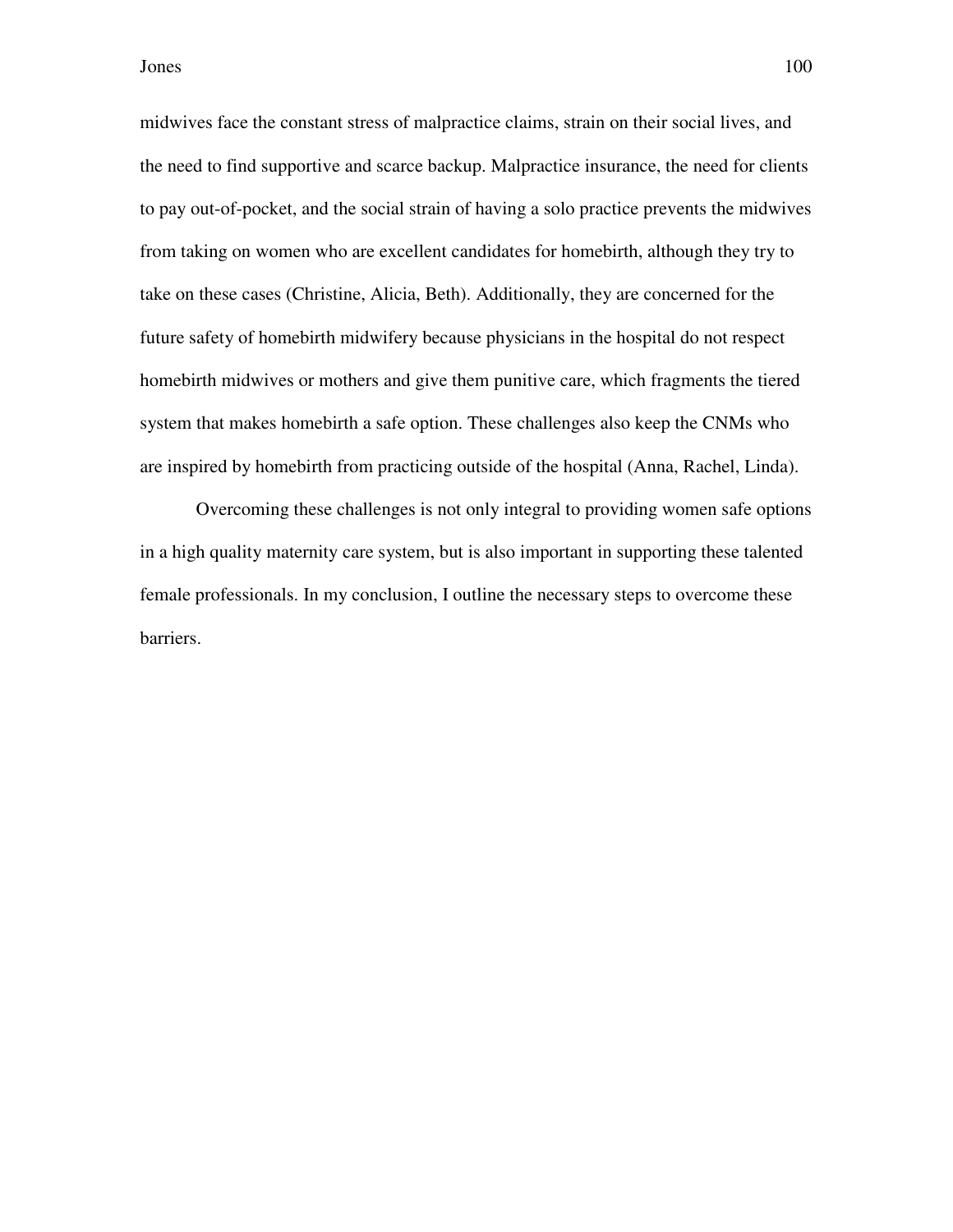midwives face the constant stress of malpractice claims, strain on their social lives, and the need to find supportive and scarce backup. Malpractice insurance, the need for clients to pay out-of-pocket, and the social strain of having a solo practice prevents the midwives from taking on women who are excellent candidates for homebirth, although they try to take on these cases (Christine, Alicia, Beth). Additionally, they are concerned for the future safety of homebirth midwifery because physicians in the hospital do not respect homebirth midwives or mothers and give them punitive care, which fragments the tiered system that makes homebirth a safe option. These challenges also keep the CNMs who are inspired by homebirth from practicing outside of the hospital (Anna, Rachel, Linda).

Overcoming these challenges is not only integral to providing women safe options in a high quality maternity care system, but is also important in supporting these talented female professionals. In my conclusion, I outline the necessary steps to overcome these barriers.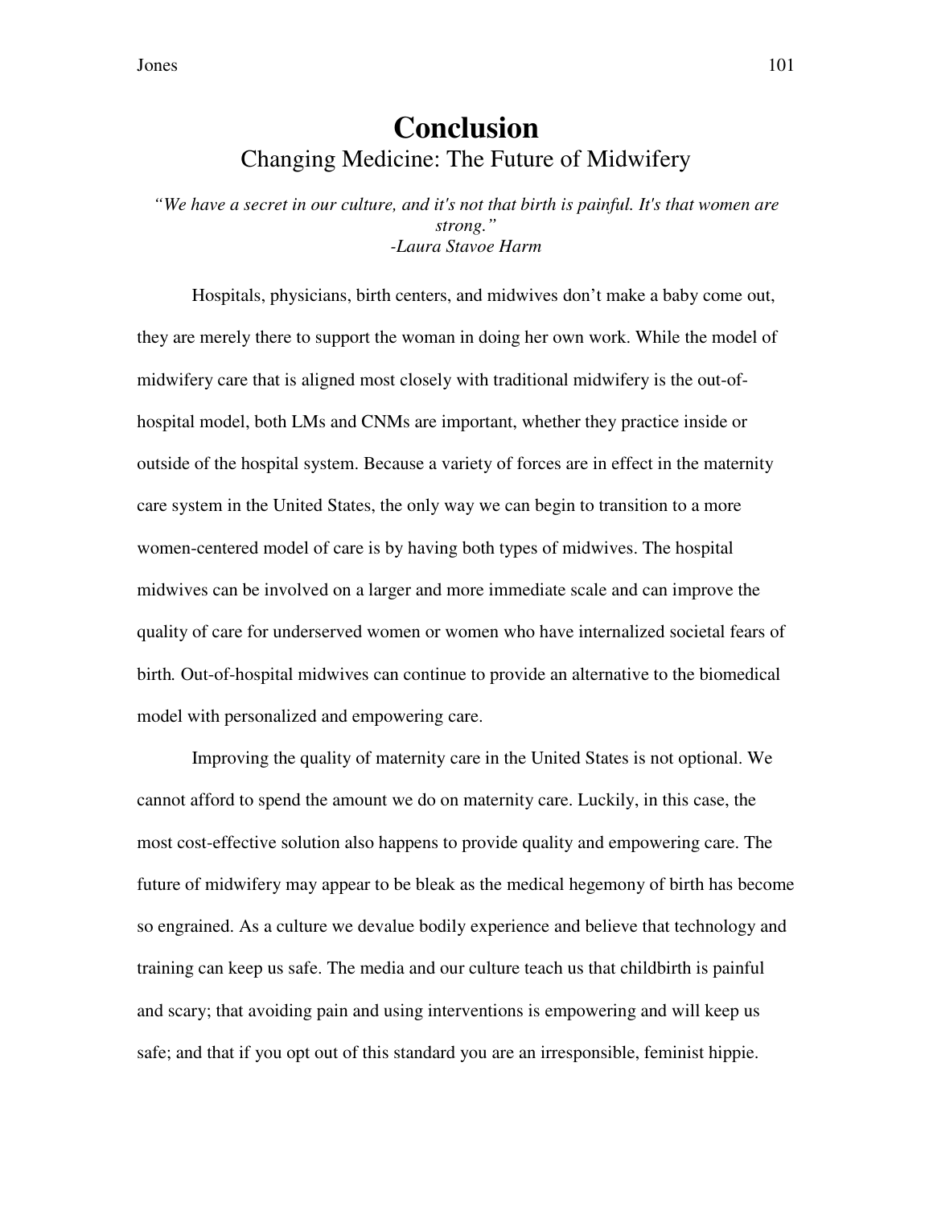# Conclusion

## Changing Medicine: The Future of Midwifery

*"We have a secret in our culture, and it's not that birth is painful. It's that women are strong."*
*-Laura Stavoe Harm*

Hospitals, physicians, birth centers, and midwives don't make a baby come out, they are merely there to support the woman in doing her own work. While the model of midwifery care that is aligned most closely with traditional midwifery is the out-of-hospital model, both LMs and CNMs are important, whether they practice inside or outside of the hospital system. Because a variety of forces are in effect in the maternity care system in the United States, the only way we can begin to transition to a more women-centered model of care is by having both types of midwives. The hospital midwives can be involved on a larger and more immediate scale and can improve the quality of care for underserved women or women who have internalized societal fears of birth. Out-of-hospital midwives can continue to provide an alternative to the biomedical model with personalized and empowering care.

Improving the quality of maternity care in the United States is not optional. We cannot afford to spend the amount we do on maternity care. Luckily, in this case, the most cost-effective solution also happens to provide quality and empowering care. The future of midwifery may appear to be bleak as the medical hegemony of birth has become so engrained. As a culture we devalue bodily experience and believe that technology and training can keep us safe. The media and our culture teach us that childbirth is painful and scary; that avoiding pain and using interventions is empowering and will keep us safe; and that if you opt out of this standard you are an irresponsible, feminist hippie.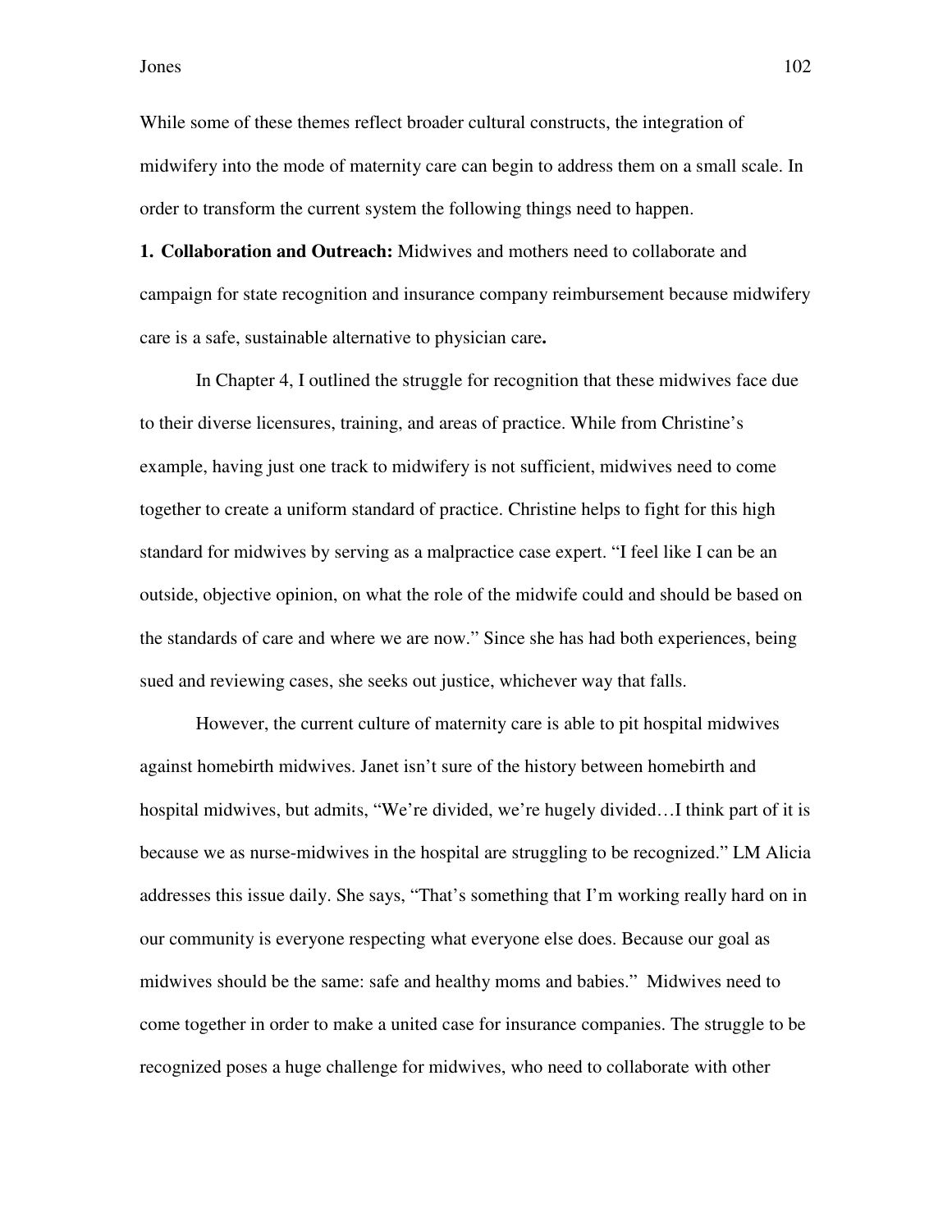While some of these themes reflect broader cultural constructs, the integration of midwifery into the mode of maternity care can begin to address them on a small scale. In order to transform the current system the following things need to happen.

**1. Collaboration and Outreach:** Midwives and mothers need to collaborate and campaign for state recognition and insurance company reimbursement because midwifery care is a safe, sustainable alternative to physician care**.**

In Chapter 4, I outlined the struggle for recognition that these midwives face due to their diverse licensures, training, and areas of practice. While from Christine's example, having just one track to midwifery is not sufficient, midwives need to come together to create a uniform standard of practice. Christine helps to fight for this high standard for midwives by serving as a malpractice case expert. "I feel like I can be an outside, objective opinion, on what the role of the midwife could and should be based on the standards of care and where we are now." Since she has had both experiences, being sued and reviewing cases, she seeks out justice, whichever way that falls.

However, the current culture of maternity care is able to pit hospital midwives against homebirth midwives. Janet isn't sure of the history between homebirth and hospital midwives, but admits, "We're divided, we're hugely divided…I think part of it is because we as nurse-midwives in the hospital are struggling to be recognized." LM Alicia addresses this issue daily. She says, "That's something that I'm working really hard on in our community is everyone respecting what everyone else does. Because our goal as midwives should be the same: safe and healthy moms and babies." Midwives need to come together in order to make a united case for insurance companies. The struggle to be recognized poses a huge challenge for midwives, who need to collaborate with other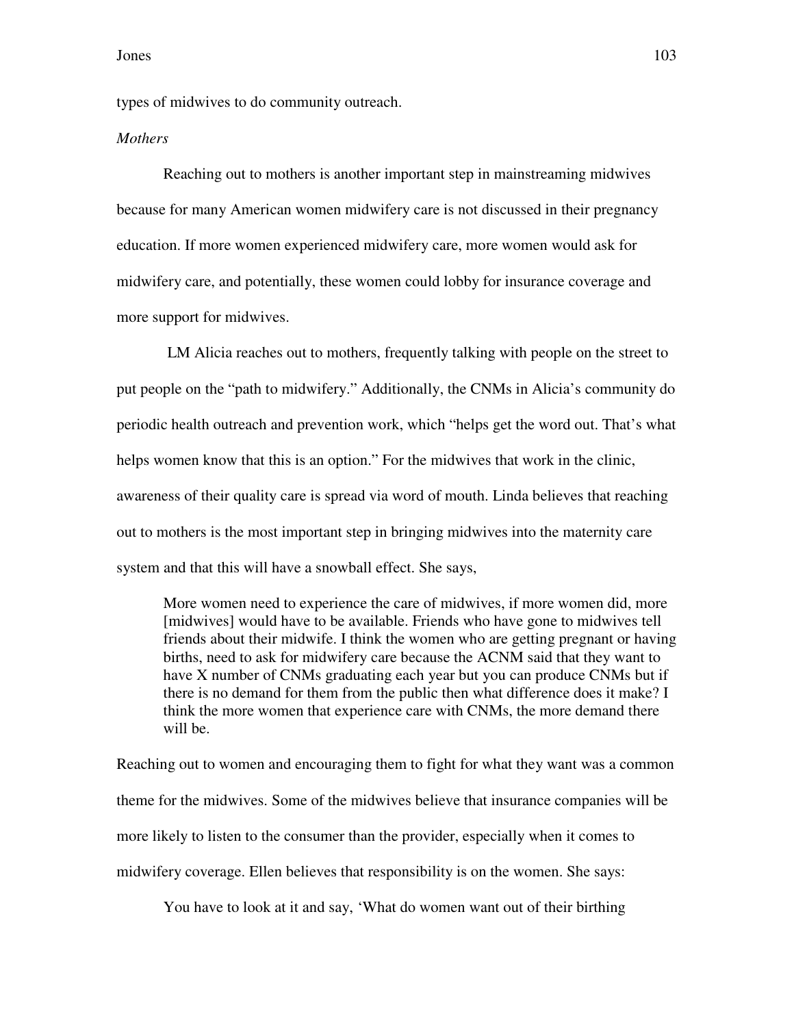types of midwives to do community outreach.

*Mothers*

Reaching out to mothers is another important step in mainstreaming midwives because for many American women midwifery care is not discussed in their pregnancy education. If more women experienced midwifery care, more women would ask for midwifery care, and potentially, these women could lobby for insurance coverage and more support for midwives.

LM Alicia reaches out to mothers, frequently talking with people on the street to put people on the "path to midwifery." Additionally, the CNMs in Alicia's community do periodic health outreach and prevention work, which "helps get the word out. That's what helps women know that this is an option." For the midwives that work in the clinic, awareness of their quality care is spread via word of mouth. Linda believes that reaching out to mothers is the most important step in bringing midwives into the maternity care system and that this will have a snowball effect. She says,

> More women need to experience the care of midwives, if more women did, more [midwives] would have to be available. Friends who have gone to midwives tell friends about their midwife. I think the women who are getting pregnant or having births, need to ask for midwifery care because the ACNM said that they want to have X number of CNMs graduating each year but you can produce CNMs but if there is no demand for them from the public then what difference does it make? I think the more women that experience care with CNMs, the more demand there will be.

Reaching out to women and encouraging them to fight for what they want was a common theme for the midwives. Some of the midwives believe that insurance companies will be more likely to listen to the consumer than the provider, especially when it comes to midwifery coverage. Ellen believes that responsibility is on the women. She says:

> You have to look at it and say, 'What do women want out of their birthing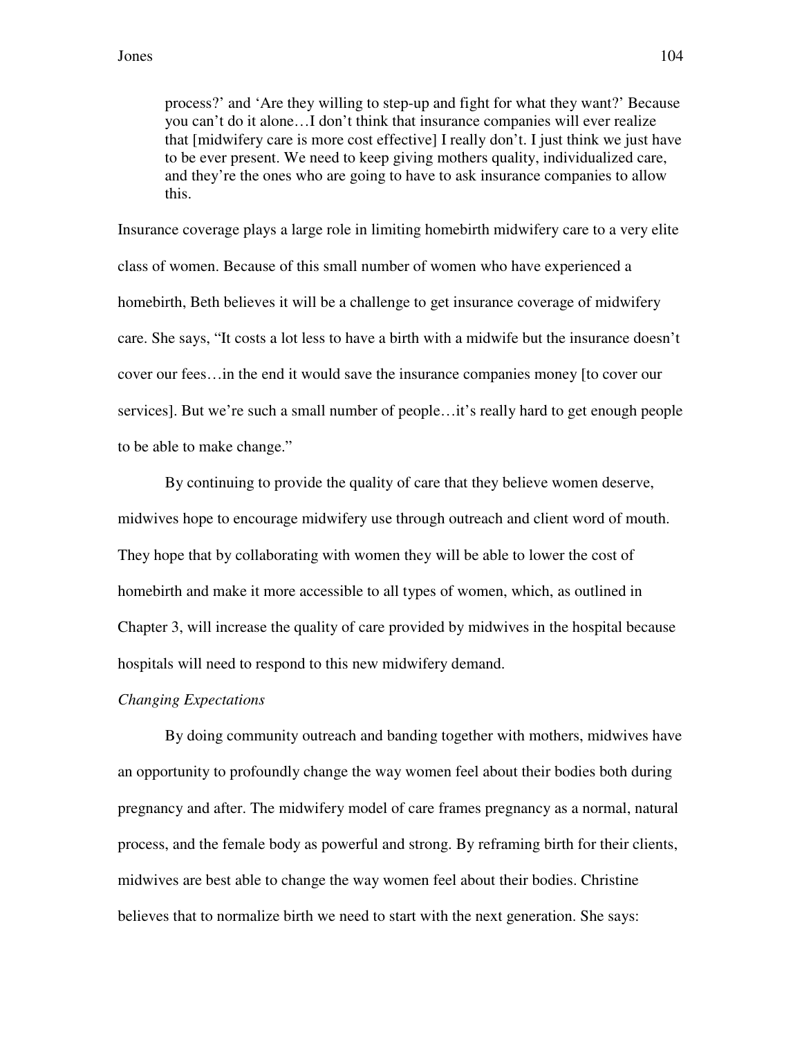> process?' and 'Are they willing to step-up and fight for what they want?' Because you can't do it alone…I don't think that insurance companies will ever realize that [midwifery care is more cost effective] I really don't. I just think we just have to be ever present. We need to keep giving mothers quality, individualized care, and they're the ones who are going to have to ask insurance companies to allow this.

Insurance coverage plays a large role in limiting homebirth midwifery care to a very elite class of women. Because of this small number of women who have experienced a homebirth, Beth believes it will be a challenge to get insurance coverage of midwifery care. She says, "It costs a lot less to have a birth with a midwife but the insurance doesn't cover our fees…in the end it would save the insurance companies money [to cover our services]. But we're such a small number of people…it's really hard to get enough people to be able to make change."

By continuing to provide the quality of care that they believe women deserve, midwives hope to encourage midwifery use through outreach and client word of mouth. They hope that by collaborating with women they will be able to lower the cost of homebirth and make it more accessible to all types of women, which, as outlined in Chapter 3, will increase the quality of care provided by midwives in the hospital because hospitals will need to respond to this new midwifery demand.

*Changing Expectations*

By doing community outreach and banding together with mothers, midwives have an opportunity to profoundly change the way women feel about their bodies both during pregnancy and after. The midwifery model of care frames pregnancy as a normal, natural process, and the female body as powerful and strong. By reframing birth for their clients, midwives are best able to change the way women feel about their bodies. Christine believes that to normalize birth we need to start with the next generation. She says: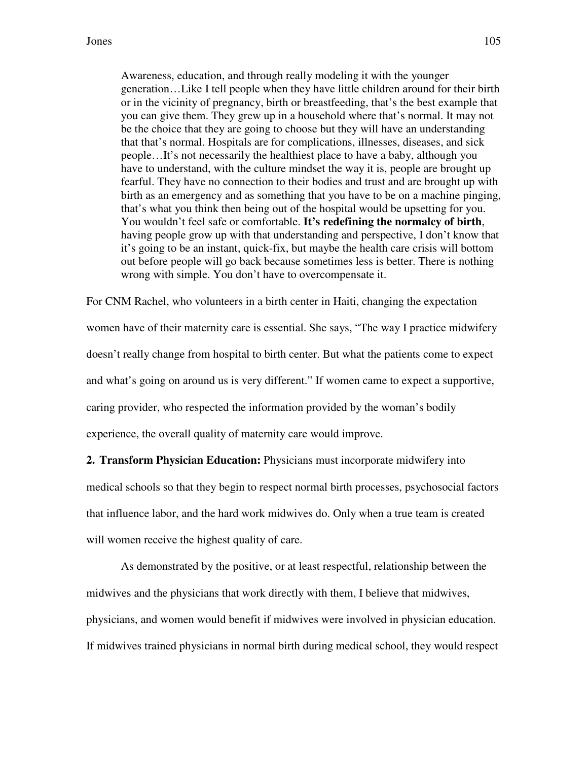> Awareness, education, and through really modeling it with the younger generation…Like I tell people when they have little children around for their birth or in the vicinity of pregnancy, birth or breastfeeding, that's the best example that you can give them. They grew up in a household where that's normal. It may not be the choice that they are going to choose but they will have an understanding that that's normal. Hospitals are for complications, illnesses, diseases, and sick people…It's not necessarily the healthiest place to have a baby, although you have to understand, with the culture mindset the way it is, people are brought up fearful. They have no connection to their bodies and trust and are brought up with birth as an emergency and as something that you have to be on a machine pinging, that's what you think then being out of the hospital would be upsetting for you. You wouldn't feel safe or comfortable. **It's redefining the normalcy of birth**, having people grow up with that understanding and perspective, I don't know that it's going to be an instant, quick-fix, but maybe the health care crisis will bottom out before people will go back because sometimes less is better. There is nothing wrong with simple. You don't have to overcompensate it.

For CNM Rachel, who volunteers in a birth center in Haiti, changing the expectation women have of their maternity care is essential. She says, "The way I practice midwifery doesn't really change from hospital to birth center. But what the patients come to expect and what's going on around us is very different." If women came to expect a supportive, caring provider, who respected the information provided by the woman's bodily experience, the overall quality of maternity care would improve.

**2. Transform Physician Education:** Physicians must incorporate midwifery into medical schools so that they begin to respect normal birth processes, psychosocial factors that influence labor, and the hard work midwives do. Only when a true team is created will women receive the highest quality of care.

As demonstrated by the positive, or at least respectful, relationship between the midwives and the physicians that work directly with them, I believe that midwives, physicians, and women would benefit if midwives were involved in physician education. If midwives trained physicians in normal birth during medical school, they would respect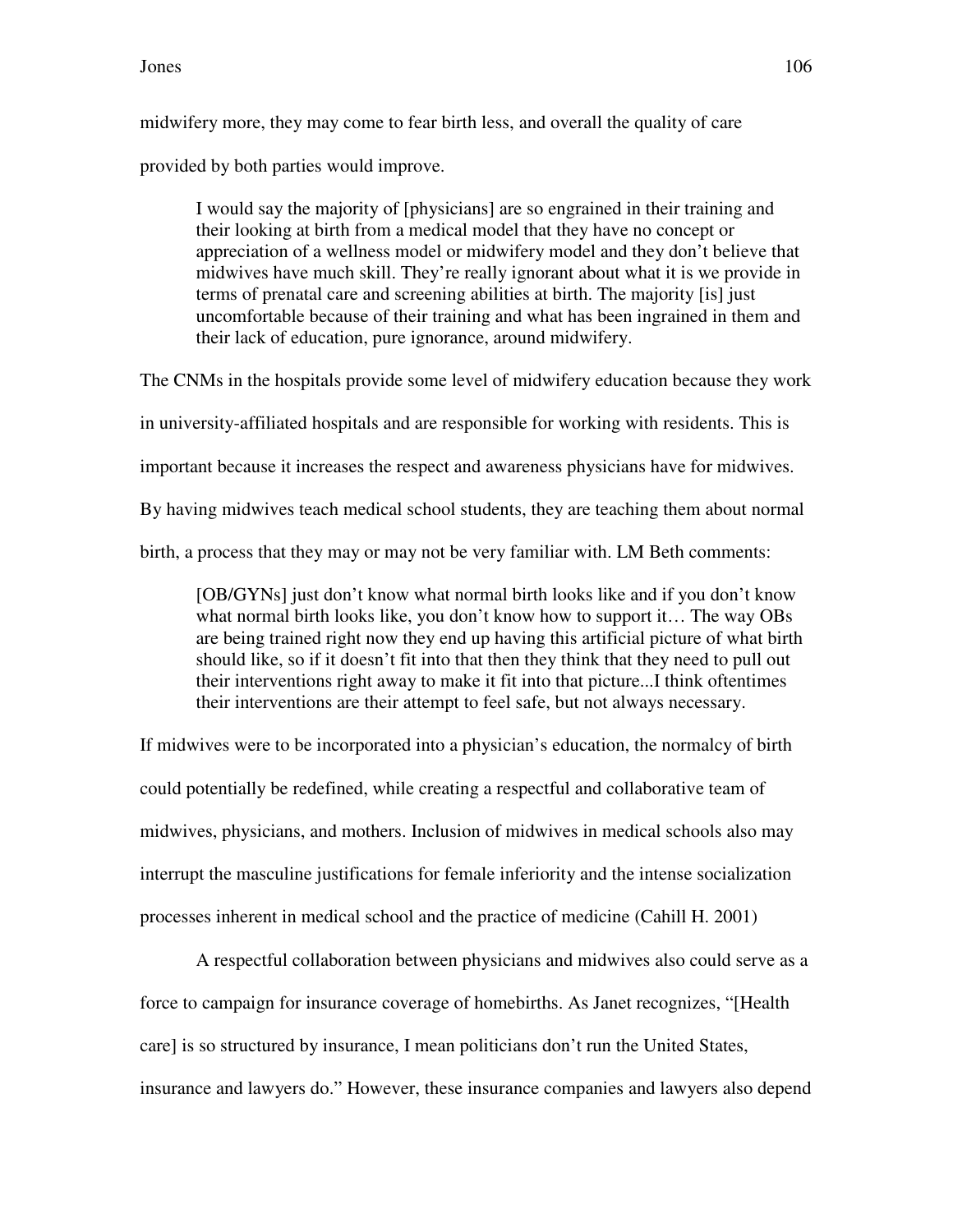midwifery more, they may come to fear birth less, and overall the quality of care provided by both parties would improve.

> I would say the majority of [physicians] are so engrained in their training and their looking at birth from a medical model that they have no concept or appreciation of a wellness model or midwifery model and they don't believe that midwives have much skill. They're really ignorant about what it is we provide in terms of prenatal care and screening abilities at birth. The majority [is] just uncomfortable because of their training and what has been ingrained in them and their lack of education, pure ignorance, around midwifery.

The CNMs in the hospitals provide some level of midwifery education because they work in university-affiliated hospitals and are responsible for working with residents. This is important because it increases the respect and awareness physicians have for midwives. By having midwives teach medical school students, they are teaching them about normal birth, a process that they may or may not be very familiar with. LM Beth comments:

> [OB/GYNs] just don't know what normal birth looks like and if you don't know what normal birth looks like, you don't know how to support it… The way OBs are being trained right now they end up having this artificial picture of what birth should like, so if it doesn't fit into that then they think that they need to pull out their interventions right away to make it fit into that picture...I think oftentimes their interventions are their attempt to feel safe, but not always necessary.

If midwives were to be incorporated into a physician's education, the normalcy of birth could potentially be redefined, while creating a respectful and collaborative team of midwives, physicians, and mothers. Inclusion of midwives in medical schools also may interrupt the masculine justifications for female inferiority and the intense socialization processes inherent in medical school and the practice of medicine (Cahill H. 2001)

A respectful collaboration between physicians and midwives also could serve as a force to campaign for insurance coverage of homebirths. As Janet recognizes, "[Health care] is so structured by insurance, I mean politicians don't run the United States, insurance and lawyers do." However, these insurance companies and lawyers also depend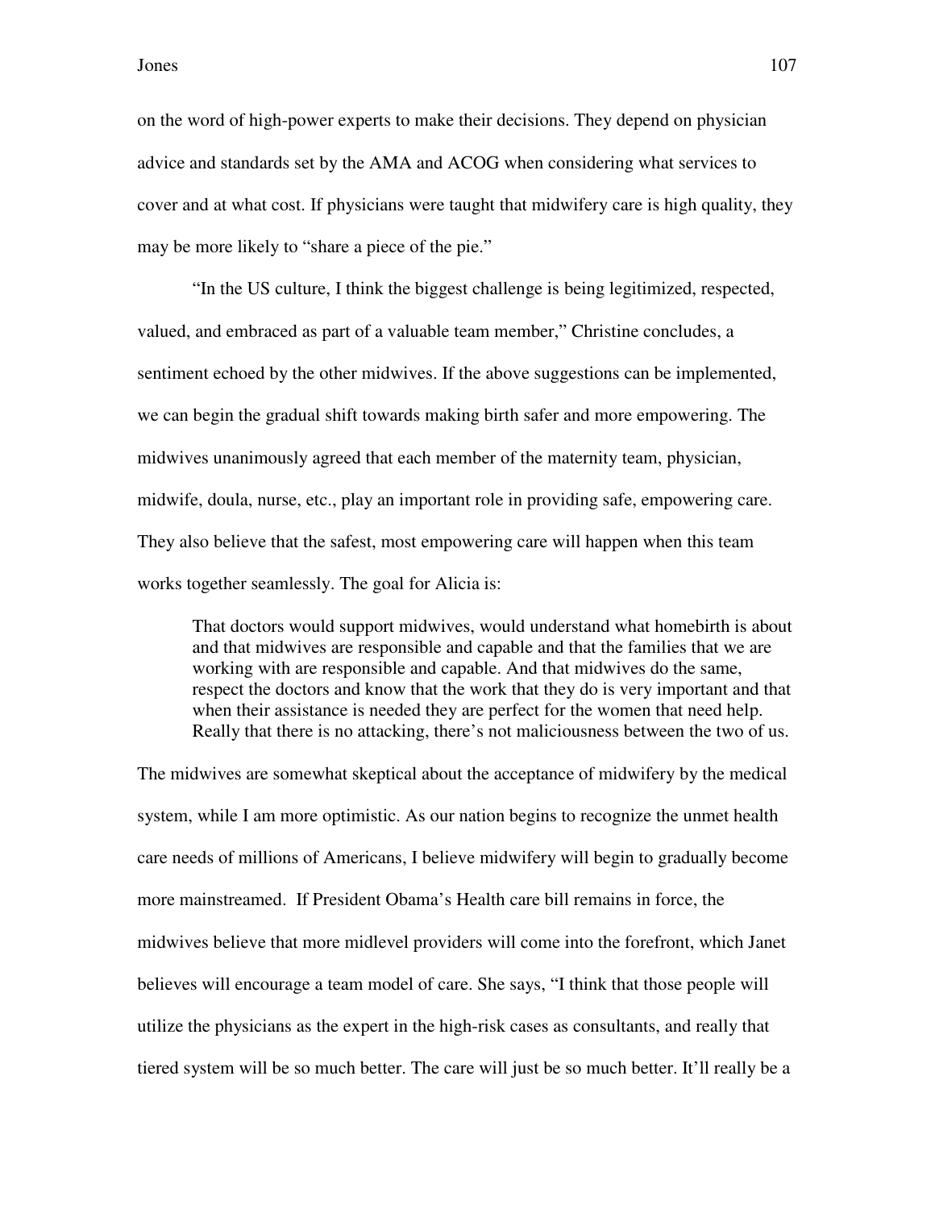on the word of high-power experts to make their decisions. They depend on physician advice and standards set by the AMA and ACOG when considering what services to cover and at what cost. If physicians were taught that midwifery care is high quality, they may be more likely to "share a piece of the pie."

"In the US culture, I think the biggest challenge is being legitimized, respected, valued, and embraced as part of a valuable team member," Christine concludes, a sentiment echoed by the other midwives. If the above suggestions can be implemented, we can begin the gradual shift towards making birth safer and more empowering. The midwives unanimously agreed that each member of the maternity team, physician, midwife, doula, nurse, etc., play an important role in providing safe, empowering care. They also believe that the safest, most empowering care will happen when this team works together seamlessly. The goal for Alicia is:

> That doctors would support midwives, would understand what homebirth is about and that midwives are responsible and capable and that the families that we are working with are responsible and capable. And that midwives do the same, respect the doctors and know that the work that they do is very important and that when their assistance is needed they are perfect for the women that need help. Really that there is no attacking, there's not maliciousness between the two of us.

The midwives are somewhat skeptical about the acceptance of midwifery by the medical system, while I am more optimistic. As our nation begins to recognize the unmet health care needs of millions of Americans, I believe midwifery will begin to gradually become more mainstreamed. If President Obama's Health care bill remains in force, the midwives believe that more midlevel providers will come into the forefront, which Janet believes will encourage a team model of care. She says, "I think that those people will utilize the physicians as the expert in the high-risk cases as consultants, and really that tiered system will be so much better. The care will just be so much better. It'll really be a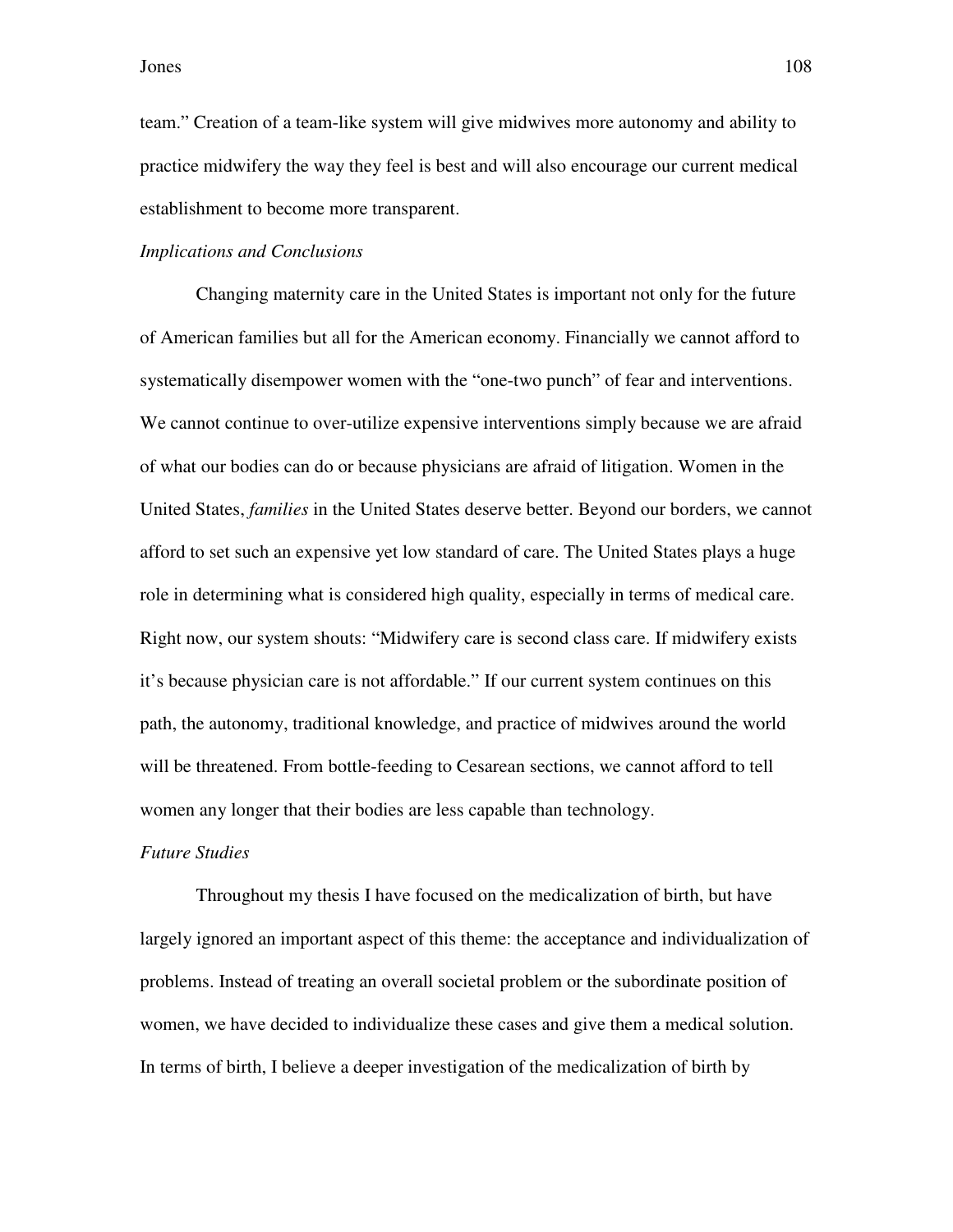team." Creation of a team-like system will give midwives more autonomy and ability to practice midwifery the way they feel is best and will also encourage our current medical establishment to become more transparent.

*Implications and Conclusions*

Changing maternity care in the United States is important not only for the future of American families but all for the American economy. Financially we cannot afford to systematically disempower women with the "one-two punch" of fear and interventions. We cannot continue to over-utilize expensive interventions simply because we are afraid of what our bodies can do or because physicians are afraid of litigation. Women in the United States, *families* in the United States deserve better. Beyond our borders, we cannot afford to set such an expensive yet low standard of care. The United States plays a huge role in determining what is considered high quality, especially in terms of medical care. Right now, our system shouts: "Midwifery care is second class care. If midwifery exists it's because physician care is not affordable." If our current system continues on this path, the autonomy, traditional knowledge, and practice of midwives around the world will be threatened. From bottle-feeding to Cesarean sections, we cannot afford to tell women any longer that their bodies are less capable than technology.

*Future Studies*

Throughout my thesis I have focused on the medicalization of birth, but have largely ignored an important aspect of this theme: the acceptance and individualization of problems. Instead of treating an overall societal problem or the subordinate position of women, we have decided to individualize these cases and give them a medical solution. In terms of birth, I believe a deeper investigation of the medicalization of birth by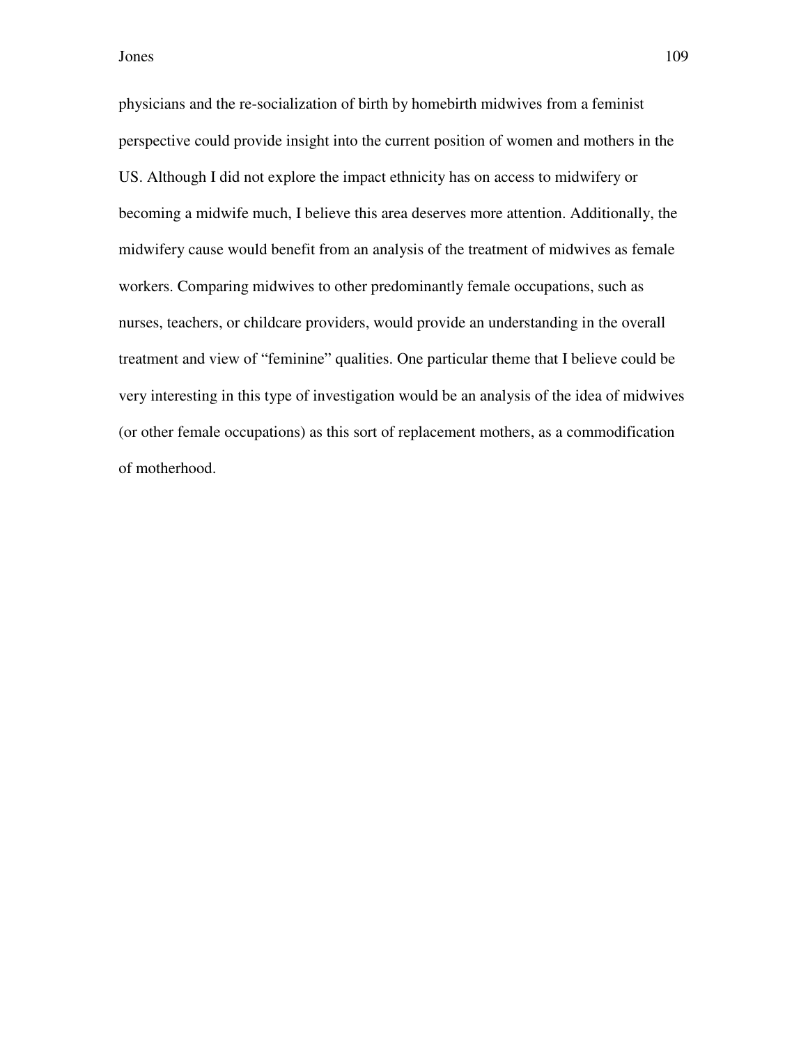physicians and the re-socialization of birth by homebirth midwives from a feminist perspective could provide insight into the current position of women and mothers in the US. Although I did not explore the impact ethnicity has on access to midwifery or becoming a midwife much, I believe this area deserves more attention. Additionally, the midwifery cause would benefit from an analysis of the treatment of midwives as female workers. Comparing midwives to other predominantly female occupations, such as nurses, teachers, or childcare providers, would provide an understanding in the overall treatment and view of "feminine" qualities. One particular theme that I believe could be very interesting in this type of investigation would be an analysis of the idea of midwives (or other female occupations) as this sort of replacement mothers, as a commodification of motherhood.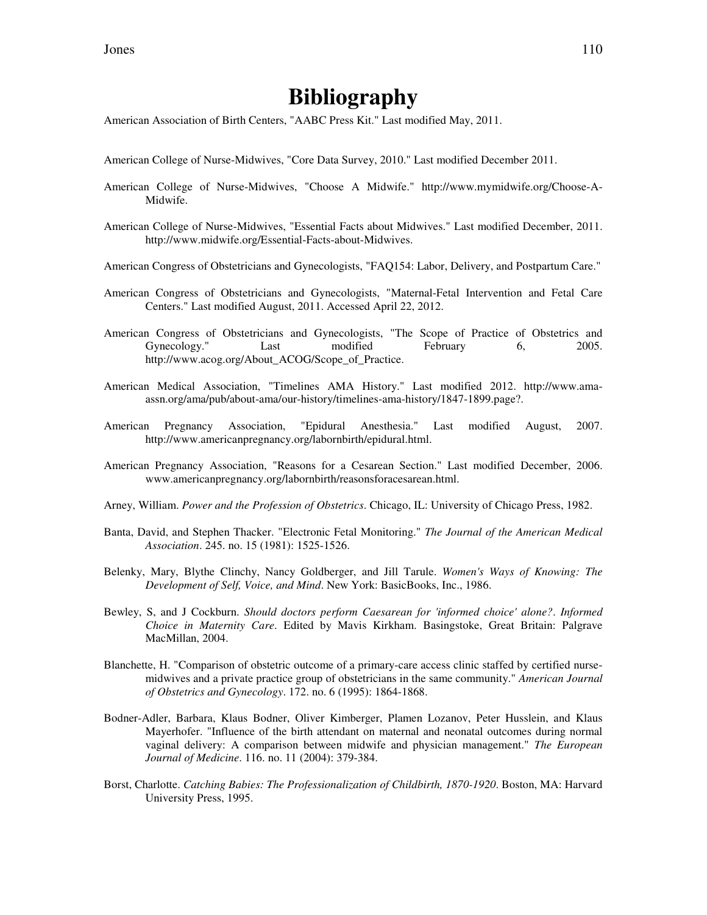# Bibliography

American Association of Birth Centers, "AABC Press Kit." Last modified May, 2011.

American College of Nurse-Midwives, "Core Data Survey, 2010." Last modified December 2011.

American College of Nurse-Midwives, "Choose A Midwife." http://www.mymidwife.org/Choose-A-Midwife.

American College of Nurse-Midwives, "Essential Facts about Midwives." Last modified December, 2011. http://www.midwife.org/Essential-Facts-about-Midwives.

American Congress of Obstetricians and Gynecologists, "FAQ154: Labor, Delivery, and Postpartum Care."

American Congress of Obstetricians and Gynecologists, "Maternal-Fetal Intervention and Fetal Care Centers." Last modified August, 2011. Accessed April 22, 2012.

American Congress of Obstetricians and Gynecologists, "The Scope of Practice of Obstetrics and Gynecology." Last modified February 6, 2005. http://www.acog.org/About_ACOG/Scope_of_Practice.

American Medical Association, "Timelines AMA History." Last modified 2012. http://www.ama-assn.org/ama/pub/about-ama/our-history/timelines-ama-history/1847-1899.page?.

American Pregnancy Association, "Epidural Anesthesia." Last modified August, 2007. http://www.americanpregnancy.org/labornbirth/epidural.html.

American Pregnancy Association, "Reasons for a Cesarean Section." Last modified December, 2006. www.americanpregnancy.org/labornbirth/reasonsforacesarean.html.

Arney, William. *Power and the Profession of Obstetrics*. Chicago, IL: University of Chicago Press, 1982.

Banta, David, and Stephen Thacker. "Electronic Fetal Monitoring." *The Journal of the American Medical Association*. 245. no. 15 (1981): 1525-1526.

Belenky, Mary, Blythe Clinchy, Nancy Goldberger, and Jill Tarule. *Women's Ways of Knowing: The Development of Self, Voice, and Mind*. New York: BasicBooks, Inc., 1986.

Bewley, S, and J Cockburn. *Should doctors perform Caesarean for 'informed choice' alone?*. *Informed Choice in Maternity Care*. Edited by Mavis Kirkham. Basingstoke, Great Britain: Palgrave MacMillan, 2004.

Blanchette, H. "Comparison of obstetric outcome of a primary-care access clinic staffed by certified nurse-midwives and a private practice group of obstetricians in the same community." *American Journal of Obstetrics and Gynecology*. 172. no. 6 (1995): 1864-1868.

Bodner-Adler, Barbara, Klaus Bodner, Oliver Kimberger, Plamen Lozanov, Peter Husslein, and Klaus Mayerhofer. "Influence of the birth attendant on maternal and neonatal outcomes during normal vaginal delivery: A comparison between midwife and physician management." *The European Journal of Medicine*. 116. no. 11 (2004): 379-384.

Borst, Charlotte. *Catching Babies: The Professionalization of Childbirth, 1870-1920*. Boston, MA: Harvard University Press, 1995.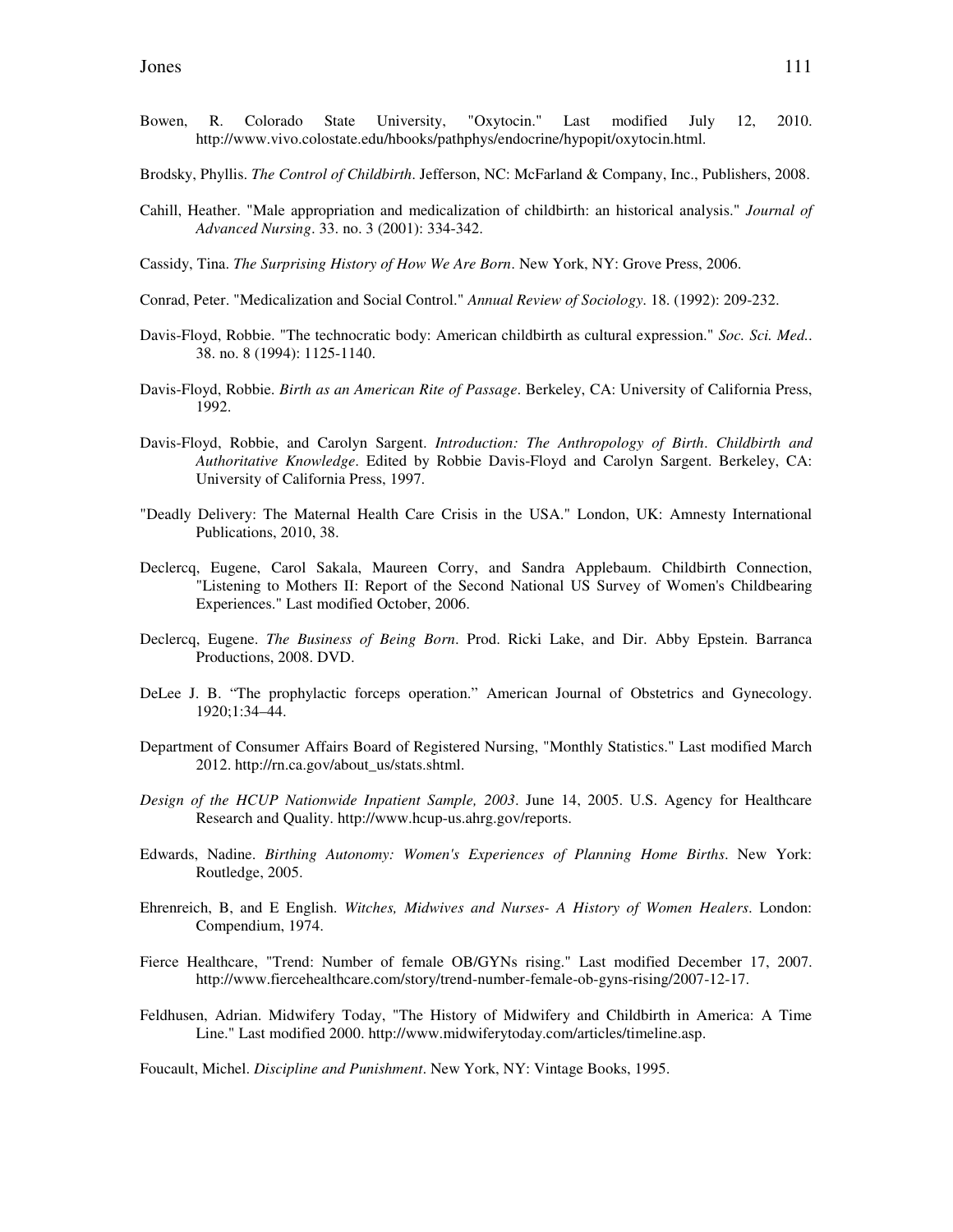Bowen, R. Colorado State University, "Oxytocin." Last modified July 12, 2010. http://www.vivo.colostate.edu/hbooks/pathphys/endocrine/hypopit/oxytocin.html.

Brodsky, Phyllis. *The Control of Childbirth*. Jefferson, NC: McFarland & Company, Inc., Publishers, 2008.

Cahill, Heather. "Male appropriation and medicalization of childbirth: an historical analysis." *Journal of Advanced Nursing*. 33. no. 3 (2001): 334-342.

Cassidy, Tina. *The Surprising History of How We Are Born*. New York, NY: Grove Press, 2006.

Conrad, Peter. "Medicalization and Social Control." *Annual Review of Sociology*. 18. (1992): 209-232.

Davis-Floyd, Robbie. "The technocratic body: American childbirth as cultural expression." *Soc. Sci. Med.*. 38. no. 8 (1994): 1125-1140.

Davis-Floyd, Robbie. *Birth as an American Rite of Passage*. Berkeley, CA: University of California Press, 1992.

Davis-Floyd, Robbie, and Carolyn Sargent. *Introduction: The Anthropology of Birth*. *Childbirth and Authoritative Knowledge*. Edited by Robbie Davis-Floyd and Carolyn Sargent. Berkeley, CA: University of California Press, 1997.

"Deadly Delivery: The Maternal Health Care Crisis in the USA." London, UK: Amnesty International Publications, 2010, 38.

Declercq, Eugene, Carol Sakala, Maureen Corry, and Sandra Applebaum. Childbirth Connection, "Listening to Mothers II: Report of the Second National US Survey of Women's Childbearing Experiences." Last modified October, 2006.

Declercq, Eugene. *The Business of Being Born*. Prod. Ricki Lake, and Dir. Abby Epstein. Barranca Productions, 2008. DVD.

DeLee J. B. "The prophylactic forceps operation." American Journal of Obstetrics and Gynecology. 1920;1:34–44.

Department of Consumer Affairs Board of Registered Nursing, "Monthly Statistics." Last modified March 2012. http://rn.ca.gov/about_us/stats.shtml.

*Design of the HCUP Nationwide Inpatient Sample, 2003*. June 14, 2005. U.S. Agency for Healthcare Research and Quality. http://www.hcup-us.ahrg.gov/reports.

Edwards, Nadine. *Birthing Autonomy: Women's Experiences of Planning Home Births*. New York: Routledge, 2005.

Ehrenreich, B, and E English. *Witches, Midwives and Nurses- A History of Women Healers*. London: Compendium, 1974.

Fierce Healthcare, "Trend: Number of female OB/GYNs rising." Last modified December 17, 2007. http://www.fiercehealthcare.com/story/trend-number-female-ob-gyns-rising/2007-12-17.

Feldhusen, Adrian. Midwifery Today, "The History of Midwifery and Childbirth in America: A Time Line." Last modified 2000. http://www.midwiferytoday.com/articles/timeline.asp.

Foucault, Michel. *Discipline and Punishment*. New York, NY: Vintage Books, 1995.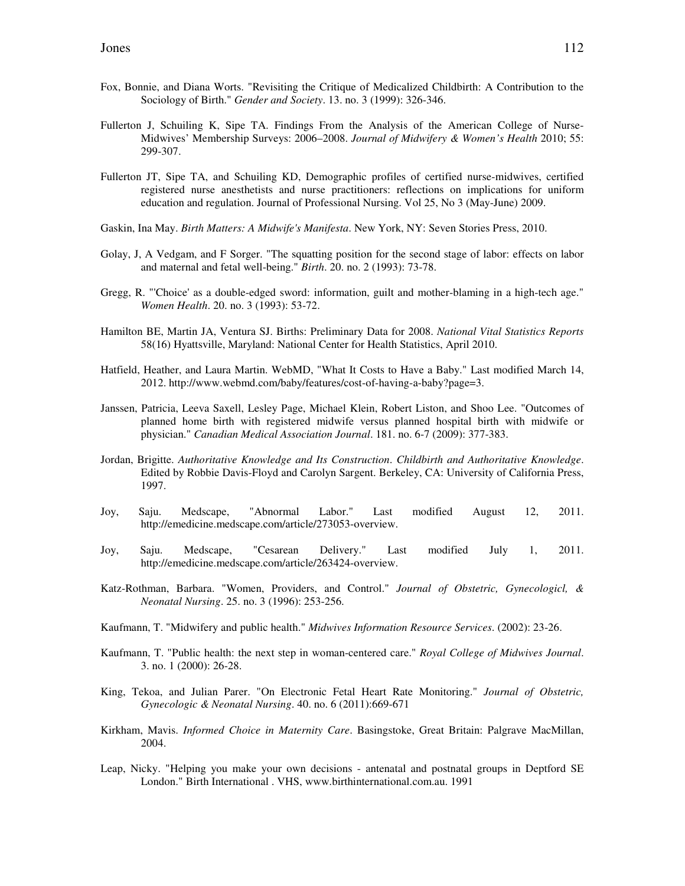Fox, Bonnie, and Diana Worts. "Revisiting the Critique of Medicalized Childbirth: A Contribution to the Sociology of Birth." *Gender and Society*. 13. no. 3 (1999): 326-346.

Fullerton J, Schuiling K, Sipe TA. Findings From the Analysis of the American College of Nurse-Midwives' Membership Surveys: 2006–2008. *Journal of Midwifery & Women's Health* 2010; 55: 299-307.

Fullerton JT, Sipe TA, and Schuiling KD, Demographic profiles of certified nurse-midwives, certified registered nurse anesthetists and nurse practitioners: reflections on implications for uniform education and regulation. Journal of Professional Nursing. Vol 25, No 3 (May-June) 2009.

Gaskin, Ina May. *Birth Matters: A Midwife's Manifesta*. New York, NY: Seven Stories Press, 2010.

Golay, J, A Vedgam, and F Sorger. "The squatting position for the second stage of labor: effects on labor and maternal and fetal well-being." *Birth*. 20. no. 2 (1993): 73-78.

Gregg, R. "'Choice' as a double-edged sword: information, guilt and mother-blaming in a high-tech age." *Women Health*. 20. no. 3 (1993): 53-72.

Hamilton BE, Martin JA, Ventura SJ. Births: Preliminary Data for 2008. *National Vital Statistics Reports* 58(16) Hyattsville, Maryland: National Center for Health Statistics, April 2010.

Hatfield, Heather, and Laura Martin. WebMD, "What It Costs to Have a Baby." Last modified March 14, 2012. http://www.webmd.com/baby/features/cost-of-having-a-baby?page=3.

Janssen, Patricia, Leeva Saxell, Lesley Page, Michael Klein, Robert Liston, and Shoo Lee. "Outcomes of planned home birth with registered midwife versus planned hospital birth with midwife or physician." *Canadian Medical Association Journal*. 181. no. 6-7 (2009): 377-383.

Jordan, Brigitte. *Authoritative Knowledge and Its Construction*. *Childbirth and Authoritative Knowledge*. Edited by Robbie Davis-Floyd and Carolyn Sargent. Berkeley, CA: University of California Press, 1997.

Joy, Saju. Medscape, "Abnormal Labor." Last modified August 12, 2011. http://emedicine.medscape.com/article/273053-overview.

Joy, Saju. Medscape, "Cesarean Delivery." Last modified July 1, 2011. http://emedicine.medscape.com/article/263424-overview.

Katz-Rothman, Barbara. "Women, Providers, and Control." *Journal of Obstetric, Gynecologicl, & Neonatal Nursing*. 25. no. 3 (1996): 253-256.

Kaufmann, T. "Midwifery and public health." *Midwives Information Resource Services*. (2002): 23-26.

Kaufmann, T. "Public health: the next step in woman-centered care." *Royal College of Midwives Journal*. 3. no. 1 (2000): 26-28.

King, Tekoa, and Julian Parer. "On Electronic Fetal Heart Rate Monitoring." *Journal of Obstetric, Gynecologic & Neonatal Nursing*. 40. no. 6 (2011):669-671

Kirkham, Mavis. *Informed Choice in Maternity Care*. Basingstoke, Great Britain: Palgrave MacMillan, 2004.

Leap, Nicky. "Helping you make your own decisions - antenatal and postnatal groups in Deptford SE London." Birth International . VHS, www.birthinternational.com.au. 1991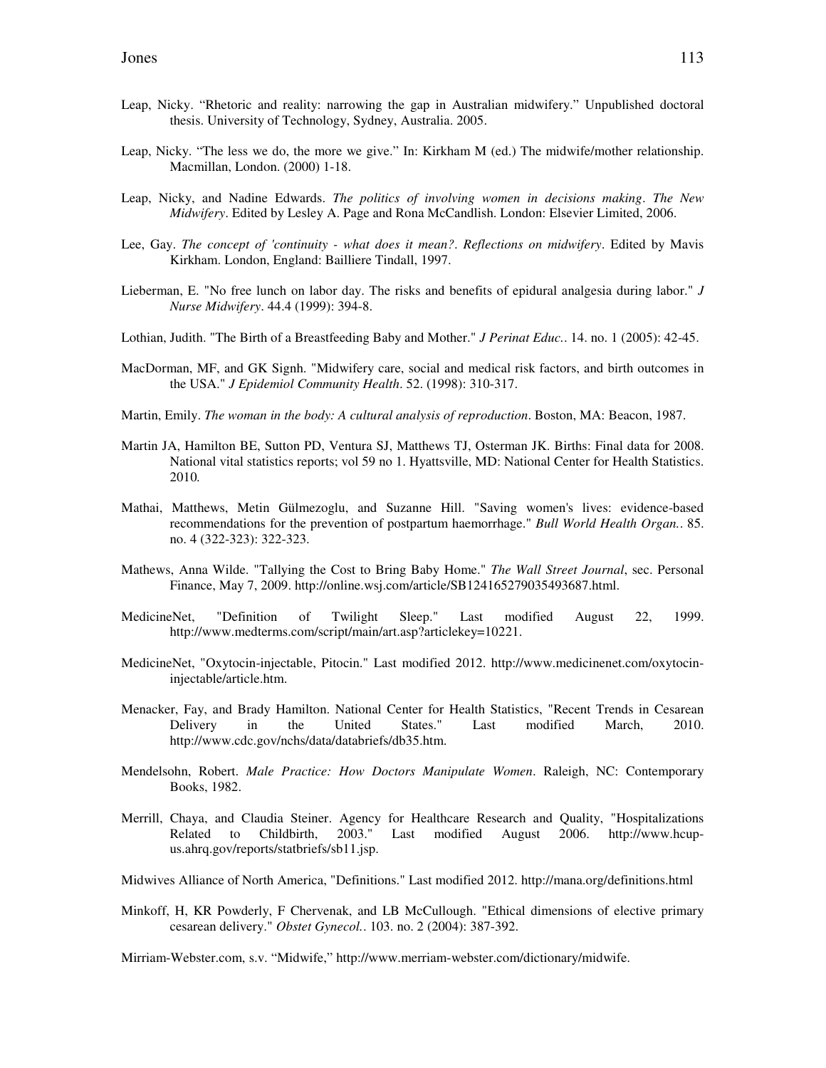Leap, Nicky. "Rhetoric and reality: narrowing the gap in Australian midwifery." Unpublished doctoral thesis. University of Technology, Sydney, Australia. 2005.

Leap, Nicky. "The less we do, the more we give." In: Kirkham M (ed.) The midwife/mother relationship. Macmillan, London. (2000) 1-18.

Leap, Nicky, and Nadine Edwards. *The politics of involving women in decisions making*. *The New Midwifery*. Edited by Lesley A. Page and Rona McCandlish. London: Elsevier Limited, 2006.

Lee, Gay. *The concept of 'continuity - what does it mean?*. *Reflections on midwifery*. Edited by Mavis Kirkham. London, England: Bailliere Tindall, 1997.

Lieberman, E. "No free lunch on labor day. The risks and benefits of epidural analgesia during labor." *J Nurse Midwifery*. 44.4 (1999): 394-8.

Lothian, Judith. "The Birth of a Breastfeeding Baby and Mother." *J Perinat Educ.*. 14. no. 1 (2005): 42-45.

MacDorman, MF, and GK Signh. "Midwifery care, social and medical risk factors, and birth outcomes in the USA." *J Epidemiol Community Health*. 52. (1998): 310-317.

Martin, Emily. *The woman in the body: A cultural analysis of reproduction*. Boston, MA: Beacon, 1987.

Martin JA, Hamilton BE, Sutton PD, Ventura SJ, Matthews TJ, Osterman JK. Births: Final data for 2008. National vital statistics reports; vol 59 no 1. Hyattsville, MD: National Center for Health Statistics. 2010.

Mathai, Matthews, Metin Gülmezoglu, and Suzanne Hill. "Saving women's lives: evidence-based recommendations for the prevention of postpartum haemorrhage." *Bull World Health Organ.*. 85. no. 4 (322-323): 322-323.

Mathews, Anna Wilde. "Tallying the Cost to Bring Baby Home." *The Wall Street Journal*, sec. Personal Finance, May 7, 2009. http://online.wsj.com/article/SB124165279035493687.html.

MedicineNet, "Definition of Twilight Sleep." Last modified August 22, 1999. http://www.medterms.com/script/main/art.asp?articlekey=10221.

MedicineNet, "Oxytocin-injectable, Pitocin." Last modified 2012. http://www.medicinenet.com/oxytocin-injectable/article.htm.

Menacker, Fay, and Brady Hamilton. National Center for Health Statistics, "Recent Trends in Cesarean Delivery in the United States." Last modified March, 2010. http://www.cdc.gov/nchs/data/databriefs/db35.htm.

Mendelsohn, Robert. *Male Practice: How Doctors Manipulate Women*. Raleigh, NC: Contemporary Books, 1982.

Merrill, Chaya, and Claudia Steiner. Agency for Healthcare Research and Quality, "Hospitalizations Related to Childbirth, 2003." Last modified August 2006. http://www.hcup-us.ahrq.gov/reports/statbriefs/sb11.jsp.

Midwives Alliance of North America, "Definitions." Last modified 2012. http://mana.org/definitions.html

Minkoff, H, KR Powderly, F Chervenak, and LB McCullough. "Ethical dimensions of elective primary cesarean delivery." *Obstet Gynecol.*. 103. no. 2 (2004): 387-392.

Mirriam-Webster.com, s.v. "Midwife," http://www.merriam-webster.com/dictionary/midwife.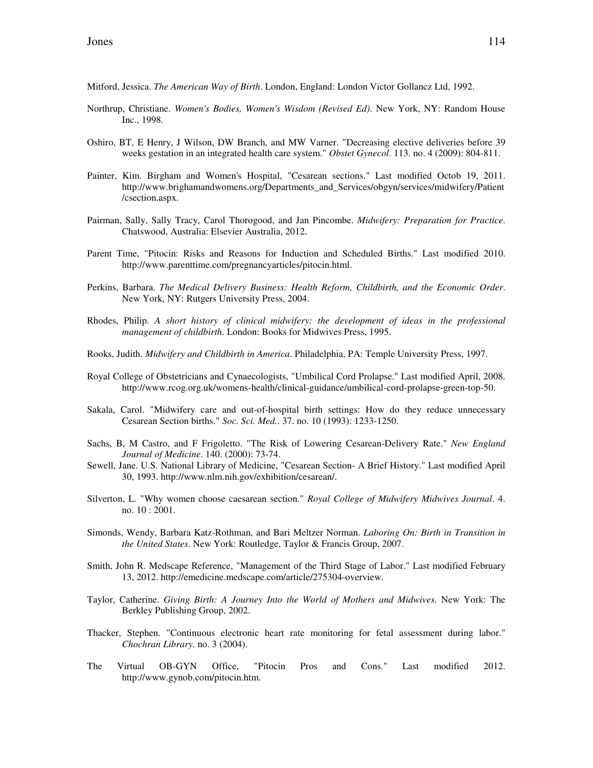Mitford, Jessica. *The American Way of Birth*. London, England: London Victor Gollancz Ltd, 1992.

Northrup, Christiane. *Women's Bodies, Women's Wisdom (Revised Ed)*. New York, NY: Random House Inc., 1998.

Oshiro, BT, E Henry, J Wilson, DW Branch, and MW Varner. "Decreasing elective deliveries before 39 weeks gestation in an integrated health care system." *Obstet Gynecol*. 113. no. 4 (2009): 804-811.

Painter, Kim. Birgham and Women's Hospital, "Cesarean sections." Last modified Octob 19, 2011. http://www.brighamandwomens.org/Departments_and_Services/obgyn/services/midwifery/Patient/csection.aspx.

Pairman, Sally, Sally Tracy, Carol Thorogood, and Jan Pincombe. *Midwifery: Preparation for Practice*. Chatswood, Australia: Elsevier Australia, 2012.

Parent Time, "Pitocin: Risks and Reasons for Induction and Scheduled Births." Last modified 2010. http://www.parenttime.com/pregnancyarticles/pitocin.html.

Perkins, Barbara. *The Medical Delivery Business: Health Reform, Childbirth, and the Economic Order*. New York, NY: Rutgers University Press, 2004.

Rhodes, Philip. *A short history of clinical midwifery: the development of ideas in the professional management of childbirth*. London: Books for Midwives Press, 1995.

Rooks, Judith. *Midwifery and Childbirth in America*. Philadelphia, PA: Temple University Press, 1997.

Royal College of Obstetricians and Cynaecologists, "Umbilical Cord Prolapse." Last modified April, 2008. http://www.rcog.org.uk/womens-health/clinical-guidance/umbilical-cord-prolapse-green-top-50.

Sakala, Carol. "Midwifery care and out-of-hospital birth settings: How do they reduce unnecessary Cesarean Section births." *Soc. Sci. Med.*. 37. no. 10 (1993): 1233-1250.

Sachs, B, M Castro, and F Frigoletto. "The Risk of Lowering Cesarean-Delivery Rate." *New England Journal of Medicine*. 140. (2000): 73-74.

Sewell, Jane. U.S. National Library of Medicine, "Cesarean Section- A Brief History." Last modified April 30, 1993. http://www.nlm.nih.gov/exhibition/cesarean/.

Silverton, L. "Why women choose caesarean section." *Royal College of Midwifery Midwives Journal*. 4. no. 10 : 2001.

Simonds, Wendy, Barbara Katz-Rothman, and Bari Meltzer Norman. *Laboring On: Birth in Transition in the United States*. New York: Routledge, Taylor & Francis Group, 2007.

Smith, John R. Medscape Reference, "Management of the Third Stage of Labor." Last modified February 13, 2012. http://emedicine.medscape.com/article/275304-overview.

Taylor, Catherine. *Giving Birth: A Journey Into the World of Mothers and Midwives*. New York: The Berkley Publishing Group, 2002.

Thacker, Stephen. "Continuous electronic heart rate monitoring for fetal assessment during labor." *Chochran Library*. no. 3 (2004).

The Virtual OB-GYN Office, "Pitocin Pros and Cons." Last modified 2012. http://www.gynob.com/pitocin.htm.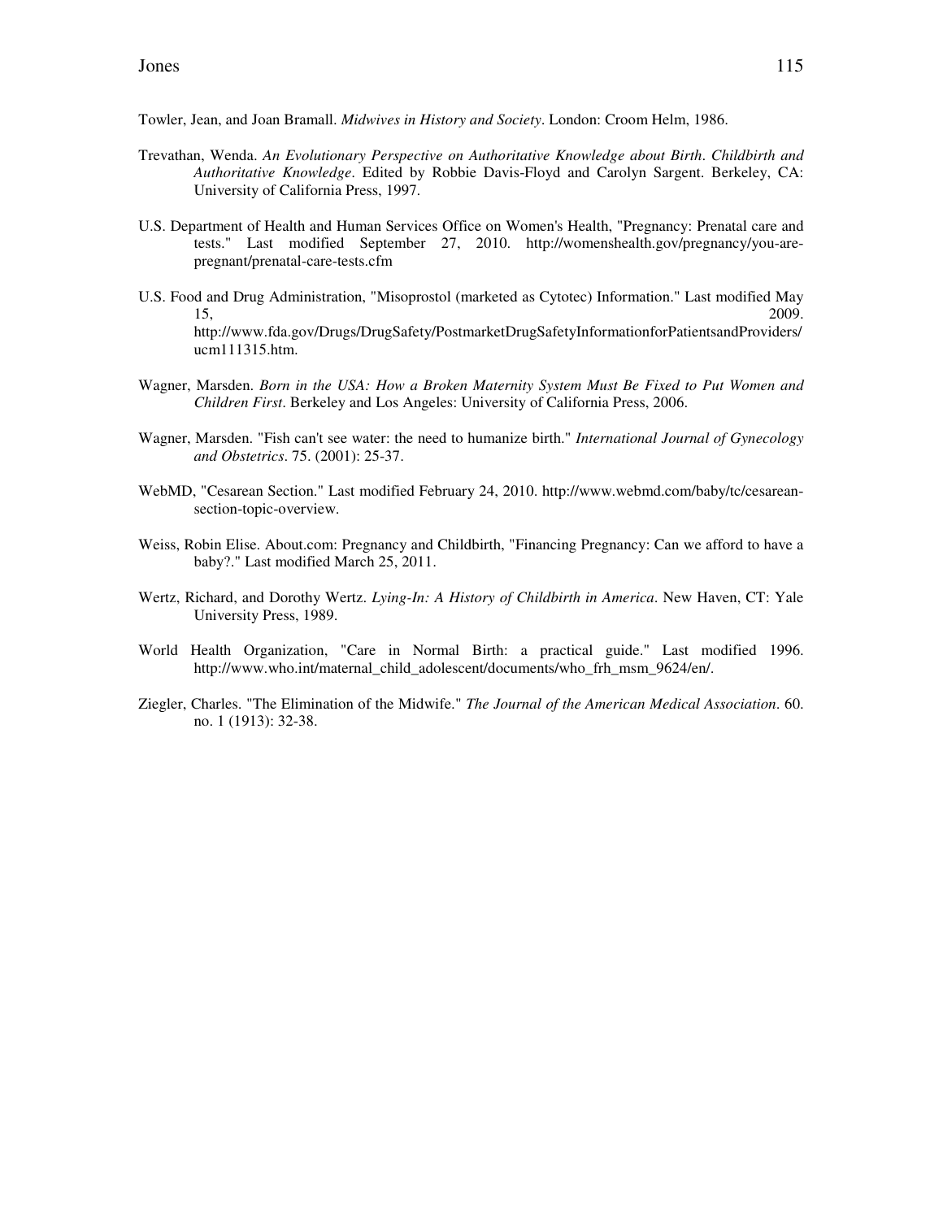Towler, Jean, and Joan Bramall. *Midwives in History and Society*. London: Croom Helm, 1986.

Trevathan, Wenda. *An Evolutionary Perspective on Authoritative Knowledge about Birth*. *Childbirth and Authoritative Knowledge*. Edited by Robbie Davis-Floyd and Carolyn Sargent. Berkeley, CA: University of California Press, 1997.

U.S. Department of Health and Human Services Office on Women's Health, "Pregnancy: Prenatal care and tests." Last modified September 27, 2010. http://womenshealth.gov/pregnancy/you-are-pregnant/prenatal-care-tests.cfm

U.S. Food and Drug Administration, "Misoprostol (marketed as Cytotec) Information." Last modified May 15, 2009. http://www.fda.gov/Drugs/DrugSafety/PostmarketDrugSafetyInformationforPatientsandProviders/ucm111315.htm.

Wagner, Marsden. *Born in the USA: How a Broken Maternity System Must Be Fixed to Put Women and Children First*. Berkeley and Los Angeles: University of California Press, 2006.

Wagner, Marsden. "Fish can't see water: the need to humanize birth." *International Journal of Gynecology and Obstetrics*. 75. (2001): 25-37.

WebMD, "Cesarean Section." Last modified February 24, 2010. http://www.webmd.com/baby/tc/cesarean-section-topic-overview.

Weiss, Robin Elise. About.com: Pregnancy and Childbirth, "Financing Pregnancy: Can we afford to have a baby?." Last modified March 25, 2011.

Wertz, Richard, and Dorothy Wertz. *Lying-In: A History of Childbirth in America*. New Haven, CT: Yale University Press, 1989.

World Health Organization, "Care in Normal Birth: a practical guide." Last modified 1996. http://www.who.int/maternal_child_adolescent/documents/who_frh_msm_9624/en/.

Ziegler, Charles. "The Elimination of the Midwife." *The Journal of the American Medical Association*. 60. no. 1 (1913): 32-38.